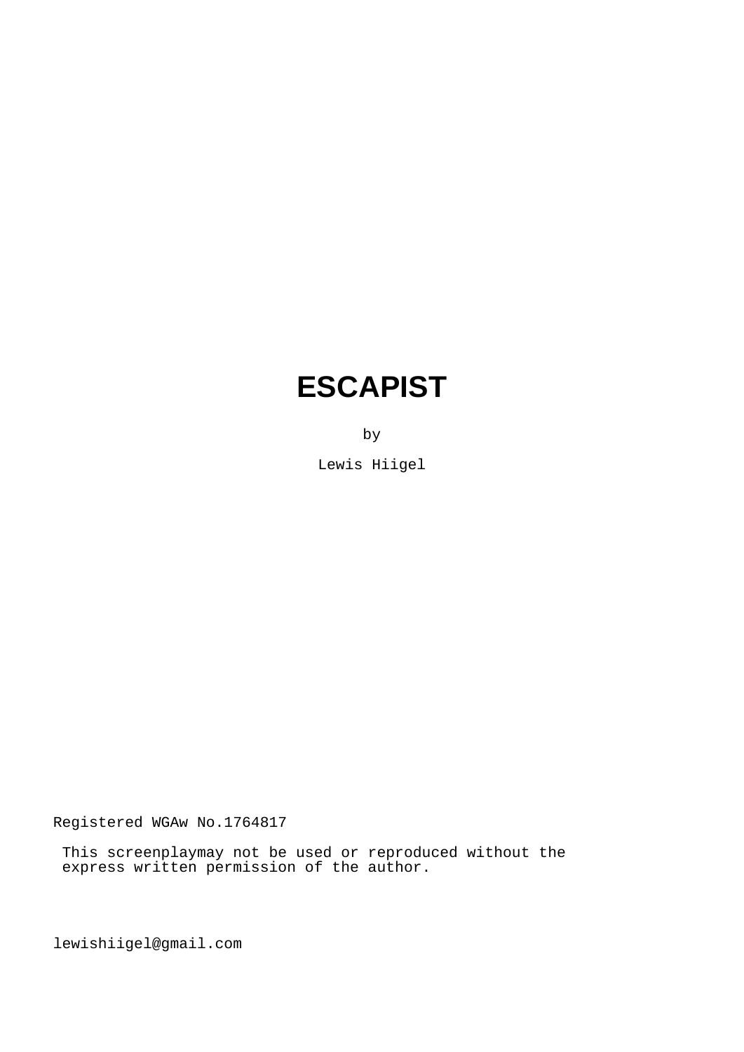# ESCAPIST

by

Lewis Hiigel

Registered WGAw No.1764817

This screenplaymay not be used or reproduced without the express written permission of the author.

lewishiigel@gmail.com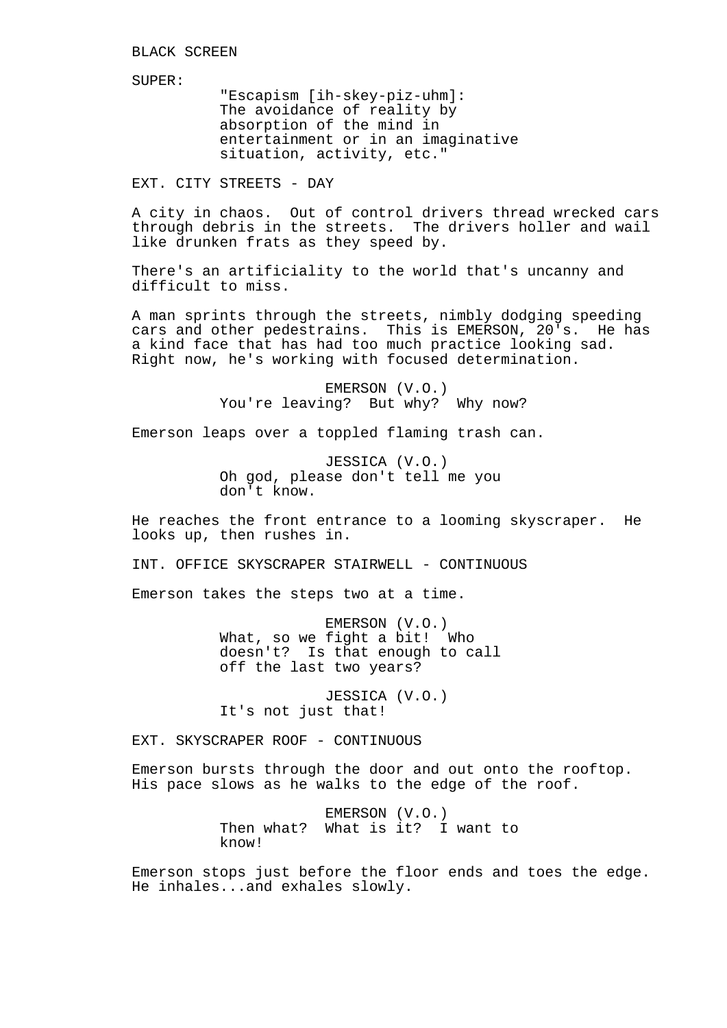BLACK SCREEN

SUPER:

"Escapism [ih-skey-piz-uhm]: The avoidance of reality by absorption of the mind in entertainment or in an imaginative situation, activity, etc."

EXT. CITY STREETS - DAY

A city in chaos. Out of control drivers thread wrecked cars through debris in the streets. The drivers holler and wail like drunken frats as they speed by.

There's an artificiality to the world that's uncanny and difficult to miss.

A man sprints through the streets, nimbly dodging speeding cars and other pedestrains. This is EMERSON, 20's. He has a kind face that has had too much practice looking sad. Right now, he's working with focused determination.

EMERSON (V.O.)
You're leaving? But why? Why now?

Emerson leaps over a toppled flaming trash can.

JESSICA (V.O.)
Oh god, please don't tell me you don't know.

He reaches the front entrance to a looming skyscraper. He looks up, then rushes in.

INT. OFFICE SKYSCRAPER STAIRWELL - CONTINUOUS

Emerson takes the steps two at a time.

EMERSON (V.O.)
What, so we fight a bit! Who doesn't? Is that enough to call off the last two years?

JESSICA (V.O.)
It's not just that!

EXT. SKYSCRAPER ROOF - CONTINUOUS

Emerson bursts through the door and out onto the rooftop. His pace slows as he walks to the edge of the roof.

EMERSON (V.O.)
Then what? What is it? I want to know!

Emerson stops just before the floor ends and toes the edge. He inhales...and exhales slowly.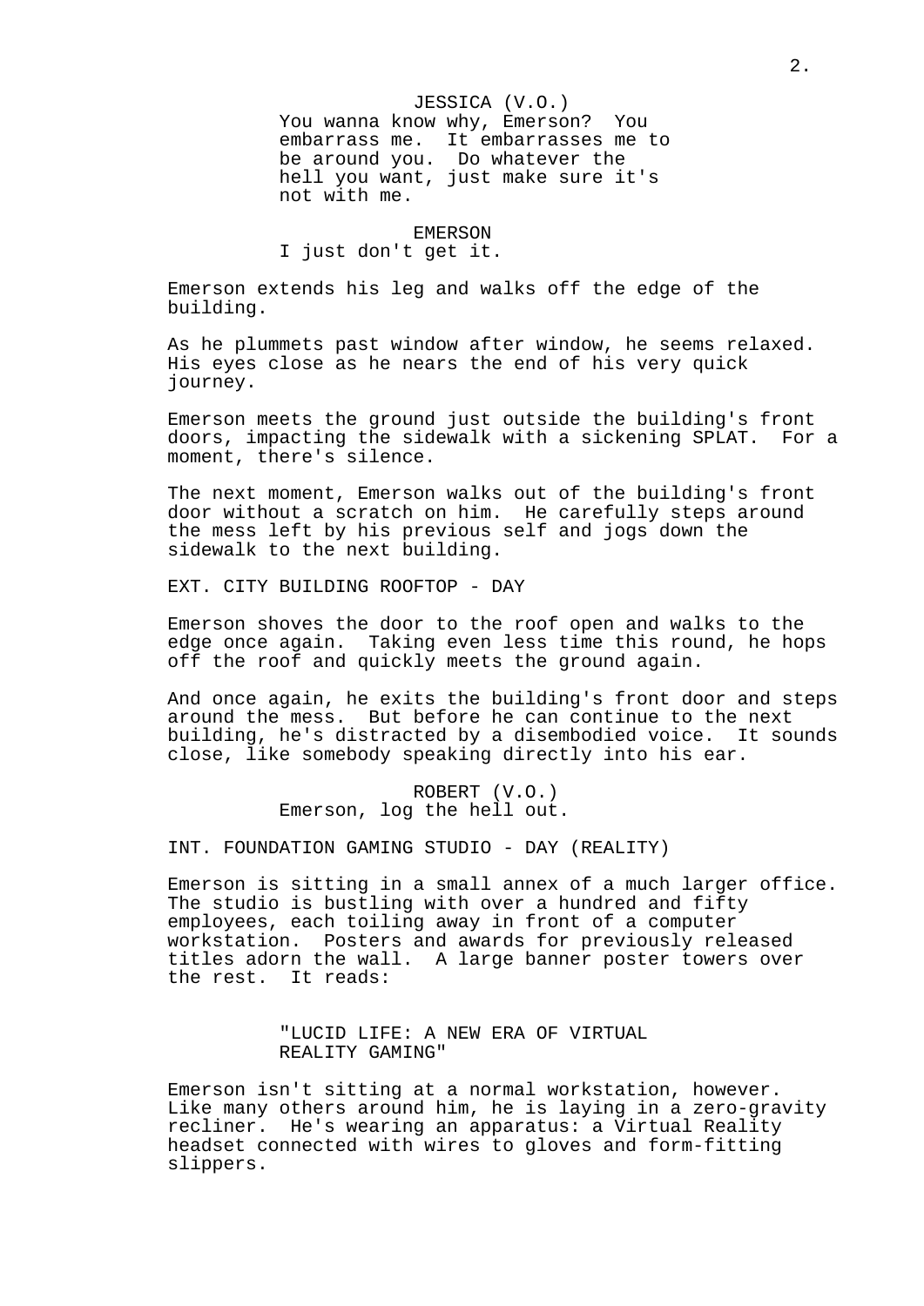JESSICA (V.O.)
You wanna know why, Emerson? You embarrass me. It embarrasses me to be around you. Do whatever the hell you want, just make sure it's not with me.

EMERSON
I just don't get it.

Emerson extends his leg and walks off the edge of the building.

As he plummets past window after window, he seems relaxed. His eyes close as he nears the end of his very quick journey.

Emerson meets the ground just outside the building's front doors, impacting the sidewalk with a sickening SPLAT. For a moment, there's silence.

The next moment, Emerson walks out of the building's front door without a scratch on him. He carefully steps around the mess left by his previous self and jogs down the sidewalk to the next building.

EXT. CITY BUILDING ROOFTOP - DAY

Emerson shoves the door to the roof open and walks to the edge once again. Taking even less time this round, he hops off the roof and quickly meets the ground again.

And once again, he exits the building's front door and steps around the mess. But before he can continue to the next building, he's distracted by a disembodied voice. It sounds close, like somebody speaking directly into his ear.

ROBERT (V.O.)
Emerson, log the hell out.

INT. FOUNDATION GAMING STUDIO - DAY (REALITY)

Emerson is sitting in a small annex of a much larger office. The studio is bustling with over a hundred and fifty employees, each toiling away in front of a computer workstation. Posters and awards for previously released titles adorn the wall. A large banner poster towers over the rest. It reads:

"LUCID LIFE: A NEW ERA OF VIRTUAL REALITY GAMING"

Emerson isn't sitting at a normal workstation, however. Like many others around him, he is laying in a zero-gravity recliner. He's wearing an apparatus: a Virtual Reality headset connected with wires to gloves and form-fitting slippers.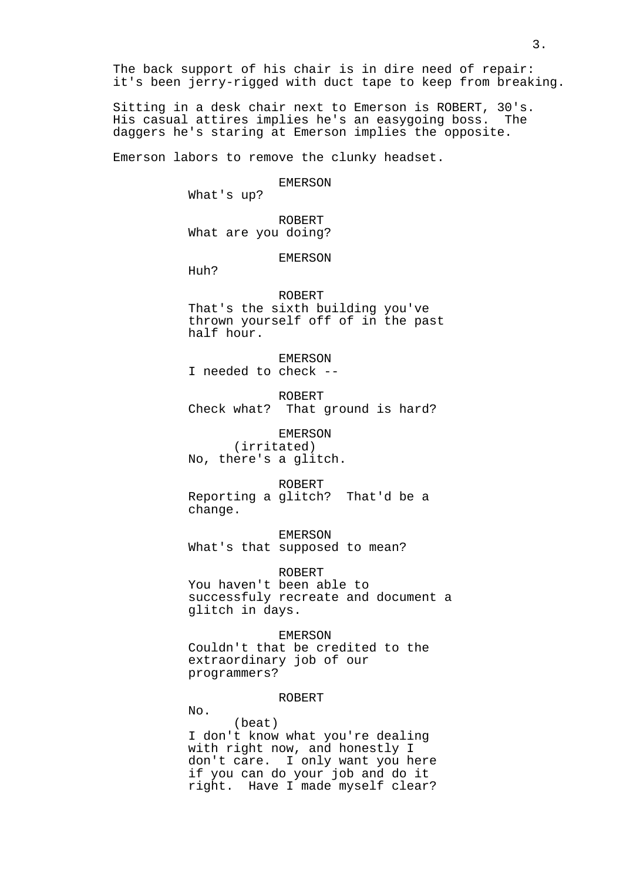The back support of his chair is in dire need of repair: it's been jerry-rigged with duct tape to keep from breaking.

Sitting in a desk chair next to Emerson is ROBERT, 30's. His casual attires implies he's an easygoing boss. The daggers he's staring at Emerson implies the opposite.

Emerson labors to remove the clunky headset.

EMERSON
What's up?

ROBERT
What are you doing?

EMERSON
Huh?

ROBERT
That's the sixth building you've thrown yourself off of in the past half hour.

EMERSON
I needed to check --

ROBERT
Check what? That ground is hard?

EMERSON
(irritated)
No, there's a glitch.

ROBERT
Reporting a glitch? That'd be a change.

EMERSON
What's that supposed to mean?

ROBERT
You haven't been able to successfuly recreate and document a glitch in days.

EMERSON
Couldn't that be credited to the extraordinary job of our programmers?

ROBERT
No.
(beat)
I don't know what you're dealing with right now, and honestly I don't care. I only want you here if you can do your job and do it right. Have I made myself clear?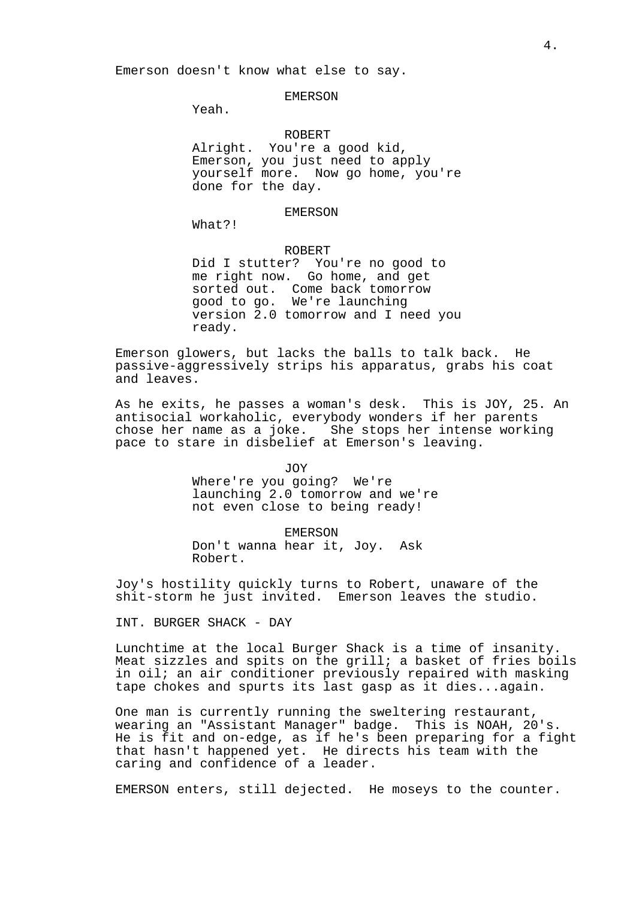Emerson doesn't know what else to say.

EMERSON
Yeah.

ROBERT
Alright. You're a good kid, Emerson, you just need to apply yourself more. Now go home, you're done for the day.

EMERSON
What?!

ROBERT
Did I stutter? You're no good to me right now. Go home, and get sorted out. Come back tomorrow good to go. We're launching version 2.0 tomorrow and I need you ready.

Emerson glowers, but lacks the balls to talk back. He passive-aggressively strips his apparatus, grabs his coat and leaves.

As he exits, he passes a woman's desk. This is JOY, 25. An antisocial workaholic, everybody wonders if her parents chose her name as a joke. She stops her intense working pace to stare in disbelief at Emerson's leaving.

JOY
Where're you going? We're launching 2.0 tomorrow and we're not even close to being ready!

EMERSON
Don't wanna hear it, Joy. Ask Robert.

Joy's hostility quickly turns to Robert, unaware of the shit-storm he just invited. Emerson leaves the studio.

INT. BURGER SHACK - DAY

Lunchtime at the local Burger Shack is a time of insanity. Meat sizzles and spits on the grill; a basket of fries boils in oil; an air conditioner previously repaired with masking tape chokes and spurts its last gasp as it dies...again.

One man is currently running the sweltering restaurant, wearing an "Assistant Manager" badge. This is NOAH, 20's. He is fit and on-edge, as if he's been preparing for a fight that hasn't happened yet. He directs his team with the caring and confidence of a leader.

EMERSON enters, still dejected. He moseys to the counter.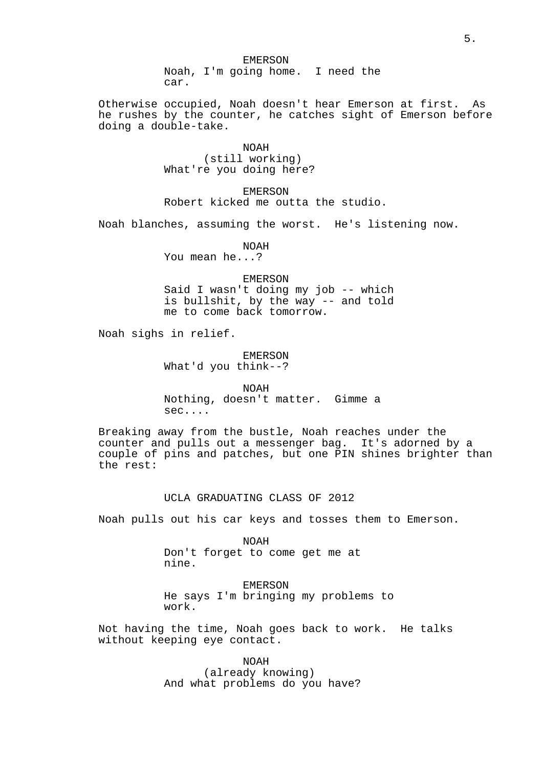EMERSON
Noah, I'm going home.  I need the car.

Otherwise occupied, Noah doesn't hear Emerson at first.  As he rushes by the counter, he catches sight of Emerson before doing a double-take.

NOAH
(still working)
What're you doing here?

EMERSON
Robert kicked me outta the studio.

Noah blanches, assuming the worst.  He's listening now.

NOAH
You mean he...?

EMERSON
Said I wasn't doing my job -- which is bullshit, by the way -- and told me to come back tomorrow.

Noah sighs in relief.

EMERSON
What'd you think--?

NOAH
Nothing, doesn't matter.  Gimme a sec....

Breaking away from the bustle, Noah reaches under the counter and pulls out a messenger bag.  It's adorned by a couple of pins and patches, but one PIN shines brighter than the rest:

UCLA GRADUATING CLASS OF 2012

Noah pulls out his car keys and tosses them to Emerson.

NOAH
Don't forget to come get me at nine.

EMERSON
He says I'm bringing my problems to work.

Not having the time, Noah goes back to work.  He talks without keeping eye contact.

NOAH
(already knowing)
And what problems do you have?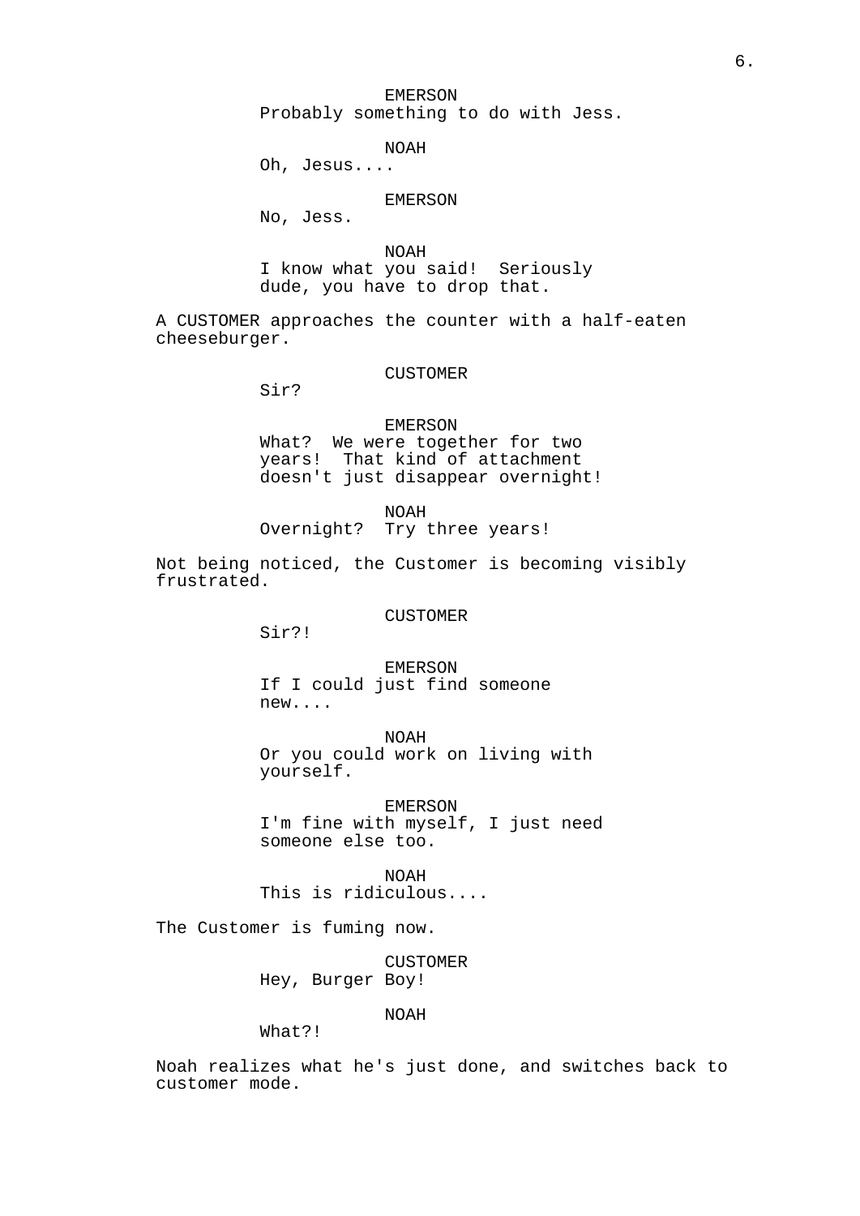EMERSON
Probably something to do with Jess.

NOAH
Oh, Jesus....

EMERSON
No, Jess.

NOAH
I know what you said! Seriously dude, you have to drop that.

A CUSTOMER approaches the counter with a half-eaten cheeseburger.

CUSTOMER
Sir?

EMERSON
What? We were together for two years! That kind of attachment doesn't just disappear overnight!

NOAH
Overnight? Try three years!

Not being noticed, the Customer is becoming visibly frustrated.

CUSTOMER
Sir?!

EMERSON
If I could just find someone new....

NOAH
Or you could work on living with yourself.

EMERSON
I'm fine with myself, I just need someone else too.

NOAH
This is ridiculous....

The Customer is fuming now.

CUSTOMER
Hey, Burger Boy!

NOAH
What?!

Noah realizes what he's just done, and switches back to customer mode.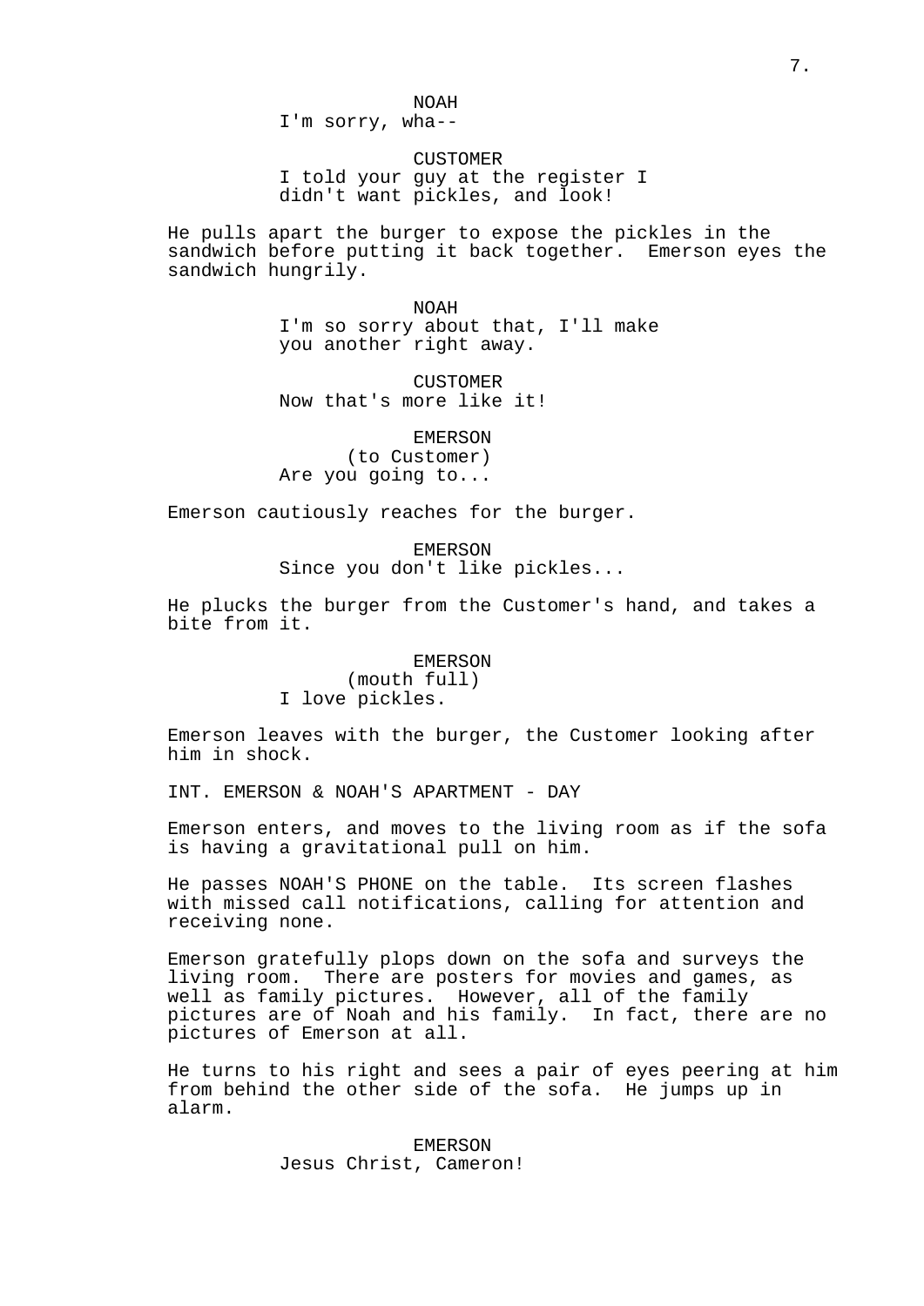NOAH
I'm sorry, wha--

CUSTOMER
I told your guy at the register I didn't want pickles, and look!

He pulls apart the burger to expose the pickles in the sandwich before putting it back together. Emerson eyes the sandwich hungrily.

NOAH
I'm so sorry about that, I'll make you another right away.

CUSTOMER
Now that's more like it!

EMERSON
(to Customer)
Are you going to...

Emerson cautiously reaches for the burger.

EMERSON
Since you don't like pickles...

He plucks the burger from the Customer's hand, and takes a bite from it.

EMERSON
(mouth full)
I love pickles.

Emerson leaves with the burger, the Customer looking after him in shock.

INT. EMERSON & NOAH'S APARTMENT - DAY

Emerson enters, and moves to the living room as if the sofa is having a gravitational pull on him.

He passes NOAH'S PHONE on the table. Its screen flashes with missed call notifications, calling for attention and receiving none.

Emerson gratefully plops down on the sofa and surveys the living room. There are posters for movies and games, as well as family pictures. However, all of the family pictures are of Noah and his family. In fact, there are no pictures of Emerson at all.

He turns to his right and sees a pair of eyes peering at him from behind the other side of the sofa. He jumps up in alarm.

EMERSON
Jesus Christ, Cameron!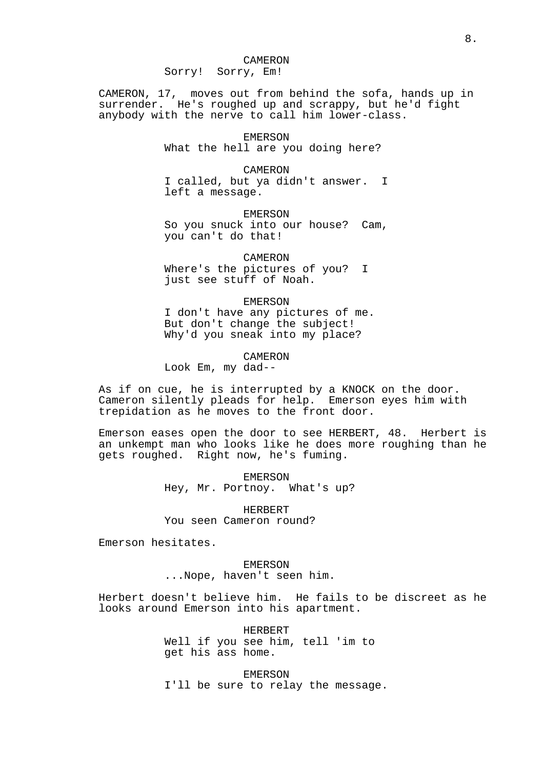CAMERON
Sorry!  Sorry, Em!

CAMERON, 17,  moves out from behind the sofa, hands up in surrender.  He's roughed up and scrappy, but he'd fight anybody with the nerve to call him lower-class.

EMERSON
What the hell are you doing here?

CAMERON
I called, but ya didn't answer.  I left a message.

EMERSON
So you snuck into our house?  Cam, you can't do that!

CAMERON
Where's the pictures of you?  I just see stuff of Noah.

EMERSON
I don't have any pictures of me. But don't change the subject! Why'd you sneak into my place?

CAMERON
Look Em, my dad--

As if on cue, he is interrupted by a KNOCK on the door. Cameron silently pleads for help.  Emerson eyes him with trepidation as he moves to the front door.

Emerson eases open the door to see HERBERT, 48.  Herbert is an unkempt man who looks like he does more roughing than he gets roughed.  Right now, he's fuming.

EMERSON
Hey, Mr. Portnoy.  What's up?

HERBERT
You seen Cameron round?

Emerson hesitates.

EMERSON
...Nope, haven't seen him.

Herbert doesn't believe him.  He fails to be discreet as he looks around Emerson into his apartment.

HERBERT
Well if you see him, tell 'im to get his ass home.

EMERSON
I'll be sure to relay the message.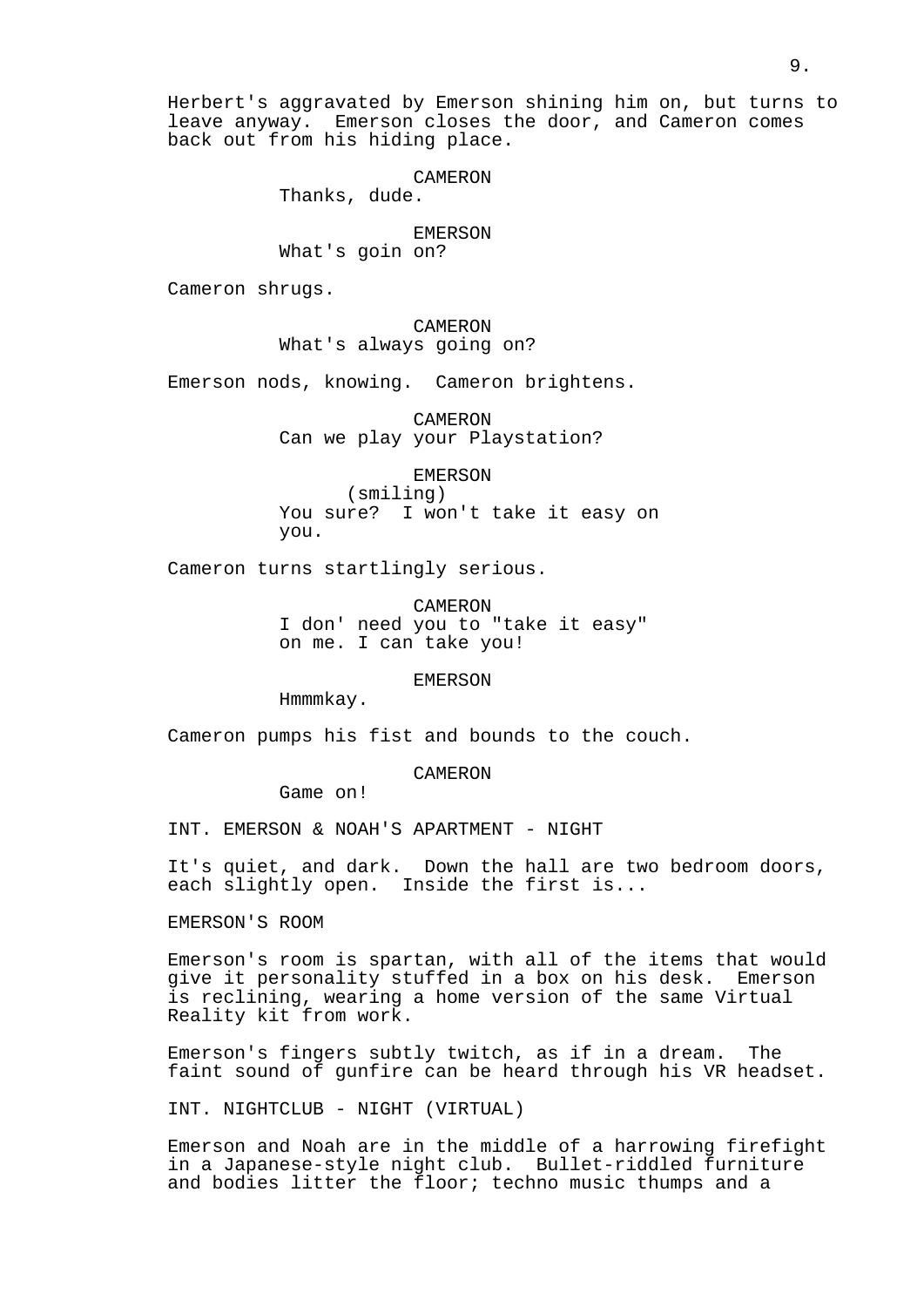Herbert's aggravated by Emerson shining him on, but turns to leave anyway. Emerson closes the door, and Cameron comes back out from his hiding place.

CAMERON
Thanks, dude.

EMERSON
What's goin on?

Cameron shrugs.

CAMERON
What's always going on?

Emerson nods, knowing. Cameron brightens.

CAMERON
Can we play your Playstation?

EMERSON
(smiling)
You sure? I won't take it easy on you.

Cameron turns startlingly serious.

CAMERON
I don' need you to "take it easy" on me. I can take you!

EMERSON
Hmmmkay.

Cameron pumps his fist and bounds to the couch.

CAMERON
Game on!

INT. EMERSON & NOAH'S APARTMENT - NIGHT

It's quiet, and dark. Down the hall are two bedroom doors, each slightly open. Inside the first is...

EMERSON'S ROOM

Emerson's room is spartan, with all of the items that would give it personality stuffed in a box on his desk. Emerson is reclining, wearing a home version of the same Virtual Reality kit from work.

Emerson's fingers subtly twitch, as if in a dream. The faint sound of gunfire can be heard through his VR headset.

INT. NIGHTCLUB - NIGHT (VIRTUAL)

Emerson and Noah are in the middle of a harrowing firefight in a Japanese-style night club. Bullet-riddled furniture and bodies litter the floor; techno music thumps and a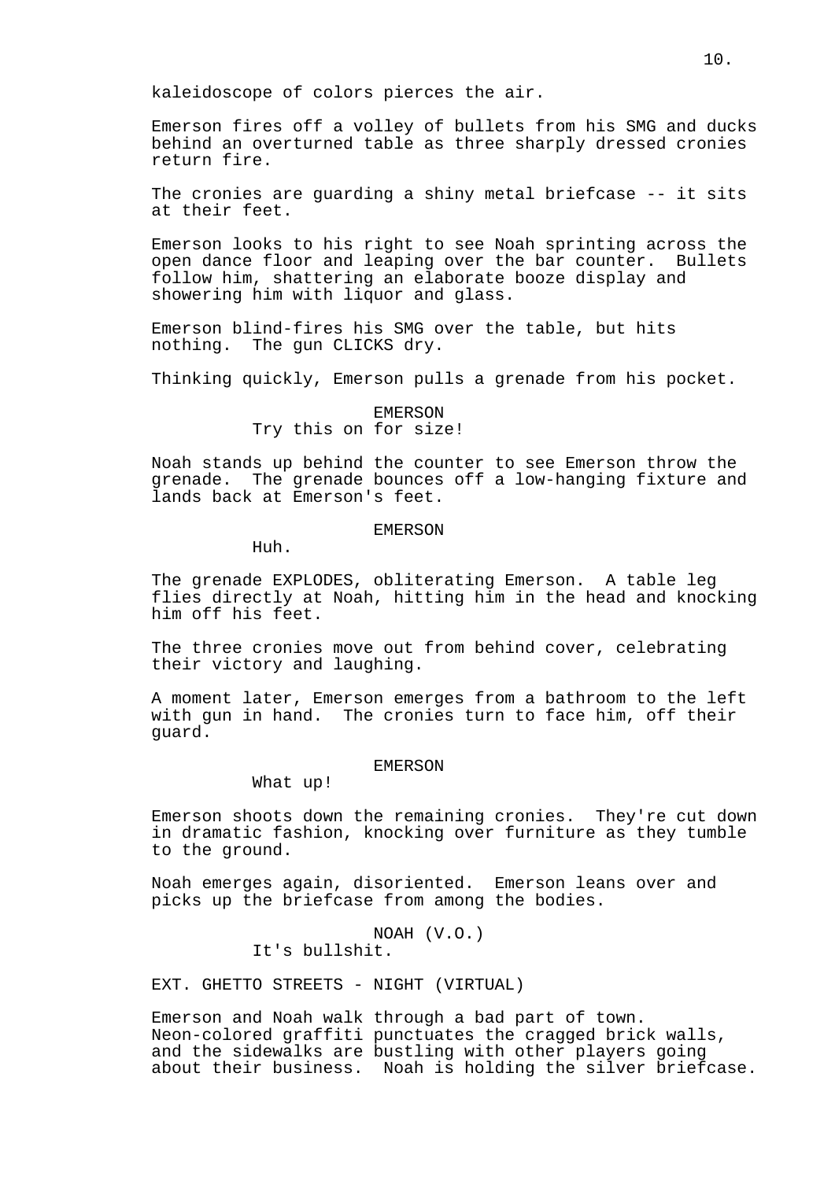kaleidoscope of colors pierces the air.

Emerson fires off a volley of bullets from his SMG and ducks behind an overturned table as three sharply dressed cronies return fire.

The cronies are guarding a shiny metal briefcase -- it sits at their feet.

Emerson looks to his right to see Noah sprinting across the open dance floor and leaping over the bar counter. Bullets follow him, shattering an elaborate booze display and showering him with liquor and glass.

Emerson blind-fires his SMG over the table, but hits nothing. The gun CLICKS dry.

Thinking quickly, Emerson pulls a grenade from his pocket.

EMERSON
Try this on for size!

Noah stands up behind the counter to see Emerson throw the grenade. The grenade bounces off a low-hanging fixture and lands back at Emerson's feet.

EMERSON
Huh.

The grenade EXPLODES, obliterating Emerson. A table leg flies directly at Noah, hitting him in the head and knocking him off his feet.

The three cronies move out from behind cover, celebrating their victory and laughing.

A moment later, Emerson emerges from a bathroom to the left with gun in hand. The cronies turn to face him, off their guard.

EMERSON
What up!

Emerson shoots down the remaining cronies. They're cut down in dramatic fashion, knocking over furniture as they tumble to the ground.

Noah emerges again, disoriented. Emerson leans over and picks up the briefcase from among the bodies.

NOAH (V.O.)
It's bullshit.

EXT. GHETTO STREETS - NIGHT (VIRTUAL)

Emerson and Noah walk through a bad part of town. Neon-colored graffiti punctuates the cragged brick walls, and the sidewalks are bustling with other players going about their business. Noah is holding the silver briefcase.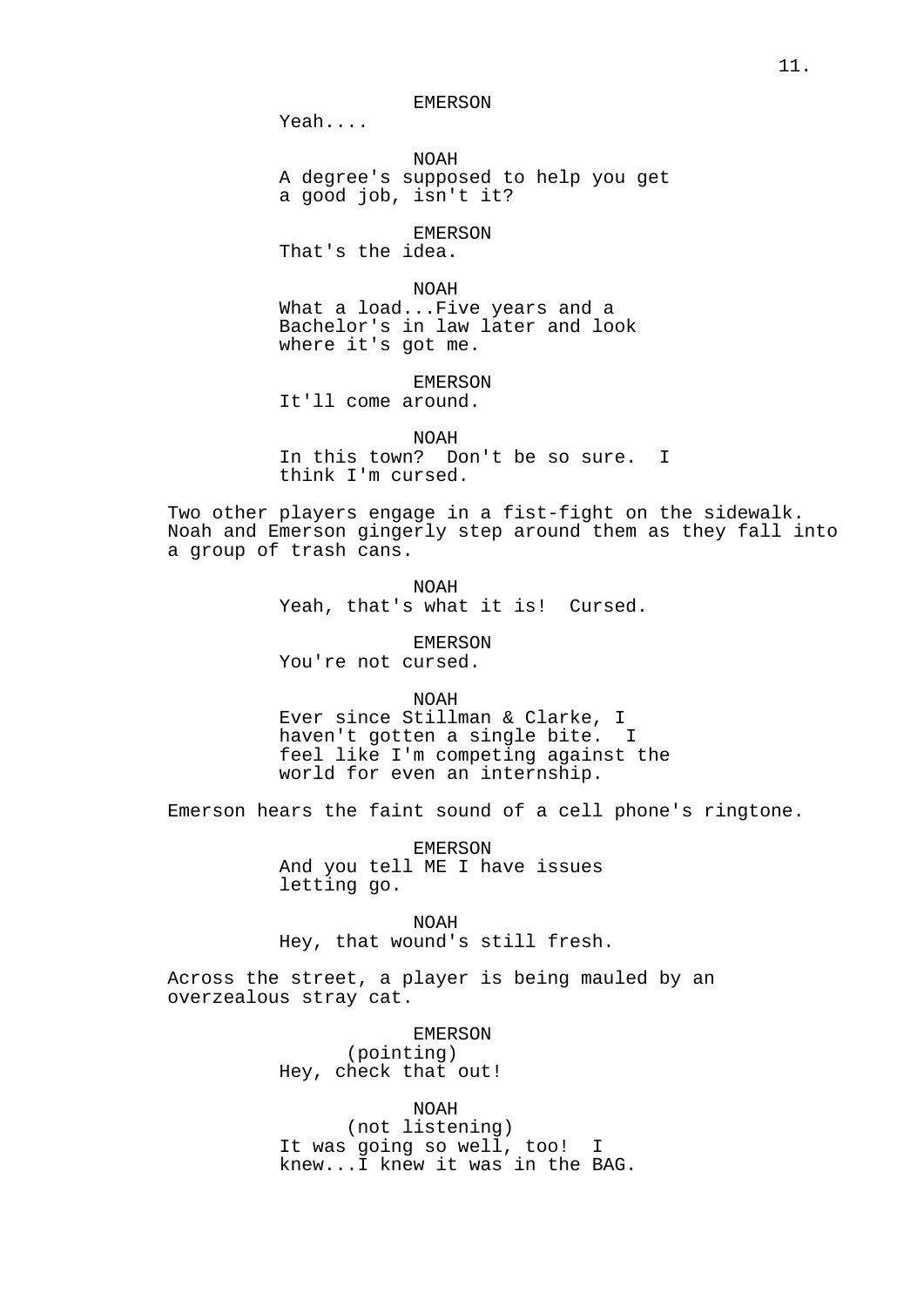EMERSON
Yeah....

NOAH
A degree's supposed to help you get a good job, isn't it?

EMERSON
That's the idea.

NOAH
What a load...Five years and a Bachelor's in law later and look where it's got me.

EMERSON
It'll come around.

NOAH
In this town? Don't be so sure. I think I'm cursed.

Two other players engage in a fist-fight on the sidewalk. Noah and Emerson gingerly step around them as they fall into a group of trash cans.

NOAH
Yeah, that's what it is! Cursed.

EMERSON
You're not cursed.

NOAH
Ever since Stillman & Clarke, I haven't gotten a single bite. I feel like I'm competing against the world for even an internship.

Emerson hears the faint sound of a cell phone's ringtone.

EMERSON
And you tell ME I have issues letting go.

NOAH
Hey, that wound's still fresh.

Across the street, a player is being mauled by an overzealous stray cat.

EMERSON
(pointing)
Hey, check that out!

NOAH
(not listening)
It was going so well, too! I knew...I knew it was in the BAG.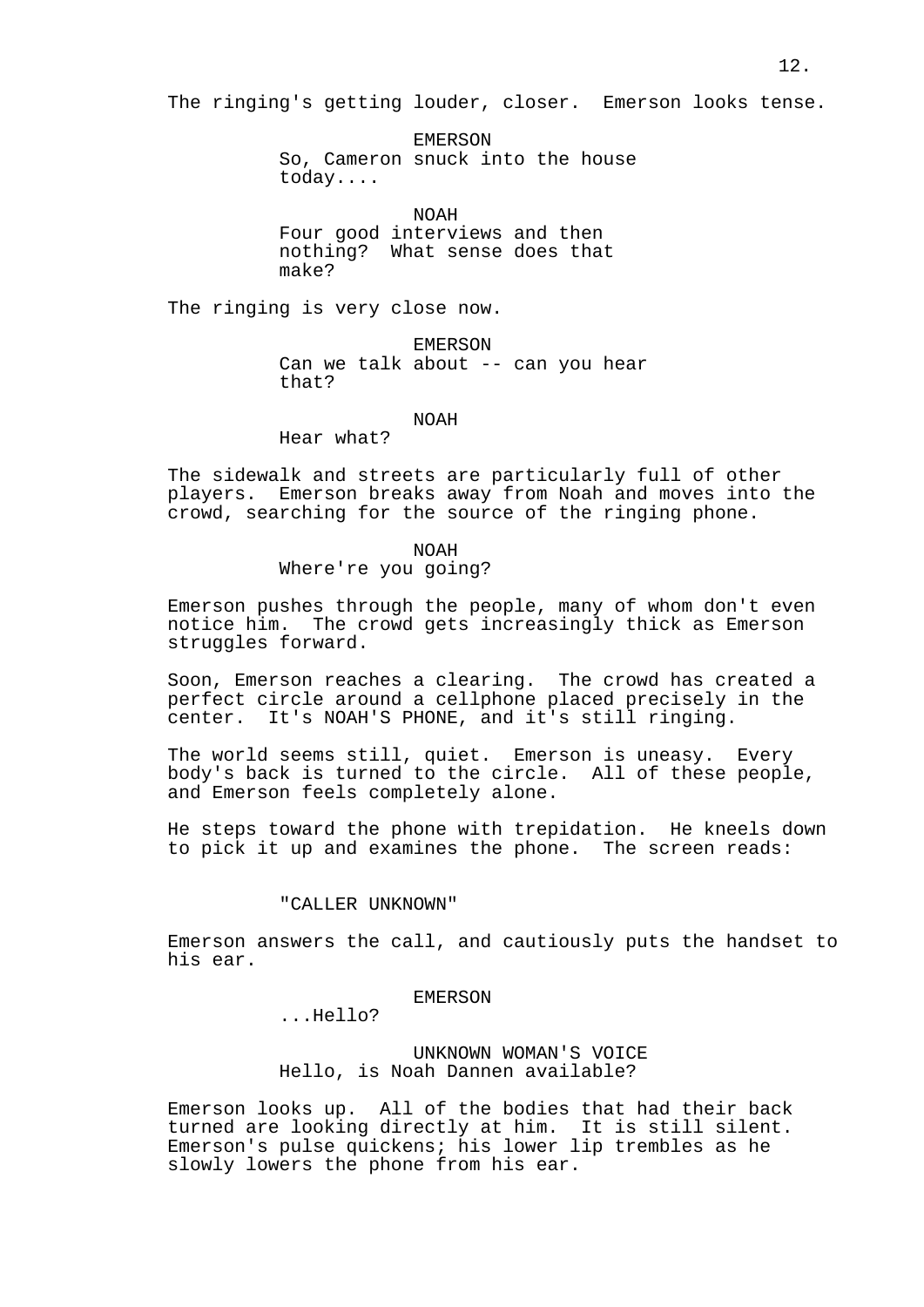The ringing's getting louder, closer. Emerson looks tense.

EMERSON
So, Cameron snuck into the house today....

NOAH
Four good interviews and then nothing? What sense does that make?

The ringing is very close now.

EMERSON
Can we talk about -- can you hear that?

NOAH
Hear what?

The sidewalk and streets are particularly full of other players. Emerson breaks away from Noah and moves into the crowd, searching for the source of the ringing phone.

NOAH
Where're you going?

Emerson pushes through the people, many of whom don't even notice him. The crowd gets increasingly thick as Emerson struggles forward.

Soon, Emerson reaches a clearing. The crowd has created a perfect circle around a cellphone placed precisely in the center. It's NOAH'S PHONE, and it's still ringing.

The world seems still, quiet. Emerson is uneasy. Every body's back is turned to the circle. All of these people, and Emerson feels completely alone.

He steps toward the phone with trepidation. He kneels down to pick it up and examines the phone. The screen reads:

"CALLER UNKNOWN"

Emerson answers the call, and cautiously puts the handset to his ear.

EMERSON
...Hello?

UNKNOWN WOMAN'S VOICE
Hello, is Noah Dannen available?

Emerson looks up. All of the bodies that had their back turned are looking directly at him. It is still silent. Emerson's pulse quickens; his lower lip trembles as he slowly lowers the phone from his ear.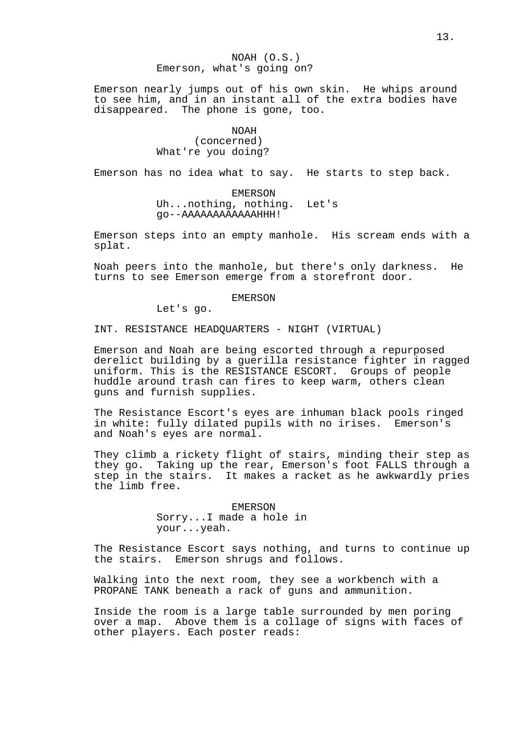NOAH (O.S.)
Emerson, what's going on?

Emerson nearly jumps out of his own skin. He whips around to see him, and in an instant all of the extra bodies have disappeared. The phone is gone, too.

NOAH
(concerned)
What're you doing?

Emerson has no idea what to say. He starts to step back.

EMERSON
Uh...nothing, nothing. Let's go--AAAAAAAAAAAAAHHH!

Emerson steps into an empty manhole. His scream ends with a splat.

Noah peers into the manhole, but there's only darkness. He turns to see Emerson emerge from a storefront door.

EMERSON
Let's go.

INT. RESISTANCE HEADQUARTERS - NIGHT (VIRTUAL)

Emerson and Noah are being escorted through a repurposed derelict building by a guerilla resistance fighter in ragged uniform. This is the RESISTANCE ESCORT. Groups of people huddle around trash can fires to keep warm, others clean guns and furnish supplies.

The Resistance Escort's eyes are inhuman black pools ringed in white: fully dilated pupils with no irises. Emerson's and Noah's eyes are normal.

They climb a rickety flight of stairs, minding their step as they go. Taking up the rear, Emerson's foot FALLS through a step in the stairs. It makes a racket as he awkwardly pries the limb free.

EMERSON
Sorry...I made a hole in your...yeah.

The Resistance Escort says nothing, and turns to continue up the stairs. Emerson shrugs and follows.

Walking into the next room, they see a workbench with a PROPANE TANK beneath a rack of guns and ammunition.

Inside the room is a large table surrounded by men poring over a map. Above them is a collage of signs with faces of other players. Each poster reads: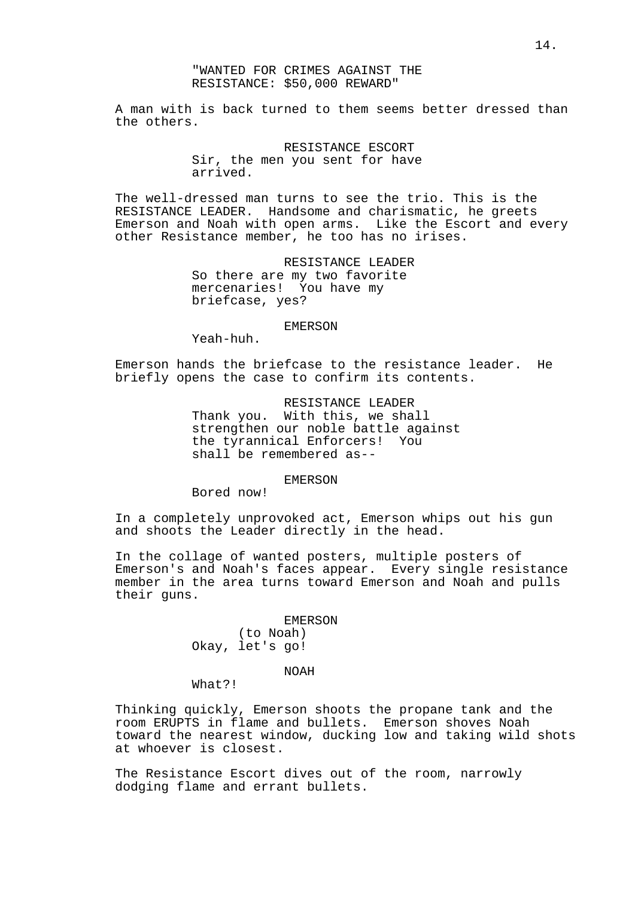"WANTED FOR CRIMES AGAINST THE RESISTANCE: $50,000 REWARD"

A man with is back turned to them seems better dressed than the others.

RESISTANCE ESCORT
Sir, the men you sent for have arrived.

The well-dressed man turns to see the trio. This is the RESISTANCE LEADER. Handsome and charismatic, he greets Emerson and Noah with open arms. Like the Escort and every other Resistance member, he too has no irises.

RESISTANCE LEADER
So there are my two favorite mercenaries! You have my briefcase, yes?

EMERSON
Yeah-huh.

Emerson hands the briefcase to the resistance leader. He briefly opens the case to confirm its contents.

RESISTANCE LEADER
Thank you. With this, we shall strengthen our noble battle against the tyrannical Enforcers! You shall be remembered as--

EMERSON
Bored now!

In a completely unprovoked act, Emerson whips out his gun and shoots the Leader directly in the head.

In the collage of wanted posters, multiple posters of Emerson's and Noah's faces appear. Every single resistance member in the area turns toward Emerson and Noah and pulls their guns.

EMERSON
(to Noah)
Okay, let's go!

NOAH
What?!

Thinking quickly, Emerson shoots the propane tank and the room ERUPTS in flame and bullets. Emerson shoves Noah toward the nearest window, ducking low and taking wild shots at whoever is closest.

The Resistance Escort dives out of the room, narrowly dodging flame and errant bullets.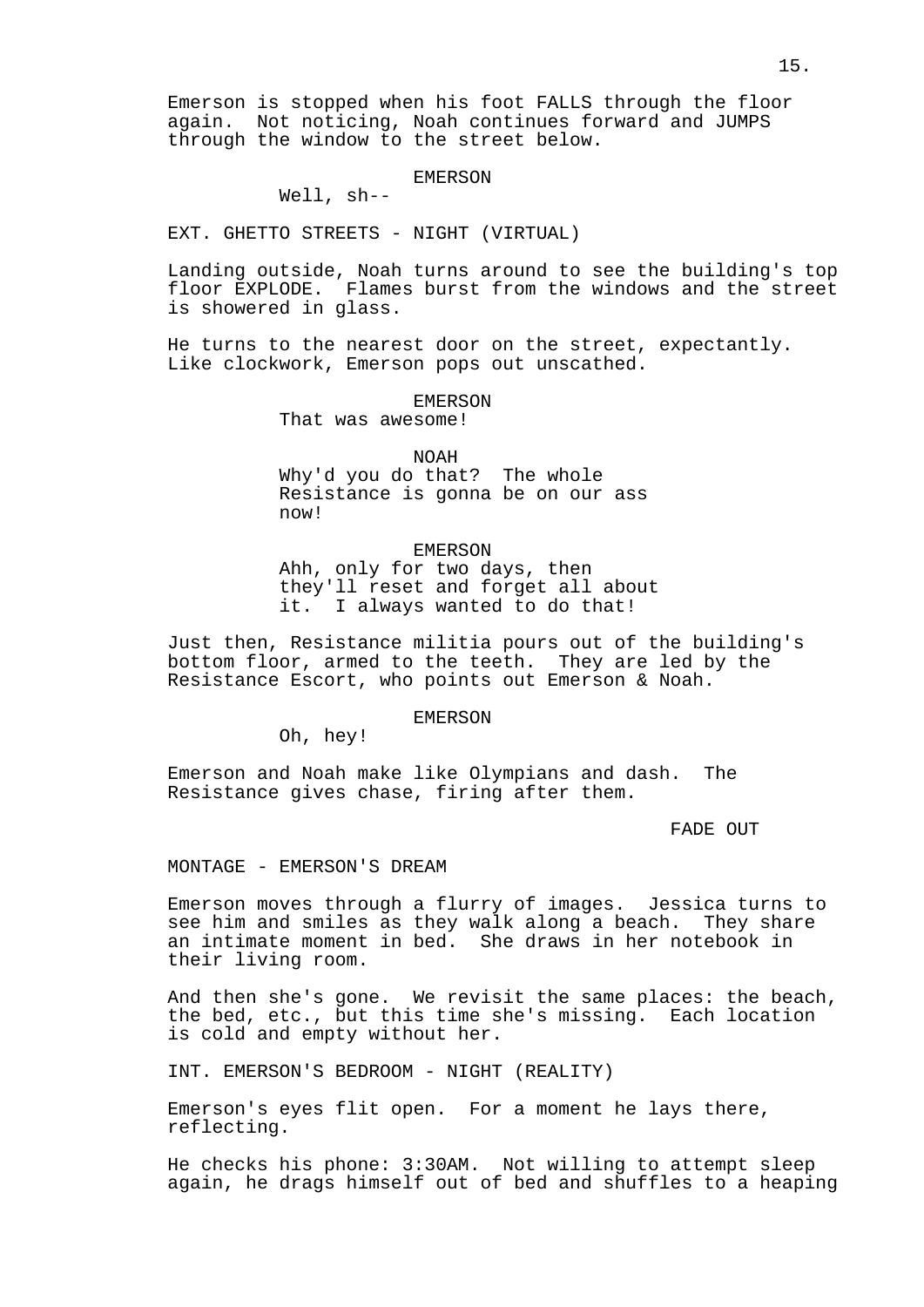Emerson is stopped when his foot FALLS through the floor again. Not noticing, Noah continues forward and JUMPS through the window to the street below.

EMERSON

Well, sh--

EXT. GHETTO STREETS - NIGHT (VIRTUAL)

Landing outside, Noah turns around to see the building's top floor EXPLODE. Flames burst from the windows and the street is showered in glass.

He turns to the nearest door on the street, expectantly. Like clockwork, Emerson pops out unscathed.

EMERSON

That was awesome!

NOAH

Why'd you do that? The whole Resistance is gonna be on our ass now!

EMERSON

Ahh, only for two days, then they'll reset and forget all about it. I always wanted to do that!

Just then, Resistance militia pours out of the building's bottom floor, armed to the teeth. They are led by the Resistance Escort, who points out Emerson & Noah.

EMERSON

Oh, hey!

Emerson and Noah make like Olympians and dash. The Resistance gives chase, firing after them.

FADE OUT

MONTAGE - EMERSON'S DREAM

Emerson moves through a flurry of images. Jessica turns to see him and smiles as they walk along a beach. They share an intimate moment in bed. She draws in her notebook in their living room.

And then she's gone. We revisit the same places: the beach, the bed, etc., but this time she's missing. Each location is cold and empty without her.

INT. EMERSON'S BEDROOM - NIGHT (REALITY)

Emerson's eyes flit open. For a moment he lays there, reflecting.

He checks his phone: 3:30AM. Not willing to attempt sleep again, he drags himself out of bed and shuffles to a heaping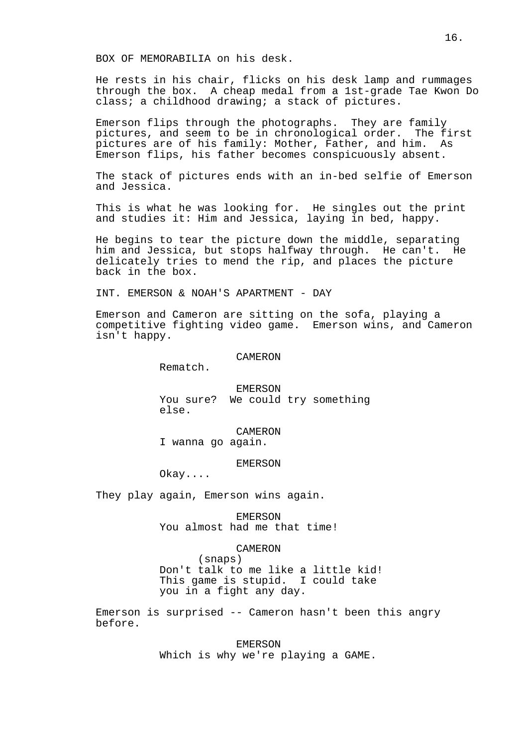BOX OF MEMORABILIA on his desk.

He rests in his chair, flicks on his desk lamp and rummages through the box. A cheap medal from a 1st-grade Tae Kwon Do class; a childhood drawing; a stack of pictures.

Emerson flips through the photographs. They are family pictures, and seem to be in chronological order. The first pictures are of his family: Mother, Father, and him. As Emerson flips, his father becomes conspicuously absent.

The stack of pictures ends with an in-bed selfie of Emerson and Jessica.

This is what he was looking for. He singles out the print and studies it: Him and Jessica, laying in bed, happy.

He begins to tear the picture down the middle, separating him and Jessica, but stops halfway through. He can't. He delicately tries to mend the rip, and places the picture back in the box.

INT. EMERSON & NOAH'S APARTMENT - DAY

Emerson and Cameron are sitting on the sofa, playing a competitive fighting video game. Emerson wins, and Cameron isn't happy.

CAMERON
Rematch.

EMERSON
You sure? We could try something else.

CAMERON
I wanna go again.

EMERSON
Okay....

They play again, Emerson wins again.

EMERSON
You almost had me that time!

CAMERON
(snaps)
Don't talk to me like a little kid! This game is stupid. I could take you in a fight any day.

Emerson is surprised -- Cameron hasn't been this angry before.

EMERSON
Which is why we're playing a GAME.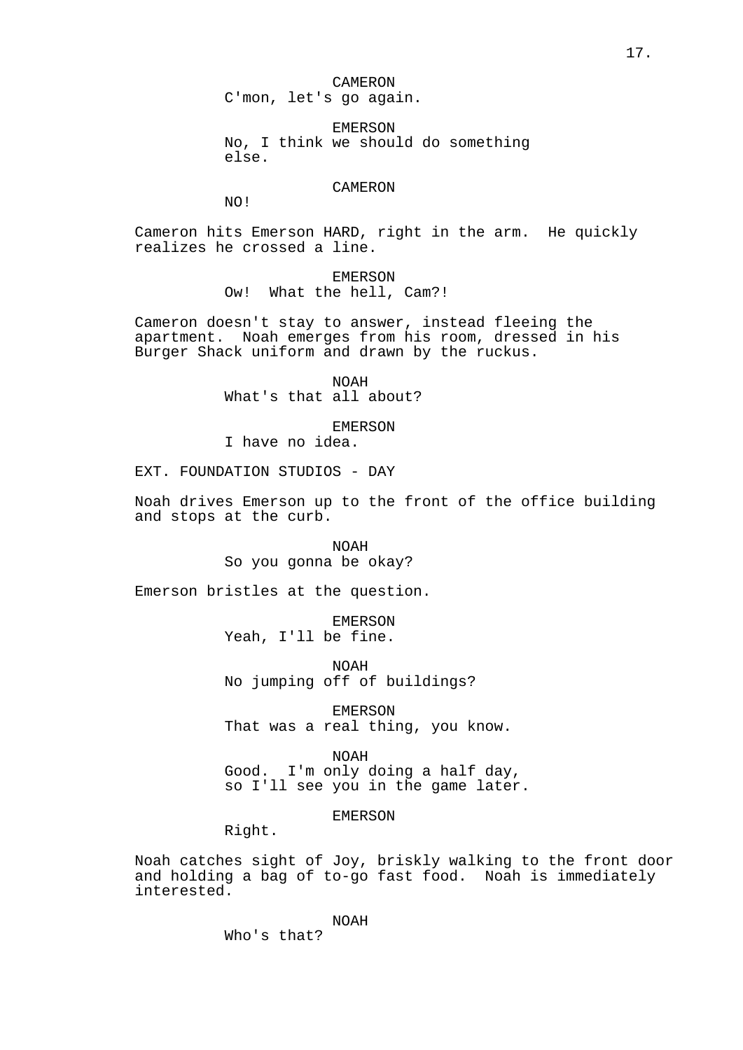CAMERON
C'mon, let's go again.

EMERSON
No, I think we should do something else.

CAMERON
NO!

Cameron hits Emerson HARD, right in the arm. He quickly realizes he crossed a line.

EMERSON
Ow! What the hell, Cam?!

Cameron doesn't stay to answer, instead fleeing the apartment. Noah emerges from his room, dressed in his Burger Shack uniform and drawn by the ruckus.

NOAH
What's that all about?

EMERSON
I have no idea.

EXT. FOUNDATION STUDIOS - DAY

Noah drives Emerson up to the front of the office building and stops at the curb.

NOAH
So you gonna be okay?

Emerson bristles at the question.

EMERSON
Yeah, I'll be fine.

NOAH
No jumping off of buildings?

EMERSON
That was a real thing, you know.

NOAH
Good. I'm only doing a half day, so I'll see you in the game later.

EMERSON
Right.

Noah catches sight of Joy, briskly walking to the front door and holding a bag of to-go fast food. Noah is immediately interested.

NOAH
Who's that?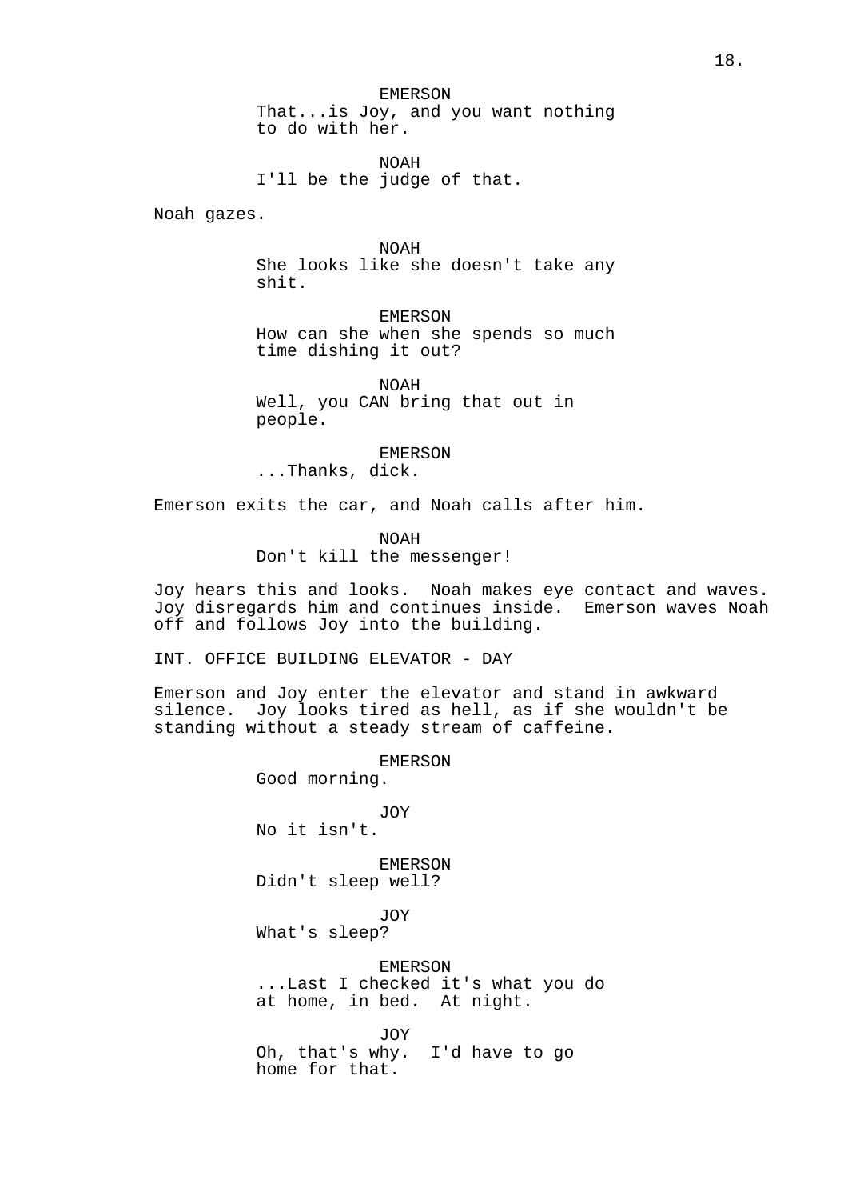EMERSON
That...is Joy, and you want nothing to do with her.

NOAH
I'll be the judge of that.

Noah gazes.

NOAH
She looks like she doesn't take any shit.

EMERSON
How can she when she spends so much time dishing it out?

NOAH
Well, you CAN bring that out in people.

EMERSON
...Thanks, dick.

Emerson exits the car, and Noah calls after him.

NOAH
Don't kill the messenger!

Joy hears this and looks. Noah makes eye contact and waves. Joy disregards him and continues inside. Emerson waves Noah off and follows Joy into the building.

INT. OFFICE BUILDING ELEVATOR - DAY

Emerson and Joy enter the elevator and stand in awkward silence. Joy looks tired as hell, as if she wouldn't be standing without a steady stream of caffeine.

EMERSON
Good morning.

JOY
No it isn't.

EMERSON
Didn't sleep well?

JOY
What's sleep?

EMERSON
...Last I checked it's what you do at home, in bed. At night.

JOY
Oh, that's why. I'd have to go home for that.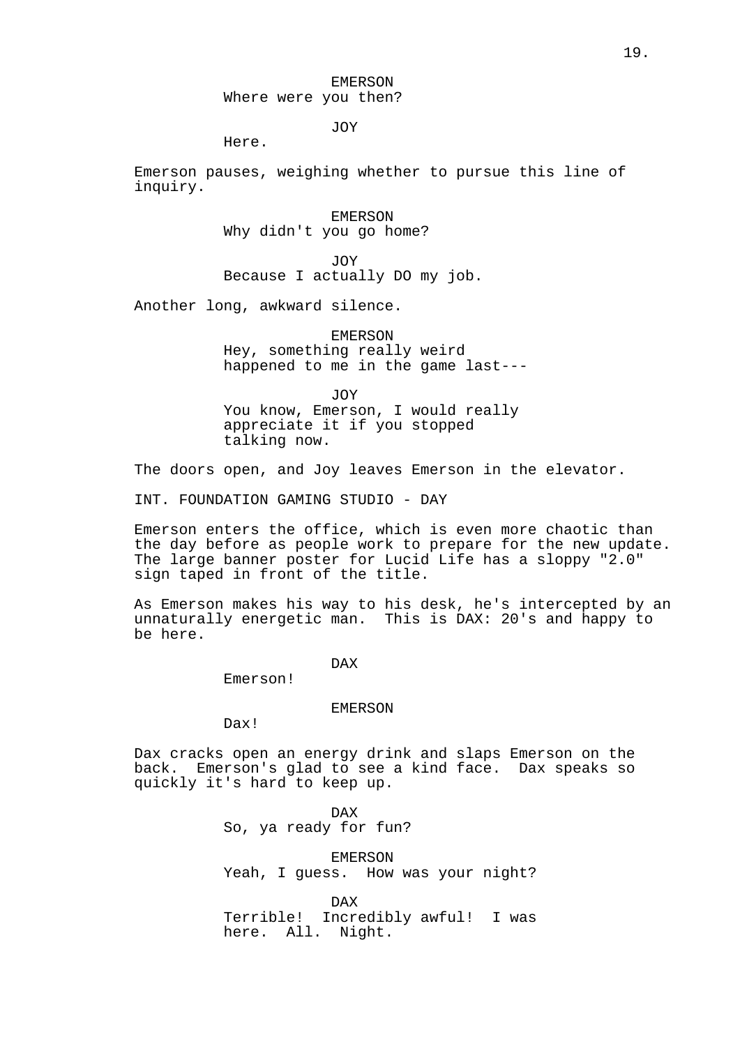EMERSON
Where were you then?

JOY
Here.

Emerson pauses, weighing whether to pursue this line of inquiry.

EMERSON
Why didn't you go home?

JOY
Because I actually DO my job.

Another long, awkward silence.

EMERSON
Hey, something really weird happened to me in the game last---

JOY
You know, Emerson, I would really appreciate it if you stopped talking now.

The doors open, and Joy leaves Emerson in the elevator.

INT. FOUNDATION GAMING STUDIO - DAY

Emerson enters the office, which is even more chaotic than the day before as people work to prepare for the new update. The large banner poster for Lucid Life has a sloppy "2.0" sign taped in front of the title.

As Emerson makes his way to his desk, he's intercepted by an unnaturally energetic man. This is DAX: 20's and happy to be here.

DAX
Emerson!

EMERSON
Dax!

Dax cracks open an energy drink and slaps Emerson on the back. Emerson's glad to see a kind face. Dax speaks so quickly it's hard to keep up.

DAX
So, ya ready for fun?

EMERSON
Yeah, I guess. How was your night?

DAX
Terrible! Incredibly awful! I was here. All. Night.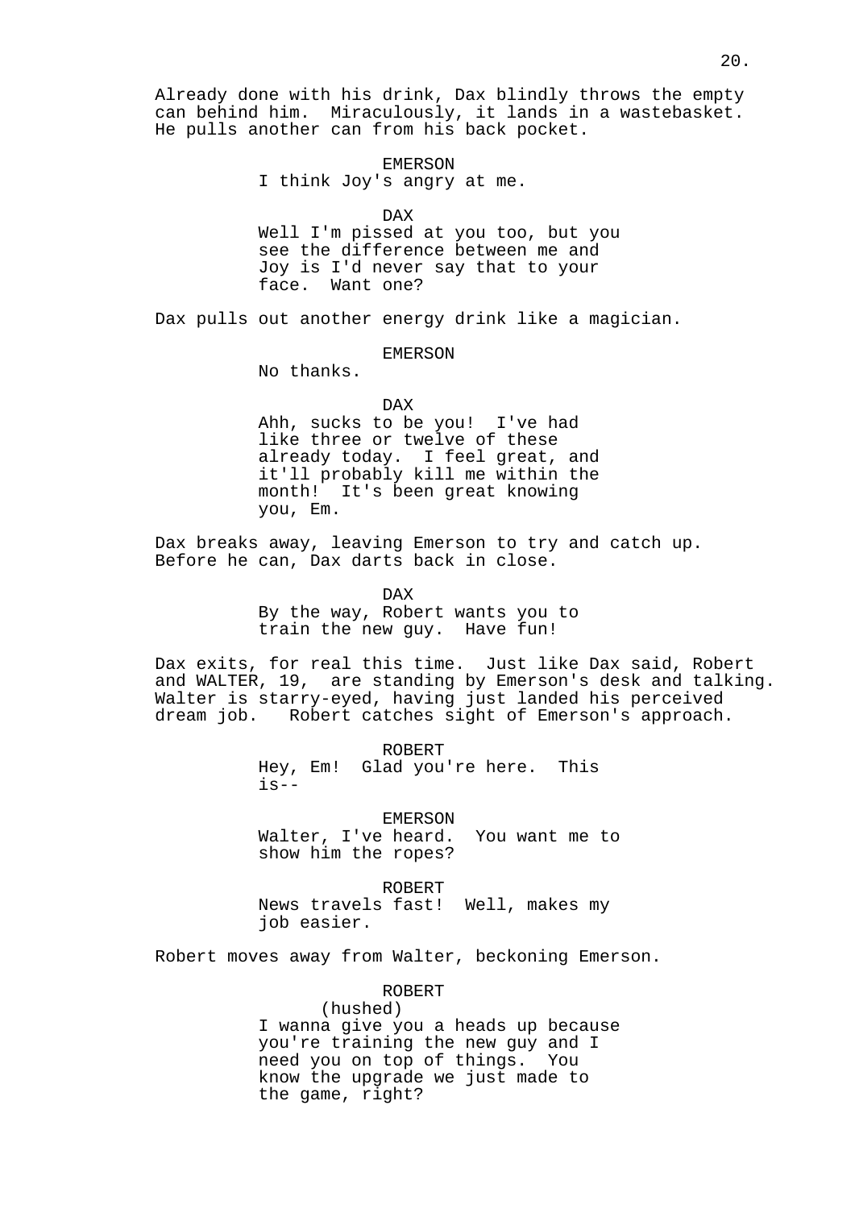Already done with his drink, Dax blindly throws the empty can behind him. Miraculously, it lands in a wastebasket. He pulls another can from his back pocket.

EMERSON
I think Joy's angry at me.

DAX
Well I'm pissed at you too, but you see the difference between me and Joy is I'd never say that to your face. Want one?

Dax pulls out another energy drink like a magician.

EMERSON
No thanks.

DAX
Ahh, sucks to be you! I've had like three or twelve of these already today. I feel great, and it'll probably kill me within the month! It's been great knowing you, Em.

Dax breaks away, leaving Emerson to try and catch up. Before he can, Dax darts back in close.

DAX
By the way, Robert wants you to train the new guy. Have fun!

Dax exits, for real this time. Just like Dax said, Robert and WALTER, 19, are standing by Emerson's desk and talking. Walter is starry-eyed, having just landed his perceived dream job. Robert catches sight of Emerson's approach.

ROBERT
Hey, Em! Glad you're here. This is--

EMERSON
Walter, I've heard. You want me to show him the ropes?

ROBERT
News travels fast! Well, makes my job easier.

Robert moves away from Walter, beckoning Emerson.

ROBERT
(hushed)
I wanna give you a heads up because you're training the new guy and I need you on top of things. You know the upgrade we just made to the game, right?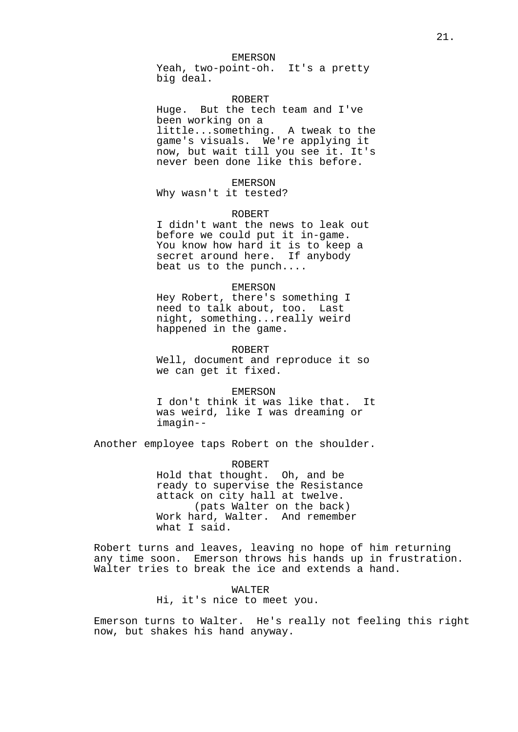EMERSON
Yeah, two-point-oh. It's a pretty big deal.

ROBERT
Huge. But the tech team and I've been working on a little...something. A tweak to the game's visuals. We're applying it now, but wait till you see it. It's never been done like this before.

EMERSON
Why wasn't it tested?

ROBERT
I didn't want the news to leak out before we could put it in-game. You know how hard it is to keep a secret around here. If anybody beat us to the punch....

EMERSON
Hey Robert, there's something I need to talk about, too. Last night, something...really weird happened in the game.

ROBERT
Well, document and reproduce it so we can get it fixed.

EMERSON
I don't think it was like that. It was weird, like I was dreaming or imagin--

Another employee taps Robert on the shoulder.

ROBERT
Hold that thought. Oh, and be ready to supervise the Resistance attack on city hall at twelve.
(pats Walter on the back)
Work hard, Walter. And remember what I said.

Robert turns and leaves, leaving no hope of him returning any time soon. Emerson throws his hands up in frustration. Walter tries to break the ice and extends a hand.

WALTER
Hi, it's nice to meet you.

Emerson turns to Walter. He's really not feeling this right now, but shakes his hand anyway.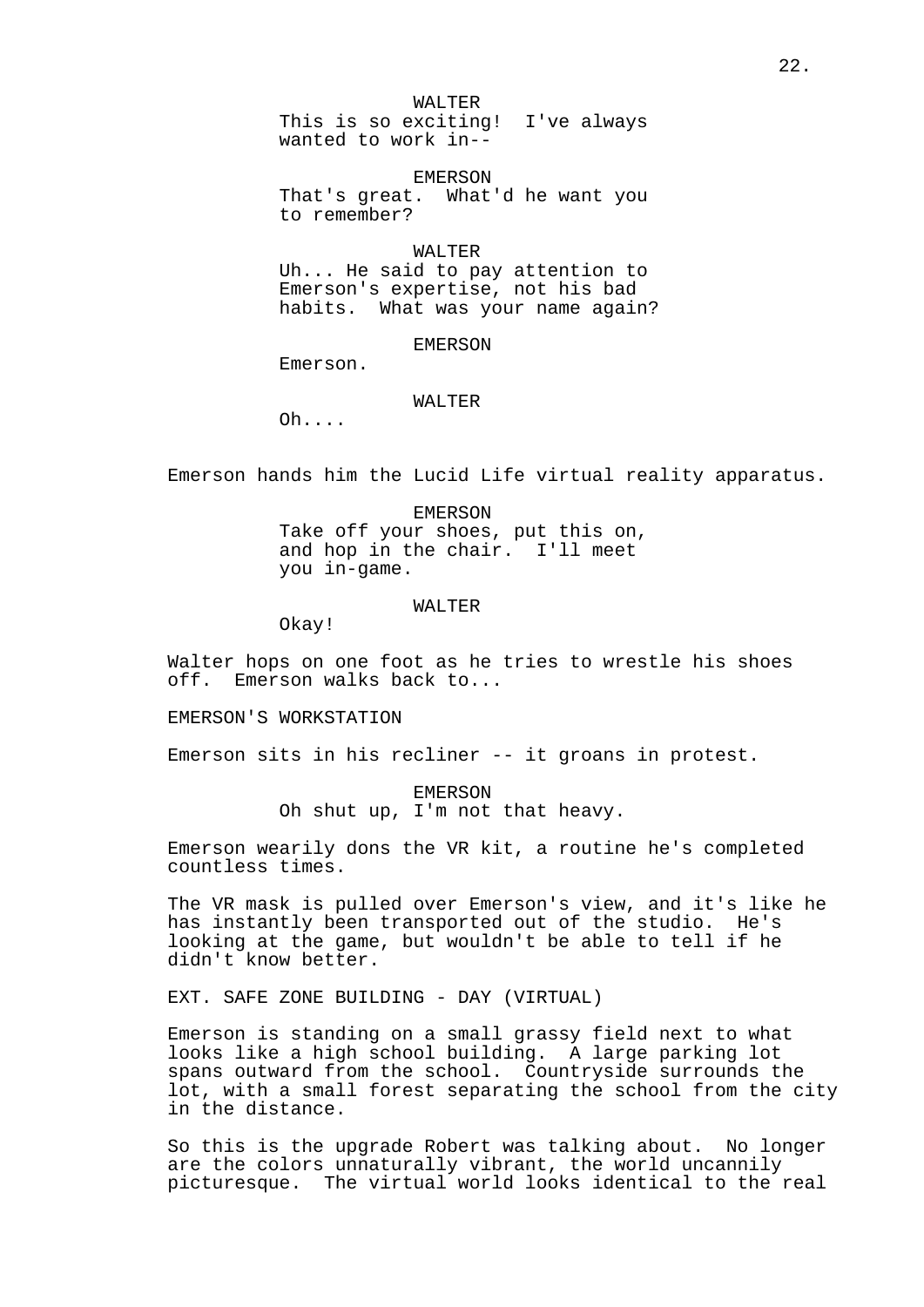WALTER
This is so exciting! I've always wanted to work in--

EMERSON
That's great. What'd he want you to remember?

WALTER
Uh... He said to pay attention to Emerson's expertise, not his bad habits. What was your name again?

EMERSON
Emerson.

WALTER
Oh....

Emerson hands him the Lucid Life virtual reality apparatus.

EMERSON
Take off your shoes, put this on, and hop in the chair. I'll meet you in-game.

WALTER
Okay!

Walter hops on one foot as he tries to wrestle his shoes off. Emerson walks back to...

EMERSON'S WORKSTATION

Emerson sits in his recliner -- it groans in protest.

EMERSON
Oh shut up, I'm not that heavy.

Emerson wearily dons the VR kit, a routine he's completed countless times.

The VR mask is pulled over Emerson's view, and it's like he has instantly been transported out of the studio. He's looking at the game, but wouldn't be able to tell if he didn't know better.

EXT. SAFE ZONE BUILDING - DAY (VIRTUAL)

Emerson is standing on a small grassy field next to what looks like a high school building. A large parking lot spans outward from the school. Countryside surrounds the lot, with a small forest separating the school from the city in the distance.

So this is the upgrade Robert was talking about. No longer are the colors unnaturally vibrant, the world uncannily picturesque. The virtual world looks identical to the real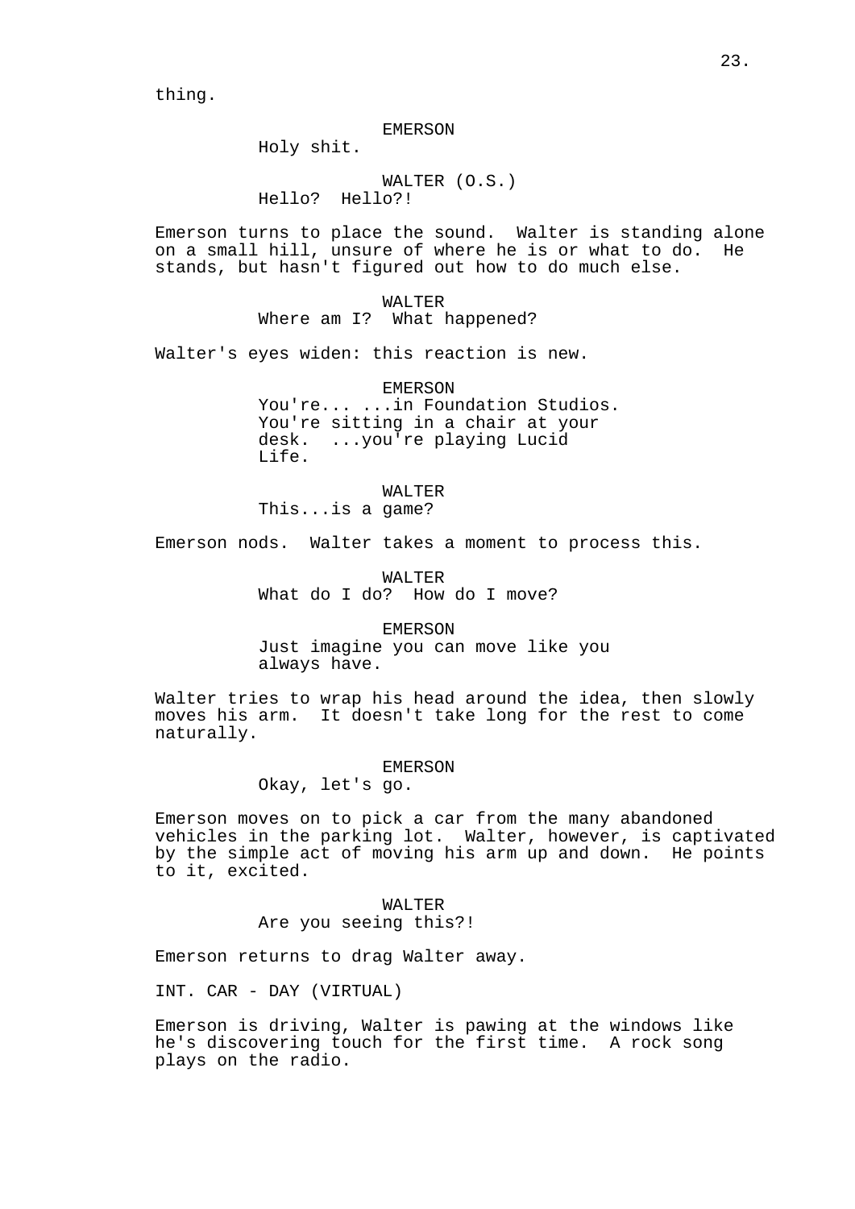thing.

EMERSON
Holy shit.

WALTER (O.S.)
Hello? Hello?!

Emerson turns to place the sound. Walter is standing alone on a small hill, unsure of where he is or what to do. He stands, but hasn't figured out how to do much else.

WALTER
Where am I? What happened?

Walter's eyes widen: this reaction is new.

EMERSON
You're... ...in Foundation Studios. You're sitting in a chair at your desk. ...you're playing Lucid Life.

WALTER
This...is a game?

Emerson nods. Walter takes a moment to process this.

WALTER
What do I do? How do I move?

EMERSON
Just imagine you can move like you always have.

Walter tries to wrap his head around the idea, then slowly moves his arm. It doesn't take long for the rest to come naturally.

EMERSON
Okay, let's go.

Emerson moves on to pick a car from the many abandoned vehicles in the parking lot. Walter, however, is captivated by the simple act of moving his arm up and down. He points to it, excited.

WALTER
Are you seeing this?!

Emerson returns to drag Walter away.

INT. CAR - DAY (VIRTUAL)

Emerson is driving, Walter is pawing at the windows like he's discovering touch for the first time. A rock song plays on the radio.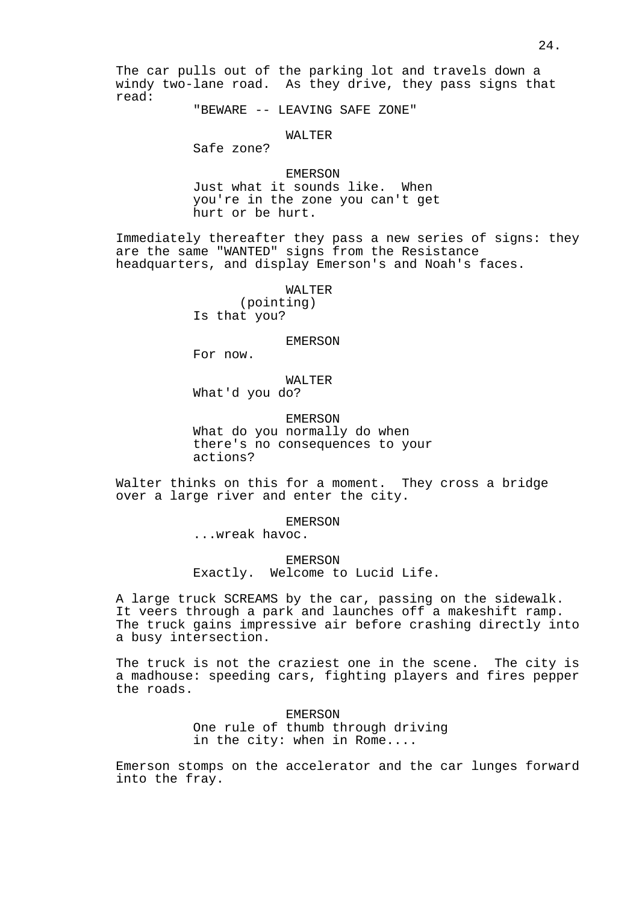The car pulls out of the parking lot and travels down a windy two-lane road. As they drive, they pass signs that read:

"BEWARE -- LEAVING SAFE ZONE"

WALTER
Safe zone?

EMERSON
Just what it sounds like. When you're in the zone you can't get hurt or be hurt.

Immediately thereafter they pass a new series of signs: they are the same "WANTED" signs from the Resistance headquarters, and display Emerson's and Noah's faces.

WALTER
(pointing)
Is that you?

EMERSON
For now.

WALTER
What'd you do?

EMERSON
What do you normally do when there's no consequences to your actions?

Walter thinks on this for a moment. They cross a bridge over a large river and enter the city.

EMERSON
...wreak havoc.

EMERSON
Exactly. Welcome to Lucid Life.

A large truck SCREAMS by the car, passing on the sidewalk. It veers through a park and launches off a makeshift ramp. The truck gains impressive air before crashing directly into a busy intersection.

The truck is not the craziest one in the scene. The city is a madhouse: speeding cars, fighting players and fires pepper the roads.

EMERSON
One rule of thumb through driving in the city: when in Rome....

Emerson stomps on the accelerator and the car lunges forward into the fray.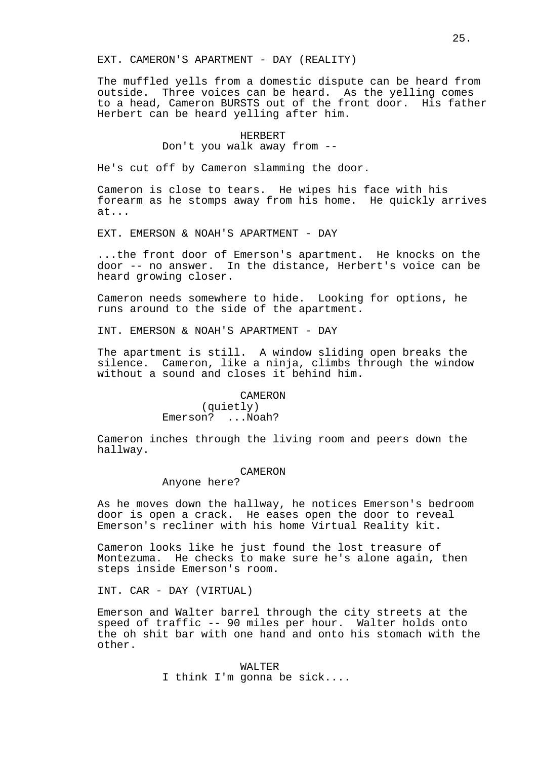EXT. CAMERON'S APARTMENT - DAY (REALITY)

The muffled yells from a domestic dispute can be heard from outside. Three voices can be heard. As the yelling comes to a head, Cameron BURSTS out of the front door. His father Herbert can be heard yelling after him.

HERBERT
Don't you walk away from --

He's cut off by Cameron slamming the door.

Cameron is close to tears. He wipes his face with his forearm as he stomps away from his home. He quickly arrives at...

EXT. EMERSON & NOAH'S APARTMENT - DAY

...the front door of Emerson's apartment. He knocks on the door -- no answer. In the distance, Herbert's voice can be heard growing closer.

Cameron needs somewhere to hide. Looking for options, he runs around to the side of the apartment.

INT. EMERSON & NOAH'S APARTMENT - DAY

The apartment is still. A window sliding open breaks the silence. Cameron, like a ninja, climbs through the window without a sound and closes it behind him.

CAMERON
(quietly)
Emerson? ...Noah?

Cameron inches through the living room and peers down the hallway.

CAMERON
Anyone here?

As he moves down the hallway, he notices Emerson's bedroom door is open a crack. He eases open the door to reveal Emerson's recliner with his home Virtual Reality kit.

Cameron looks like he just found the lost treasure of Montezuma. He checks to make sure he's alone again, then steps inside Emerson's room.

INT. CAR - DAY (VIRTUAL)

Emerson and Walter barrel through the city streets at the speed of traffic -- 90 miles per hour. Walter holds onto the oh shit bar with one hand and onto his stomach with the other.

WALTER
I think I'm gonna be sick....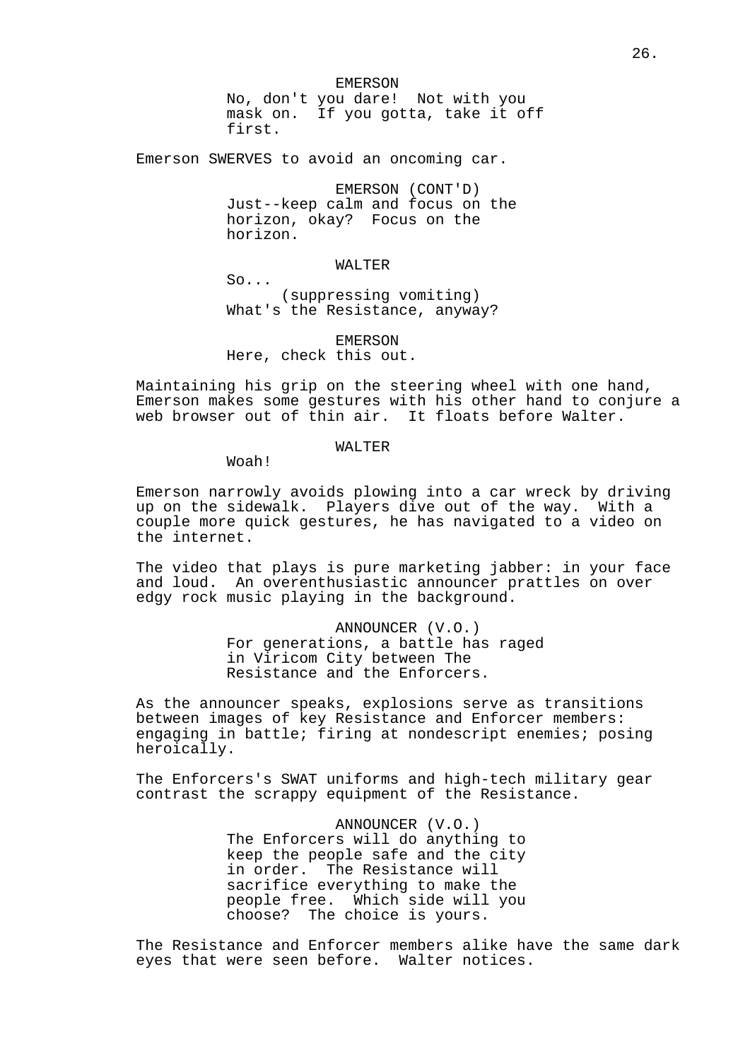EMERSON
No, don't you dare!  Not with you mask on.  If you gotta, take it off first.

Emerson SWERVES to avoid an oncoming car.

EMERSON (CONT'D)
Just--keep calm and focus on the horizon, okay?  Focus on the horizon.

WALTER
So...
(suppressing vomiting)
What's the Resistance, anyway?

EMERSON
Here, check this out.

Maintaining his grip on the steering wheel with one hand, Emerson makes some gestures with his other hand to conjure a web browser out of thin air.  It floats before Walter.

WALTER
Woah!

Emerson narrowly avoids plowing into a car wreck by driving up on the sidewalk.  Players dive out of the way.  With a couple more quick gestures, he has navigated to a video on the internet.

The video that plays is pure marketing jabber: in your face and loud.  An overenthusiastic announcer prattles on over edgy rock music playing in the background.

ANNOUNCER (V.O.)
For generations, a battle has raged in Viricom City between The Resistance and the Enforcers.

As the announcer speaks, explosions serve as transitions between images of key Resistance and Enforcer members: engaging in battle; firing at nondescript enemies; posing heroically.

The Enforcers's SWAT uniforms and high-tech military gear contrast the scrappy equipment of the Resistance.

ANNOUNCER (V.O.)
The Enforcers will do anything to keep the people safe and the city in order.  The Resistance will sacrifice everything to make the people free.  Which side will you choose?  The choice is yours.

The Resistance and Enforcer members alike have the same dark eyes that were seen before.  Walter notices.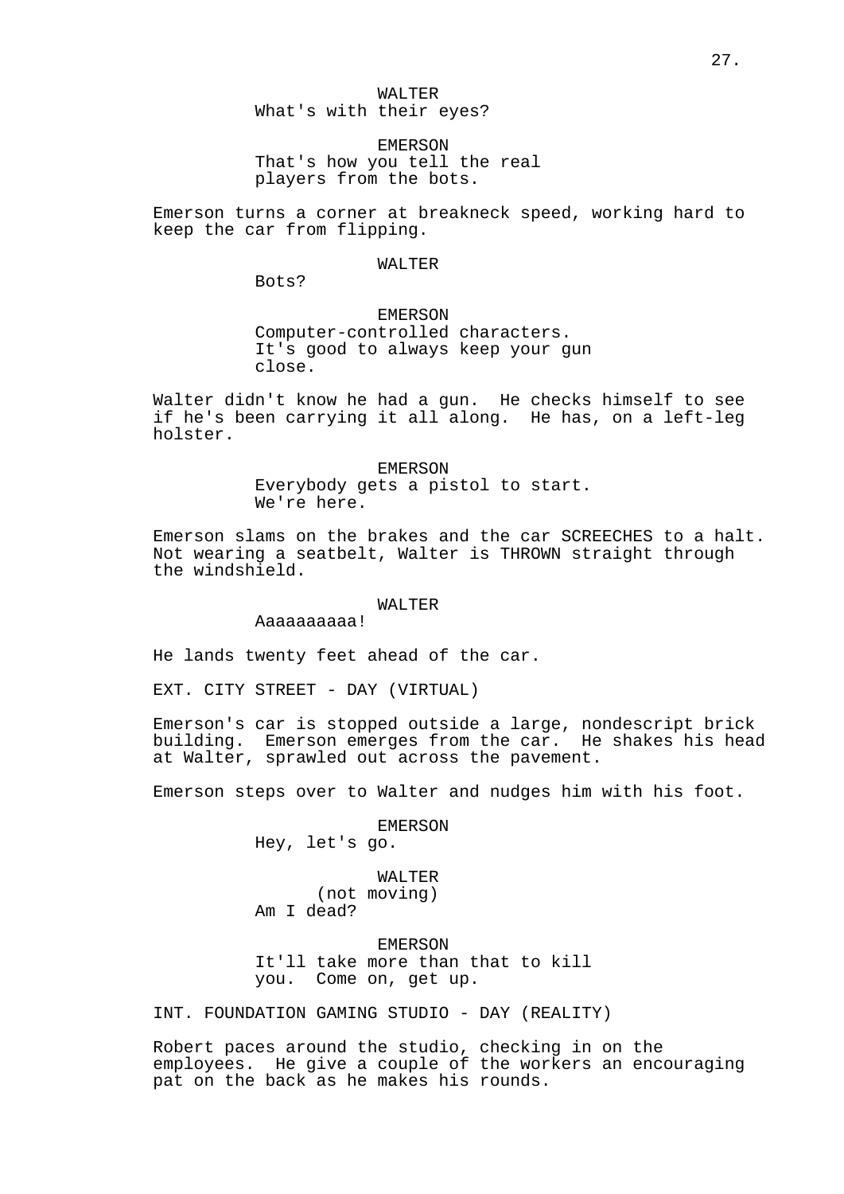WALTER
What's with their eyes?

EMERSON
That's how you tell the real players from the bots.

Emerson turns a corner at breakneck speed, working hard to keep the car from flipping.

WALTER
Bots?

EMERSON
Computer-controlled characters. It's good to always keep your gun close.

Walter didn't know he had a gun. He checks himself to see if he's been carrying it all along. He has, on a left-leg holster.

EMERSON
Everybody gets a pistol to start. We're here.

Emerson slams on the brakes and the car SCREECHES to a halt. Not wearing a seatbelt, Walter is THROWN straight through the windshield.

WALTER
Aaaaaaaaaa!

He lands twenty feet ahead of the car.

EXT. CITY STREET - DAY (VIRTUAL)

Emerson's car is stopped outside a large, nondescript brick building. Emerson emerges from the car. He shakes his head at Walter, sprawled out across the pavement.

Emerson steps over to Walter and nudges him with his foot.

EMERSON
Hey, let's go.

WALTER
(not moving)
Am I dead?

EMERSON
It'll take more than that to kill you. Come on, get up.

INT. FOUNDATION GAMING STUDIO - DAY (REALITY)

Robert paces around the studio, checking in on the employees. He give a couple of the workers an encouraging pat on the back as he makes his rounds.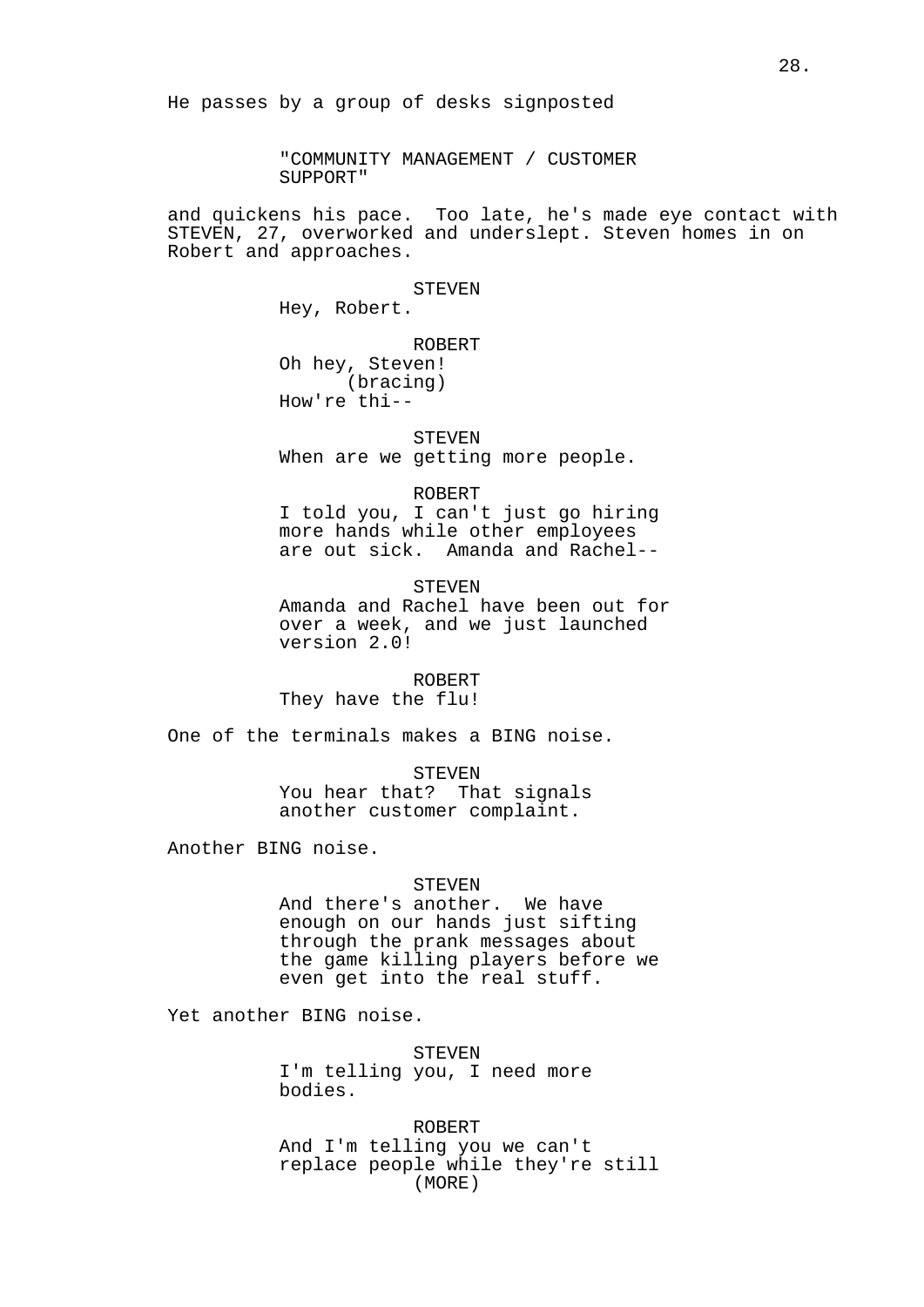He passes by a group of desks signposted

"COMMUNITY MANAGEMENT / CUSTOMER SUPPORT"

and quickens his pace. Too late, he's made eye contact with STEVEN, 27, overworked and underslept. Steven homes in on Robert and approaches.

STEVEN
Hey, Robert.

ROBERT
Oh hey, Steven!
(bracing)
How're thi--

STEVEN
When are we getting more people.

ROBERT
I told you, I can't just go hiring more hands while other employees are out sick. Amanda and Rachel--

STEVEN
Amanda and Rachel have been out for over a week, and we just launched version 2.0!

ROBERT
They have the flu!

One of the terminals makes a BING noise.

STEVEN
You hear that? That signals another customer complaint.

Another BING noise.

STEVEN
And there's another. We have enough on our hands just sifting through the prank messages about the game killing players before we even get into the real stuff.

Yet another BING noise.

STEVEN
I'm telling you, I need more bodies.

ROBERT
And I'm telling you we can't replace people while they're still
(MORE)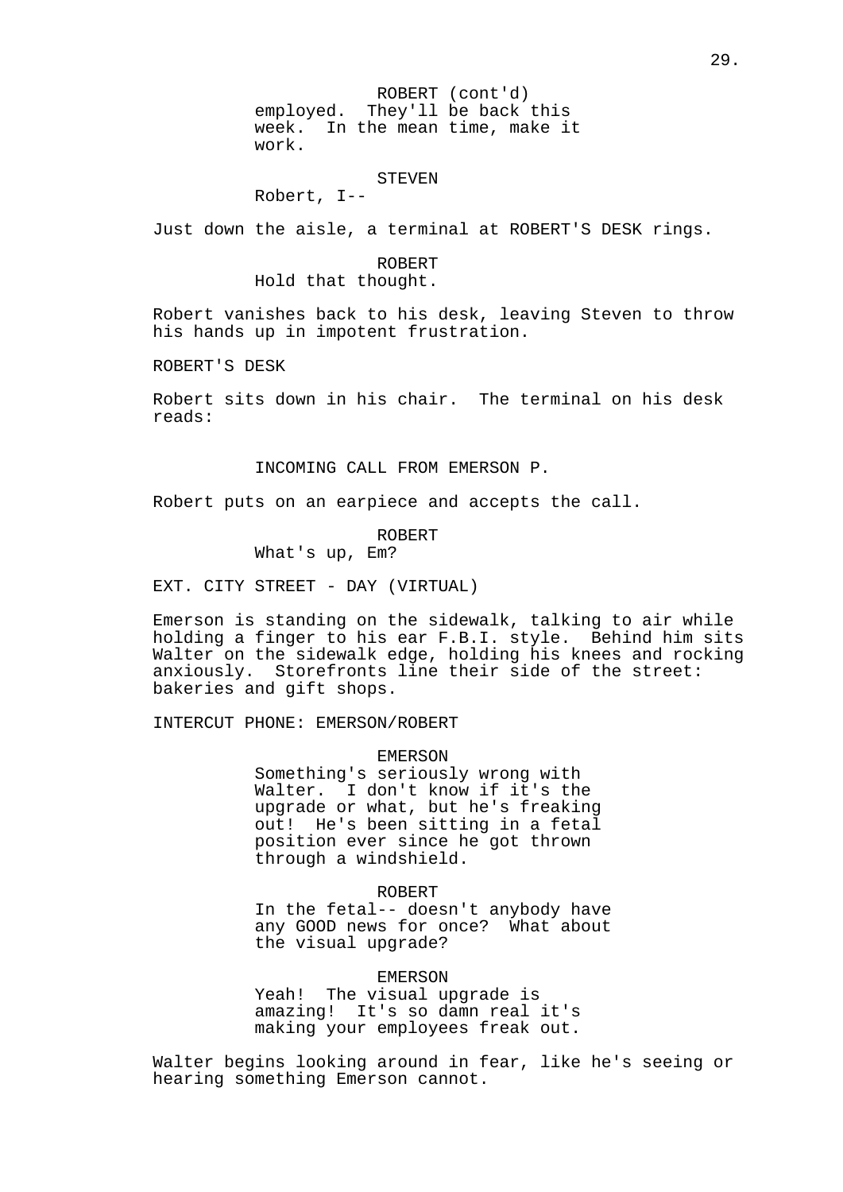ROBERT (cont'd)
employed. They'll be back this week. In the mean time, make it work.

STEVEN
Robert, I--

Just down the aisle, a terminal at ROBERT'S DESK rings.

ROBERT
Hold that thought.

Robert vanishes back to his desk, leaving Steven to throw his hands up in impotent frustration.

ROBERT'S DESK

Robert sits down in his chair. The terminal on his desk reads:

INCOMING CALL FROM EMERSON P.

Robert puts on an earpiece and accepts the call.

ROBERT
What's up, Em?

EXT. CITY STREET - DAY (VIRTUAL)

Emerson is standing on the sidewalk, talking to air while holding a finger to his ear F.B.I. style. Behind him sits Walter on the sidewalk edge, holding his knees and rocking anxiously. Storefronts line their side of the street: bakeries and gift shops.

INTERCUT PHONE: EMERSON/ROBERT

EMERSON
Something's seriously wrong with Walter. I don't know if it's the upgrade or what, but he's freaking out! He's been sitting in a fetal position ever since he got thrown through a windshield.

ROBERT
In the fetal-- doesn't anybody have any GOOD news for once? What about the visual upgrade?

EMERSON
Yeah! The visual upgrade is amazing! It's so damn real it's making your employees freak out.

Walter begins looking around in fear, like he's seeing or hearing something Emerson cannot.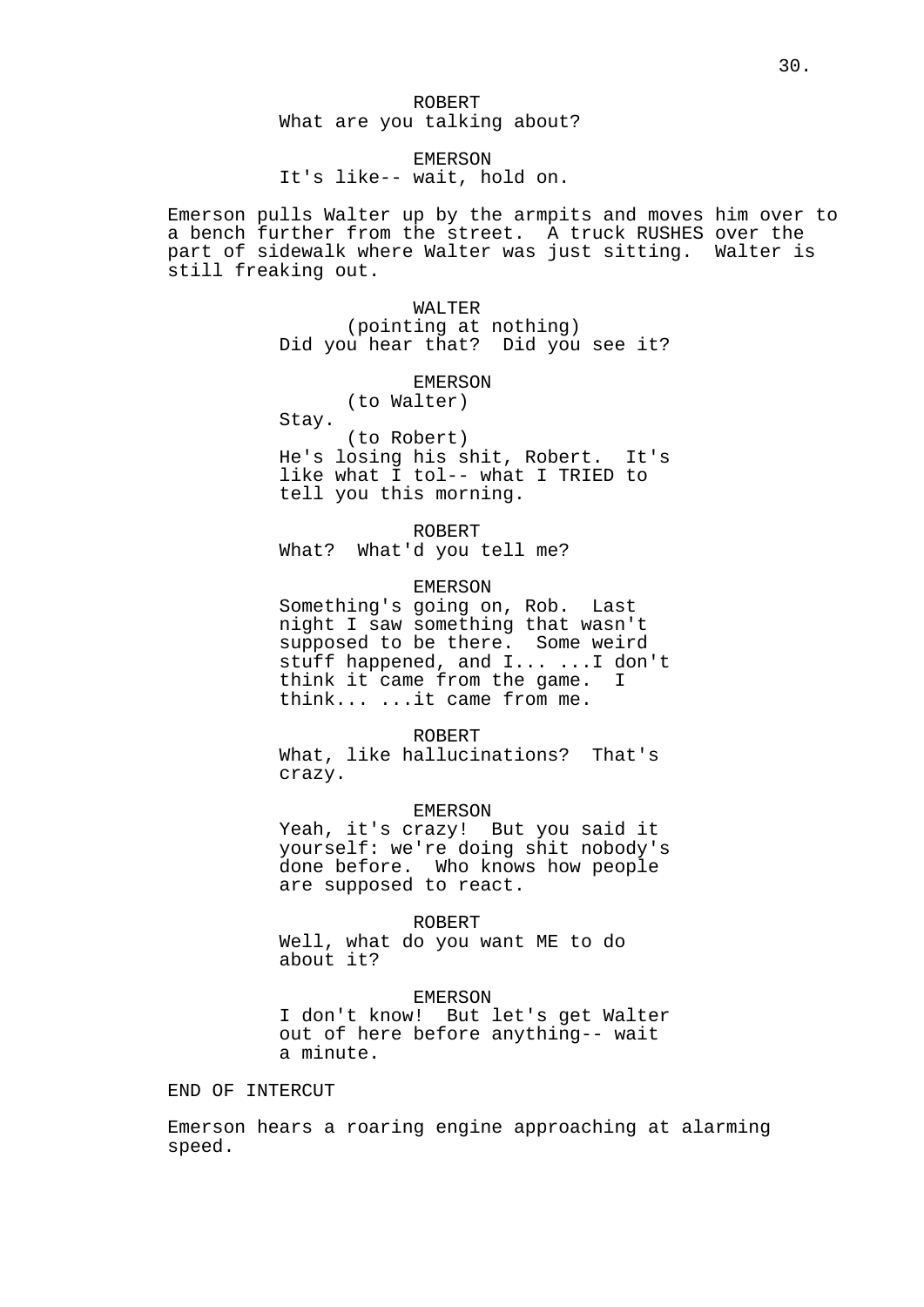ROBERT
What are you talking about?

EMERSON
It's like-- wait, hold on.

Emerson pulls Walter up by the armpits and moves him over to a bench further from the street. A truck RUSHES over the part of sidewalk where Walter was just sitting. Walter is still freaking out.

WALTER
(pointing at nothing)
Did you hear that? Did you see it?

EMERSON
(to Walter)
Stay.
(to Robert)
He's losing his shit, Robert. It's like what I tol-- what I TRIED to tell you this morning.

ROBERT
What? What'd you tell me?

EMERSON
Something's going on, Rob. Last night I saw something that wasn't supposed to be there. Some weird stuff happened, and I... ...I don't think it came from the game. I think... ...it came from me.

ROBERT
What, like hallucinations? That's crazy.

EMERSON
Yeah, it's crazy! But you said it yourself: we're doing shit nobody's done before. Who knows how people are supposed to react.

ROBERT
Well, what do you want ME to do about it?

EMERSON
I don't know! But let's get Walter out of here before anything-- wait a minute.

END OF INTERCUT

Emerson hears a roaring engine approaching at alarming speed.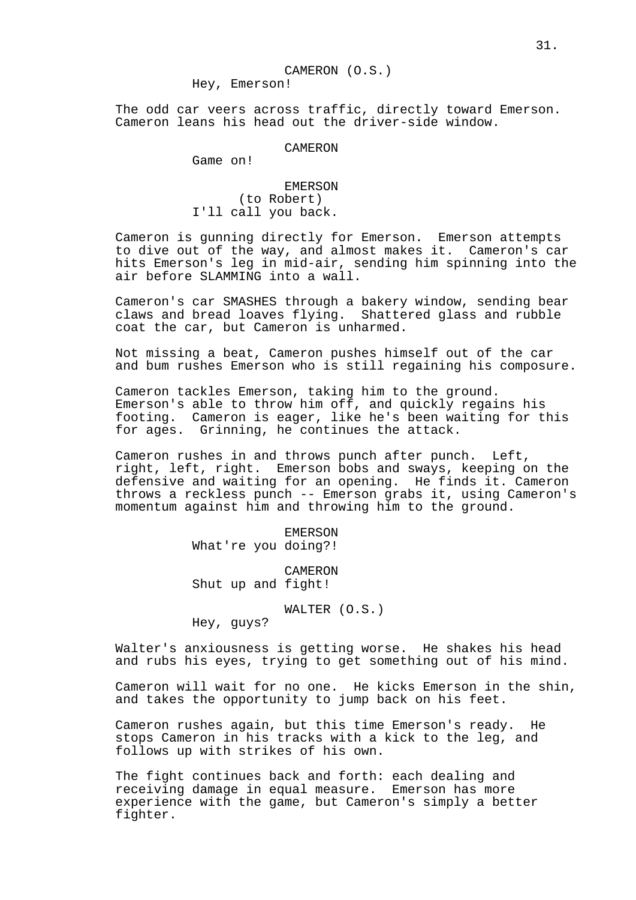CAMERON (O.S.)
Hey, Emerson!

The odd car veers across traffic, directly toward Emerson. Cameron leans his head out the driver-side window.

CAMERON
Game on!

EMERSON
(to Robert)
I'll call you back.

Cameron is gunning directly for Emerson. Emerson attempts to dive out of the way, and almost makes it. Cameron's car hits Emerson's leg in mid-air, sending him spinning into the air before SLAMMING into a wall.

Cameron's car SMASHES through a bakery window, sending bear claws and bread loaves flying. Shattered glass and rubble coat the car, but Cameron is unharmed.

Not missing a beat, Cameron pushes himself out of the car and bum rushes Emerson who is still regaining his composure.

Cameron tackles Emerson, taking him to the ground. Emerson's able to throw him off, and quickly regains his footing. Cameron is eager, like he's been waiting for this for ages. Grinning, he continues the attack.

Cameron rushes in and throws punch after punch. Left, right, left, right. Emerson bobs and sways, keeping on the defensive and waiting for an opening. He finds it. Cameron throws a reckless punch -- Emerson grabs it, using Cameron's momentum against him and throwing him to the ground.

EMERSON
What're you doing?!

CAMERON
Shut up and fight!

WALTER (O.S.)
Hey, guys?

Walter's anxiousness is getting worse. He shakes his head and rubs his eyes, trying to get something out of his mind.

Cameron will wait for no one. He kicks Emerson in the shin, and takes the opportunity to jump back on his feet.

Cameron rushes again, but this time Emerson's ready. He stops Cameron in his tracks with a kick to the leg, and follows up with strikes of his own.

The fight continues back and forth: each dealing and receiving damage in equal measure. Emerson has more experience with the game, but Cameron's simply a better fighter.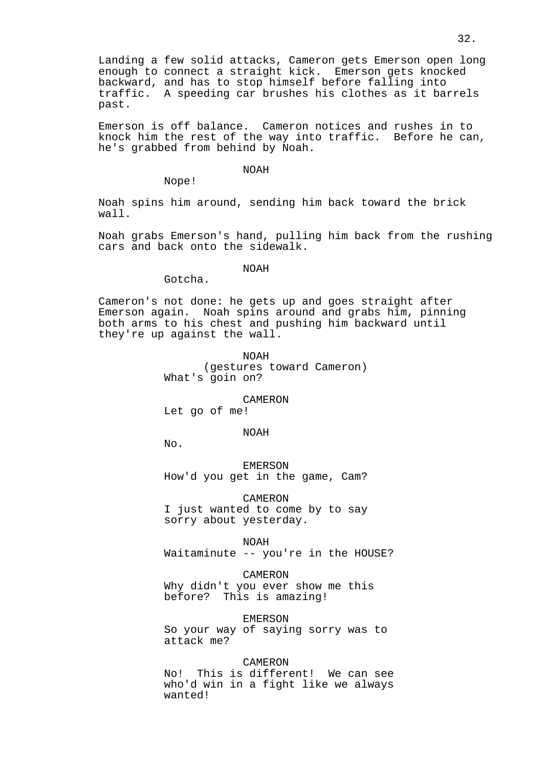Landing a few solid attacks, Cameron gets Emerson open long enough to connect a straight kick. Emerson gets knocked backward, and has to stop himself before falling into traffic. A speeding car brushes his clothes as it barrels past.

Emerson is off balance. Cameron notices and rushes in to knock him the rest of the way into traffic. Before he can, he's grabbed from behind by Noah.

NOAH

Nope!

Noah spins him around, sending him back toward the brick wall.

Noah grabs Emerson's hand, pulling him back from the rushing cars and back onto the sidewalk.

NOAH

Gotcha.

Cameron's not done: he gets up and goes straight after Emerson again. Noah spins around and grabs him, pinning both arms to his chest and pushing him backward until they're up against the wall.

NOAH

(gestures toward Cameron)

What's goin on?

CAMERON

Let go of me!

NOAH

No.

EMERSON

How'd you get in the game, Cam?

CAMERON

I just wanted to come by to say sorry about yesterday.

NOAH

Waitaminute -- you're in the HOUSE?

CAMERON

Why didn't you ever show me this before? This is amazing!

EMERSON

So your way of saying sorry was to attack me?

CAMERON

No! This is different! We can see who'd win in a fight like we always wanted!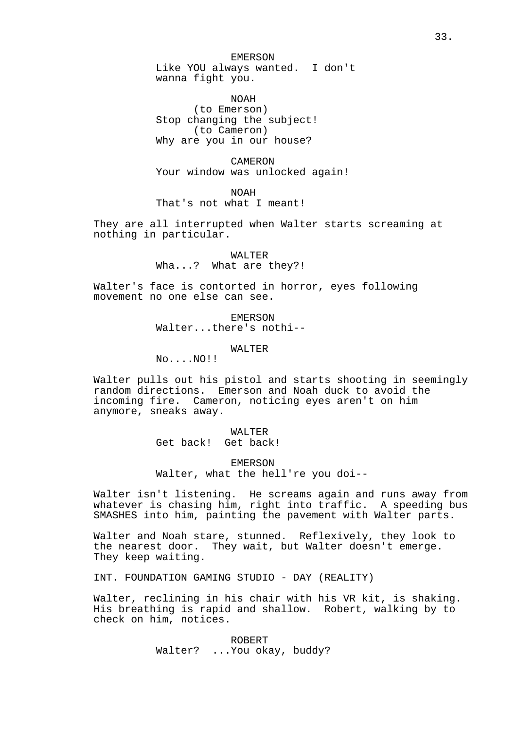EMERSON
Like YOU always wanted.  I don't wanna fight you.

NOAH
(to Emerson)
Stop changing the subject!
(to Cameron)
Why are you in our house?

CAMERON
Your window was unlocked again!

NOAH
That's not what I meant!

They are all interrupted when Walter starts screaming at nothing in particular.

WALTER
Wha...?  What are they?!

Walter's face is contorted in horror, eyes following movement no one else can see.

EMERSON
Walter...there's nothi--

WALTER
No....NO!!

Walter pulls out his pistol and starts shooting in seemingly random directions.  Emerson and Noah duck to avoid the incoming fire.  Cameron, noticing eyes aren't on him anymore, sneaks away.

WALTER
Get back!  Get back!

EMERSON
Walter, what the hell're you doi--

Walter isn't listening.  He screams again and runs away from whatever is chasing him, right into traffic.  A speeding bus SMASHES into him, painting the pavement with Walter parts.

Walter and Noah stare, stunned.  Reflexively, they look to the nearest door.  They wait, but Walter doesn't emerge.  They keep waiting.

INT. FOUNDATION GAMING STUDIO - DAY (REALITY)

Walter, reclining in his chair with his VR kit, is shaking.  His breathing is rapid and shallow.  Robert, walking by to check on him, notices.

ROBERT
Walter?  ...You okay, buddy?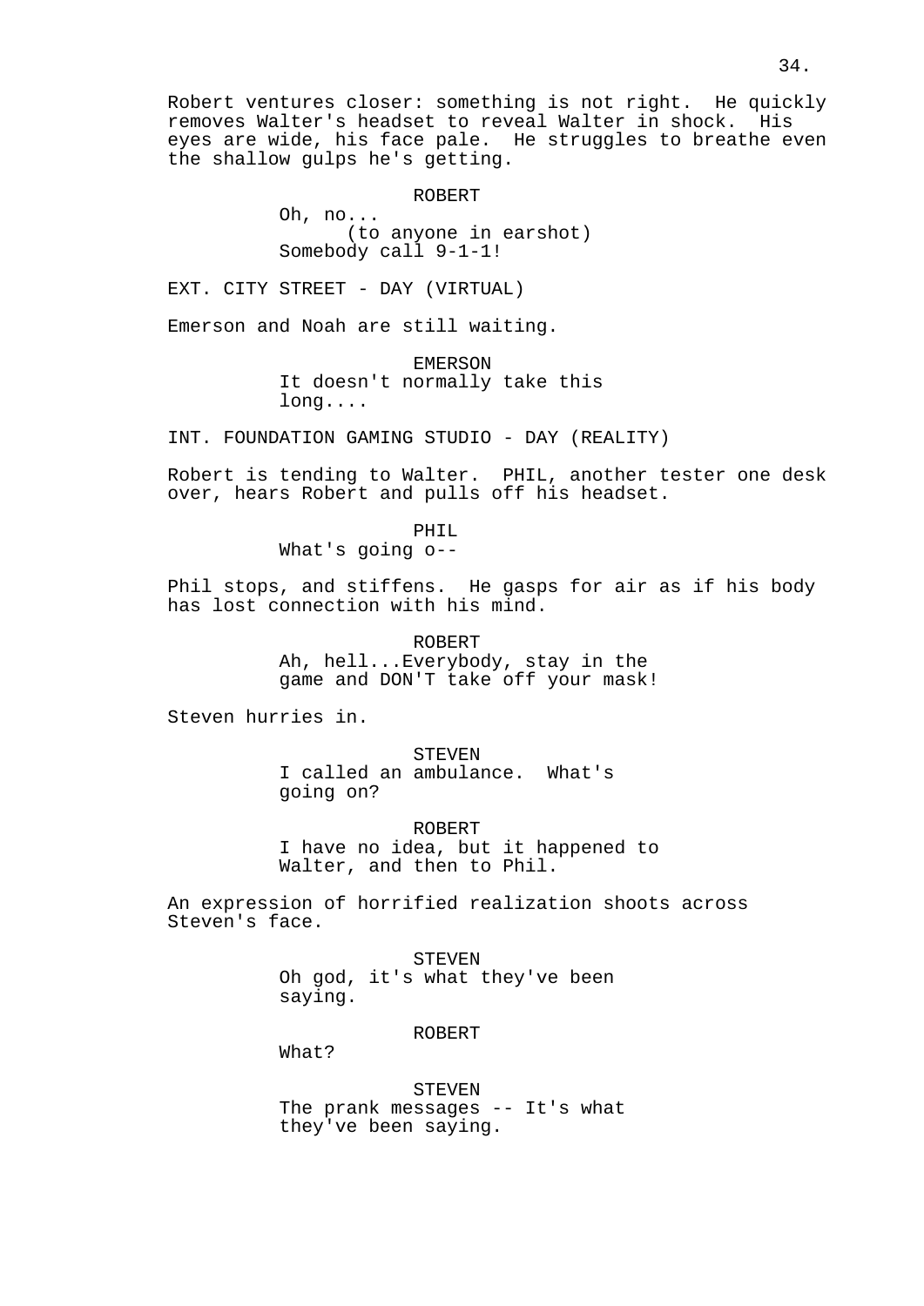Robert ventures closer: something is not right. He quickly removes Walter's headset to reveal Walter in shock. His eyes are wide, his face pale. He struggles to breathe even the shallow gulps he's getting.

ROBERT
Oh, no...
(to anyone in earshot)
Somebody call 9-1-1!

EXT. CITY STREET - DAY (VIRTUAL)

Emerson and Noah are still waiting.

EMERSON
It doesn't normally take this long....

INT. FOUNDATION GAMING STUDIO - DAY (REALITY)

Robert is tending to Walter. PHIL, another tester one desk over, hears Robert and pulls off his headset.

PHIL
What's going o--

Phil stops, and stiffens. He gasps for air as if his body has lost connection with his mind.

ROBERT
Ah, hell...Everybody, stay in the game and DON'T take off your mask!

Steven hurries in.

STEVEN
I called an ambulance. What's going on?

ROBERT
I have no idea, but it happened to Walter, and then to Phil.

An expression of horrified realization shoots across Steven's face.

STEVEN
Oh god, it's what they've been saying.

ROBERT
What?

STEVEN
The prank messages -- It's what they've been saying.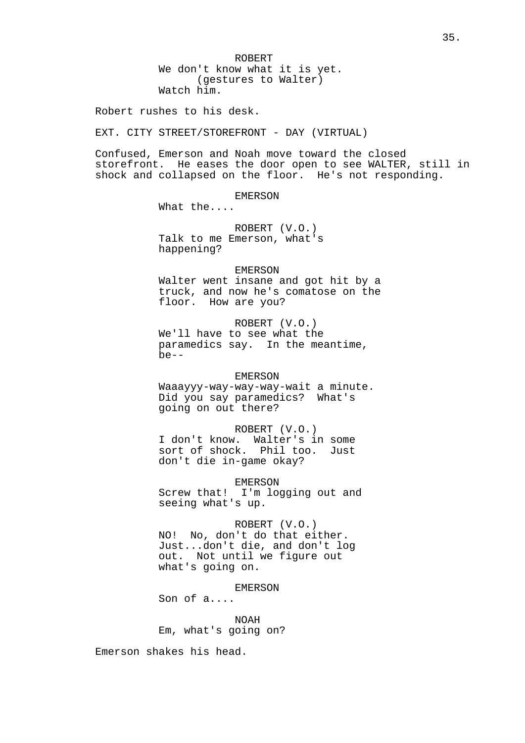ROBERT
We don't know what it is yet.
(gestures to Walter)
Watch him.

Robert rushes to his desk.

EXT. CITY STREET/STOREFRONT - DAY (VIRTUAL)

Confused, Emerson and Noah move toward the closed storefront. He eases the door open to see WALTER, still in shock and collapsed on the floor. He's not responding.

EMERSON
What the....

ROBERT (V.O.)
Talk to me Emerson, what's happening?

EMERSON
Walter went insane and got hit by a truck, and now he's comatose on the floor. How are you?

ROBERT (V.O.)
We'll have to see what the paramedics say. In the meantime, be--

EMERSON
Waaayyy-way-way-way-wait a minute. Did you say paramedics? What's going on out there?

ROBERT (V.O.)
I don't know. Walter's in some sort of shock. Phil too. Just don't die in-game okay?

EMERSON
Screw that! I'm logging out and seeing what's up.

ROBERT (V.O.)
NO! No, don't do that either. Just...don't die, and don't log out. Not until we figure out what's going on.

EMERSON
Son of a....

NOAH
Em, what's going on?

Emerson shakes his head.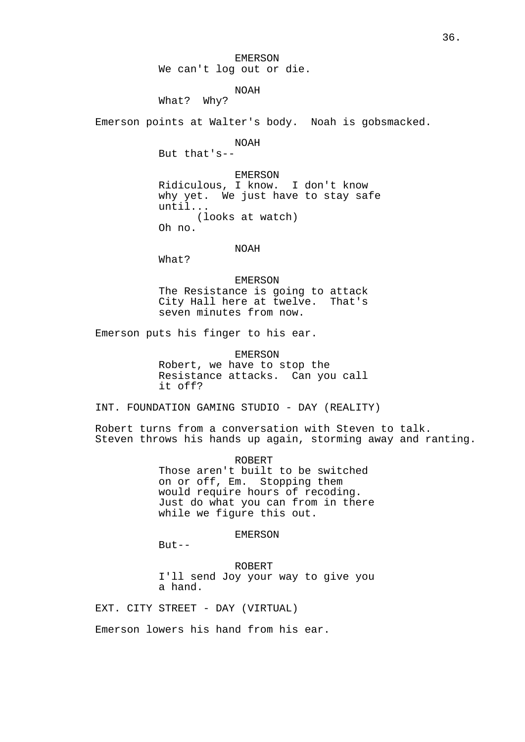EMERSON
We can't log out or die.

NOAH
What? Why?

Emerson points at Walter's body. Noah is gobsmacked.

NOAH
But that's--

EMERSON
Ridiculous, I know. I don't know why yet. We just have to stay safe until...
(looks at watch)
Oh no.

NOAH
What?

EMERSON
The Resistance is going to attack City Hall here at twelve. That's seven minutes from now.

Emerson puts his finger to his ear.

EMERSON
Robert, we have to stop the Resistance attacks. Can you call it off?

INT. FOUNDATION GAMING STUDIO - DAY (REALITY)

Robert turns from a conversation with Steven to talk. Steven throws his hands up again, storming away and ranting.

ROBERT
Those aren't built to be switched on or off, Em. Stopping them would require hours of recoding. Just do what you can from in there while we figure this out.

EMERSON
But--

ROBERT
I'll send Joy your way to give you a hand.

EXT. CITY STREET - DAY (VIRTUAL)

Emerson lowers his hand from his ear.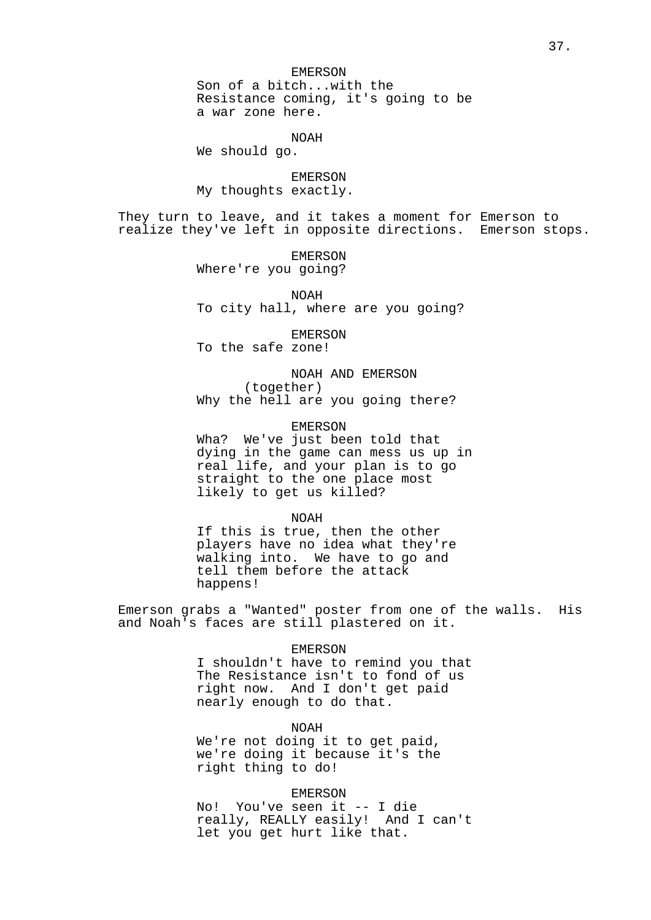EMERSON

Son of a bitch...with the Resistance coming, it's going to be a war zone here.

NOAH

We should go.

EMERSON

My thoughts exactly.

They turn to leave, and it takes a moment for Emerson to realize they've left in opposite directions. Emerson stops.

EMERSON

Where're you going?

NOAH

To city hall, where are you going?

EMERSON

To the safe zone!

NOAH AND EMERSON

(together)

Why the hell are you going there?

EMERSON

Wha? We've just been told that dying in the game can mess us up in real life, and your plan is to go straight to the one place most likely to get us killed?

NOAH

If this is true, then the other players have no idea what they're walking into. We have to go and tell them before the attack happens!

Emerson grabs a "Wanted" poster from one of the walls. His and Noah's faces are still plastered on it.

EMERSON

I shouldn't have to remind you that The Resistance isn't to fond of us right now. And I don't get paid nearly enough to do that.

NOAH

We're not doing it to get paid, we're doing it because it's the right thing to do!

EMERSON

No! You've seen it -- I die really, REALLY easily! And I can't let you get hurt like that.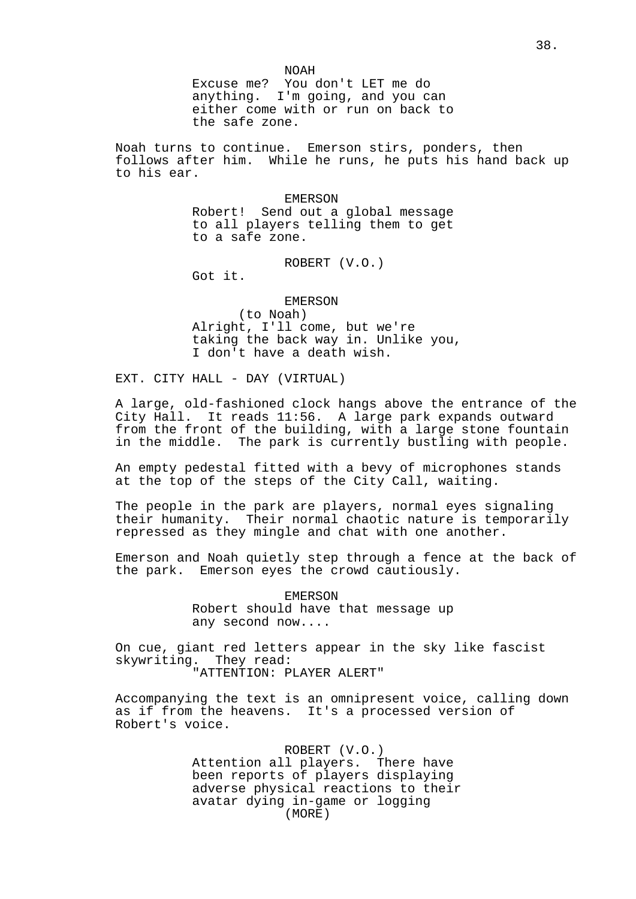NOAH

Excuse me? You don't LET me do anything. I'm going, and you can either come with or run on back to the safe zone.

Noah turns to continue. Emerson stirs, ponders, then follows after him. While he runs, he puts his hand back up to his ear.

EMERSON

Robert! Send out a global message to all players telling them to get to a safe zone.

ROBERT (V.O.)

Got it.

EMERSON

(to Noah)

Alright, I'll come, but we're taking the back way in. Unlike you, I don't have a death wish.

EXT. CITY HALL - DAY (VIRTUAL)

A large, old-fashioned clock hangs above the entrance of the City Hall. It reads 11:56. A large park expands outward from the front of the building, with a large stone fountain in the middle. The park is currently bustling with people.

An empty pedestal fitted with a bevy of microphones stands at the top of the steps of the City Call, waiting.

The people in the park are players, normal eyes signaling their humanity. Their normal chaotic nature is temporarily repressed as they mingle and chat with one another.

Emerson and Noah quietly step through a fence at the back of the park. Emerson eyes the crowd cautiously.

EMERSON

Robert should have that message up any second now....

On cue, giant red letters appear in the sky like fascist skywriting. They read:

"ATTENTION: PLAYER ALERT"

Accompanying the text is an omnipresent voice, calling down as if from the heavens. It's a processed version of Robert's voice.

ROBERT (V.O.)

Attention all players. There have been reports of players displaying adverse physical reactions to their avatar dying in-game or logging

(MORE)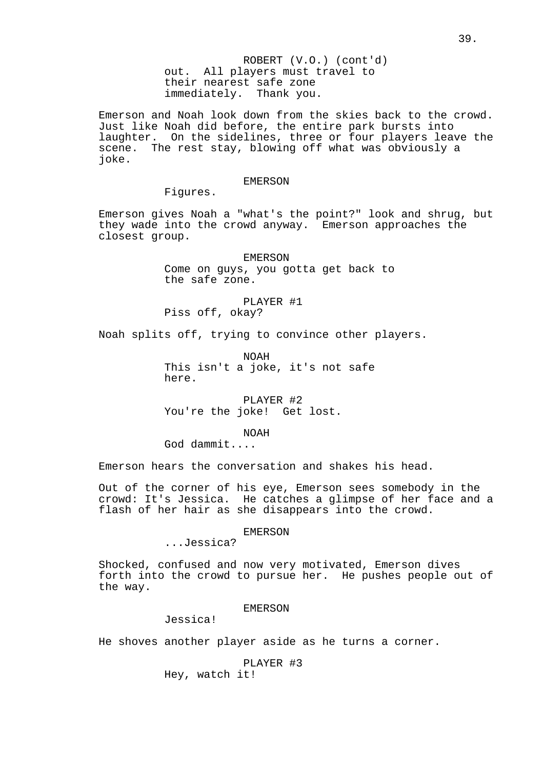ROBERT (V.O.) (cont'd)
out. All players must travel to their nearest safe zone immediately. Thank you.

Emerson and Noah look down from the skies back to the crowd. Just like Noah did before, the entire park bursts into laughter. On the sidelines, three or four players leave the scene. The rest stay, blowing off what was obviously a joke.

EMERSON
Figures.

Emerson gives Noah a "what's the point?" look and shrug, but they wade into the crowd anyway. Emerson approaches the closest group.

EMERSON
Come on guys, you gotta get back to the safe zone.

PLAYER #1
Piss off, okay?

Noah splits off, trying to convince other players.

NOAH
This isn't a joke, it's not safe here.

PLAYER #2
You're the joke! Get lost.

NOAH
God dammit....

Emerson hears the conversation and shakes his head.

Out of the corner of his eye, Emerson sees somebody in the crowd: It's Jessica. He catches a glimpse of her face and a flash of her hair as she disappears into the crowd.

EMERSON
...Jessica?

Shocked, confused and now very motivated, Emerson dives forth into the crowd to pursue her. He pushes people out of the way.

EMERSON
Jessica!

He shoves another player aside as he turns a corner.

PLAYER #3
Hey, watch it!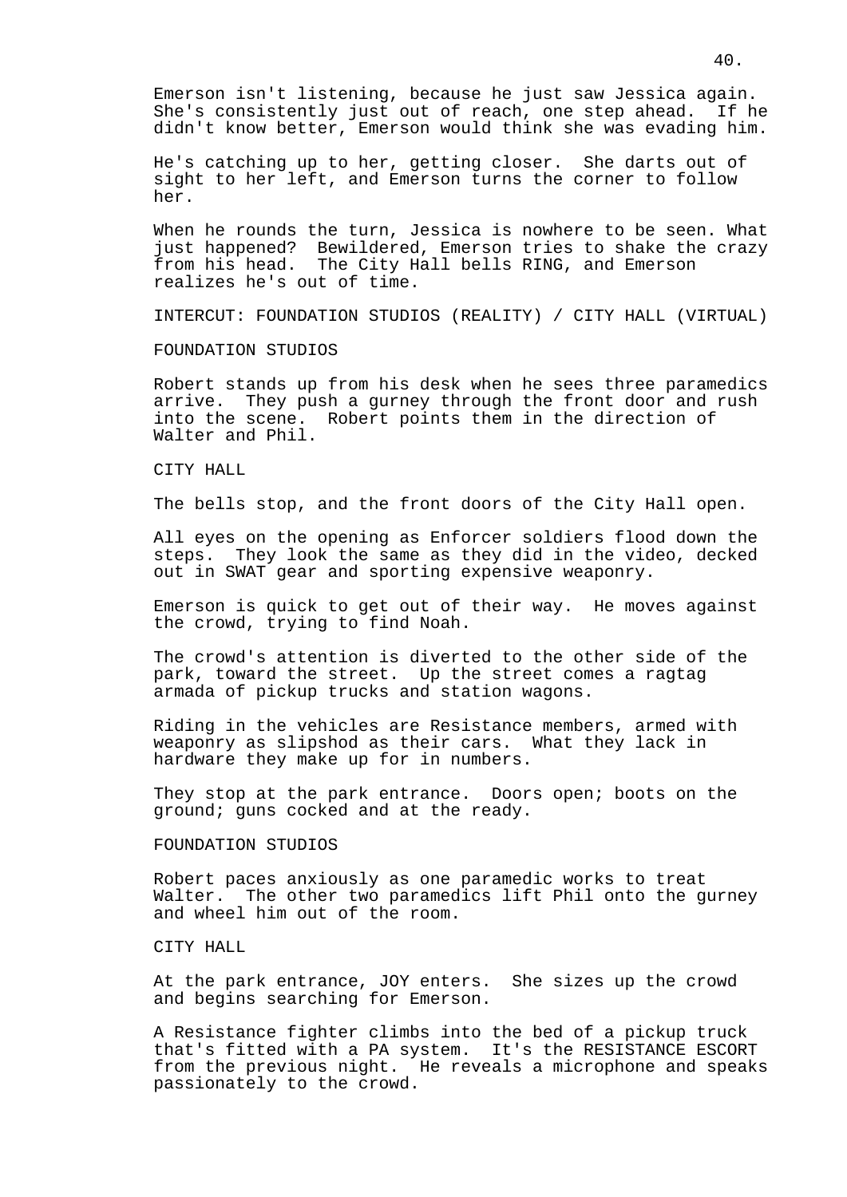Emerson isn't listening, because he just saw Jessica again. She's consistently just out of reach, one step ahead. If he didn't know better, Emerson would think she was evading him.

He's catching up to her, getting closer. She darts out of sight to her left, and Emerson turns the corner to follow her.

When he rounds the turn, Jessica is nowhere to be seen. What just happened? Bewildered, Emerson tries to shake the crazy from his head. The City Hall bells RING, and Emerson realizes he's out of time.

INTERCUT: FOUNDATION STUDIOS (REALITY) / CITY HALL (VIRTUAL)

FOUNDATION STUDIOS

Robert stands up from his desk when he sees three paramedics arrive. They push a gurney through the front door and rush into the scene. Robert points them in the direction of Walter and Phil.

CITY HALL

The bells stop, and the front doors of the City Hall open.

All eyes on the opening as Enforcer soldiers flood down the steps. They look the same as they did in the video, decked out in SWAT gear and sporting expensive weaponry.

Emerson is quick to get out of their way. He moves against the crowd, trying to find Noah.

The crowd's attention is diverted to the other side of the park, toward the street. Up the street comes a ragtag armada of pickup trucks and station wagons.

Riding in the vehicles are Resistance members, armed with weaponry as slipshod as their cars. What they lack in hardware they make up for in numbers.

They stop at the park entrance. Doors open; boots on the ground; guns cocked and at the ready.

FOUNDATION STUDIOS

Robert paces anxiously as one paramedic works to treat Walter. The other two paramedics lift Phil onto the gurney and wheel him out of the room.

CITY HALL

At the park entrance, JOY enters. She sizes up the crowd and begins searching for Emerson.

A Resistance fighter climbs into the bed of a pickup truck that's fitted with a PA system. It's the RESISTANCE ESCORT from the previous night. He reveals a microphone and speaks passionately to the crowd.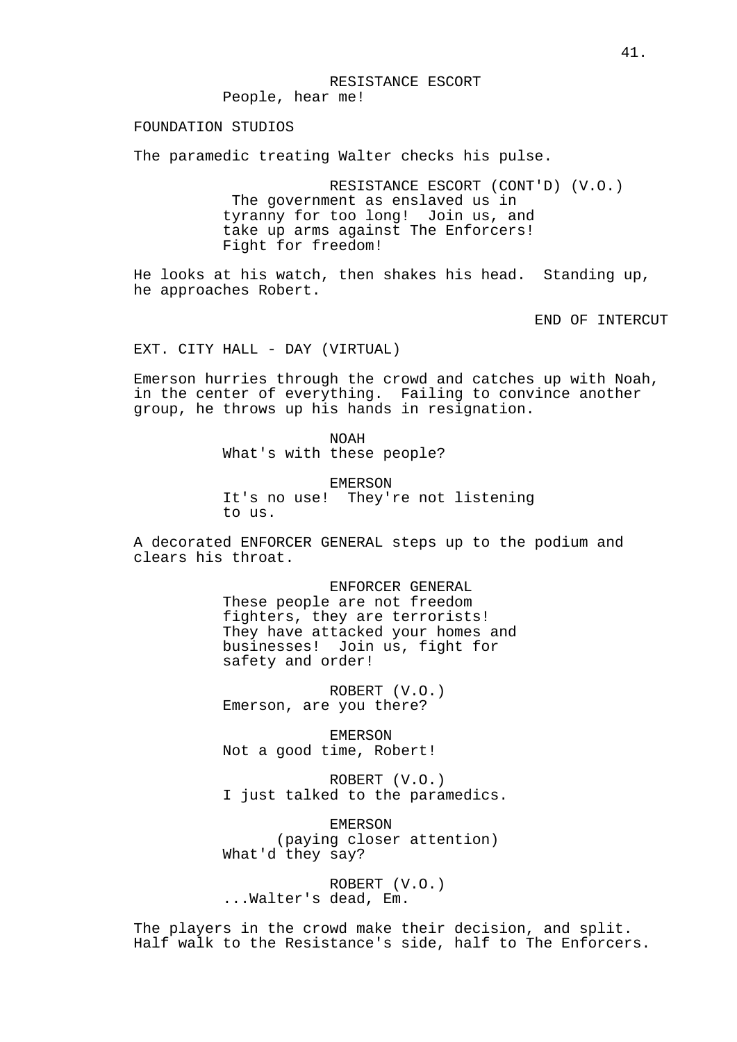RESISTANCE ESCORT
People, hear me!

FOUNDATION STUDIOS

The paramedic treating Walter checks his pulse.

RESISTANCE ESCORT (CONT'D) (V.O.)
The government as enslaved us in tyranny for too long! Join us, and take up arms against The Enforcers! Fight for freedom!

He looks at his watch, then shakes his head. Standing up, he approaches Robert.

END OF INTERCUT

EXT. CITY HALL - DAY (VIRTUAL)

Emerson hurries through the crowd and catches up with Noah, in the center of everything. Failing to convince another group, he throws up his hands in resignation.

NOAH
What's with these people?

EMERSON
It's no use! They're not listening to us.

A decorated ENFORCER GENERAL steps up to the podium and clears his throat.

ENFORCER GENERAL
These people are not freedom fighters, they are terrorists! They have attacked your homes and businesses! Join us, fight for safety and order!

ROBERT (V.O.)
Emerson, are you there?

EMERSON
Not a good time, Robert!

ROBERT (V.O.)
I just talked to the paramedics.

EMERSON
(paying closer attention)
What'd they say?

ROBERT (V.O.)
...Walter's dead, Em.

The players in the crowd make their decision, and split. Half walk to the Resistance's side, half to The Enforcers.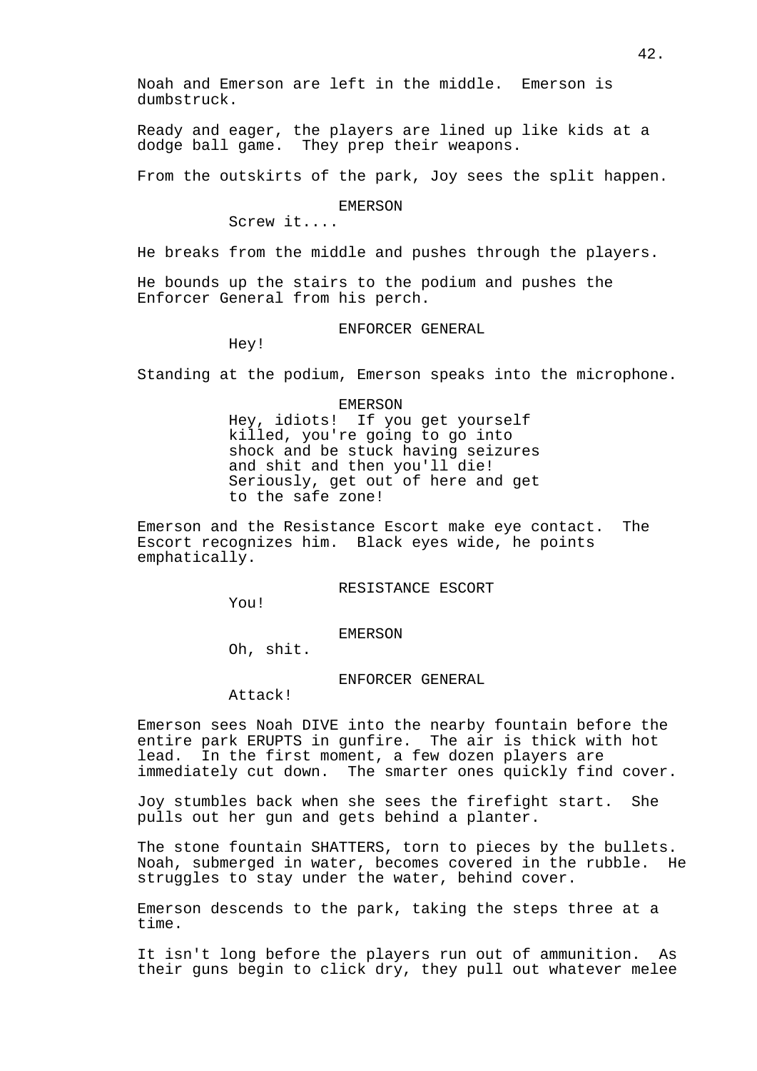Noah and Emerson are left in the middle. Emerson is dumbstruck.

Ready and eager, the players are lined up like kids at a dodge ball game. They prep their weapons.

From the outskirts of the park, Joy sees the split happen.

EMERSON
Screw it....

He breaks from the middle and pushes through the players.

He bounds up the stairs to the podium and pushes the Enforcer General from his perch.

ENFORCER GENERAL
Hey!

Standing at the podium, Emerson speaks into the microphone.

EMERSON
Hey, idiots! If you get yourself killed, you're going to go into shock and be stuck having seizures and shit and then you'll die! Seriously, get out of here and get to the safe zone!

Emerson and the Resistance Escort make eye contact. The Escort recognizes him. Black eyes wide, he points emphatically.

RESISTANCE ESCORT
You!

EMERSON
Oh, shit.

ENFORCER GENERAL
Attack!

Emerson sees Noah DIVE into the nearby fountain before the entire park ERUPTS in gunfire. The air is thick with hot lead. In the first moment, a few dozen players are immediately cut down. The smarter ones quickly find cover.

Joy stumbles back when she sees the firefight start. She pulls out her gun and gets behind a planter.

The stone fountain SHATTERS, torn to pieces by the bullets. Noah, submerged in water, becomes covered in the rubble. He struggles to stay under the water, behind cover.

Emerson descends to the park, taking the steps three at a time.

It isn't long before the players run out of ammunition. As their guns begin to click dry, they pull out whatever melee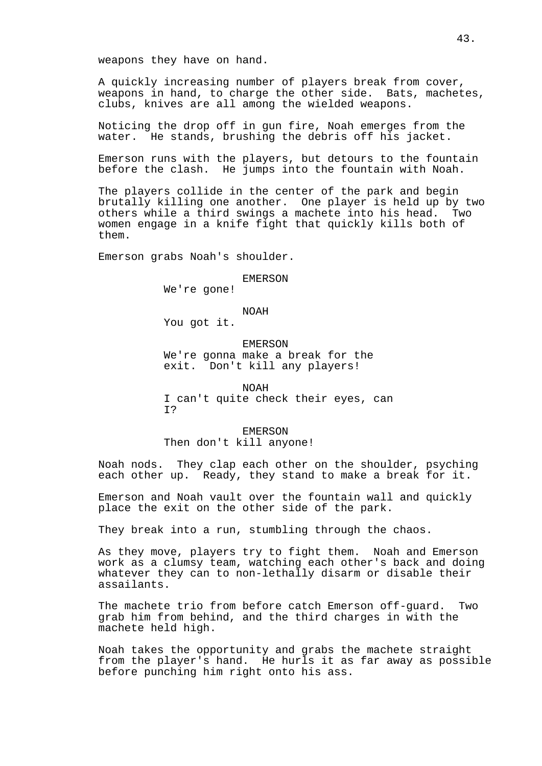weapons they have on hand.

A quickly increasing number of players break from cover, weapons in hand, to charge the other side. Bats, machetes, clubs, knives are all among the wielded weapons.

Noticing the drop off in gun fire, Noah emerges from the water. He stands, brushing the debris off his jacket.

Emerson runs with the players, but detours to the fountain before the clash. He jumps into the fountain with Noah.

The players collide in the center of the park and begin brutally killing one another. One player is held up by two others while a third swings a machete into his head. Two women engage in a knife fight that quickly kills both of them.

Emerson grabs Noah's shoulder.

EMERSON
We're gone!

NOAH
You got it.

EMERSON
We're gonna make a break for the exit. Don't kill any players!

NOAH
I can't quite check their eyes, can I?

EMERSON
Then don't kill anyone!

Noah nods. They clap each other on the shoulder, psyching each other up. Ready, they stand to make a break for it.

Emerson and Noah vault over the fountain wall and quickly place the exit on the other side of the park.

They break into a run, stumbling through the chaos.

As they move, players try to fight them. Noah and Emerson work as a clumsy team, watching each other's back and doing whatever they can to non-lethally disarm or disable their assailants.

The machete trio from before catch Emerson off-guard. Two grab him from behind, and the third charges in with the machete held high.

Noah takes the opportunity and grabs the machete straight from the player's hand. He hurls it as far away as possible before punching him right onto his ass.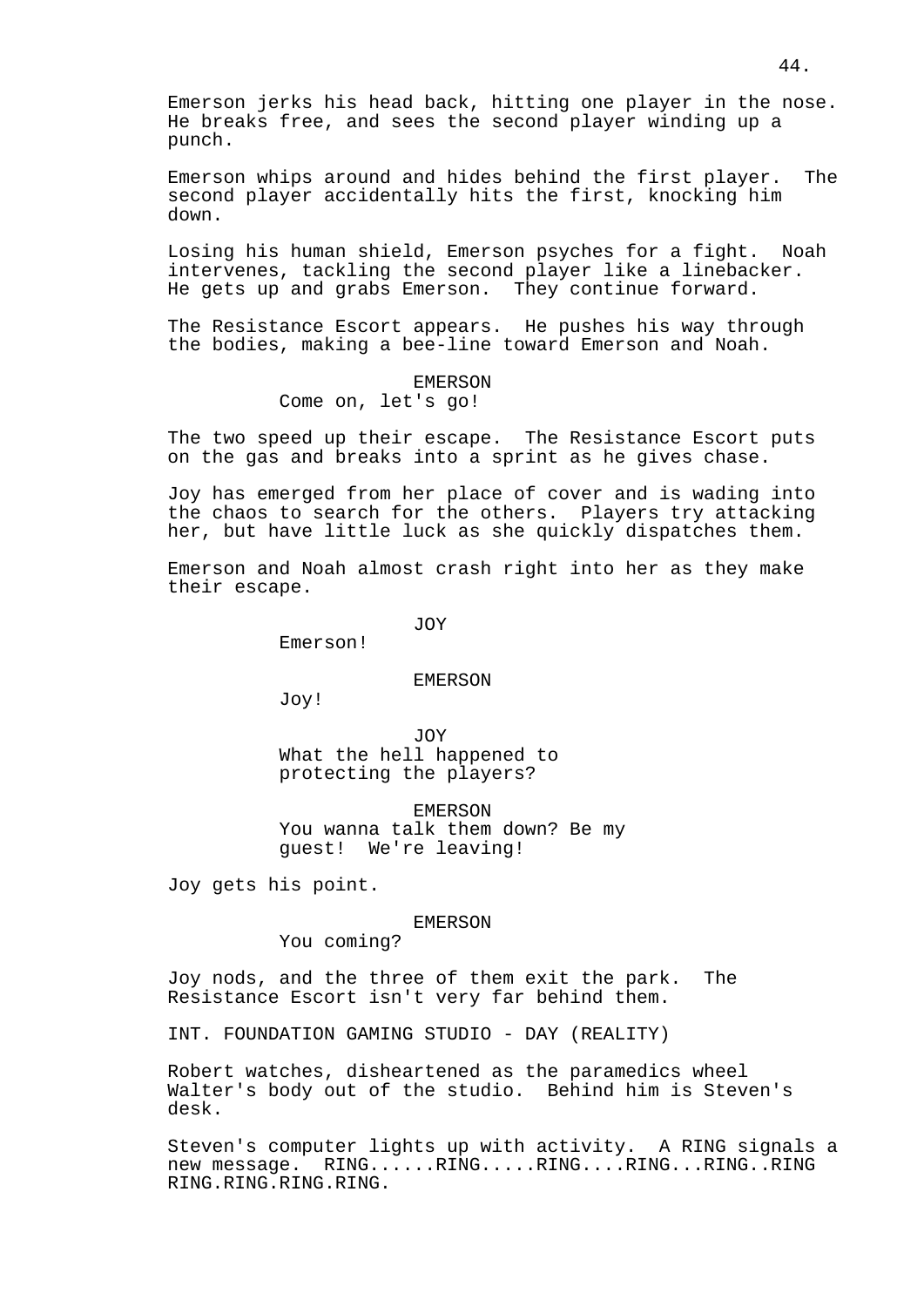Emerson jerks his head back, hitting one player in the nose. He breaks free, and sees the second player winding up a punch.

Emerson whips around and hides behind the first player. The second player accidentally hits the first, knocking him down.

Losing his human shield, Emerson psyches for a fight. Noah intervenes, tackling the second player like a linebacker. He gets up and grabs Emerson. They continue forward.

The Resistance Escort appears. He pushes his way through the bodies, making a bee-line toward Emerson and Noah.

EMERSON
Come on, let's go!

The two speed up their escape. The Resistance Escort puts on the gas and breaks into a sprint as he gives chase.

Joy has emerged from her place of cover and is wading into the chaos to search for the others. Players try attacking her, but have little luck as she quickly dispatches them.

Emerson and Noah almost crash right into her as they make their escape.

JOY
Emerson!

EMERSON
Joy!

JOY
What the hell happened to protecting the players?

EMERSON
You wanna talk them down? Be my guest! We're leaving!

Joy gets his point.

EMERSON
You coming?

Joy nods, and the three of them exit the park. The Resistance Escort isn't very far behind them.

INT. FOUNDATION GAMING STUDIO - DAY (REALITY)

Robert watches, disheartened as the paramedics wheel Walter's body out of the studio. Behind him is Steven's desk.

Steven's computer lights up with activity. A RING signals a new message. RING......RING.....RING....RING...RING..RING RING.RING.RING.RING.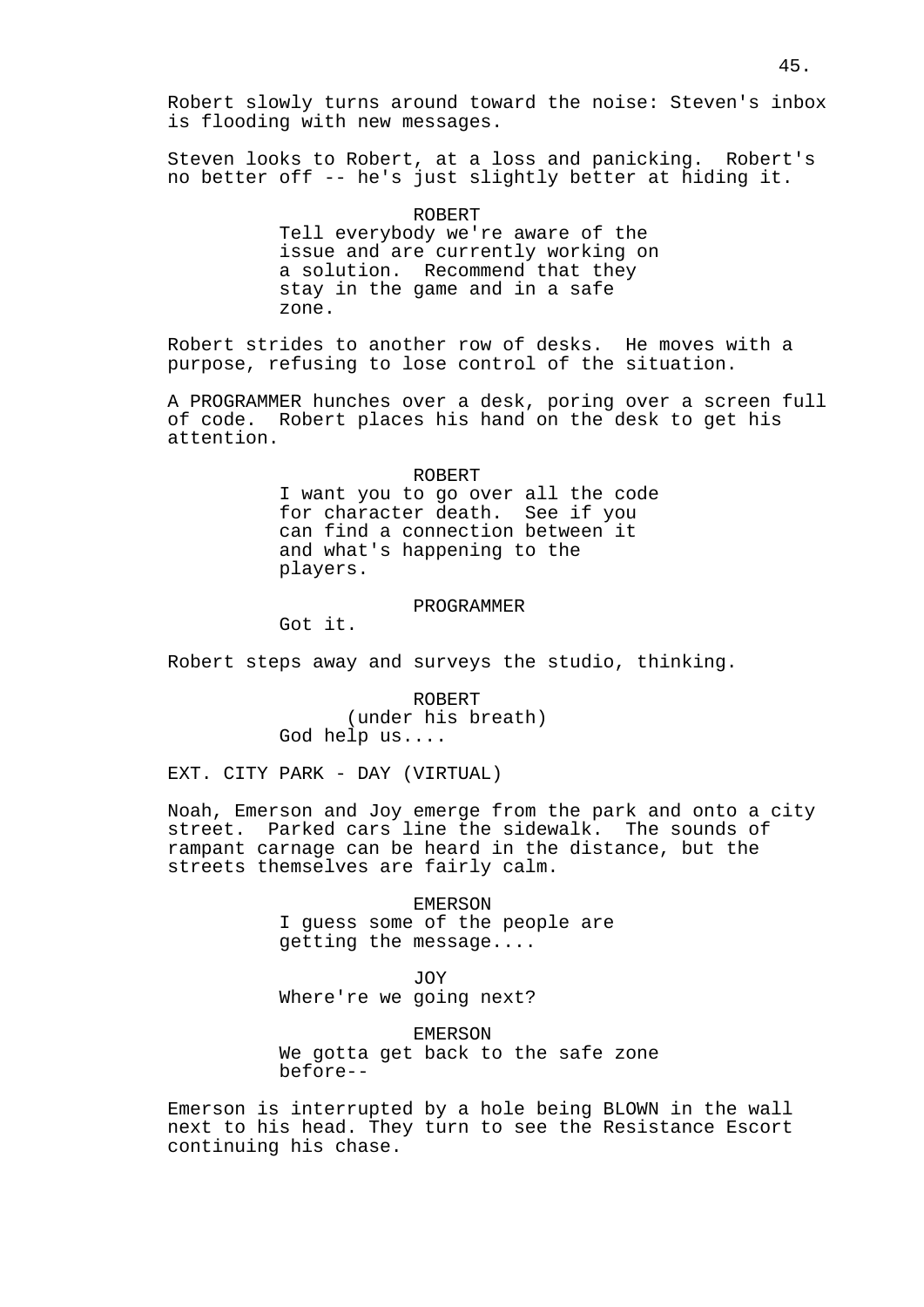Robert slowly turns around toward the noise: Steven's inbox is flooding with new messages.

Steven looks to Robert, at a loss and panicking. Robert's no better off -- he's just slightly better at hiding it.

ROBERT
Tell everybody we're aware of the issue and are currently working on a solution. Recommend that they stay in the game and in a safe zone.

Robert strides to another row of desks. He moves with a purpose, refusing to lose control of the situation.

A PROGRAMMER hunches over a desk, poring over a screen full of code. Robert places his hand on the desk to get his attention.

ROBERT
I want you to go over all the code for character death. See if you can find a connection between it and what's happening to the players.

PROGRAMMER
Got it.

Robert steps away and surveys the studio, thinking.

ROBERT
(under his breath)
God help us....

EXT. CITY PARK - DAY (VIRTUAL)

Noah, Emerson and Joy emerge from the park and onto a city street. Parked cars line the sidewalk. The sounds of rampant carnage can be heard in the distance, but the streets themselves are fairly calm.

EMERSON
I guess some of the people are getting the message....

JOY
Where're we going next?

EMERSON
We gotta get back to the safe zone before--

Emerson is interrupted by a hole being BLOWN in the wall next to his head. They turn to see the Resistance Escort continuing his chase.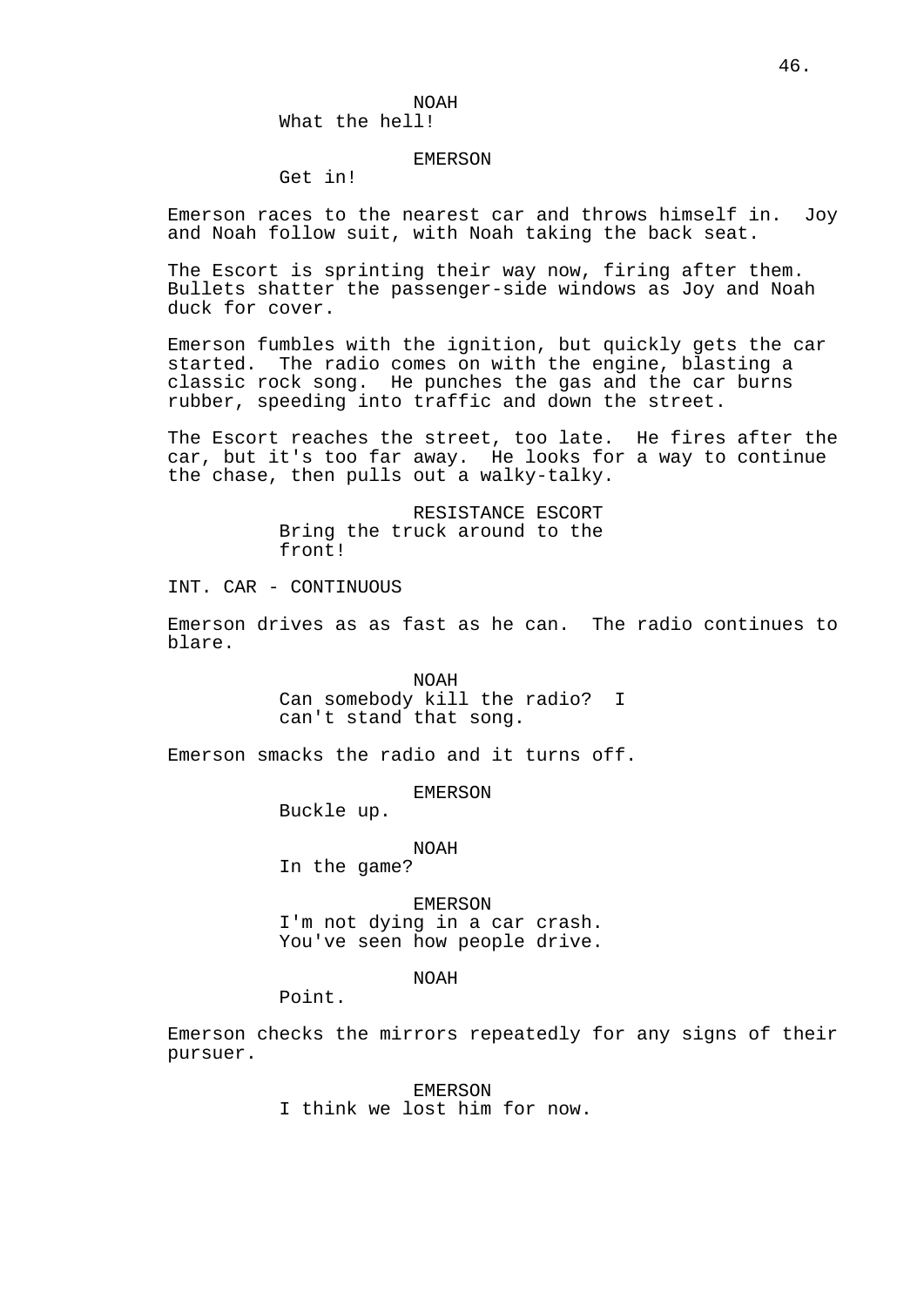NOAH
What the hell!

EMERSON
Get in!

Emerson races to the nearest car and throws himself in. Joy and Noah follow suit, with Noah taking the back seat.

The Escort is sprinting their way now, firing after them. Bullets shatter the passenger-side windows as Joy and Noah duck for cover.

Emerson fumbles with the ignition, but quickly gets the car started. The radio comes on with the engine, blasting a classic rock song. He punches the gas and the car burns rubber, speeding into traffic and down the street.

The Escort reaches the street, too late. He fires after the car, but it's too far away. He looks for a way to continue the chase, then pulls out a walky-talky.

RESISTANCE ESCORT
Bring the truck around to the front!

INT. CAR - CONTINUOUS

Emerson drives as as fast as he can. The radio continues to blare.

NOAH
Can somebody kill the radio? I can't stand that song.

Emerson smacks the radio and it turns off.

EMERSON
Buckle up.

NOAH
In the game?

EMERSON
I'm not dying in a car crash. You've seen how people drive.

NOAH
Point.

Emerson checks the mirrors repeatedly for any signs of their pursuer.

EMERSON
I think we lost him for now.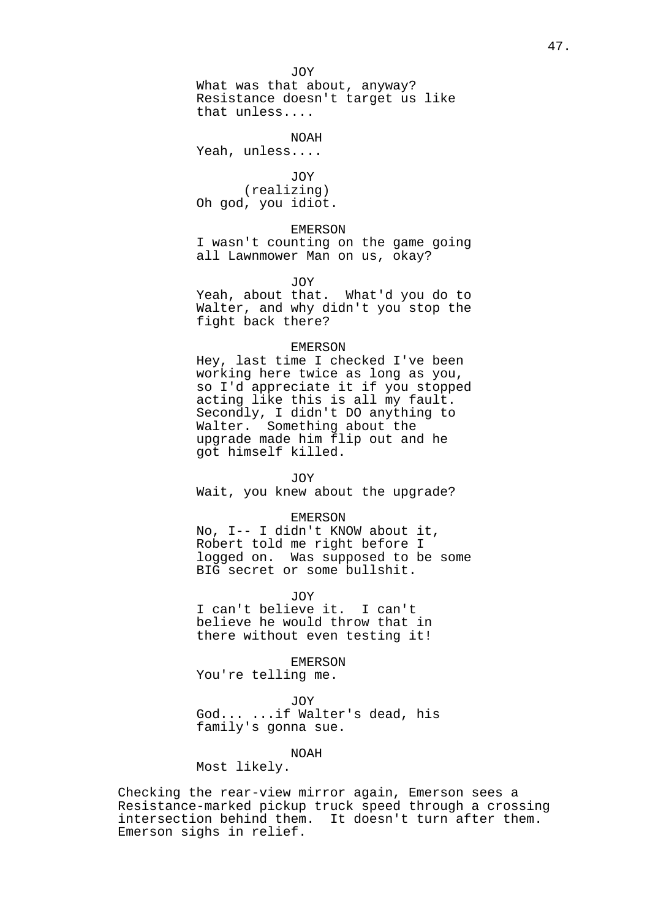JOY
What was that about, anyway?
Resistance doesn't target us like
that unless....

NOAH
Yeah, unless....

JOY
(realizing)
Oh god, you idiot.

EMERSON
I wasn't counting on the game going
all Lawnmower Man on us, okay?

JOY
Yeah, about that. What'd you do to
Walter, and why didn't you stop the
fight back there?

EMERSON
Hey, last time I checked I've been
working here twice as long as you,
so I'd appreciate it if you stopped
acting like this is all my fault.
Secondly, I didn't DO anything to
Walter. Something about the
upgrade made him flip out and he
got himself killed.

JOY
Wait, you knew about the upgrade?

EMERSON
No, I-- I didn't KNOW about it,
Robert told me right before I
logged on. Was supposed to be some
BIG secret or some bullshit.

JOY
I can't believe it. I can't
believe he would throw that in
there without even testing it!

EMERSON
You're telling me.

JOY
God... ...if Walter's dead, his
family's gonna sue.

NOAH
Most likely.

Checking the rear-view mirror again, Emerson sees a
Resistance-marked pickup truck speed through a crossing
intersection behind them. It doesn't turn after them.
Emerson sighs in relief.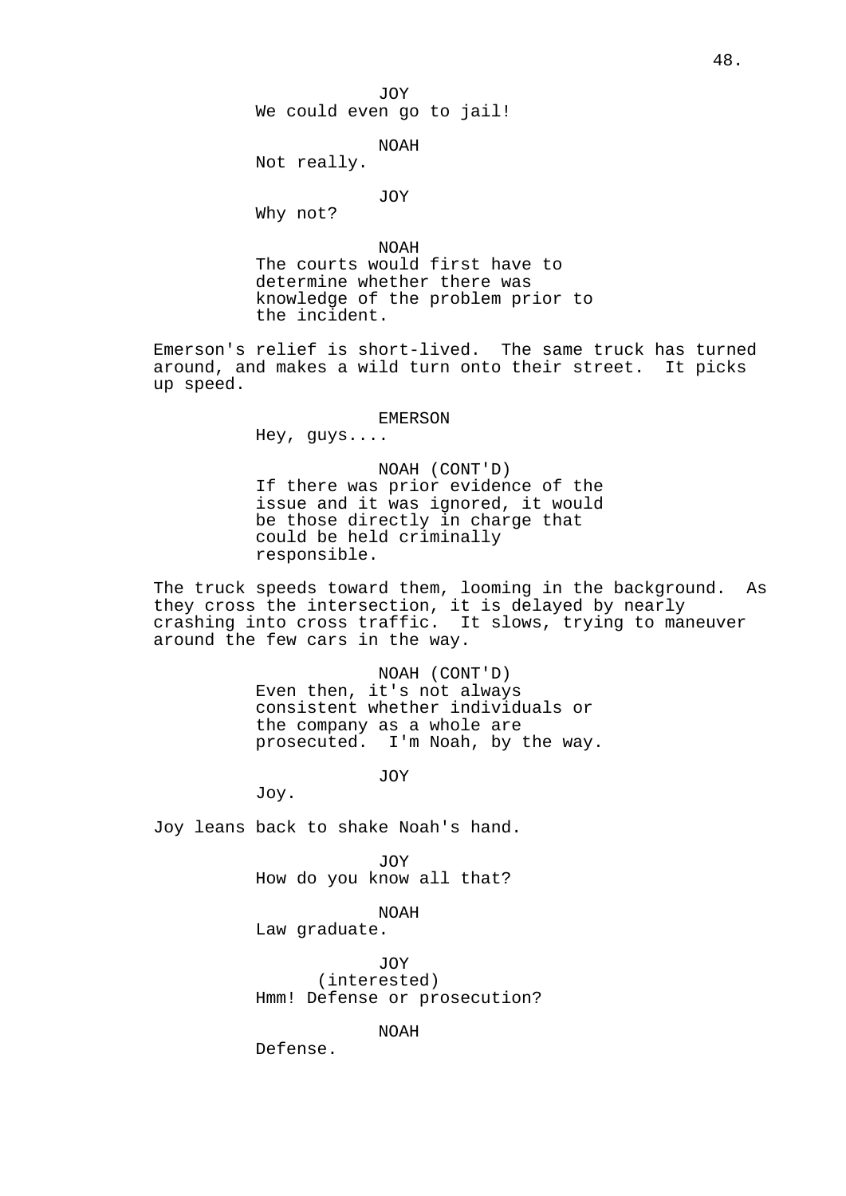JOY
We could even go to jail!

NOAH
Not really.

JOY
Why not?

NOAH
The courts would first have to determine whether there was knowledge of the problem prior to the incident.

Emerson's relief is short-lived. The same truck has turned around, and makes a wild turn onto their street. It picks up speed.

EMERSON
Hey, guys....

NOAH (CONT'D)
If there was prior evidence of the issue and it was ignored, it would be those directly in charge that could be held criminally responsible.

The truck speeds toward them, looming in the background. As they cross the intersection, it is delayed by nearly crashing into cross traffic. It slows, trying to maneuver around the few cars in the way.

NOAH (CONT'D)
Even then, it's not always consistent whether individuals or the company as a whole are prosecuted. I'm Noah, by the way.

JOY
Joy.

Joy leans back to shake Noah's hand.

JOY
How do you know all that?

NOAH
Law graduate.

JOY
(interested)
Hmm! Defense or prosecution?

NOAH
Defense.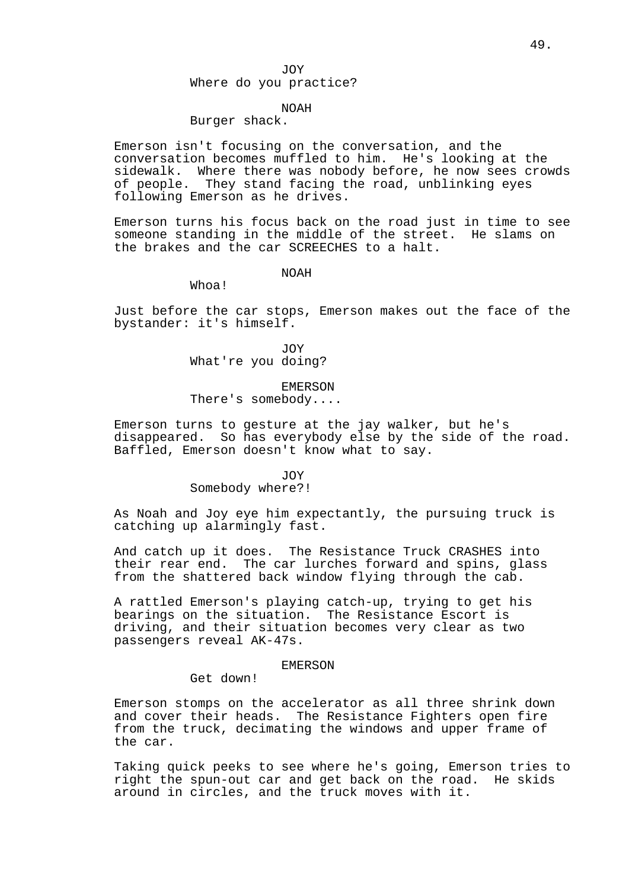JOY
Where do you practice?

NOAH
Burger shack.

Emerson isn't focusing on the conversation, and the conversation becomes muffled to him. He's looking at the sidewalk. Where there was nobody before, he now sees crowds of people. They stand facing the road, unblinking eyes following Emerson as he drives.

Emerson turns his focus back on the road just in time to see someone standing in the middle of the street. He slams on the brakes and the car SCREECHES to a halt.

NOAH
Whoa!

Just before the car stops, Emerson makes out the face of the bystander: it's himself.

JOY
What're you doing?

EMERSON
There's somebody....

Emerson turns to gesture at the jay walker, but he's disappeared. So has everybody else by the side of the road. Baffled, Emerson doesn't know what to say.

JOY
Somebody where?!

As Noah and Joy eye him expectantly, the pursuing truck is catching up alarmingly fast.

And catch up it does. The Resistance Truck CRASHES into their rear end. The car lurches forward and spins, glass from the shattered back window flying through the cab.

A rattled Emerson's playing catch-up, trying to get his bearings on the situation. The Resistance Escort is driving, and their situation becomes very clear as two passengers reveal AK-47s.

EMERSON
Get down!

Emerson stomps on the accelerator as all three shrink down and cover their heads. The Resistance Fighters open fire from the truck, decimating the windows and upper frame of the car.

Taking quick peeks to see where he's going, Emerson tries to right the spun-out car and get back on the road. He skids around in circles, and the truck moves with it.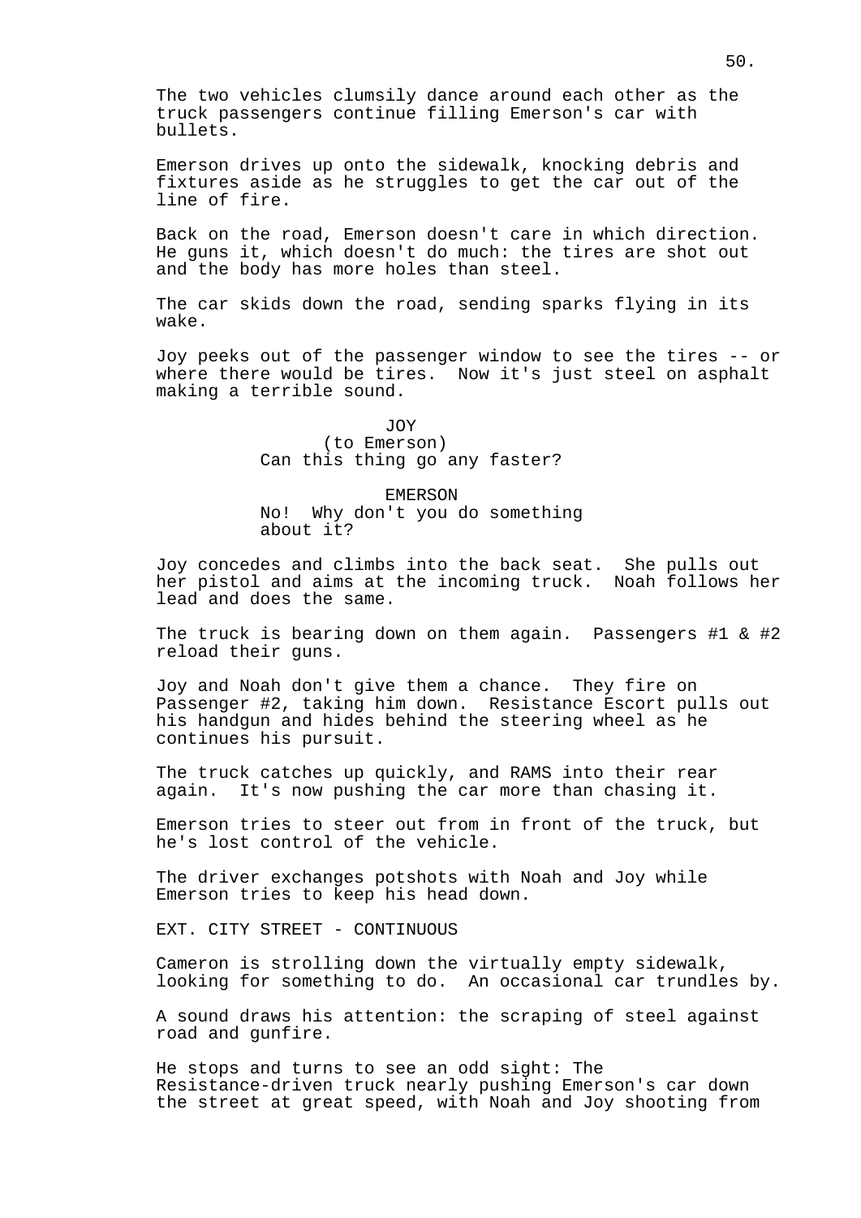The two vehicles clumsily dance around each other as the truck passengers continue filling Emerson's car with bullets.

Emerson drives up onto the sidewalk, knocking debris and fixtures aside as he struggles to get the car out of the line of fire.

Back on the road, Emerson doesn't care in which direction. He guns it, which doesn't do much: the tires are shot out and the body has more holes than steel.

The car skids down the road, sending sparks flying in its wake.

Joy peeks out of the passenger window to see the tires -- or where there would be tires. Now it's just steel on asphalt making a terrible sound.

JOY
(to Emerson)
Can this thing go any faster?

EMERSON
No! Why don't you do something about it?

Joy concedes and climbs into the back seat. She pulls out her pistol and aims at the incoming truck. Noah follows her lead and does the same.

The truck is bearing down on them again. Passengers #1 & #2 reload their guns.

Joy and Noah don't give them a chance. They fire on Passenger #2, taking him down. Resistance Escort pulls out his handgun and hides behind the steering wheel as he continues his pursuit.

The truck catches up quickly, and RAMS into their rear again. It's now pushing the car more than chasing it.

Emerson tries to steer out from in front of the truck, but he's lost control of the vehicle.

The driver exchanges potshots with Noah and Joy while Emerson tries to keep his head down.

EXT. CITY STREET - CONTINUOUS

Cameron is strolling down the virtually empty sidewalk, looking for something to do. An occasional car trundles by.

A sound draws his attention: the scraping of steel against road and gunfire.

He stops and turns to see an odd sight: The Resistance-driven truck nearly pushing Emerson's car down the street at great speed, with Noah and Joy shooting from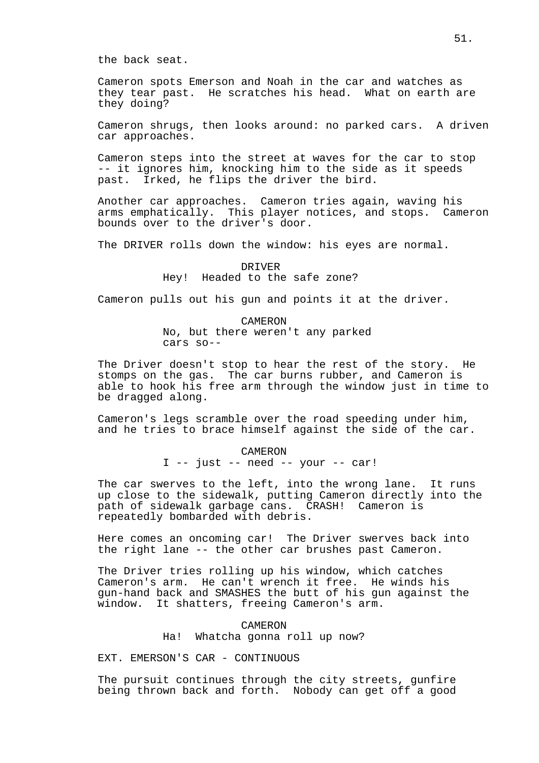the back seat.

Cameron spots Emerson and Noah in the car and watches as they tear past. He scratches his head. What on earth are they doing?

Cameron shrugs, then looks around: no parked cars. A driven car approaches.

Cameron steps into the street at waves for the car to stop -- it ignores him, knocking him to the side as it speeds past. Irked, he flips the driver the bird.

Another car approaches. Cameron tries again, waving his arms emphatically. This player notices, and stops. Cameron bounds over to the driver's door.

The DRIVER rolls down the window: his eyes are normal.

DRIVER
Hey! Headed to the safe zone?

Cameron pulls out his gun and points it at the driver.

CAMERON
No, but there weren't any parked cars so--

The Driver doesn't stop to hear the rest of the story. He stomps on the gas. The car burns rubber, and Cameron is able to hook his free arm through the window just in time to be dragged along.

Cameron's legs scramble over the road speeding under him, and he tries to brace himself against the side of the car.

CAMERON
I -- just -- need -- your -- car!

The car swerves to the left, into the wrong lane. It runs up close to the sidewalk, putting Cameron directly into the path of sidewalk garbage cans. CRASH! Cameron is repeatedly bombarded with debris.

Here comes an oncoming car! The Driver swerves back into the right lane -- the other car brushes past Cameron.

The Driver tries rolling up his window, which catches Cameron's arm. He can't wrench it free. He winds his gun-hand back and SMASHES the butt of his gun against the window. It shatters, freeing Cameron's arm.

CAMERON
Ha! Whatcha gonna roll up now?

EXT. EMERSON'S CAR - CONTINUOUS

The pursuit continues through the city streets, gunfire being thrown back and forth. Nobody can get off a good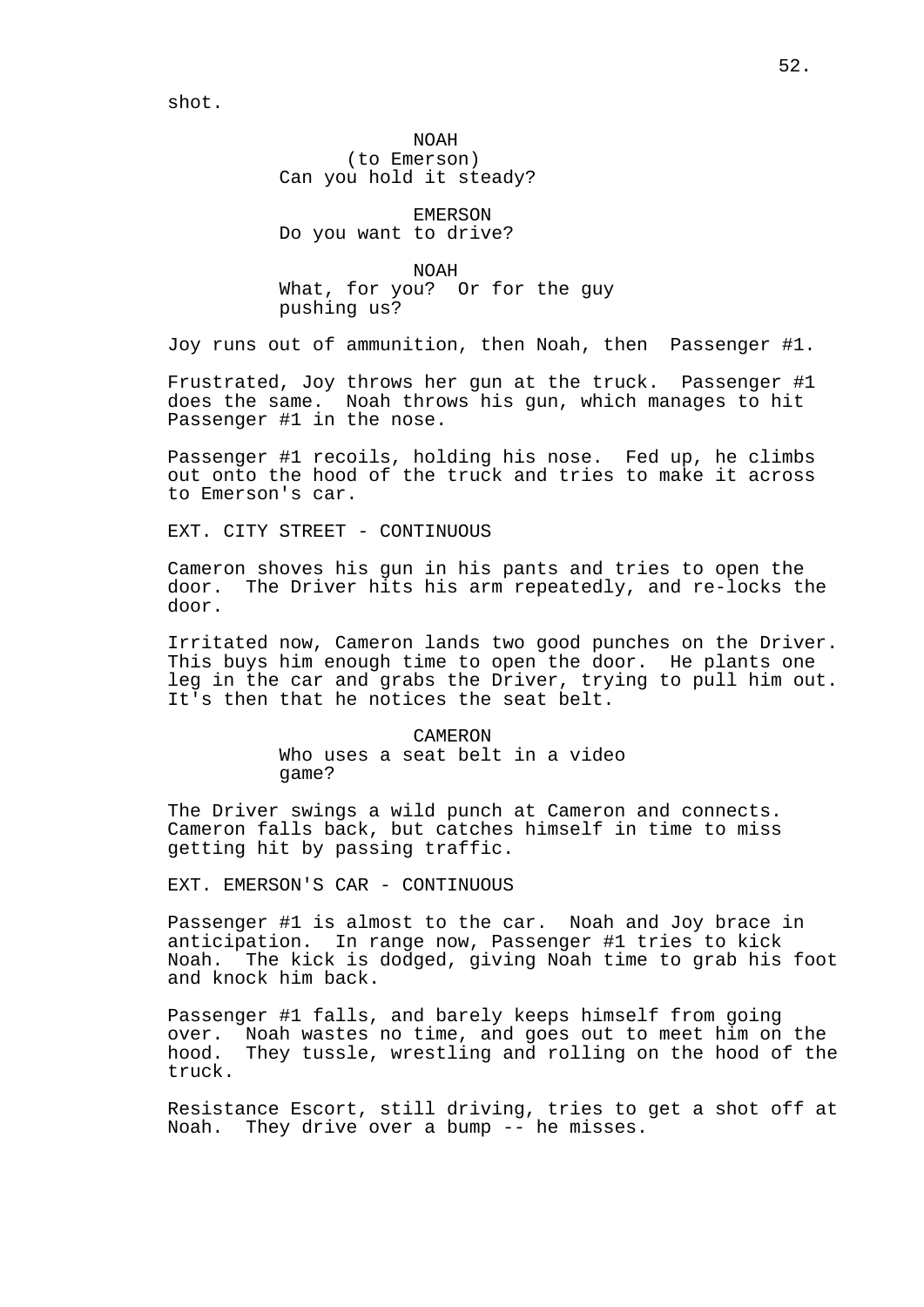shot.

NOAH
(to Emerson)
Can you hold it steady?

EMERSON
Do you want to drive?

NOAH
What, for you? Or for the guy pushing us?

Joy runs out of ammunition, then Noah, then Passenger #1.

Frustrated, Joy throws her gun at the truck. Passenger #1 does the same. Noah throws his gun, which manages to hit Passenger #1 in the nose.

Passenger #1 recoils, holding his nose. Fed up, he climbs out onto the hood of the truck and tries to make it across to Emerson's car.

EXT. CITY STREET - CONTINUOUS

Cameron shoves his gun in his pants and tries to open the door. The Driver hits his arm repeatedly, and re-locks the door.

Irritated now, Cameron lands two good punches on the Driver. This buys him enough time to open the door. He plants one leg in the car and grabs the Driver, trying to pull him out. It's then that he notices the seat belt.

CAMERON
Who uses a seat belt in a video game?

The Driver swings a wild punch at Cameron and connects. Cameron falls back, but catches himself in time to miss getting hit by passing traffic.

EXT. EMERSON'S CAR - CONTINUOUS

Passenger #1 is almost to the car. Noah and Joy brace in anticipation. In range now, Passenger #1 tries to kick Noah. The kick is dodged, giving Noah time to grab his foot and knock him back.

Passenger #1 falls, and barely keeps himself from going over. Noah wastes no time, and goes out to meet him on the hood. They tussle, wrestling and rolling on the hood of the truck.

Resistance Escort, still driving, tries to get a shot off at Noah. They drive over a bump -- he misses.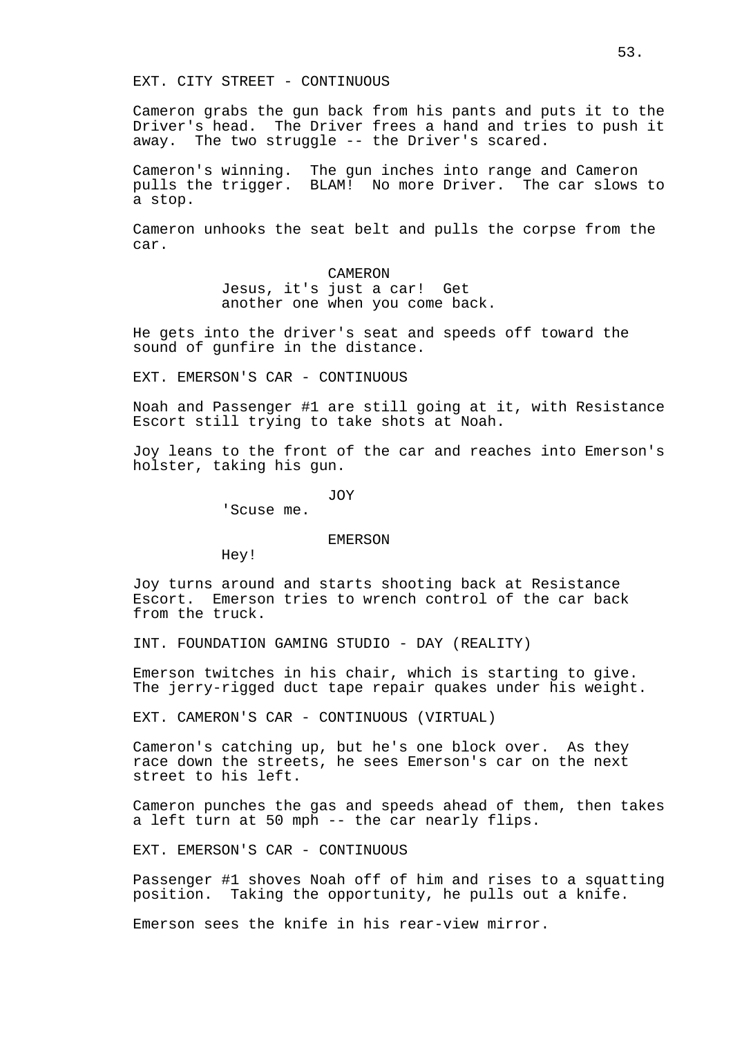EXT. CITY STREET - CONTINUOUS

Cameron grabs the gun back from his pants and puts it to the Driver's head. The Driver frees a hand and tries to push it away. The two struggle -- the Driver's scared.

Cameron's winning. The gun inches into range and Cameron pulls the trigger. BLAM! No more Driver. The car slows to a stop.

Cameron unhooks the seat belt and pulls the corpse from the car.

CAMERON
Jesus, it's just a car! Get another one when you come back.

He gets into the driver's seat and speeds off toward the sound of gunfire in the distance.

EXT. EMERSON'S CAR - CONTINUOUS

Noah and Passenger #1 are still going at it, with Resistance Escort still trying to take shots at Noah.

Joy leans to the front of the car and reaches into Emerson's holster, taking his gun.

JOY
'Scuse me.

EMERSON
Hey!

Joy turns around and starts shooting back at Resistance Escort. Emerson tries to wrench control of the car back from the truck.

INT. FOUNDATION GAMING STUDIO - DAY (REALITY)

Emerson twitches in his chair, which is starting to give. The jerry-rigged duct tape repair quakes under his weight.

EXT. CAMERON'S CAR - CONTINUOUS (VIRTUAL)

Cameron's catching up, but he's one block over. As they race down the streets, he sees Emerson's car on the next street to his left.

Cameron punches the gas and speeds ahead of them, then takes a left turn at 50 mph -- the car nearly flips.

EXT. EMERSON'S CAR - CONTINUOUS

Passenger #1 shoves Noah off of him and rises to a squatting position. Taking the opportunity, he pulls out a knife.

Emerson sees the knife in his rear-view mirror.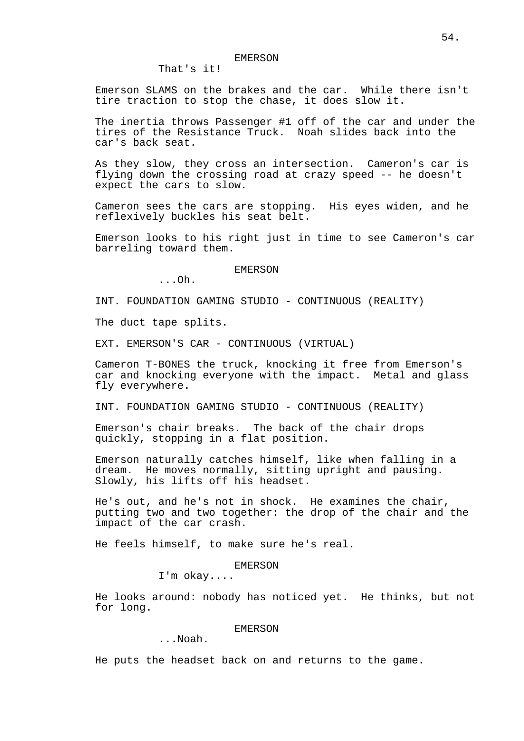EMERSON

That's it!

Emerson SLAMS on the brakes and the car. While there isn't tire traction to stop the chase, it does slow it.

The inertia throws Passenger #1 off of the car and under the tires of the Resistance Truck. Noah slides back into the car's back seat.

As they slow, they cross an intersection. Cameron's car is flying down the crossing road at crazy speed -- he doesn't expect the cars to slow.

Cameron sees the cars are stopping. His eyes widen, and he reflexively buckles his seat belt.

Emerson looks to his right just in time to see Cameron's car barreling toward them.

EMERSON

...Oh.

INT. FOUNDATION GAMING STUDIO - CONTINUOUS (REALITY)

The duct tape splits.

EXT. EMERSON'S CAR - CONTINUOUS (VIRTUAL)

Cameron T-BONES the truck, knocking it free from Emerson's car and knocking everyone with the impact. Metal and glass fly everywhere.

INT. FOUNDATION GAMING STUDIO - CONTINUOUS (REALITY)

Emerson's chair breaks. The back of the chair drops quickly, stopping in a flat position.

Emerson naturally catches himself, like when falling in a dream. He moves normally, sitting upright and pausing. Slowly, his lifts off his headset.

He's out, and he's not in shock. He examines the chair, putting two and two together: the drop of the chair and the impact of the car crash.

He feels himself, to make sure he's real.

EMERSON

I'm okay....

He looks around: nobody has noticed yet. He thinks, but not for long.

EMERSON

...Noah.

He puts the headset back on and returns to the game.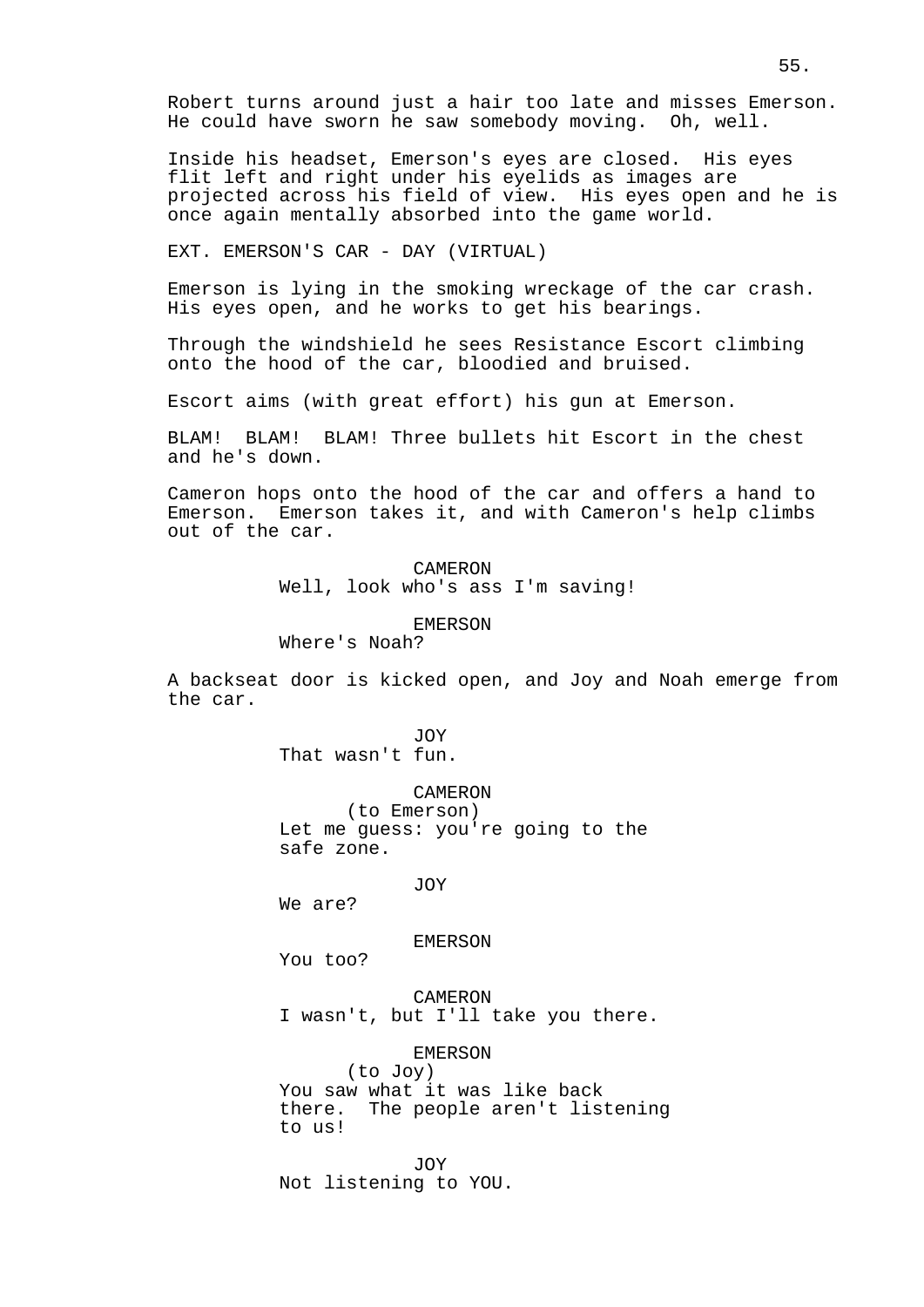Robert turns around just a hair too late and misses Emerson. He could have sworn he saw somebody moving. Oh, well.

Inside his headset, Emerson's eyes are closed. His eyes flit left and right under his eyelids as images are projected across his field of view. His eyes open and he is once again mentally absorbed into the game world.

EXT. EMERSON'S CAR - DAY (VIRTUAL)

Emerson is lying in the smoking wreckage of the car crash. His eyes open, and he works to get his bearings.

Through the windshield he sees Resistance Escort climbing onto the hood of the car, bloodied and bruised.

Escort aims (with great effort) his gun at Emerson.

BLAM! BLAM! BLAM! Three bullets hit Escort in the chest and he's down.

Cameron hops onto the hood of the car and offers a hand to Emerson. Emerson takes it, and with Cameron's help climbs out of the car.

CAMERON
Well, look who's ass I'm saving!

EMERSON
Where's Noah?

A backseat door is kicked open, and Joy and Noah emerge from the car.

JOY
That wasn't fun.

CAMERON
(to Emerson)
Let me guess: you're going to the safe zone.

JOY
We are?

EMERSON
You too?

CAMERON
I wasn't, but I'll take you there.

EMERSON
(to Joy)
You saw what it was like back there. The people aren't listening to us!

JOY
Not listening to YOU.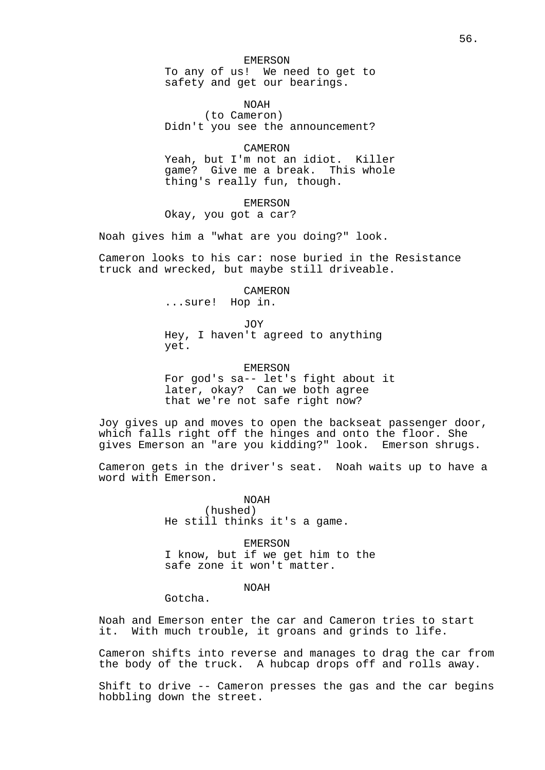EMERSON
To any of us!  We need to get to safety and get our bearings.

NOAH
(to Cameron)
Didn't you see the announcement?

CAMERON
Yeah, but I'm not an idiot.  Killer game?  Give me a break.  This whole thing's really fun, though.

EMERSON
Okay, you got a car?

Noah gives him a "what are you doing?" look.

Cameron looks to his car: nose buried in the Resistance truck and wrecked, but maybe still driveable.

CAMERON
...sure!  Hop in.

JOY
Hey, I haven't agreed to anything yet.

EMERSON
For god's sa-- let's fight about it later, okay?  Can we both agree that we're not safe right now?

Joy gives up and moves to open the backseat passenger door, which falls right off the hinges and onto the floor. She gives Emerson an "are you kidding?" look.  Emerson shrugs.

Cameron gets in the driver's seat.  Noah waits up to have a word with Emerson.

NOAH
(hushed)
He still thinks it's a game.

EMERSON
I know, but if we get him to the safe zone it won't matter.

NOAH
Gotcha.

Noah and Emerson enter the car and Cameron tries to start it.  With much trouble, it groans and grinds to life.

Cameron shifts into reverse and manages to drag the car from the body of the truck.  A hubcap drops off and rolls away.

Shift to drive -- Cameron presses the gas and the car begins hobbling down the street.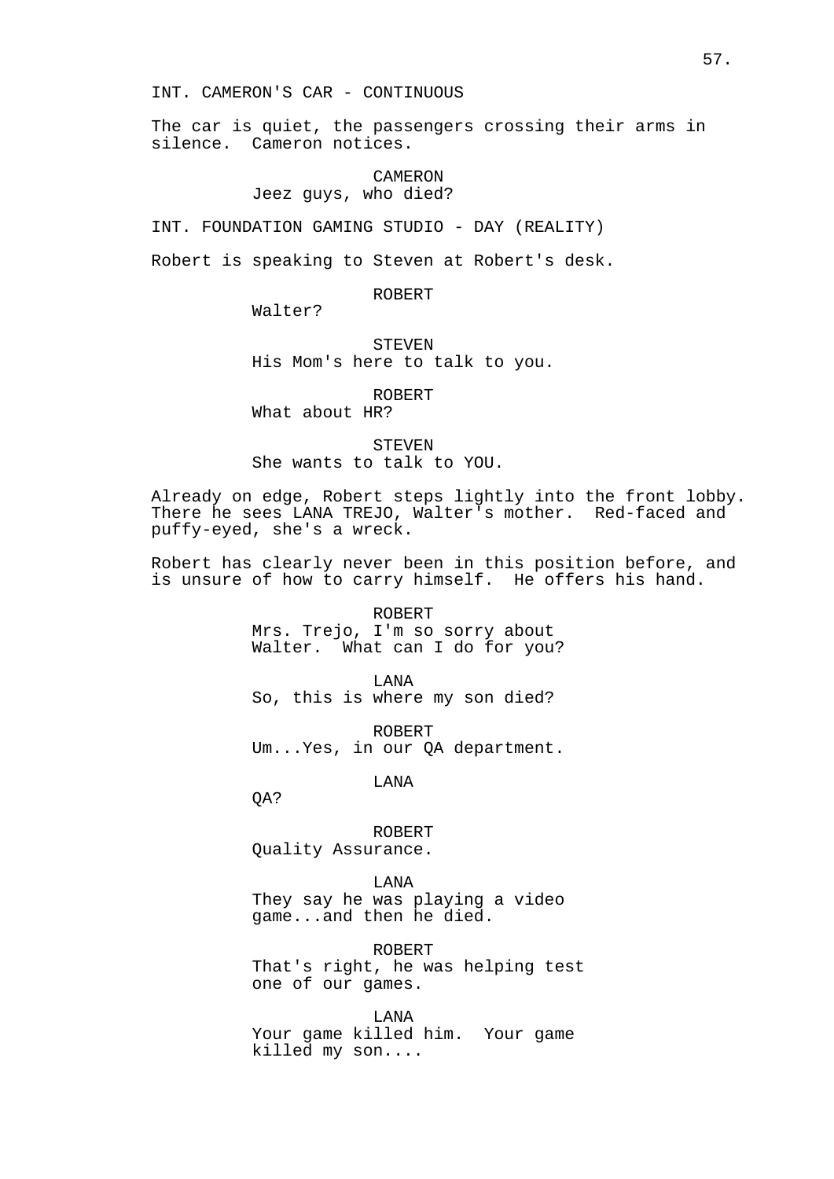INT. CAMERON'S CAR - CONTINUOUS

The car is quiet, the passengers crossing their arms in silence. Cameron notices.

CAMERON
Jeez guys, who died?

INT. FOUNDATION GAMING STUDIO - DAY (REALITY)

Robert is speaking to Steven at Robert's desk.

ROBERT
Walter?

STEVEN
His Mom's here to talk to you.

ROBERT
What about HR?

STEVEN
She wants to talk to YOU.

Already on edge, Robert steps lightly into the front lobby. There he sees LANA TREJO, Walter's mother. Red-faced and puffy-eyed, she's a wreck.

Robert has clearly never been in this position before, and is unsure of how to carry himself. He offers his hand.

ROBERT
Mrs. Trejo, I'm so sorry about Walter. What can I do for you?

LANA
So, this is where my son died?

ROBERT
Um...Yes, in our QA department.

LANA
QA?

ROBERT
Quality Assurance.

LANA
They say he was playing a video game...and then he died.

ROBERT
That's right, he was helping test one of our games.

LANA
Your game killed him. Your game killed my son....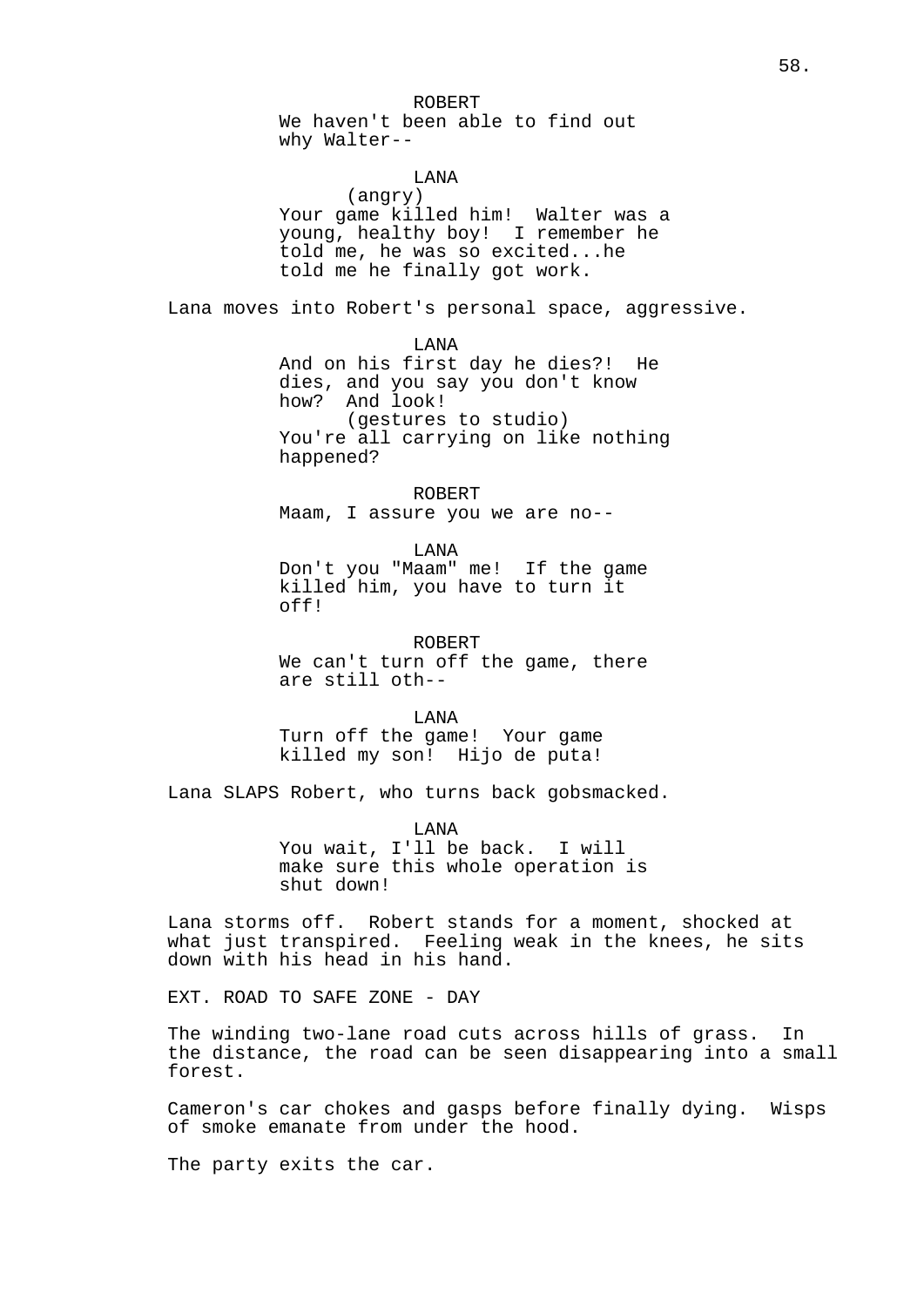ROBERT
We haven't been able to find out why Walter--

LANA
(angry)
Your game killed him! Walter was a young, healthy boy! I remember he told me, he was so excited...he told me he finally got work.

Lana moves into Robert's personal space, aggressive.

LANA
And on his first day he dies?! He dies, and you say you don't know how? And look!
(gestures to studio)
You're all carrying on like nothing happened?

ROBERT
Maam, I assure you we are no--

LANA
Don't you "Maam" me! If the game killed him, you have to turn it off!

ROBERT
We can't turn off the game, there are still oth--

LANA
Turn off the game! Your game killed my son! Hijo de puta!

Lana SLAPS Robert, who turns back gobsmacked.

LANA
You wait, I'll be back. I will make sure this whole operation is shut down!

Lana storms off. Robert stands for a moment, shocked at what just transpired. Feeling weak in the knees, he sits down with his head in his hand.

EXT. ROAD TO SAFE ZONE - DAY

The winding two-lane road cuts across hills of grass. In the distance, the road can be seen disappearing into a small forest.

Cameron's car chokes and gasps before finally dying. Wisps of smoke emanate from under the hood.

The party exits the car.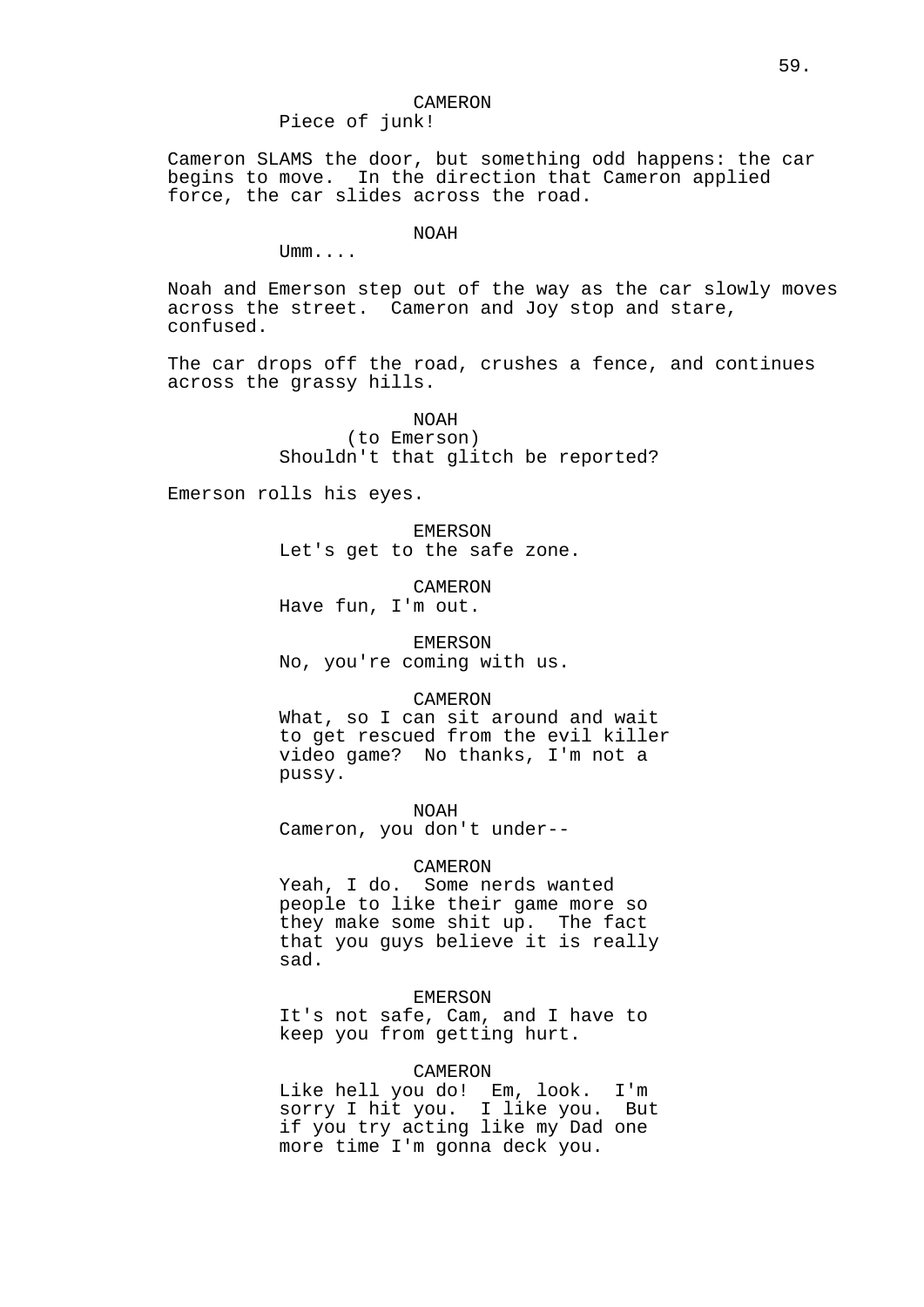CAMERON
Piece of junk!

Cameron SLAMS the door, but something odd happens: the car begins to move. In the direction that Cameron applied force, the car slides across the road.

NOAH
Umm....

Noah and Emerson step out of the way as the car slowly moves across the street. Cameron and Joy stop and stare, confused.

The car drops off the road, crushes a fence, and continues across the grassy hills.

NOAH
(to Emerson)
Shouldn't that glitch be reported?

Emerson rolls his eyes.

EMERSON
Let's get to the safe zone.

CAMERON
Have fun, I'm out.

EMERSON
No, you're coming with us.

CAMERON
What, so I can sit around and wait to get rescued from the evil killer video game? No thanks, I'm not a pussy.

NOAH
Cameron, you don't under--

CAMERON
Yeah, I do. Some nerds wanted people to like their game more so they make some shit up. The fact that you guys believe it is really sad.

EMERSON
It's not safe, Cam, and I have to keep you from getting hurt.

CAMERON
Like hell you do! Em, look. I'm sorry I hit you. I like you. But if you try acting like my Dad one more time I'm gonna deck you.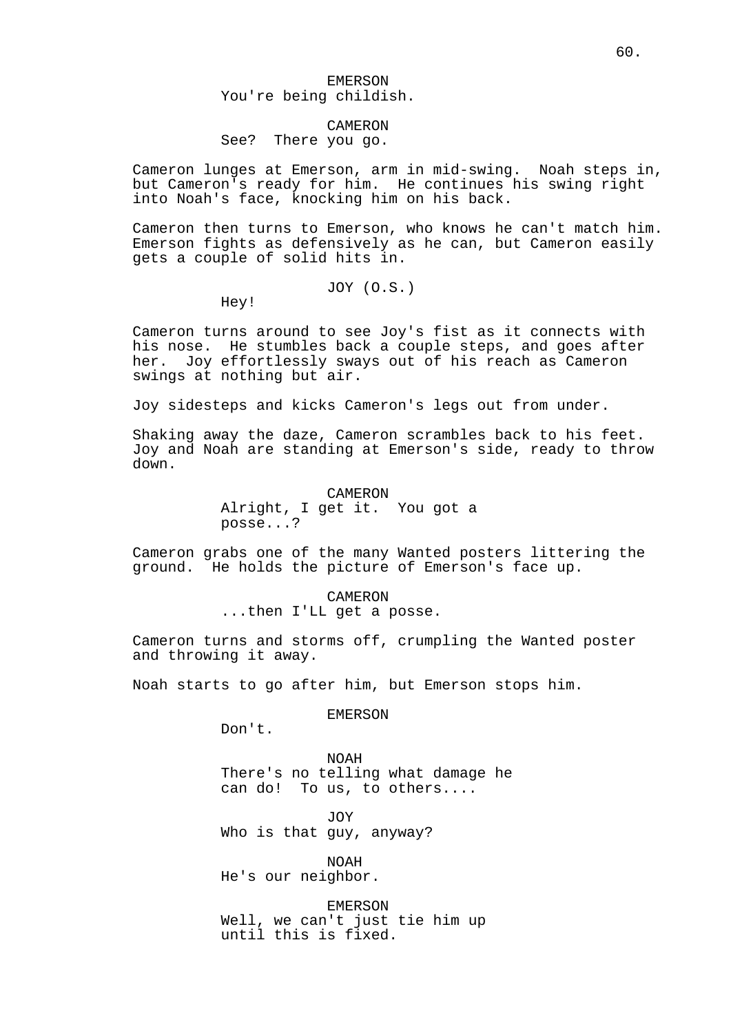EMERSON
You're being childish.

CAMERON
See?  There you go.

Cameron lunges at Emerson, arm in mid-swing.  Noah steps in, but Cameron's ready for him.  He continues his swing right into Noah's face, knocking him on his back.

Cameron then turns to Emerson, who knows he can't match him. Emerson fights as defensively as he can, but Cameron easily gets a couple of solid hits in.

JOY (O.S.)
Hey!

Cameron turns around to see Joy's fist as it connects with his nose.  He stumbles back a couple steps, and goes after her.  Joy effortlessly sways out of his reach as Cameron swings at nothing but air.

Joy sidesteps and kicks Cameron's legs out from under.

Shaking away the daze, Cameron scrambles back to his feet. Joy and Noah are standing at Emerson's side, ready to throw down.

CAMERON
Alright, I get it.  You got a posse...?

Cameron grabs one of the many Wanted posters littering the ground.  He holds the picture of Emerson's face up.

CAMERON
...then I'LL get a posse.

Cameron turns and storms off, crumpling the Wanted poster and throwing it away.

Noah starts to go after him, but Emerson stops him.

EMERSON
Don't.

NOAH
There's no telling what damage he can do!  To us, to others....

JOY
Who is that guy, anyway?

NOAH
He's our neighbor.

EMERSON
Well, we can't just tie him up until this is fixed.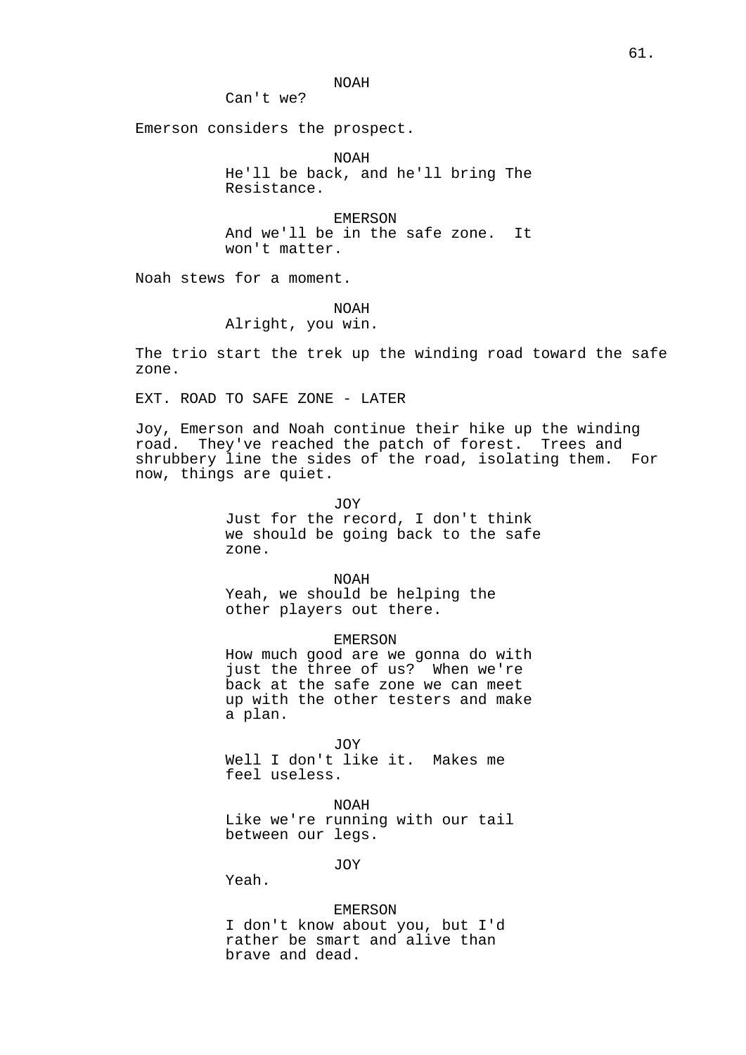NOAH

Can't we?

Emerson considers the prospect.

NOAH

He'll be back, and he'll bring The Resistance.

EMERSON

And we'll be in the safe zone. It won't matter.

Noah stews for a moment.

NOAH

Alright, you win.

The trio start the trek up the winding road toward the safe zone.

EXT. ROAD TO SAFE ZONE - LATER

Joy, Emerson and Noah continue their hike up the winding road. They've reached the patch of forest. Trees and shrubbery line the sides of the road, isolating them. For now, things are quiet.

JOY

Just for the record, I don't think we should be going back to the safe zone.

NOAH

Yeah, we should be helping the other players out there.

EMERSON

How much good are we gonna do with just the three of us? When we're back at the safe zone we can meet up with the other testers and make a plan.

JOY

Well I don't like it. Makes me feel useless.

NOAH

Like we're running with our tail between our legs.

JOY

Yeah.

EMERSON

I don't know about you, but I'd rather be smart and alive than brave and dead.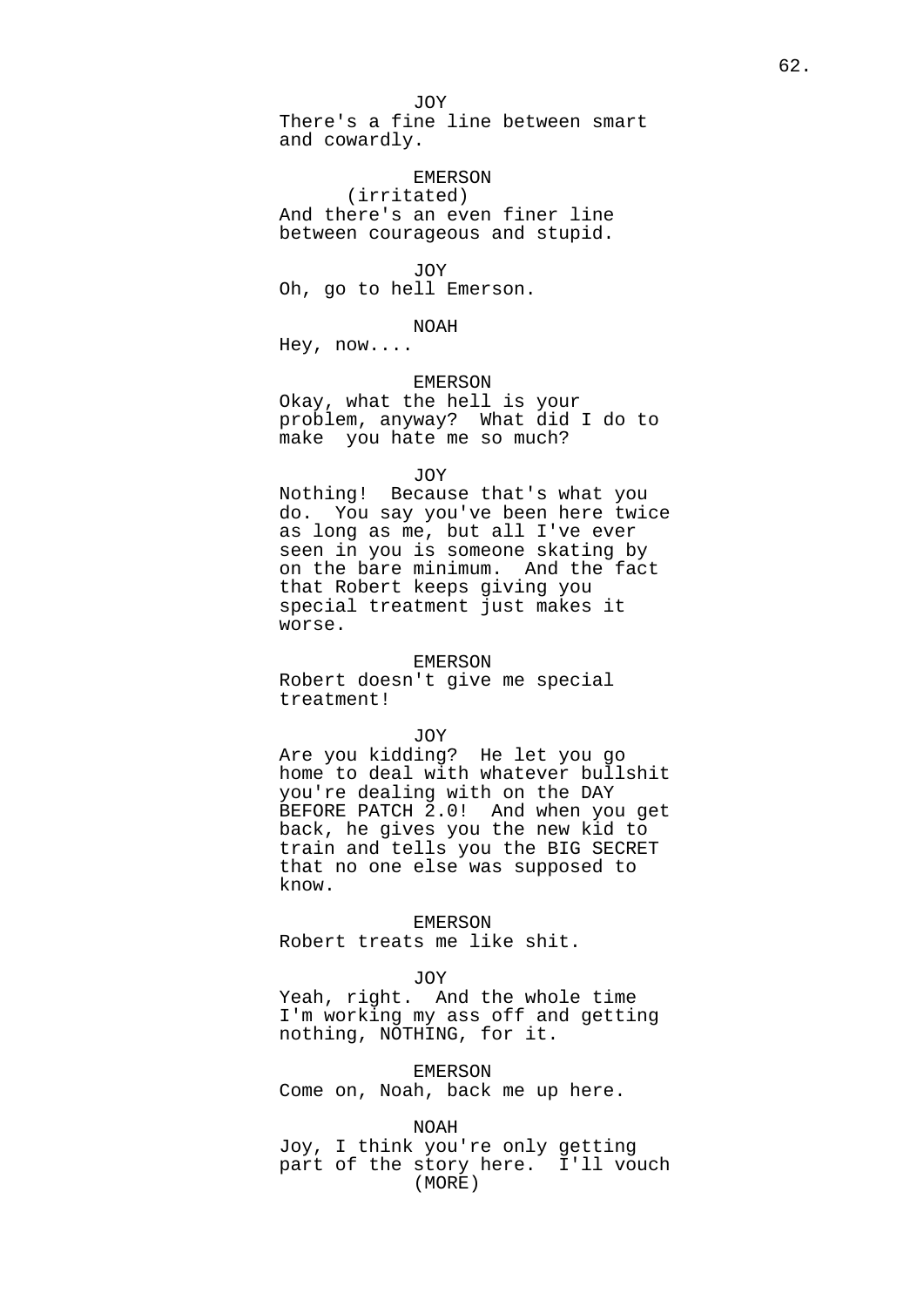JOY
There's a fine line between smart and cowardly.

EMERSON
(irritated)
And there's an even finer line between courageous and stupid.

JOY
Oh, go to hell Emerson.

NOAH
Hey, now....

EMERSON
Okay, what the hell is your problem, anyway? What did I do to make you hate me so much?

JOY
Nothing! Because that's what you do. You say you've been here twice as long as me, but all I've ever seen in you is someone skating by on the bare minimum. And the fact that Robert keeps giving you special treatment just makes it worse.

EMERSON
Robert doesn't give me special treatment!

JOY
Are you kidding? He let you go home to deal with whatever bullshit you're dealing with on the DAY BEFORE PATCH 2.0! And when you get back, he gives you the new kid to train and tells you the BIG SECRET that no one else was supposed to know.

EMERSON
Robert treats me like shit.

JOY
Yeah, right. And the whole time I'm working my ass off and getting nothing, NOTHING, for it.

EMERSON
Come on, Noah, back me up here.

NOAH
Joy, I think you're only getting part of the story here. I'll vouch
(MORE)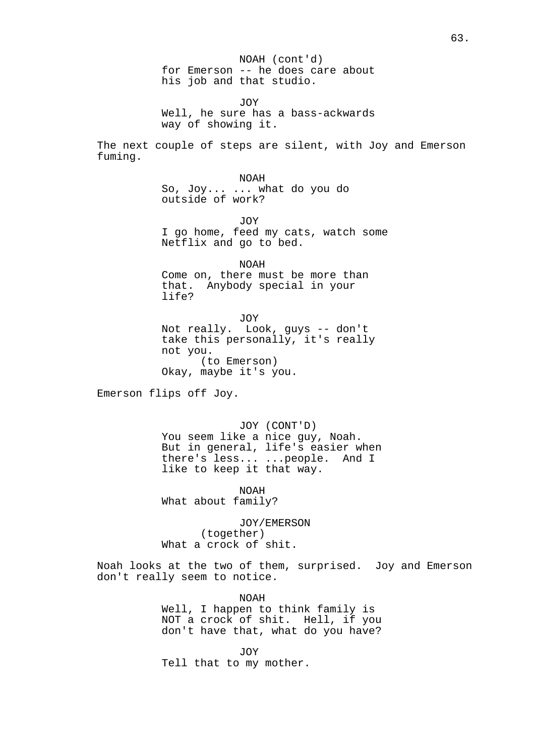NOAH (cont'd)
for Emerson -- he does care about his job and that studio.

JOY
Well, he sure has a bass-ackwards way of showing it.

The next couple of steps are silent, with Joy and Emerson fuming.

NOAH
So, Joy... ... what do you do outside of work?

JOY
I go home, feed my cats, watch some Netflix and go to bed.

NOAH
Come on, there must be more than that.  Anybody special in your life?

JOY
Not really.  Look, guys -- don't take this personally, it's really not you.
(to Emerson)
Okay, maybe it's you.

Emerson flips off Joy.

JOY (CONT'D)
You seem like a nice guy, Noah. But in general, life's easier when there's less... ...people.  And I like to keep it that way.

NOAH
What about family?

JOY/EMERSON
(together)
What a crock of shit.

Noah looks at the two of them, surprised.  Joy and Emerson don't really seem to notice.

NOAH
Well, I happen to think family is NOT a crock of shit.  Hell, if you don't have that, what do you have?

JOY
Tell that to my mother.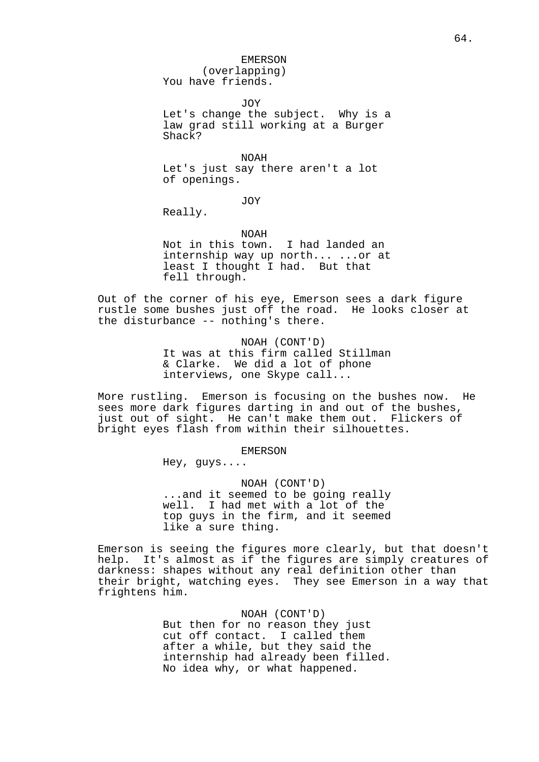EMERSON
(overlapping)
You have friends.

JOY
Let's change the subject. Why is a law grad still working at a Burger Shack?

NOAH
Let's just say there aren't a lot of openings.

JOY
Really.

NOAH
Not in this town. I had landed an internship way up north... ...or at least I thought I had. But that fell through.

Out of the corner of his eye, Emerson sees a dark figure rustle some bushes just off the road. He looks closer at the disturbance -- nothing's there.

NOAH (CONT'D)
It was at this firm called Stillman & Clarke. We did a lot of phone interviews, one Skype call...

More rustling. Emerson is focusing on the bushes now. He sees more dark figures darting in and out of the bushes, just out of sight. He can't make them out. Flickers of bright eyes flash from within their silhouettes.

EMERSON
Hey, guys....

NOAH (CONT'D)
...and it seemed to be going really well. I had met with a lot of the top guys in the firm, and it seemed like a sure thing.

Emerson is seeing the figures more clearly, but that doesn't help. It's almost as if the figures are simply creatures of darkness: shapes without any real definition other than their bright, watching eyes. They see Emerson in a way that frightens him.

NOAH (CONT'D)
But then for no reason they just cut off contact. I called them after a while, but they said the internship had already been filled. No idea why, or what happened.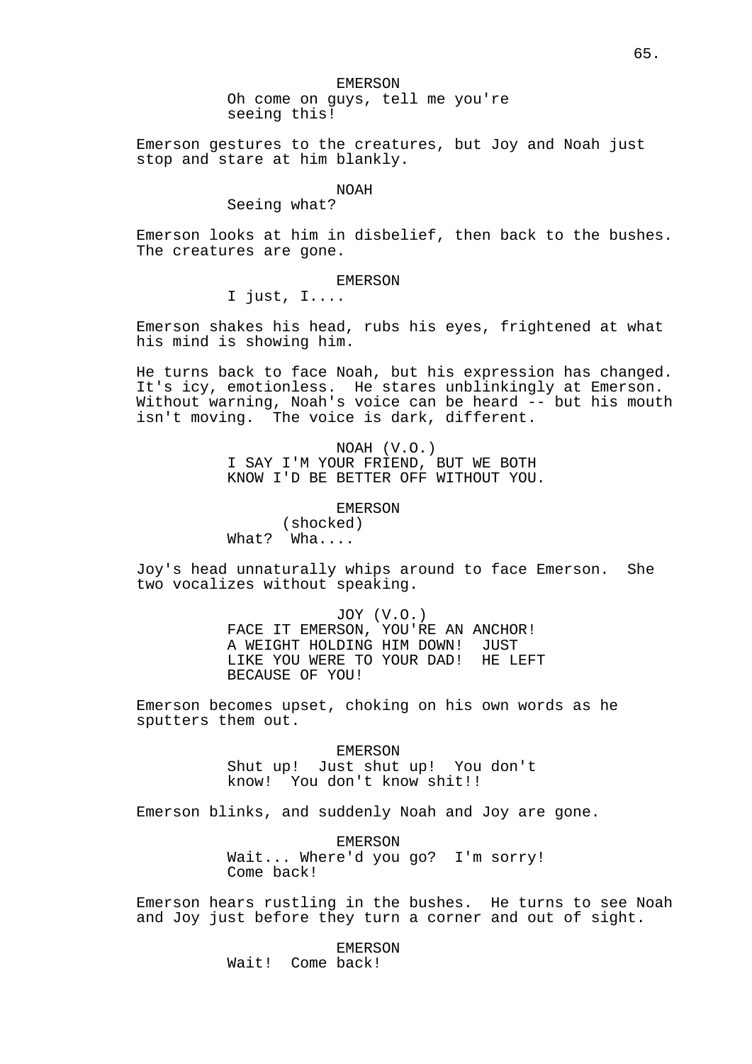EMERSON

Oh come on guys, tell me you're seeing this!

Emerson gestures to the creatures, but Joy and Noah just stop and stare at him blankly.

NOAH

Seeing what?

Emerson looks at him in disbelief, then back to the bushes. The creatures are gone.

EMERSON

I just, I....

Emerson shakes his head, rubs his eyes, frightened at what his mind is showing him.

He turns back to face Noah, but his expression has changed. It's icy, emotionless. He stares unblinkingly at Emerson. Without warning, Noah's voice can be heard -- but his mouth isn't moving. The voice is dark, different.

NOAH (V.O.)

I SAY I'M YOUR FRIEND, BUT WE BOTH KNOW I'D BE BETTER OFF WITHOUT YOU.

EMERSON

(shocked)

What? Wha....

Joy's head unnaturally whips around to face Emerson. She two vocalizes without speaking.

JOY (V.O.)

FACE IT EMERSON, YOU'RE AN ANCHOR! A WEIGHT HOLDING HIM DOWN! JUST LIKE YOU WERE TO YOUR DAD! HE LEFT BECAUSE OF YOU!

Emerson becomes upset, choking on his own words as he sputters them out.

EMERSON

Shut up! Just shut up! You don't know! You don't know shit!!

Emerson blinks, and suddenly Noah and Joy are gone.

EMERSON

Wait... Where'd you go? I'm sorry! Come back!

Emerson hears rustling in the bushes. He turns to see Noah and Joy just before they turn a corner and out of sight.

EMERSON

Wait! Come back!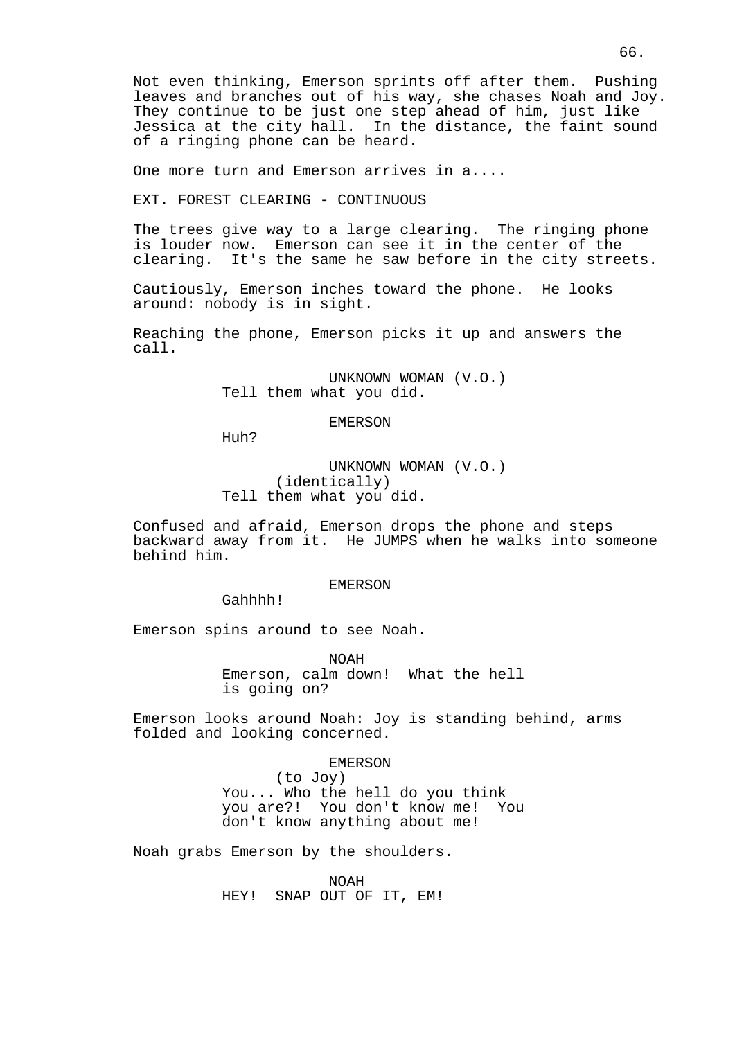Not even thinking, Emerson sprints off after them. Pushing leaves and branches out of his way, she chases Noah and Joy. They continue to be just one step ahead of him, just like Jessica at the city hall. In the distance, the faint sound of a ringing phone can be heard.

One more turn and Emerson arrives in a....

EXT. FOREST CLEARING - CONTINUOUS

The trees give way to a large clearing. The ringing phone is louder now. Emerson can see it in the center of the clearing. It's the same he saw before in the city streets.

Cautiously, Emerson inches toward the phone. He looks around: nobody is in sight.

Reaching the phone, Emerson picks it up and answers the call.

UNKNOWN WOMAN (V.O.)
Tell them what you did.

EMERSON
Huh?

UNKNOWN WOMAN (V.O.)
(identically)
Tell them what you did.

Confused and afraid, Emerson drops the phone and steps backward away from it. He JUMPS when he walks into someone behind him.

EMERSON
Gahhhh!

Emerson spins around to see Noah.

NOAH
Emerson, calm down! What the hell is going on?

Emerson looks around Noah: Joy is standing behind, arms folded and looking concerned.

EMERSON
(to Joy)
You... Who the hell do you think you are?! You don't know me! You don't know anything about me!

Noah grabs Emerson by the shoulders.

NOAH
HEY! SNAP OUT OF IT, EM!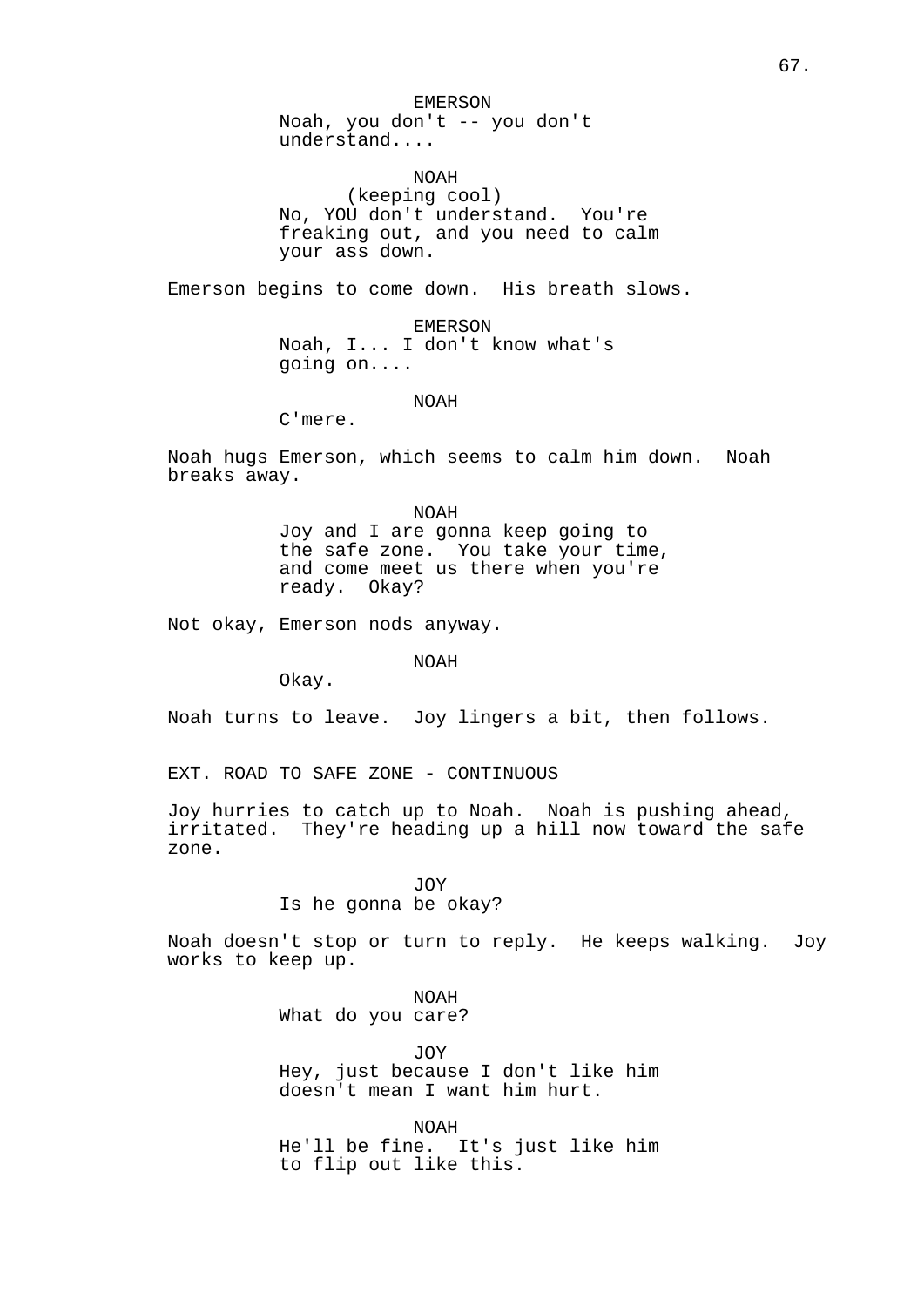EMERSON
Noah, you don't -- you don't understand....

NOAH
(keeping cool)
No, YOU don't understand. You're freaking out, and you need to calm your ass down.

Emerson begins to come down. His breath slows.

EMERSON
Noah, I... I don't know what's going on....

NOAH
C'mere.

Noah hugs Emerson, which seems to calm him down. Noah breaks away.

NOAH
Joy and I are gonna keep going to the safe zone. You take your time, and come meet us there when you're ready. Okay?

Not okay, Emerson nods anyway.

NOAH
Okay.

Noah turns to leave. Joy lingers a bit, then follows.

EXT. ROAD TO SAFE ZONE - CONTINUOUS

Joy hurries to catch up to Noah. Noah is pushing ahead, irritated. They're heading up a hill now toward the safe zone.

JOY
Is he gonna be okay?

Noah doesn't stop or turn to reply. He keeps walking. Joy works to keep up.

NOAH
What do you care?

JOY
Hey, just because I don't like him doesn't mean I want him hurt.

NOAH
He'll be fine. It's just like him to flip out like this.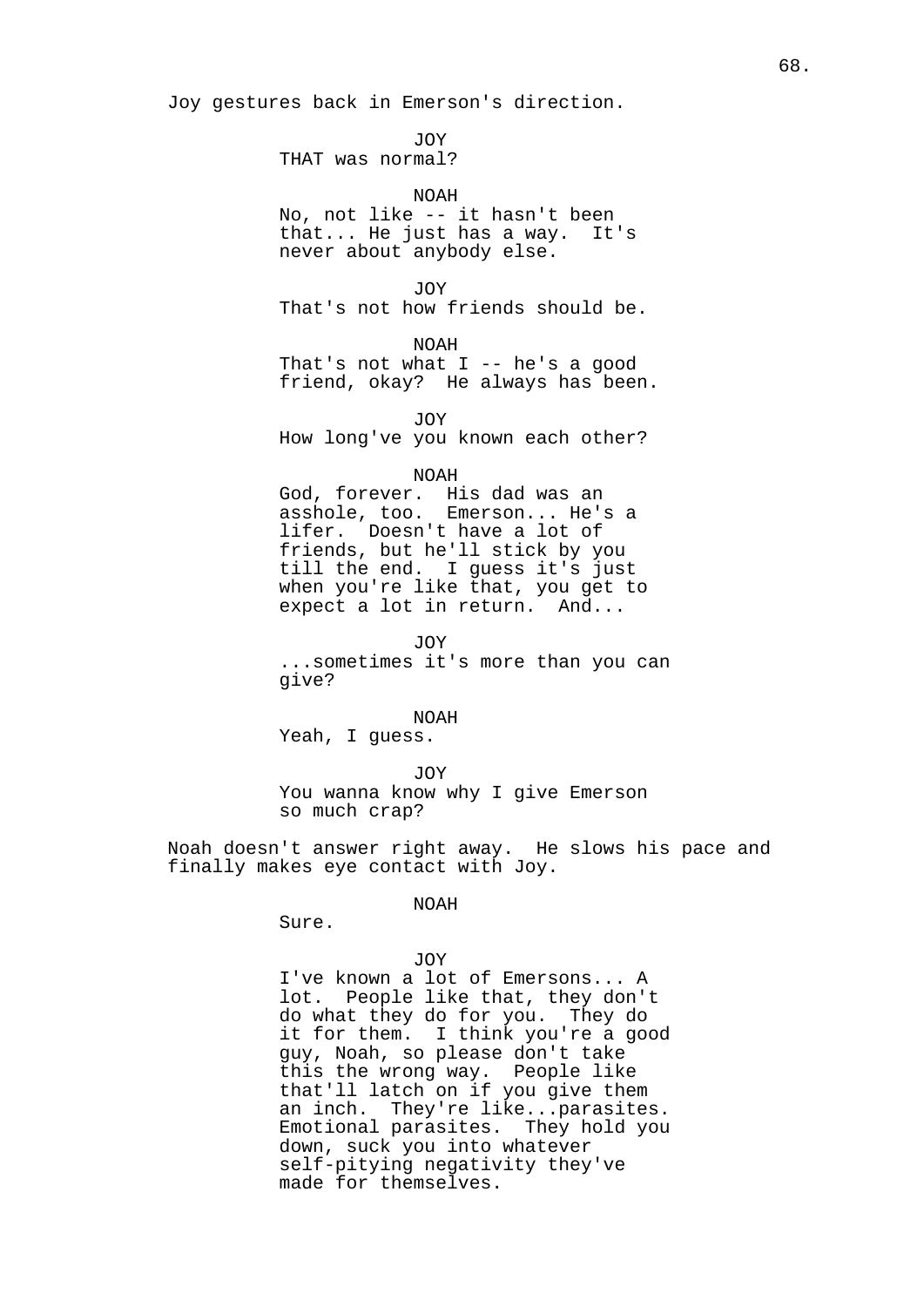Joy gestures back in Emerson's direction.

JOY
THAT was normal?

NOAH
No, not like -- it hasn't been that... He just has a way. It's never about anybody else.

JOY
That's not how friends should be.

NOAH
That's not what I -- he's a good friend, okay? He always has been.

JOY
How long've you known each other?

NOAH
God, forever. His dad was an asshole, too. Emerson... He's a lifer. Doesn't have a lot of friends, but he'll stick by you till the end. I guess it's just when you're like that, you get to expect a lot in return. And...

JOY
...sometimes it's more than you can give?

NOAH
Yeah, I guess.

JOY
You wanna know why I give Emerson so much crap?

Noah doesn't answer right away. He slows his pace and finally makes eye contact with Joy.

NOAH
Sure.

JOY
I've known a lot of Emersons... A lot. People like that, they don't do what they do for you. They do it for them. I think you're a good guy, Noah, so please don't take this the wrong way. People like that'll latch on if you give them an inch. They're like...parasites. Emotional parasites. They hold you down, suck you into whatever self-pitying negativity they've made for themselves.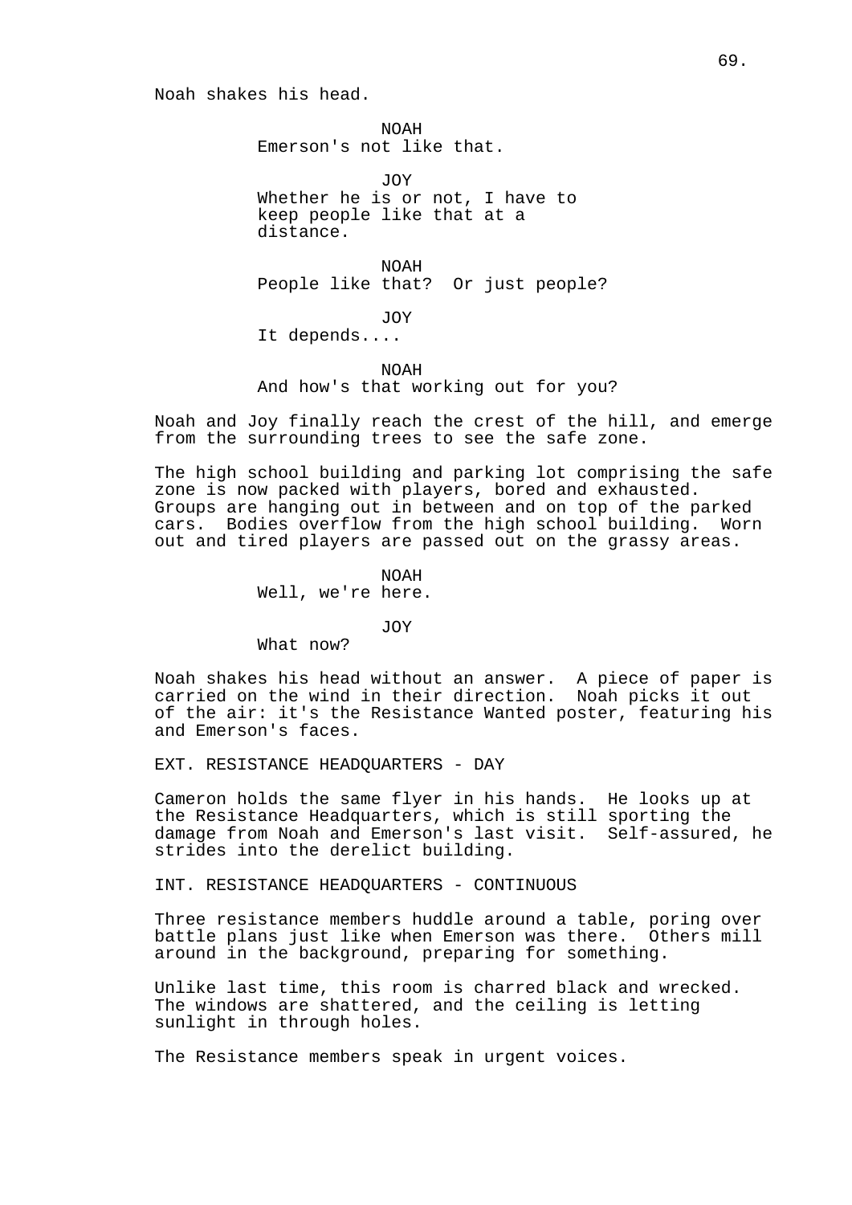Noah shakes his head.

NOAH
Emerson's not like that.

JOY
Whether he is or not, I have to keep people like that at a distance.

NOAH
People like that? Or just people?

JOY
It depends....

NOAH
And how's that working out for you?

Noah and Joy finally reach the crest of the hill, and emerge from the surrounding trees to see the safe zone.

The high school building and parking lot comprising the safe zone is now packed with players, bored and exhausted. Groups are hanging out in between and on top of the parked cars. Bodies overflow from the high school building. Worn out and tired players are passed out on the grassy areas.

NOAH
Well, we're here.

JOY
What now?

Noah shakes his head without an answer. A piece of paper is carried on the wind in their direction. Noah picks it out of the air: it's the Resistance Wanted poster, featuring his and Emerson's faces.

EXT. RESISTANCE HEADQUARTERS - DAY

Cameron holds the same flyer in his hands. He looks up at the Resistance Headquarters, which is still sporting the damage from Noah and Emerson's last visit. Self-assured, he strides into the derelict building.

INT. RESISTANCE HEADQUARTERS - CONTINUOUS

Three resistance members huddle around a table, poring over battle plans just like when Emerson was there. Others mill around in the background, preparing for something.

Unlike last time, this room is charred black and wrecked. The windows are shattered, and the ceiling is letting sunlight in through holes.

The Resistance members speak in urgent voices.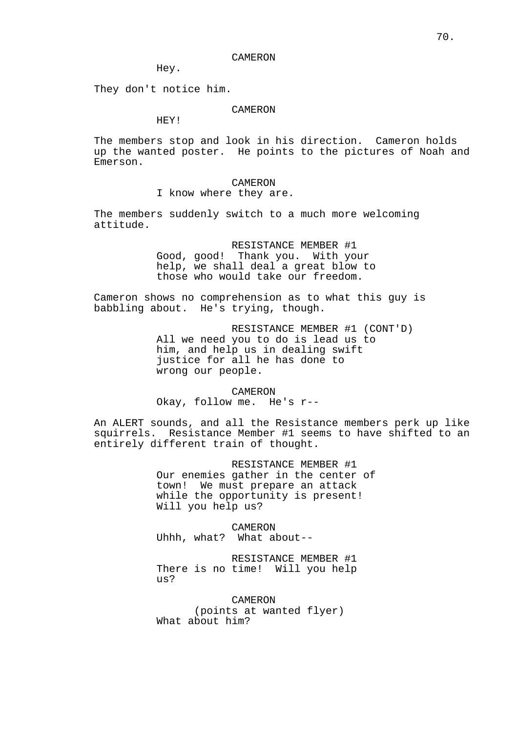CAMERON

Hey.

They don't notice him.

CAMERON

HEY!

The members stop and look in his direction. Cameron holds up the wanted poster. He points to the pictures of Noah and Emerson.

CAMERON

I know where they are.

The members suddenly switch to a much more welcoming attitude.

RESISTANCE MEMBER #1

Good, good! Thank you. With your help, we shall deal a great blow to those who would take our freedom.

Cameron shows no comprehension as to what this guy is babbling about. He's trying, though.

RESISTANCE MEMBER #1 (CONT'D)

All we need you to do is lead us to him, and help us in dealing swift justice for all he has done to wrong our people.

CAMERON

Okay, follow me. He's r--

An ALERT sounds, and all the Resistance members perk up like squirrels. Resistance Member #1 seems to have shifted to an entirely different train of thought.

RESISTANCE MEMBER #1

Our enemies gather in the center of town! We must prepare an attack while the opportunity is present! Will you help us?

CAMERON

Uhhh, what? What about--

RESISTANCE MEMBER #1

There is no time! Will you help us?

CAMERON

(points at wanted flyer)

What about him?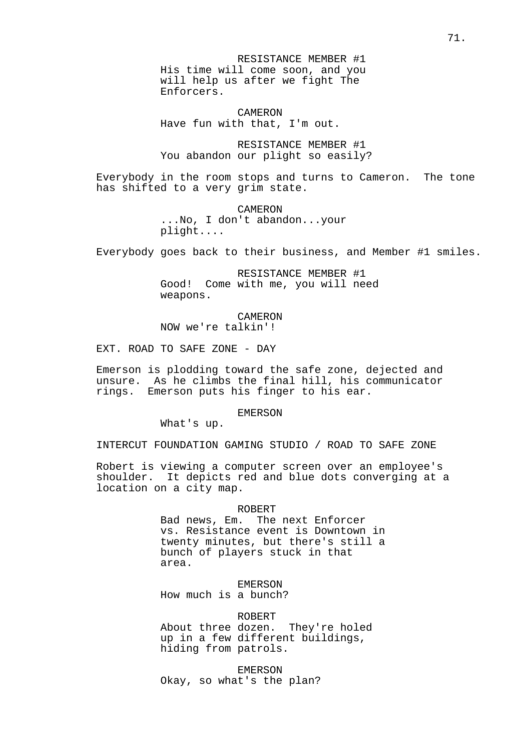RESISTANCE MEMBER #1
His time will come soon, and you will help us after we fight The Enforcers.

CAMERON
Have fun with that, I'm out.

RESISTANCE MEMBER #1
You abandon our plight so easily?

Everybody in the room stops and turns to Cameron. The tone has shifted to a very grim state.

CAMERON
...No, I don't abandon...your plight....

Everybody goes back to their business, and Member #1 smiles.

RESISTANCE MEMBER #1
Good! Come with me, you will need weapons.

CAMERON
NOW we're talkin'!

EXT. ROAD TO SAFE ZONE - DAY

Emerson is plodding toward the safe zone, dejected and unsure. As he climbs the final hill, his communicator rings. Emerson puts his finger to his ear.

EMERSON
What's up.

INTERCUT FOUNDATION GAMING STUDIO / ROAD TO SAFE ZONE

Robert is viewing a computer screen over an employee's shoulder. It depicts red and blue dots converging at a location on a city map.

ROBERT
Bad news, Em. The next Enforcer vs. Resistance event is Downtown in twenty minutes, but there's still a bunch of players stuck in that area.

EMERSON
How much is a bunch?

ROBERT
About three dozen. They're holed up in a few different buildings, hiding from patrols.

EMERSON
Okay, so what's the plan?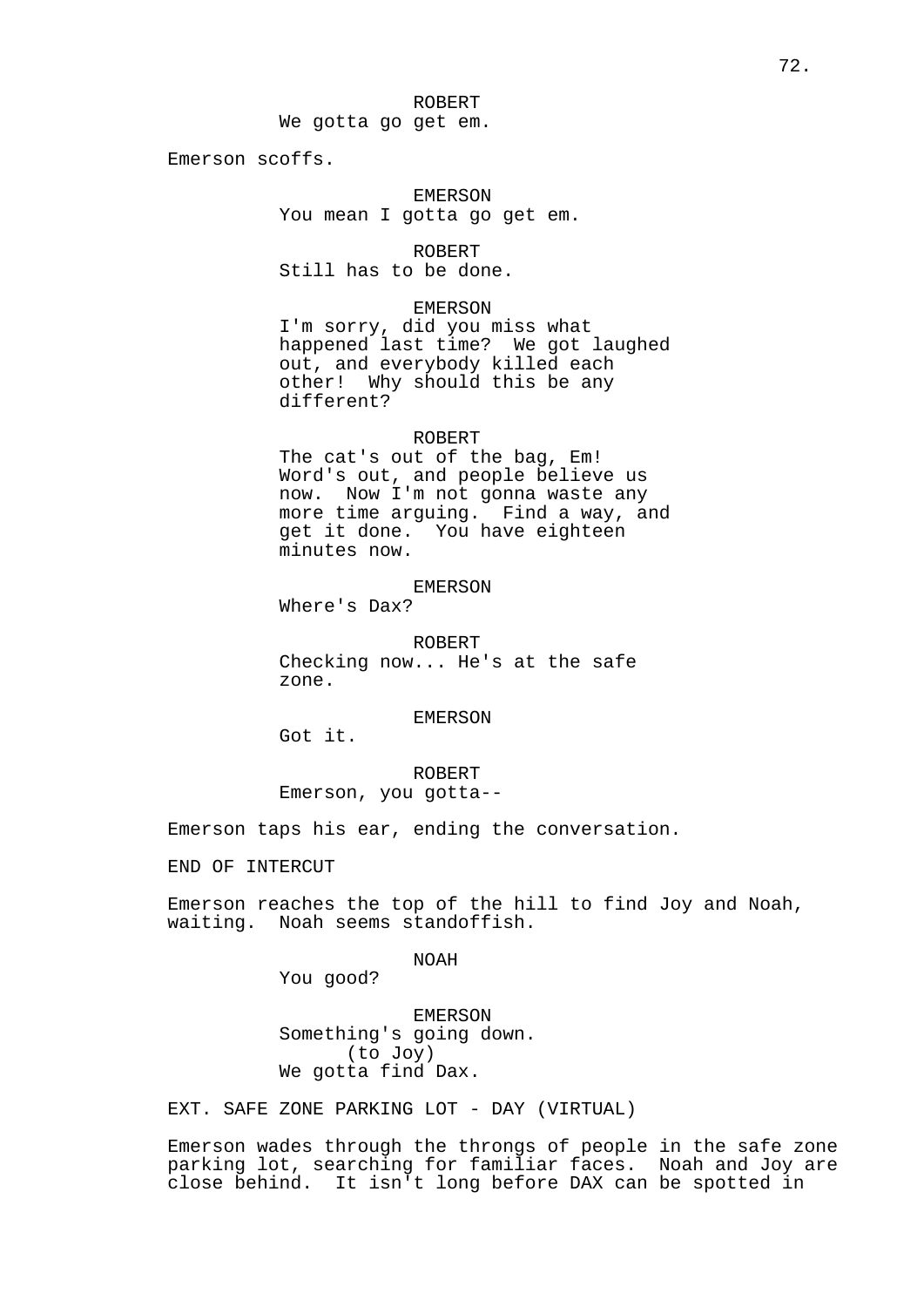ROBERT
We gotta go get em.

Emerson scoffs.

EMERSON
You mean I gotta go get em.

ROBERT
Still has to be done.

EMERSON
I'm sorry, did you miss what happened last time? We got laughed out, and everybody killed each other! Why should this be any different?

ROBERT
The cat's out of the bag, Em! Word's out, and people believe us now. Now I'm not gonna waste any more time arguing. Find a way, and get it done. You have eighteen minutes now.

EMERSON
Where's Dax?

ROBERT
Checking now... He's at the safe zone.

EMERSON
Got it.

ROBERT
Emerson, you gotta--

Emerson taps his ear, ending the conversation.

END OF INTERCUT

Emerson reaches the top of the hill to find Joy and Noah, waiting. Noah seems standoffish.

NOAH
You good?

EMERSON
Something's going down.
(to Joy)
We gotta find Dax.

EXT. SAFE ZONE PARKING LOT - DAY (VIRTUAL)

Emerson wades through the throngs of people in the safe zone parking lot, searching for familiar faces. Noah and Joy are close behind. It isn't long before DAX can be spotted in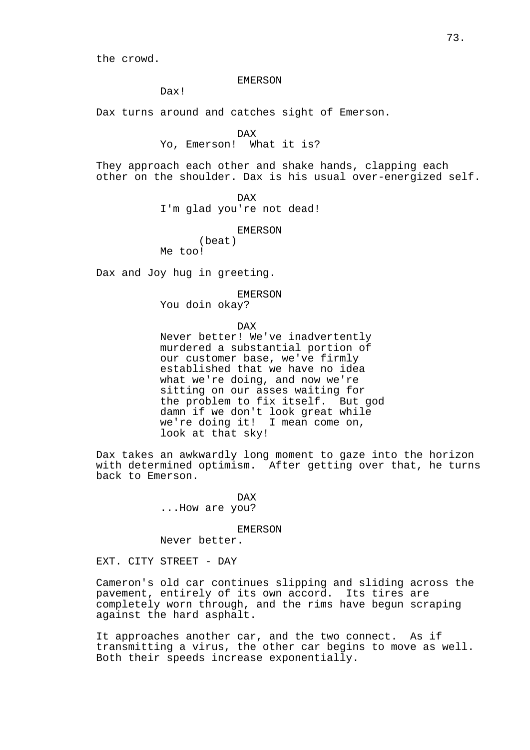the crowd.

EMERSON
Dax!

Dax turns around and catches sight of Emerson.

DAX
Yo, Emerson! What it is?

They approach each other and shake hands, clapping each other on the shoulder. Dax is his usual over-energized self.

DAX
I'm glad you're not dead!

EMERSON
(beat)
Me too!

Dax and Joy hug in greeting.

EMERSON
You doin okay?

DAX
Never better! We've inadvertently murdered a substantial portion of our customer base, we've firmly established that we have no idea what we're doing, and now we're sitting on our asses waiting for the problem to fix itself. But god damn if we don't look great while we're doing it! I mean come on, look at that sky!

Dax takes an awkwardly long moment to gaze into the horizon with determined optimism. After getting over that, he turns back to Emerson.

DAX
...How are you?

EMERSON
Never better.

EXT. CITY STREET - DAY

Cameron's old car continues slipping and sliding across the pavement, entirely of its own accord. Its tires are completely worn through, and the rims have begun scraping against the hard asphalt.

It approaches another car, and the two connect. As if transmitting a virus, the other car begins to move as well. Both their speeds increase exponentially.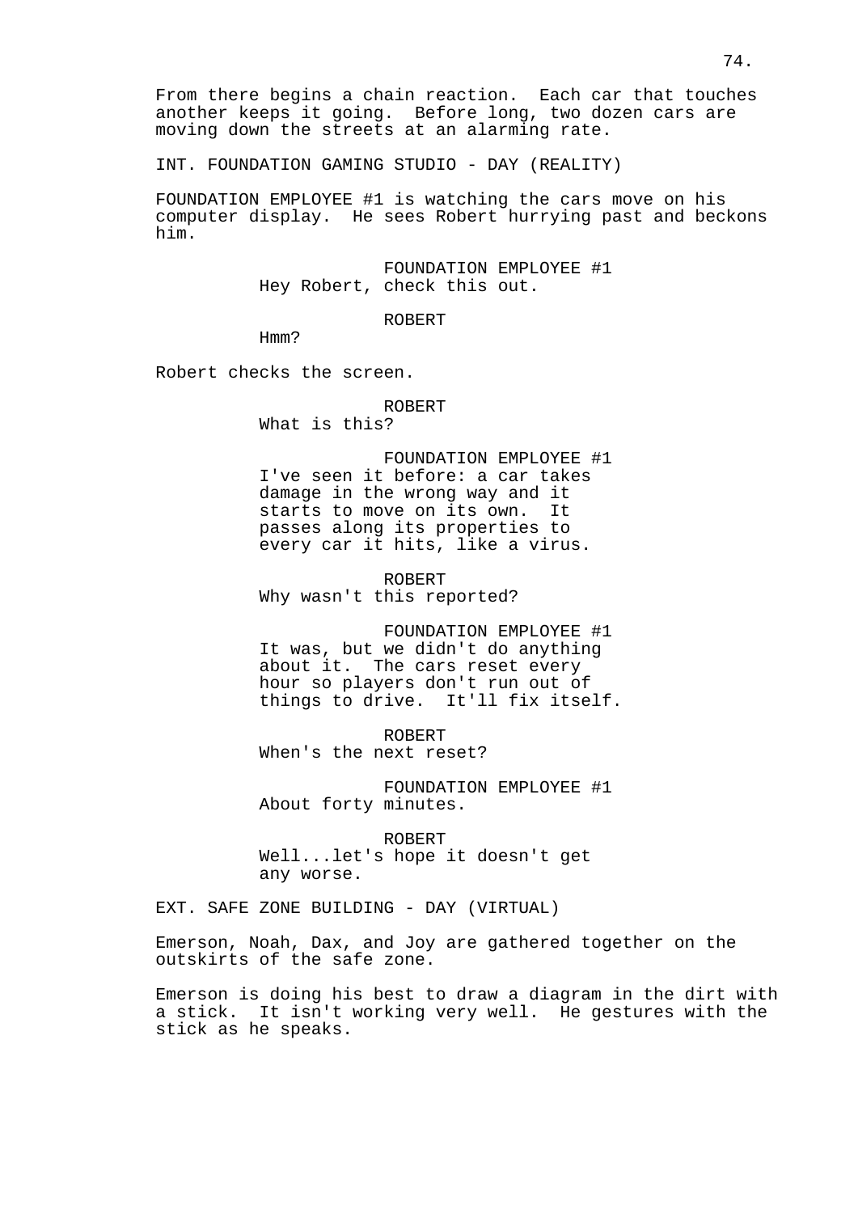From there begins a chain reaction. Each car that touches another keeps it going. Before long, two dozen cars are moving down the streets at an alarming rate.

INT. FOUNDATION GAMING STUDIO - DAY (REALITY)

FOUNDATION EMPLOYEE #1 is watching the cars move on his computer display. He sees Robert hurrying past and beckons him.

FOUNDATION EMPLOYEE #1
Hey Robert, check this out.

ROBERT
Hmm?

Robert checks the screen.

ROBERT
What is this?

FOUNDATION EMPLOYEE #1
I've seen it before: a car takes damage in the wrong way and it starts to move on its own. It passes along its properties to every car it hits, like a virus.

ROBERT
Why wasn't this reported?

FOUNDATION EMPLOYEE #1
It was, but we didn't do anything about it. The cars reset every hour so players don't run out of things to drive. It'll fix itself.

ROBERT
When's the next reset?

FOUNDATION EMPLOYEE #1
About forty minutes.

ROBERT
Well...let's hope it doesn't get any worse.

EXT. SAFE ZONE BUILDING - DAY (VIRTUAL)

Emerson, Noah, Dax, and Joy are gathered together on the outskirts of the safe zone.

Emerson is doing his best to draw a diagram in the dirt with a stick. It isn't working very well. He gestures with the stick as he speaks.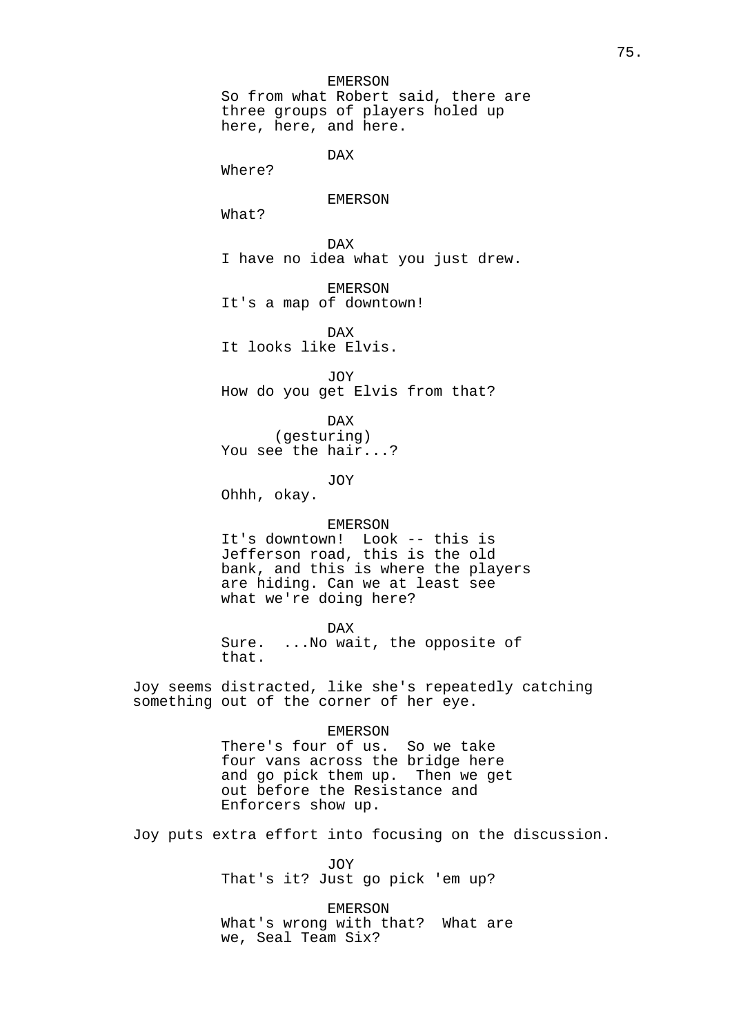EMERSON
So from what Robert said, there are three groups of players holed up here, here, and here.

DAX
Where?

EMERSON
What?

DAX
I have no idea what you just drew.

EMERSON
It's a map of downtown!

DAX
It looks like Elvis.

JOY
How do you get Elvis from that?

DAX
(gesturing)
You see the hair...?

JOY
Ohhh, okay.

EMERSON
It's downtown! Look -- this is Jefferson road, this is the old bank, and this is where the players are hiding. Can we at least see what we're doing here?

DAX
Sure. ...No wait, the opposite of that.

Joy seems distracted, like she's repeatedly catching something out of the corner of her eye.

EMERSON
There's four of us. So we take four vans across the bridge here and go pick them up. Then we get out before the Resistance and Enforcers show up.

Joy puts extra effort into focusing on the discussion.

JOY
That's it? Just go pick 'em up?

EMERSON
What's wrong with that? What are we, Seal Team Six?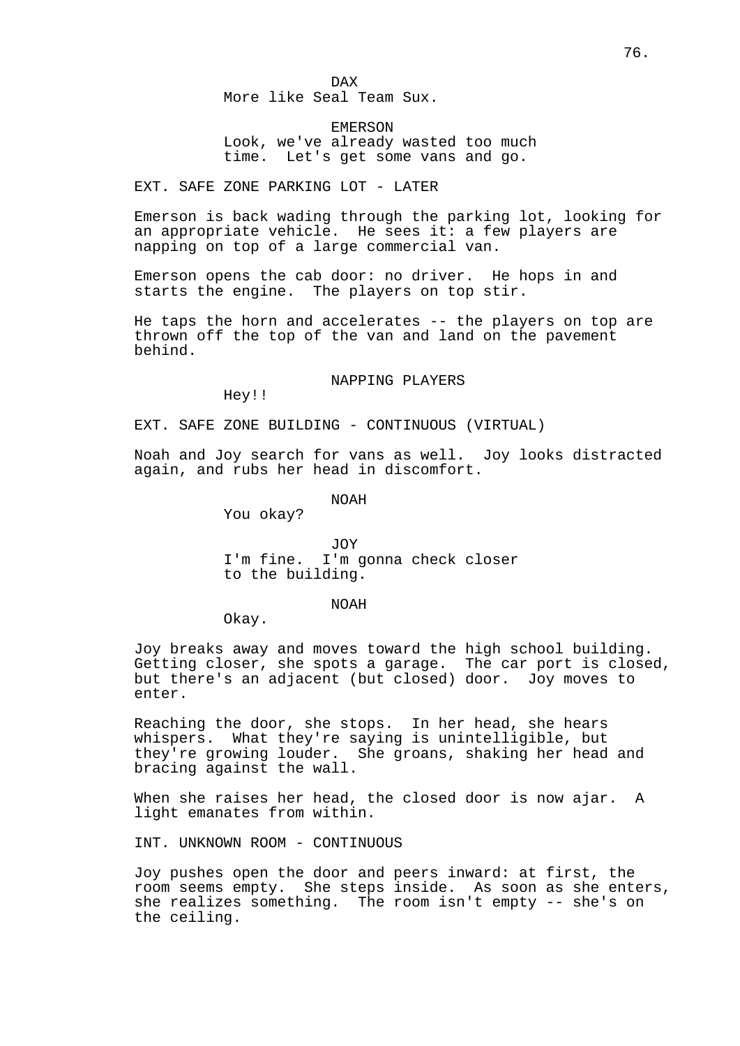DAX
More like Seal Team Sux.

EMERSON
Look, we've already wasted too much time. Let's get some vans and go.

EXT. SAFE ZONE PARKING LOT - LATER

Emerson is back wading through the parking lot, looking for an appropriate vehicle. He sees it: a few players are napping on top of a large commercial van.

Emerson opens the cab door: no driver. He hops in and starts the engine. The players on top stir.

He taps the horn and accelerates -- the players on top are thrown off the top of the van and land on the pavement behind.

NAPPING PLAYERS
Hey!!

EXT. SAFE ZONE BUILDING - CONTINUOUS (VIRTUAL)

Noah and Joy search for vans as well. Joy looks distracted again, and rubs her head in discomfort.

NOAH
You okay?

JOY
I'm fine. I'm gonna check closer to the building.

NOAH
Okay.

Joy breaks away and moves toward the high school building. Getting closer, she spots a garage. The car port is closed, but there's an adjacent (but closed) door. Joy moves to enter.

Reaching the door, she stops. In her head, she hears whispers. What they're saying is unintelligible, but they're growing louder. She groans, shaking her head and bracing against the wall.

When she raises her head, the closed door is now ajar. A light emanates from within.

INT. UNKNOWN ROOM - CONTINUOUS

Joy pushes open the door and peers inward: at first, the room seems empty. She steps inside. As soon as she enters, she realizes something. The room isn't empty -- she's on the ceiling.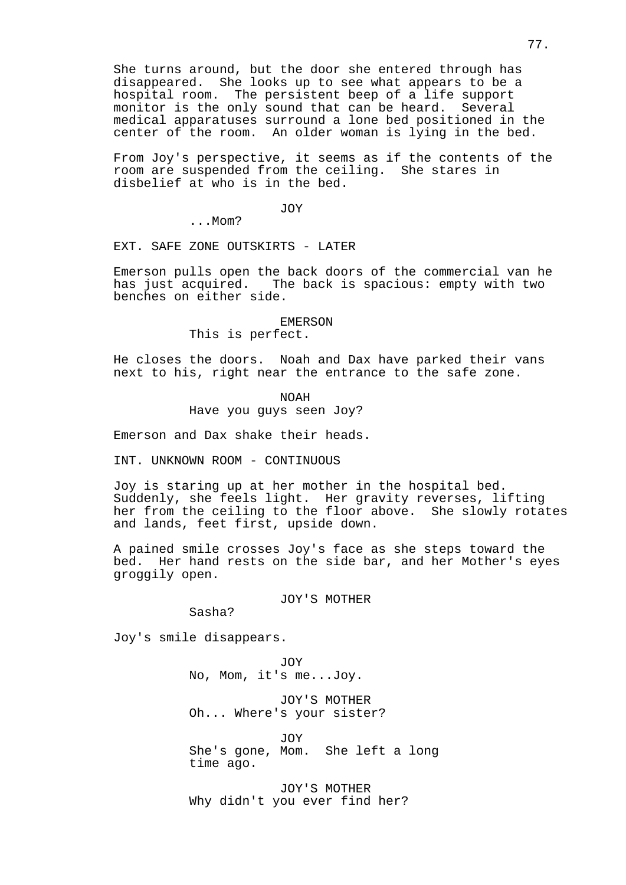She turns around, but the door she entered through has disappeared. She looks up to see what appears to be a hospital room. The persistent beep of a life support monitor is the only sound that can be heard. Several medical apparatuses surround a lone bed positioned in the center of the room. An older woman is lying in the bed.

From Joy's perspective, it seems as if the contents of the room are suspended from the ceiling. She stares in disbelief at who is in the bed.

JOY
...Mom?

EXT. SAFE ZONE OUTSKIRTS - LATER

Emerson pulls open the back doors of the commercial van he has just acquired. The back is spacious: empty with two benches on either side.

EMERSON
This is perfect.

He closes the doors. Noah and Dax have parked their vans next to his, right near the entrance to the safe zone.

NOAH
Have you guys seen Joy?

Emerson and Dax shake their heads.

INT. UNKNOWN ROOM - CONTINUOUS

Joy is staring up at her mother in the hospital bed. Suddenly, she feels light. Her gravity reverses, lifting her from the ceiling to the floor above. She slowly rotates and lands, feet first, upside down.

A pained smile crosses Joy's face as she steps toward the bed. Her hand rests on the side bar, and her Mother's eyes groggily open.

JOY'S MOTHER
Sasha?

Joy's smile disappears.

JOY
No, Mom, it's me...Joy.

JOY'S MOTHER
Oh... Where's your sister?

JOY
She's gone, Mom. She left a long time ago.

JOY'S MOTHER
Why didn't you ever find her?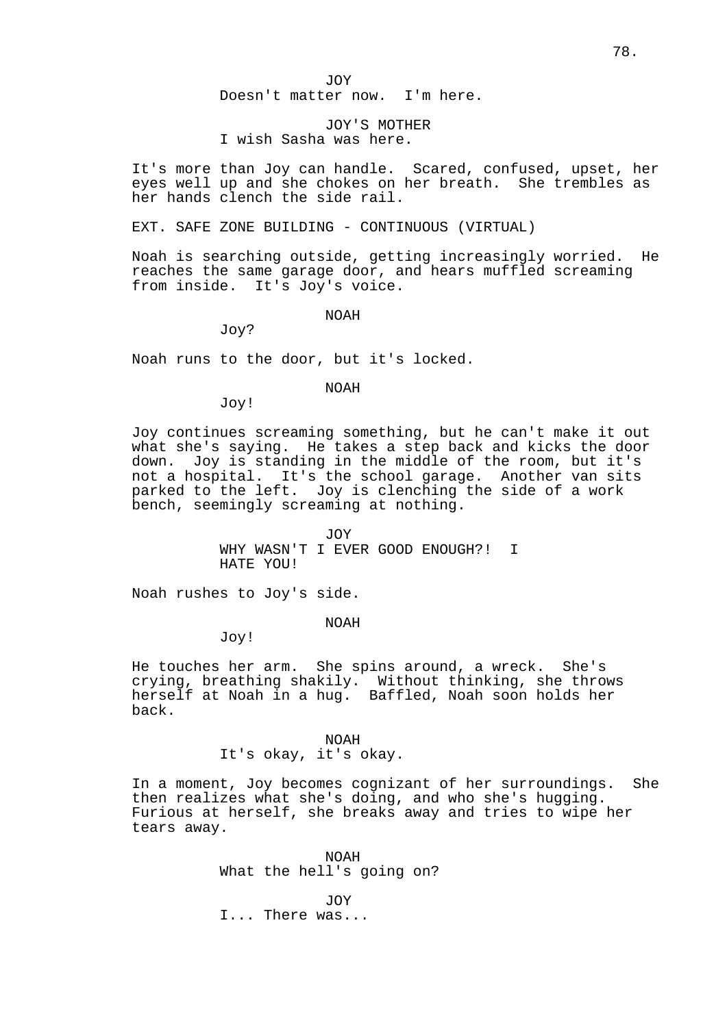JOY
Doesn't matter now. I'm here.

JOY'S MOTHER
I wish Sasha was here.

It's more than Joy can handle. Scared, confused, upset, her eyes well up and she chokes on her breath. She trembles as her hands clench the side rail.

EXT. SAFE ZONE BUILDING - CONTINUOUS (VIRTUAL)

Noah is searching outside, getting increasingly worried. He reaches the same garage door, and hears muffled screaming from inside. It's Joy's voice.

NOAH
Joy?

Noah runs to the door, but it's locked.

NOAH
Joy!

Joy continues screaming something, but he can't make it out what she's saying. He takes a step back and kicks the door down. Joy is standing in the middle of the room, but it's not a hospital. It's the school garage. Another van sits parked to the left. Joy is clenching the side of a work bench, seemingly screaming at nothing.

JOY
WHY WASN'T I EVER GOOD ENOUGH?! I HATE YOU!

Noah rushes to Joy's side.

NOAH
Joy!

He touches her arm. She spins around, a wreck. She's crying, breathing shakily. Without thinking, she throws herself at Noah in a hug. Baffled, Noah soon holds her back.

NOAH
It's okay, it's okay.

In a moment, Joy becomes cognizant of her surroundings. She then realizes what she's doing, and who she's hugging. Furious at herself, she breaks away and tries to wipe her tears away.

NOAH
What the hell's going on?

JOY
I... There was...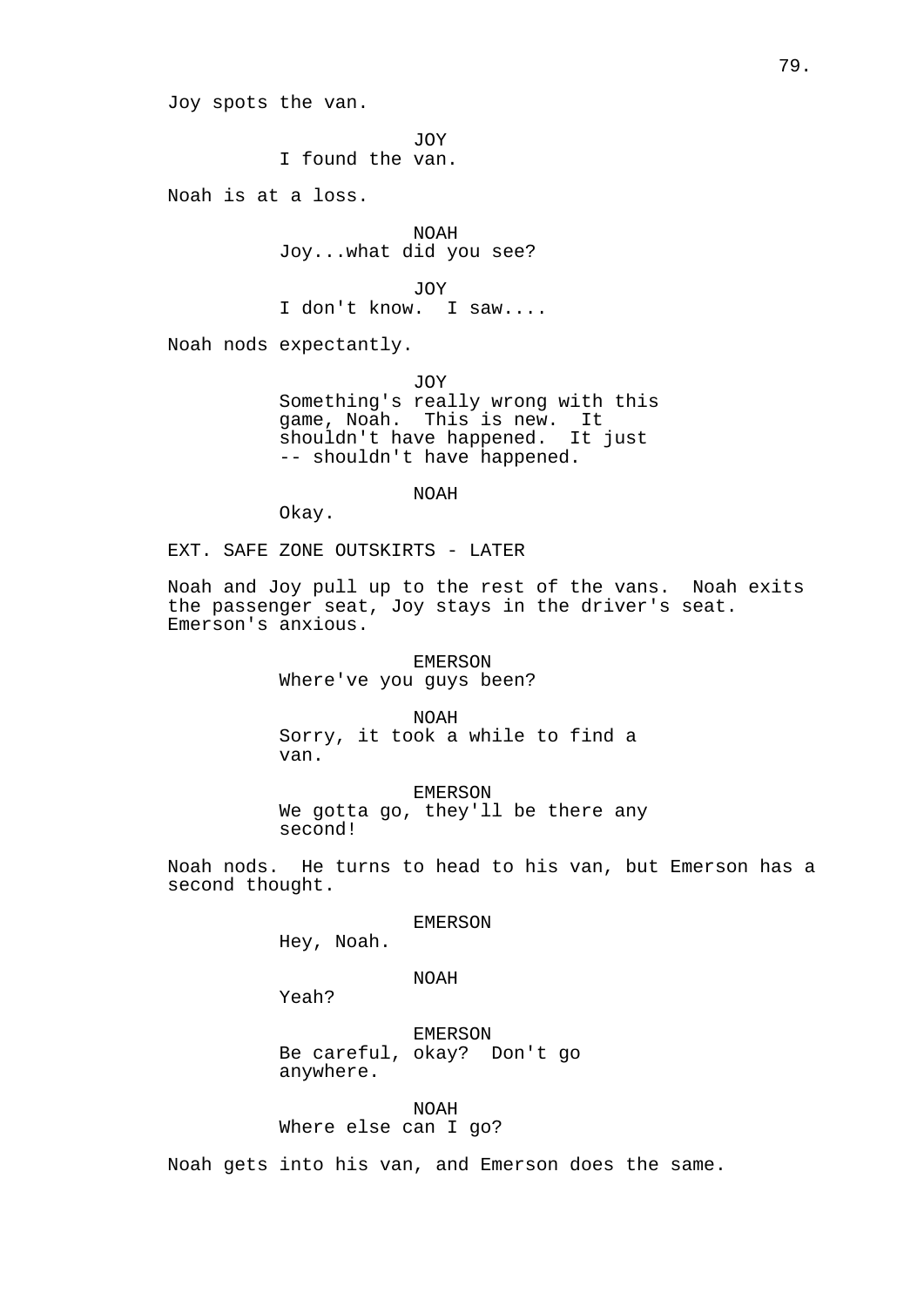Joy spots the van.

JOY
I found the van.

Noah is at a loss.

NOAH
Joy...what did you see?

JOY
I don't know. I saw....

Noah nods expectantly.

JOY
Something's really wrong with this game, Noah. This is new. It shouldn't have happened. It just -- shouldn't have happened.

NOAH
Okay.

EXT. SAFE ZONE OUTSKIRTS - LATER

Noah and Joy pull up to the rest of the vans. Noah exits the passenger seat, Joy stays in the driver's seat. Emerson's anxious.

EMERSON
Where've you guys been?

NOAH
Sorry, it took a while to find a van.

EMERSON
We gotta go, they'll be there any second!

Noah nods. He turns to head to his van, but Emerson has a second thought.

EMERSON
Hey, Noah.

NOAH
Yeah?

EMERSON
Be careful, okay? Don't go anywhere.

NOAH
Where else can I go?

Noah gets into his van, and Emerson does the same.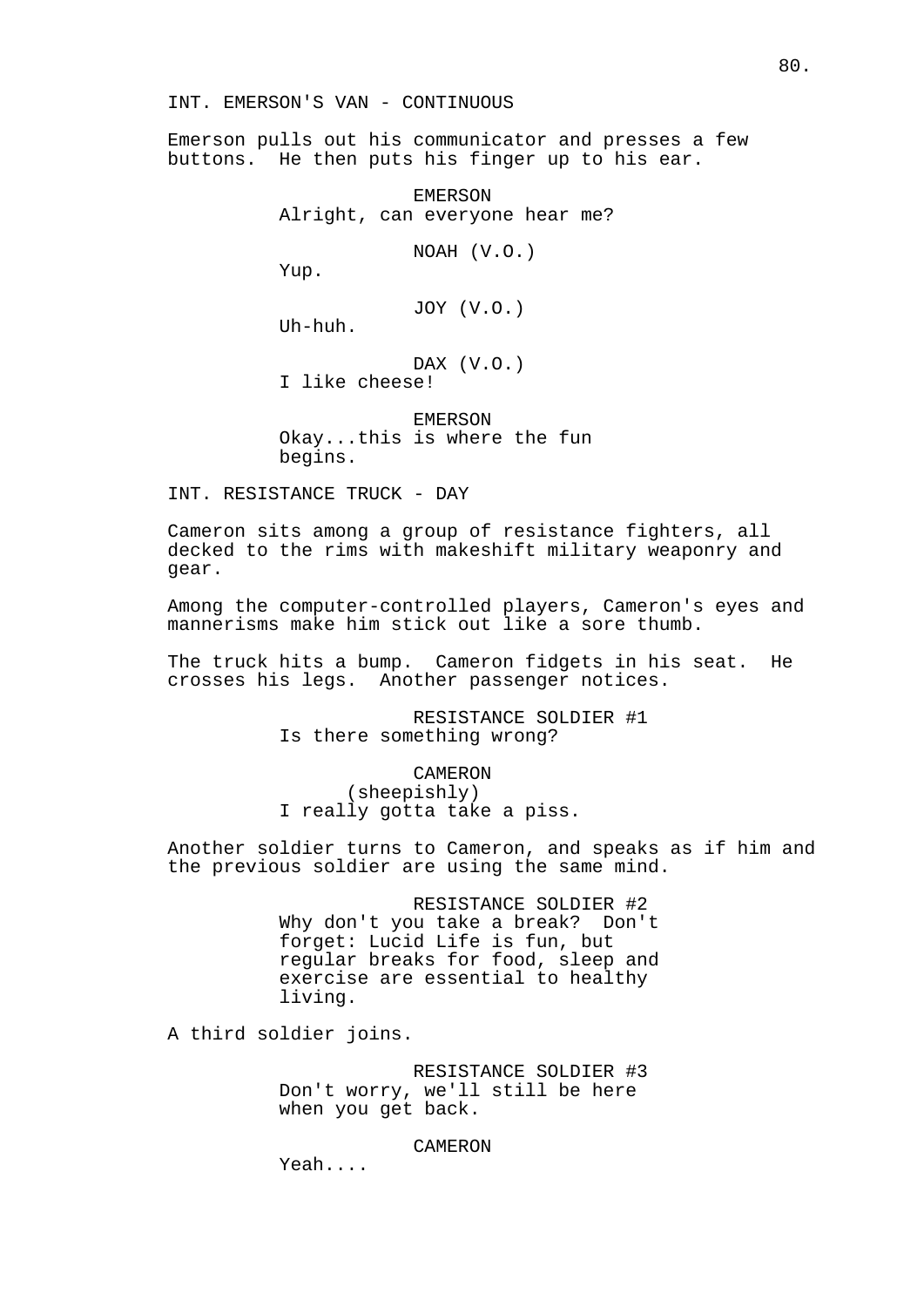INT. EMERSON'S VAN - CONTINUOUS

Emerson pulls out his communicator and presses a few buttons. He then puts his finger up to his ear.

EMERSON
Alright, can everyone hear me?

NOAH (V.O.)
Yup.

JOY (V.O.)
Uh-huh.

DAX (V.O.)
I like cheese!

EMERSON
Okay...this is where the fun begins.

INT. RESISTANCE TRUCK - DAY

Cameron sits among a group of resistance fighters, all decked to the rims with makeshift military weaponry and gear.

Among the computer-controlled players, Cameron's eyes and mannerisms make him stick out like a sore thumb.

The truck hits a bump. Cameron fidgets in his seat. He crosses his legs. Another passenger notices.

RESISTANCE SOLDIER #1
Is there something wrong?

CAMERON
(sheepishly)
I really gotta take a piss.

Another soldier turns to Cameron, and speaks as if him and the previous soldier are using the same mind.

RESISTANCE SOLDIER #2
Why don't you take a break? Don't forget: Lucid Life is fun, but regular breaks for food, sleep and exercise are essential to healthy living.

A third soldier joins.

RESISTANCE SOLDIER #3
Don't worry, we'll still be here when you get back.

CAMERON
Yeah....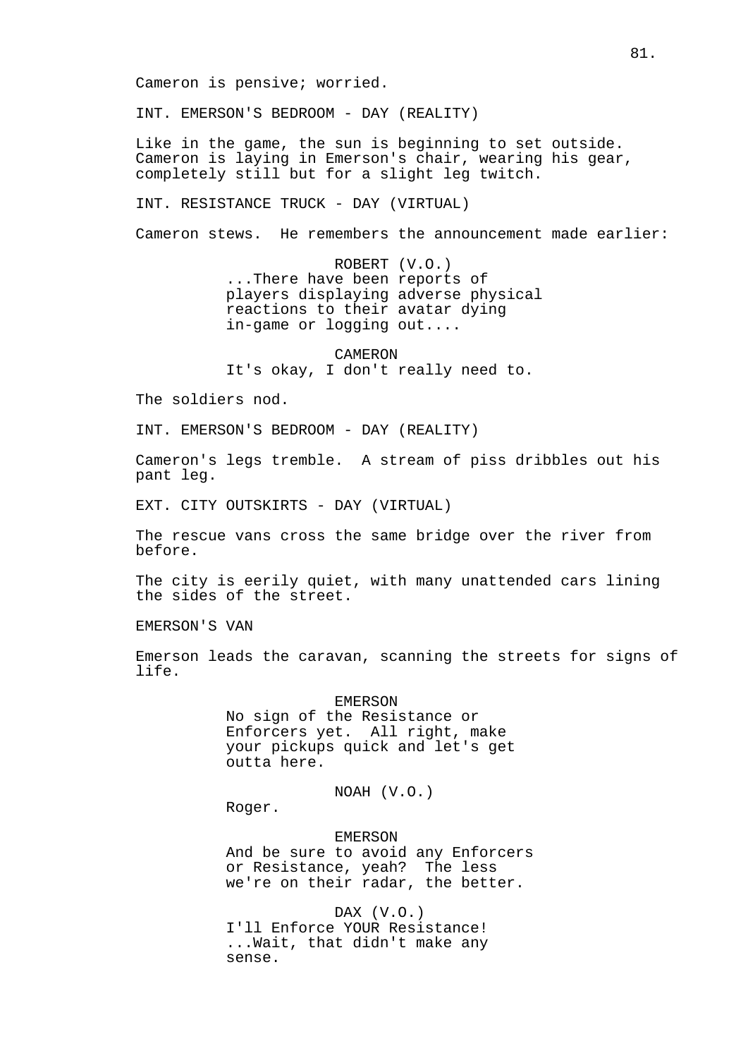Cameron is pensive; worried.

INT. EMERSON'S BEDROOM - DAY (REALITY)

Like in the game, the sun is beginning to set outside. Cameron is laying in Emerson's chair, wearing his gear, completely still but for a slight leg twitch.

INT. RESISTANCE TRUCK - DAY (VIRTUAL)

Cameron stews. He remembers the announcement made earlier:

ROBERT (V.O.)
...There have been reports of players displaying adverse physical reactions to their avatar dying in-game or logging out....

CAMERON
It's okay, I don't really need to.

The soldiers nod.

INT. EMERSON'S BEDROOM - DAY (REALITY)

Cameron's legs tremble. A stream of piss dribbles out his pant leg.

EXT. CITY OUTSKIRTS - DAY (VIRTUAL)

The rescue vans cross the same bridge over the river from before.

The city is eerily quiet, with many unattended cars lining the sides of the street.

EMERSON'S VAN

Emerson leads the caravan, scanning the streets for signs of life.

EMERSON
No sign of the Resistance or Enforcers yet. All right, make your pickups quick and let's get outta here.

NOAH (V.O.)
Roger.

EMERSON
And be sure to avoid any Enforcers or Resistance, yeah? The less we're on their radar, the better.

DAX (V.O.)
I'll Enforce YOUR Resistance! ...Wait, that didn't make any sense.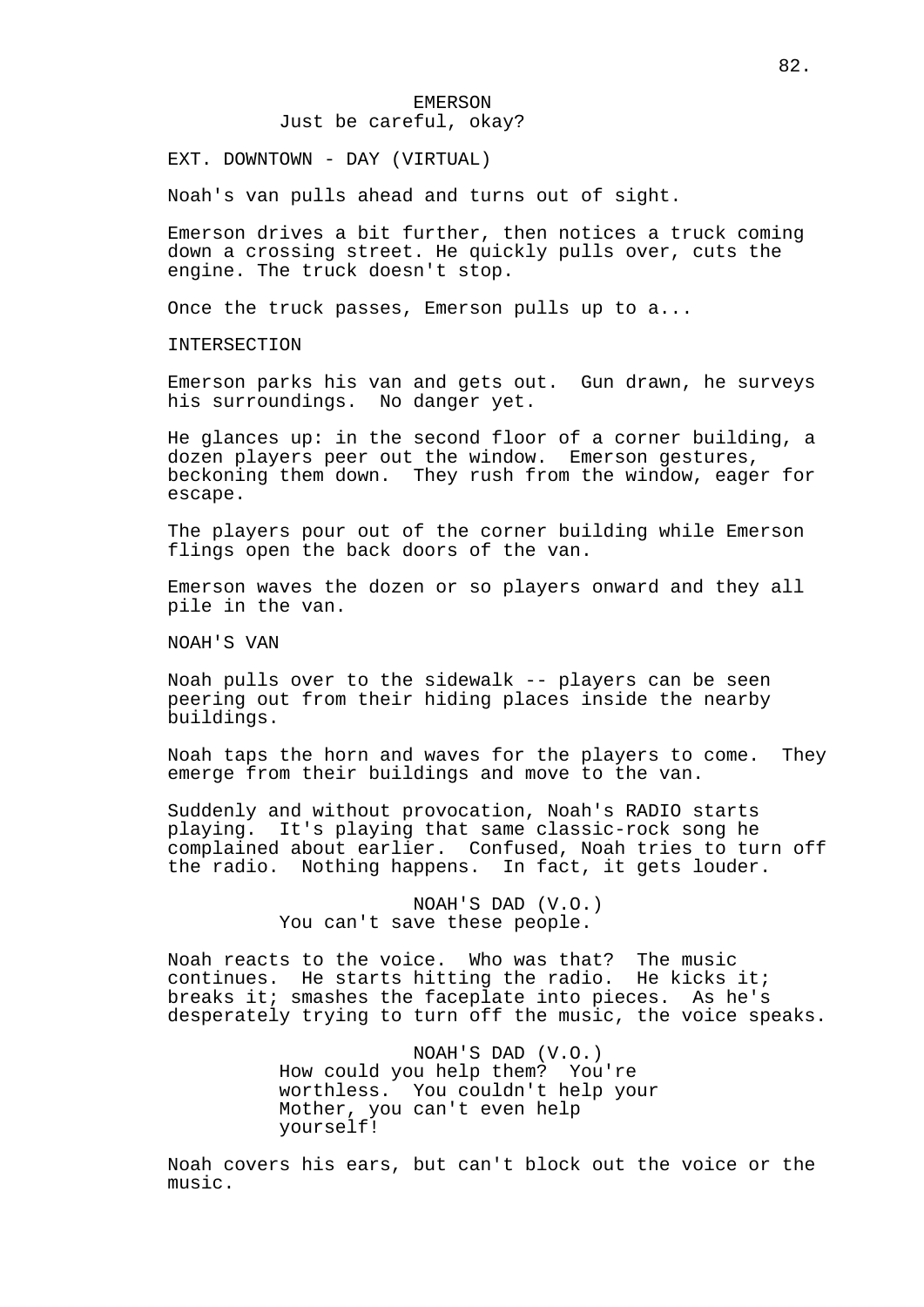EMERSON
Just be careful, okay?

EXT. DOWNTOWN - DAY (VIRTUAL)

Noah's van pulls ahead and turns out of sight.

Emerson drives a bit further, then notices a truck coming down a crossing street. He quickly pulls over, cuts the engine. The truck doesn't stop.

Once the truck passes, Emerson pulls up to a...

INTERSECTION

Emerson parks his van and gets out. Gun drawn, he surveys his surroundings. No danger yet.

He glances up: in the second floor of a corner building, a dozen players peer out the window. Emerson gestures, beckoning them down. They rush from the window, eager for escape.

The players pour out of the corner building while Emerson flings open the back doors of the van.

Emerson waves the dozen or so players onward and they all pile in the van.

NOAH'S VAN

Noah pulls over to the sidewalk -- players can be seen peering out from their hiding places inside the nearby buildings.

Noah taps the horn and waves for the players to come. They emerge from their buildings and move to the van.

Suddenly and without provocation, Noah's RADIO starts playing. It's playing that same classic-rock song he complained about earlier. Confused, Noah tries to turn off the radio. Nothing happens. In fact, it gets louder.

NOAH'S DAD (V.O.)
You can't save these people.

Noah reacts to the voice. Who was that? The music continues. He starts hitting the radio. He kicks it; breaks it; smashes the faceplate into pieces. As he's desperately trying to turn off the music, the voice speaks.

NOAH'S DAD (V.O.)
How could you help them? You're worthless. You couldn't help your Mother, you can't even help yourself!

Noah covers his ears, but can't block out the voice or the music.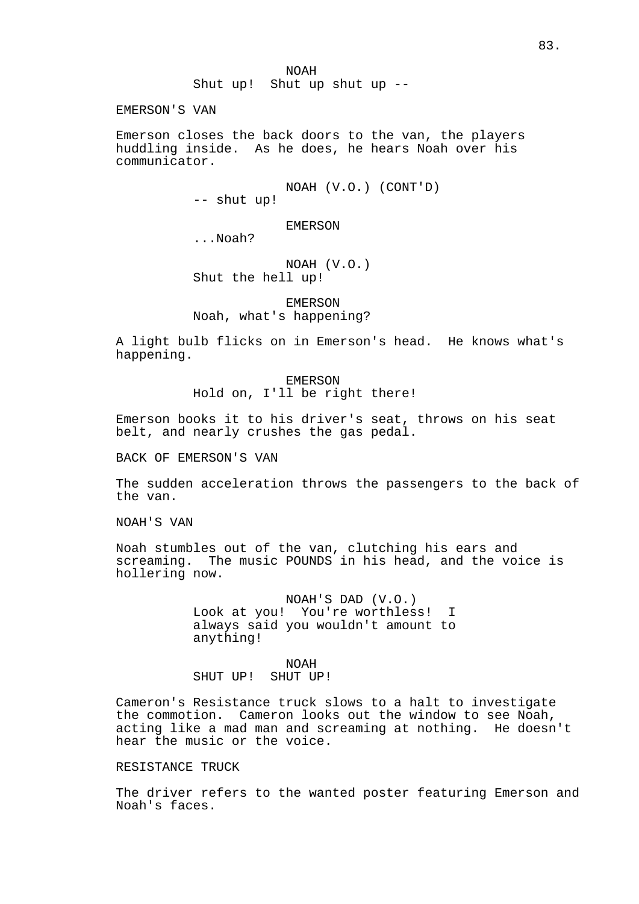NOAH
Shut up!  Shut up shut up --

EMERSON'S VAN

Emerson closes the back doors to the van, the players huddling inside.  As he does, he hears Noah over his communicator.

NOAH (V.O.) (CONT'D)
-- shut up!

EMERSON
...Noah?

NOAH (V.O.)
Shut the hell up!

EMERSON
Noah, what's happening?

A light bulb flicks on in Emerson's head.  He knows what's happening.

EMERSON
Hold on, I'll be right there!

Emerson books it to his driver's seat, throws on his seat belt, and nearly crushes the gas pedal.

BACK OF EMERSON'S VAN

The sudden acceleration throws the passengers to the back of the van.

NOAH'S VAN

Noah stumbles out of the van, clutching his ears and screaming.  The music POUNDS in his head, and the voice is hollering now.

NOAH'S DAD (V.O.)
Look at you!  You're worthless!  I always said you wouldn't amount to anything!

NOAH
SHUT UP!  SHUT UP!

Cameron's Resistance truck slows to a halt to investigate the commotion.  Cameron looks out the window to see Noah, acting like a mad man and screaming at nothing.  He doesn't hear the music or the voice.

RESISTANCE TRUCK

The driver refers to the wanted poster featuring Emerson and Noah's faces.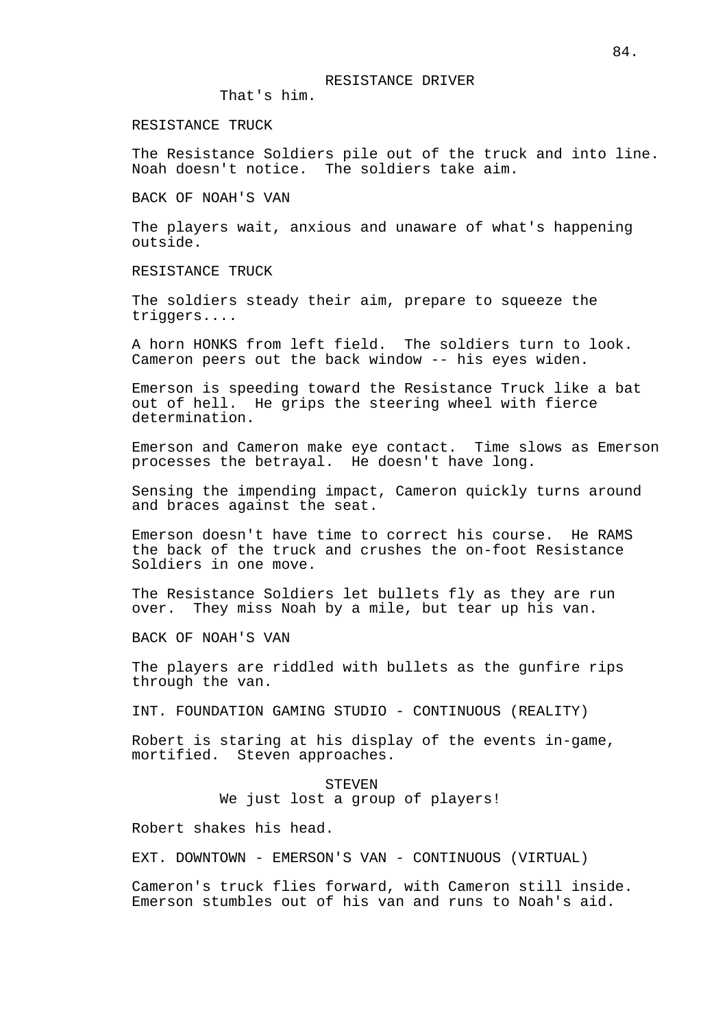RESISTANCE DRIVER

That's him.

RESISTANCE TRUCK

The Resistance Soldiers pile out of the truck and into line. Noah doesn't notice. The soldiers take aim.

BACK OF NOAH'S VAN

The players wait, anxious and unaware of what's happening outside.

RESISTANCE TRUCK

The soldiers steady their aim, prepare to squeeze the triggers....

A horn HONKS from left field. The soldiers turn to look. Cameron peers out the back window -- his eyes widen.

Emerson is speeding toward the Resistance Truck like a bat out of hell. He grips the steering wheel with fierce determination.

Emerson and Cameron make eye contact. Time slows as Emerson processes the betrayal. He doesn't have long.

Sensing the impending impact, Cameron quickly turns around and braces against the seat.

Emerson doesn't have time to correct his course. He RAMS the back of the truck and crushes the on-foot Resistance Soldiers in one move.

The Resistance Soldiers let bullets fly as they are run over. They miss Noah by a mile, but tear up his van.

BACK OF NOAH'S VAN

The players are riddled with bullets as the gunfire rips through the van.

INT. FOUNDATION GAMING STUDIO - CONTINUOUS (REALITY)

Robert is staring at his display of the events in-game, mortified. Steven approaches.

STEVEN

We just lost a group of players!

Robert shakes his head.

EXT. DOWNTOWN - EMERSON'S VAN - CONTINUOUS (VIRTUAL)

Cameron's truck flies forward, with Cameron still inside. Emerson stumbles out of his van and runs to Noah's aid.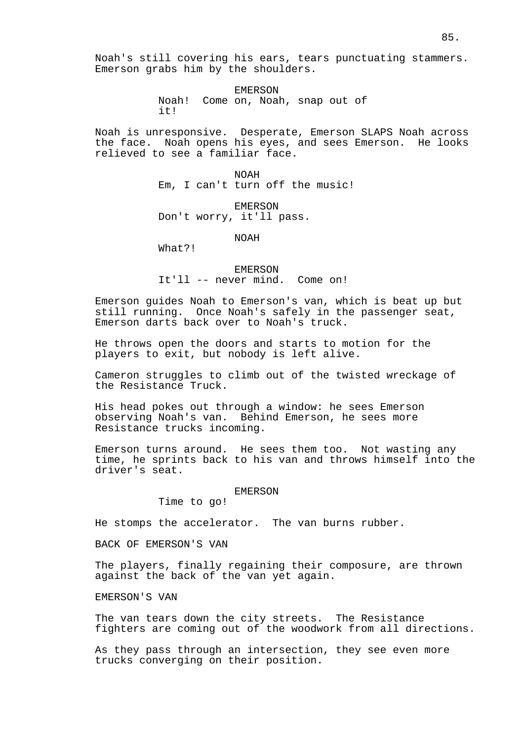Noah's still covering his ears, tears punctuating stammers. Emerson grabs him by the shoulders.

EMERSON
Noah! Come on, Noah, snap out of it!

Noah is unresponsive. Desperate, Emerson SLAPS Noah across the face. Noah opens his eyes, and sees Emerson. He looks relieved to see a familiar face.

NOAH
Em, I can't turn off the music!

EMERSON
Don't worry, it'll pass.

NOAH
What?!

EMERSON
It'll -- never mind. Come on!

Emerson guides Noah to Emerson's van, which is beat up but still running. Once Noah's safely in the passenger seat, Emerson darts back over to Noah's truck.

He throws open the doors and starts to motion for the players to exit, but nobody is left alive.

Cameron struggles to climb out of the twisted wreckage of the Resistance Truck.

His head pokes out through a window: he sees Emerson observing Noah's van. Behind Emerson, he sees more Resistance trucks incoming.

Emerson turns around. He sees them too. Not wasting any time, he sprints back to his van and throws himself into the driver's seat.

EMERSON
Time to go!

He stomps the accelerator. The van burns rubber.

BACK OF EMERSON'S VAN

The players, finally regaining their composure, are thrown against the back of the van yet again.

EMERSON'S VAN

The van tears down the city streets. The Resistance fighters are coming out of the woodwork from all directions.

As they pass through an intersection, they see even more trucks converging on their position.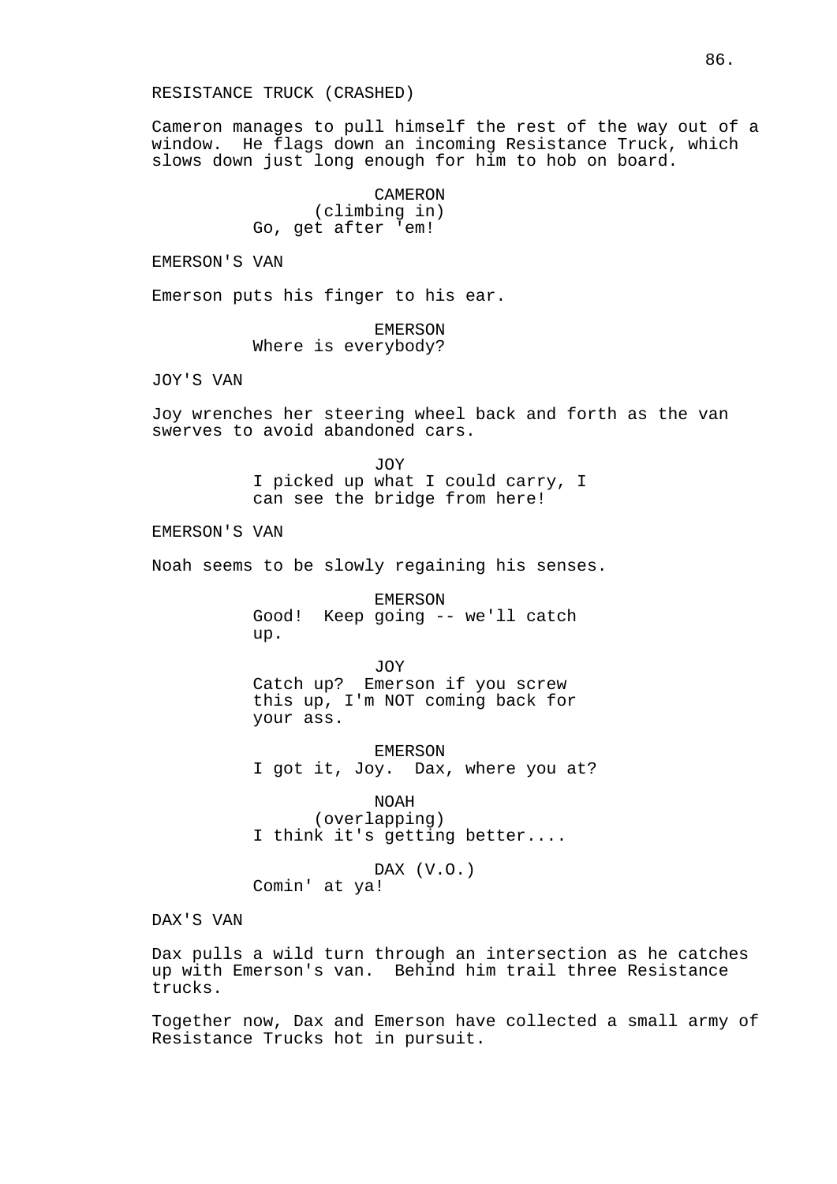RESISTANCE TRUCK (CRASHED)

Cameron manages to pull himself the rest of the way out of a window. He flags down an incoming Resistance Truck, which slows down just long enough for him to hob on board.

CAMERON
(climbing in)
Go, get after 'em!

EMERSON'S VAN

Emerson puts his finger to his ear.

EMERSON
Where is everybody?

JOY'S VAN

Joy wrenches her steering wheel back and forth as the van swerves to avoid abandoned cars.

JOY
I picked up what I could carry, I can see the bridge from here!

EMERSON'S VAN

Noah seems to be slowly regaining his senses.

EMERSON
Good! Keep going -- we'll catch up.

JOY
Catch up? Emerson if you screw this up, I'm NOT coming back for your ass.

EMERSON
I got it, Joy. Dax, where you at?

NOAH
(overlapping)
I think it's getting better....

DAX (V.O.)
Comin' at ya!

DAX'S VAN

Dax pulls a wild turn through an intersection as he catches up with Emerson's van. Behind him trail three Resistance trucks.

Together now, Dax and Emerson have collected a small army of Resistance Trucks hot in pursuit.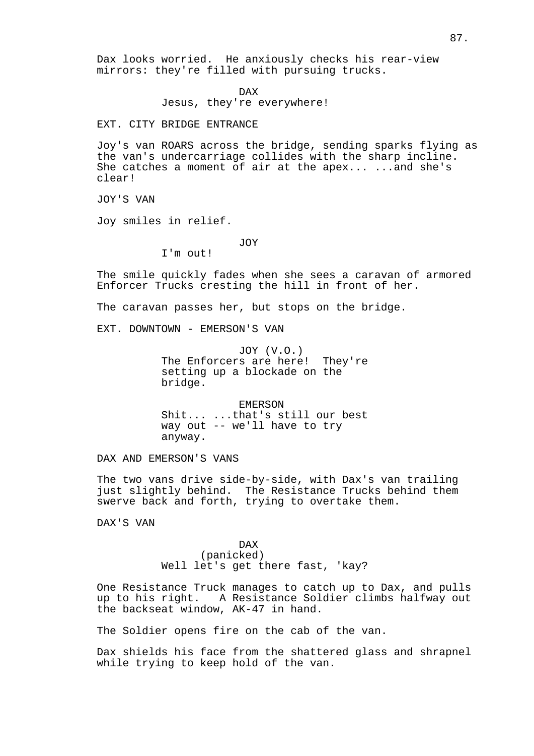Dax looks worried. He anxiously checks his rear-view mirrors: they're filled with pursuing trucks.

DAX
Jesus, they're everywhere!

EXT. CITY BRIDGE ENTRANCE

Joy's van ROARS across the bridge, sending sparks flying as the van's undercarriage collides with the sharp incline. She catches a moment of air at the apex... ...and she's clear!

JOY'S VAN

Joy smiles in relief.

JOY
I'm out!

The smile quickly fades when she sees a caravan of armored Enforcer Trucks cresting the hill in front of her.

The caravan passes her, but stops on the bridge.

EXT. DOWNTOWN - EMERSON'S VAN

JOY (V.O.)
The Enforcers are here! They're setting up a blockade on the bridge.

EMERSON
Shit... ...that's still our best way out -- we'll have to try anyway.

DAX AND EMERSON'S VANS

The two vans drive side-by-side, with Dax's van trailing just slightly behind. The Resistance Trucks behind them swerve back and forth, trying to overtake them.

DAX'S VAN

DAX
(panicked)
Well let's get there fast, 'kay?

One Resistance Truck manages to catch up to Dax, and pulls up to his right. A Resistance Soldier climbs halfway out the backseat window, AK-47 in hand.

The Soldier opens fire on the cab of the van.

Dax shields his face from the shattered glass and shrapnel while trying to keep hold of the van.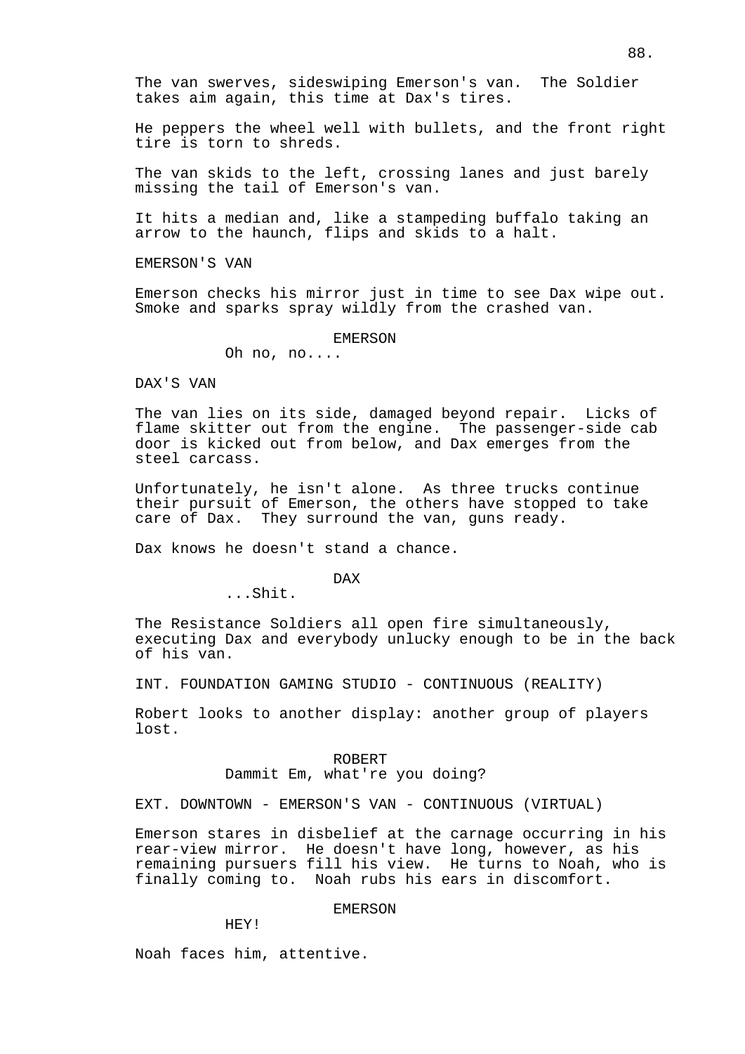The van swerves, sideswiping Emerson's van. The Soldier takes aim again, this time at Dax's tires.

He peppers the wheel well with bullets, and the front right tire is torn to shreds.

The van skids to the left, crossing lanes and just barely missing the tail of Emerson's van.

It hits a median and, like a stampeding buffalo taking an arrow to the haunch, flips and skids to a halt.

EMERSON'S VAN

Emerson checks his mirror just in time to see Dax wipe out. Smoke and sparks spray wildly from the crashed van.

EMERSON
Oh no, no....

DAX'S VAN

The van lies on its side, damaged beyond repair. Licks of flame skitter out from the engine. The passenger-side cab door is kicked out from below, and Dax emerges from the steel carcass.

Unfortunately, he isn't alone. As three trucks continue their pursuit of Emerson, the others have stopped to take care of Dax. They surround the van, guns ready.

Dax knows he doesn't stand a chance.

DAX
...Shit.

The Resistance Soldiers all open fire simultaneously, executing Dax and everybody unlucky enough to be in the back of his van.

INT. FOUNDATION GAMING STUDIO - CONTINUOUS (REALITY)

Robert looks to another display: another group of players lost.

ROBERT
Dammit Em, what're you doing?

EXT. DOWNTOWN - EMERSON'S VAN - CONTINUOUS (VIRTUAL)

Emerson stares in disbelief at the carnage occurring in his rear-view mirror. He doesn't have long, however, as his remaining pursuers fill his view. He turns to Noah, who is finally coming to. Noah rubs his ears in discomfort.

EMERSON
HEY!

Noah faces him, attentive.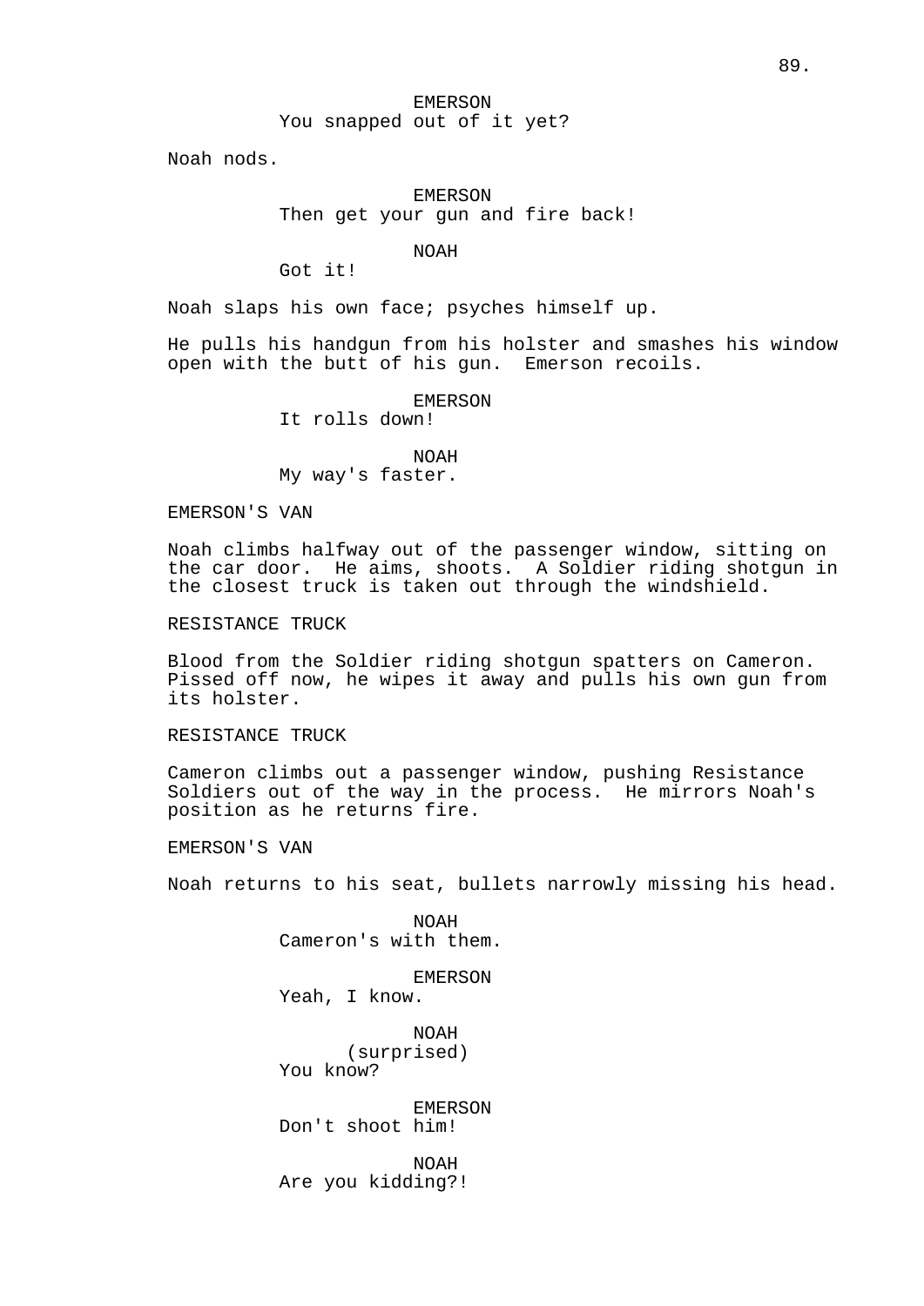EMERSON
You snapped out of it yet?

Noah nods.

EMERSON
Then get your gun and fire back!

NOAH
Got it!

Noah slaps his own face; psyches himself up.

He pulls his handgun from his holster and smashes his window open with the butt of his gun. Emerson recoils.

EMERSON
It rolls down!

NOAH
My way's faster.

EMERSON'S VAN

Noah climbs halfway out of the passenger window, sitting on the car door. He aims, shoots. A Soldier riding shotgun in the closest truck is taken out through the windshield.

RESISTANCE TRUCK

Blood from the Soldier riding shotgun spatters on Cameron. Pissed off now, he wipes it away and pulls his own gun from its holster.

RESISTANCE TRUCK

Cameron climbs out a passenger window, pushing Resistance Soldiers out of the way in the process. He mirrors Noah's position as he returns fire.

EMERSON'S VAN

Noah returns to his seat, bullets narrowly missing his head.

NOAH
Cameron's with them.

EMERSON
Yeah, I know.

NOAH
(surprised)
You know?

EMERSON
Don't shoot him!

NOAH
Are you kidding?!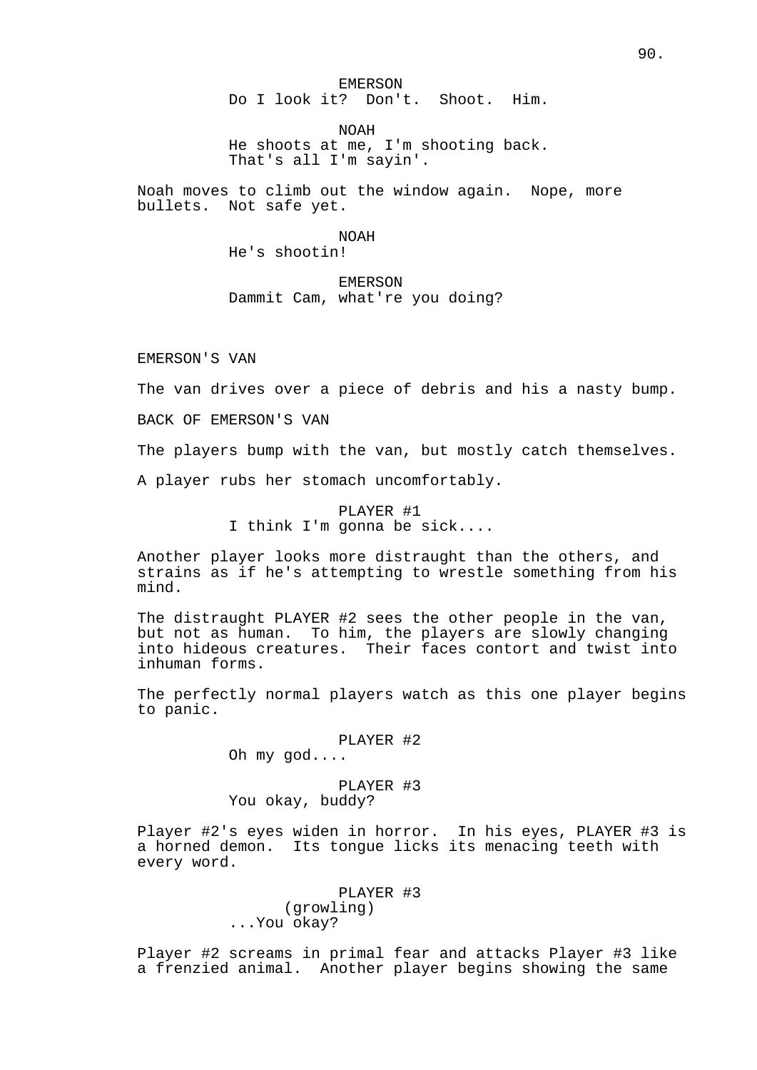EMERSON
Do I look it?  Don't.  Shoot.  Him.

NOAH
He shoots at me, I'm shooting back. That's all I'm sayin'.

Noah moves to climb out the window again.  Nope, more bullets.  Not safe yet.

NOAH
He's shootin!

EMERSON
Dammit Cam, what're you doing?

EMERSON'S VAN

The van drives over a piece of debris and his a nasty bump.

BACK OF EMERSON'S VAN

The players bump with the van, but mostly catch themselves.

A player rubs her stomach uncomfortably.

PLAYER #1
I think I'm gonna be sick....

Another player looks more distraught than the others, and strains as if he's attempting to wrestle something from his mind.

The distraught PLAYER #2 sees the other people in the van, but not as human.  To him, the players are slowly changing into hideous creatures.  Their faces contort and twist into inhuman forms.

The perfectly normal players watch as this one player begins to panic.

PLAYER #2
Oh my god....

PLAYER #3
You okay, buddy?

Player #2's eyes widen in horror.  In his eyes, PLAYER #3 is a horned demon.  Its tongue licks its menacing teeth with every word.

PLAYER #3
(growling)
...You okay?

Player #2 screams in primal fear and attacks Player #3 like a frenzied animal.  Another player begins showing the same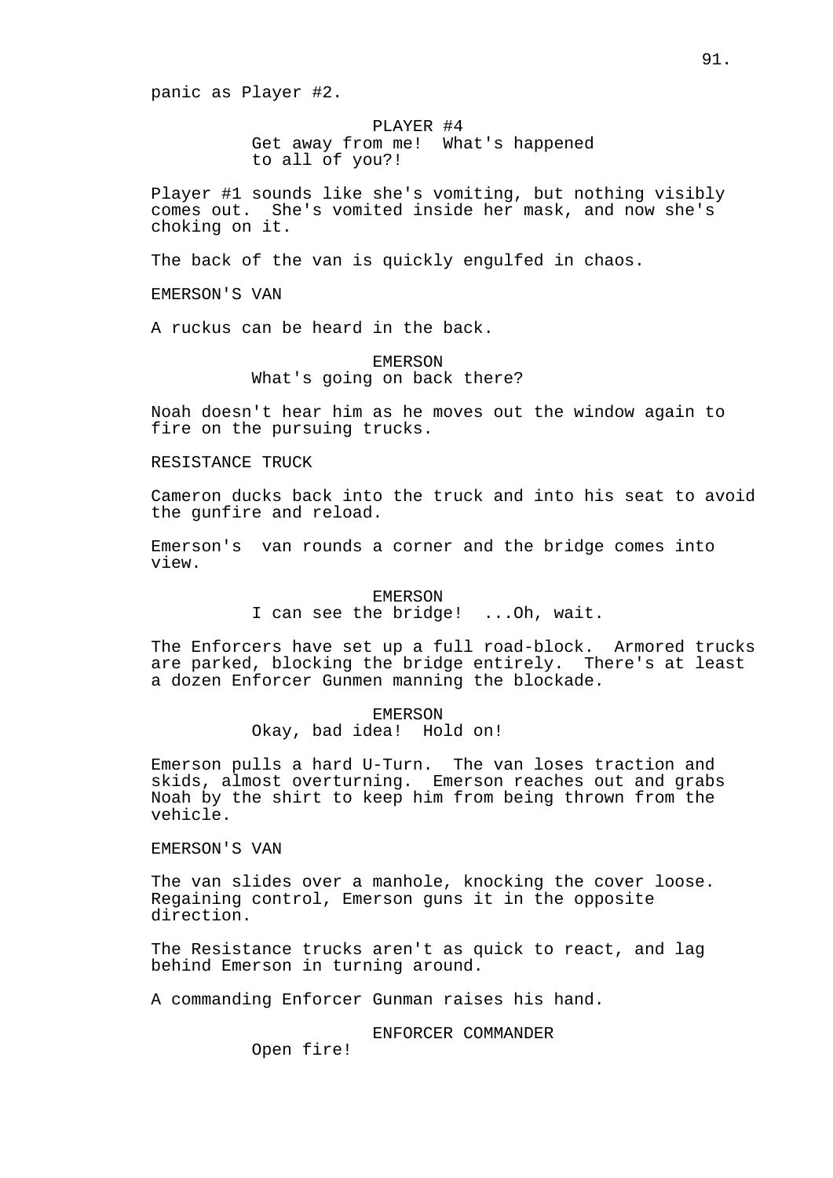panic as Player #2.

PLAYER #4
Get away from me! What's happened to all of you?!

Player #1 sounds like she's vomiting, but nothing visibly comes out. She's vomited inside her mask, and now she's choking on it.

The back of the van is quickly engulfed in chaos.

EMERSON'S VAN

A ruckus can be heard in the back.

EMERSON
What's going on back there?

Noah doesn't hear him as he moves out the window again to fire on the pursuing trucks.

RESISTANCE TRUCK

Cameron ducks back into the truck and into his seat to avoid the gunfire and reload.

Emerson's van rounds a corner and the bridge comes into view.

EMERSON
I can see the bridge! ...Oh, wait.

The Enforcers have set up a full road-block. Armored trucks are parked, blocking the bridge entirely. There's at least a dozen Enforcer Gunmen manning the blockade.

EMERSON
Okay, bad idea! Hold on!

Emerson pulls a hard U-Turn. The van loses traction and skids, almost overturning. Emerson reaches out and grabs Noah by the shirt to keep him from being thrown from the vehicle.

EMERSON'S VAN

The van slides over a manhole, knocking the cover loose. Regaining control, Emerson guns it in the opposite direction.

The Resistance trucks aren't as quick to react, and lag behind Emerson in turning around.

A commanding Enforcer Gunman raises his hand.

ENFORCER COMMANDER
Open fire!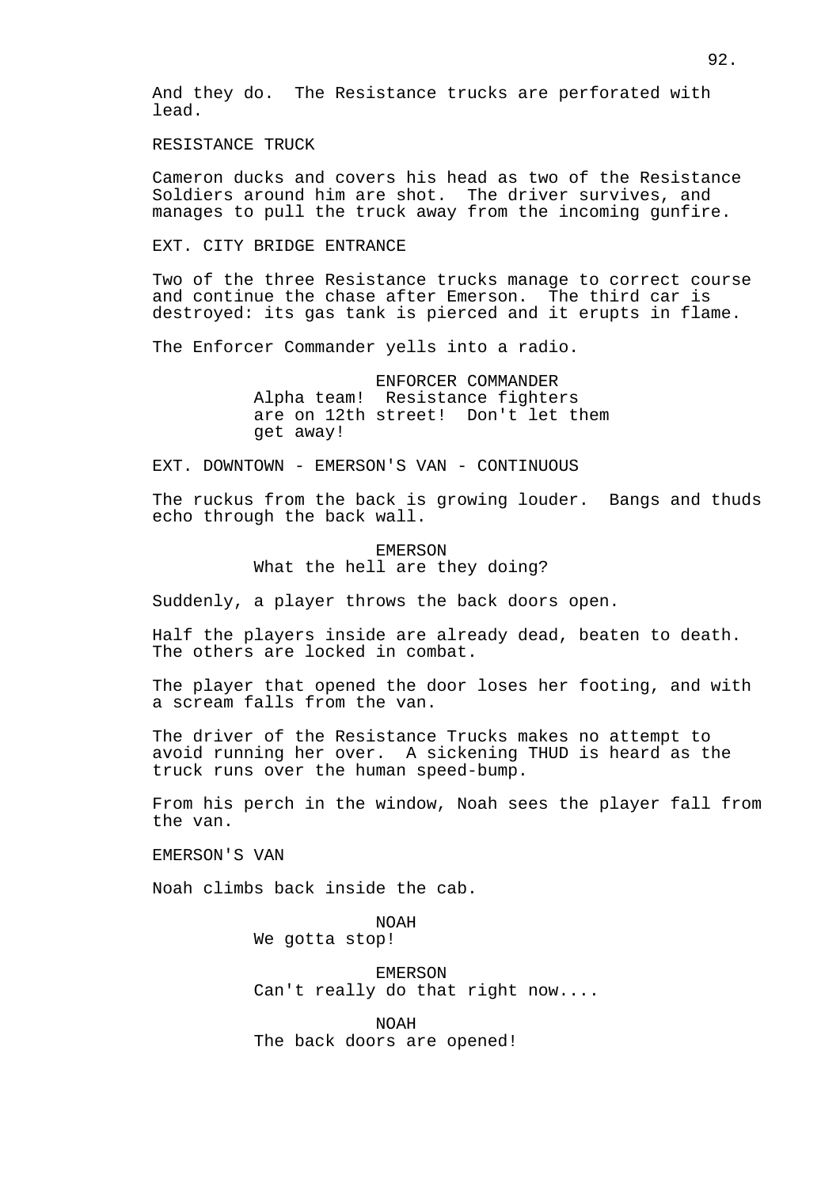And they do. The Resistance trucks are perforated with lead.

RESISTANCE TRUCK

Cameron ducks and covers his head as two of the Resistance Soldiers around him are shot. The driver survives, and manages to pull the truck away from the incoming gunfire.

EXT. CITY BRIDGE ENTRANCE

Two of the three Resistance trucks manage to correct course and continue the chase after Emerson. The third car is destroyed: its gas tank is pierced and it erupts in flame.

The Enforcer Commander yells into a radio.

ENFORCER COMMANDER
Alpha team! Resistance fighters are on 12th street! Don't let them get away!

EXT. DOWNTOWN - EMERSON'S VAN - CONTINUOUS

The ruckus from the back is growing louder. Bangs and thuds echo through the back wall.

EMERSON
What the hell are they doing?

Suddenly, a player throws the back doors open.

Half the players inside are already dead, beaten to death. The others are locked in combat.

The player that opened the door loses her footing, and with a scream falls from the van.

The driver of the Resistance Trucks makes no attempt to avoid running her over. A sickening THUD is heard as the truck runs over the human speed-bump.

From his perch in the window, Noah sees the player fall from the van.

EMERSON'S VAN

Noah climbs back inside the cab.

NOAH
We gotta stop!

EMERSON
Can't really do that right now....

NOAH
The back doors are opened!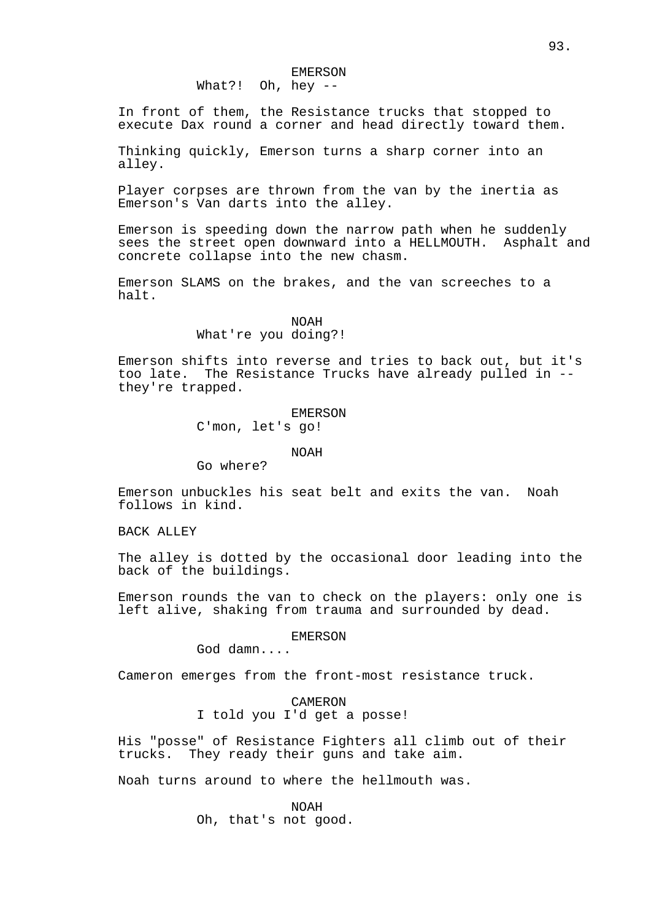EMERSON
What?! Oh, hey --

In front of them, the Resistance trucks that stopped to execute Dax round a corner and head directly toward them.

Thinking quickly, Emerson turns a sharp corner into an alley.

Player corpses are thrown from the van by the inertia as Emerson's Van darts into the alley.

Emerson is speeding down the narrow path when he suddenly sees the street open downward into a HELLMOUTH. Asphalt and concrete collapse into the new chasm.

Emerson SLAMS on the brakes, and the van screeches to a halt.

NOAH
What're you doing?!

Emerson shifts into reverse and tries to back out, but it's too late. The Resistance Trucks have already pulled in -- they're trapped.

EMERSON
C'mon, let's go!

NOAH
Go where?

Emerson unbuckles his seat belt and exits the van. Noah follows in kind.

BACK ALLEY

The alley is dotted by the occasional door leading into the back of the buildings.

Emerson rounds the van to check on the players: only one is left alive, shaking from trauma and surrounded by dead.

EMERSON
God damn....

Cameron emerges from the front-most resistance truck.

CAMERON
I told you I'd get a posse!

His "posse" of Resistance Fighters all climb out of their trucks. They ready their guns and take aim.

Noah turns around to where the hellmouth was.

NOAH
Oh, that's not good.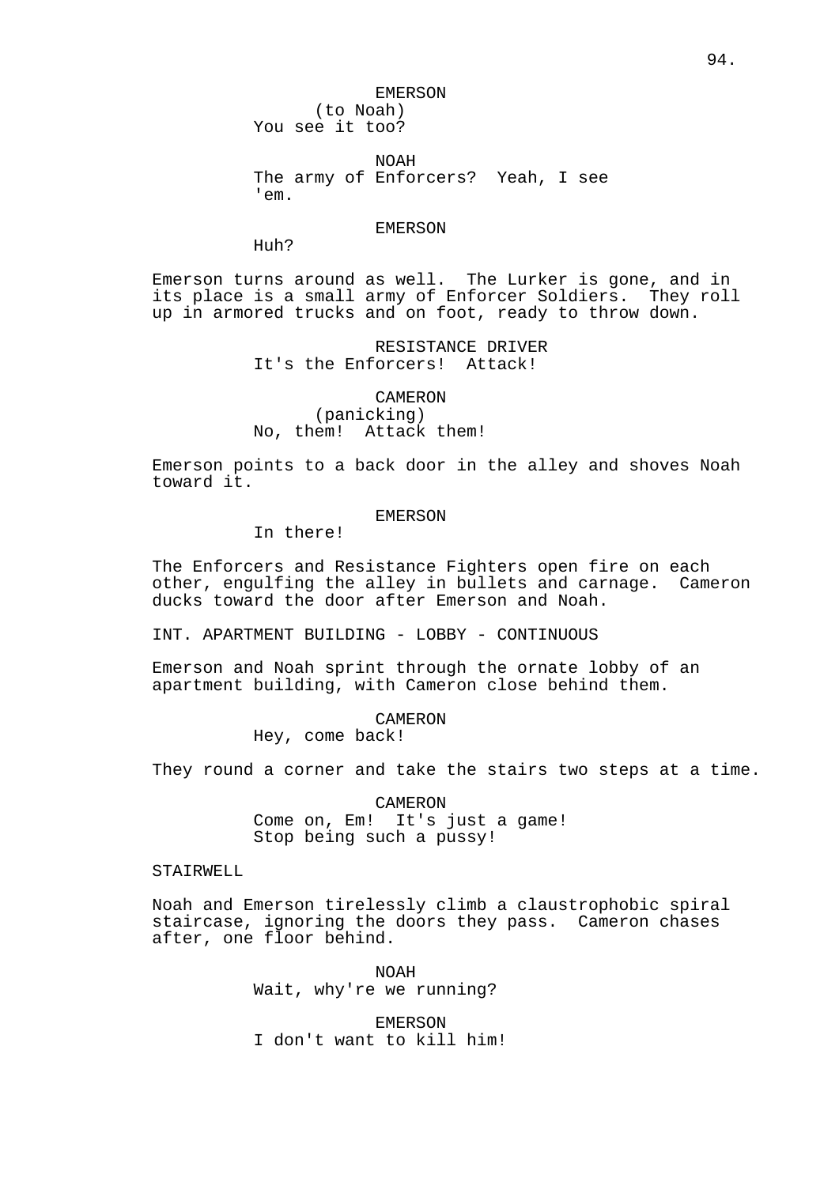EMERSON
(to Noah)
You see it too?

NOAH
The army of Enforcers? Yeah, I see 'em.

EMERSON
Huh?

Emerson turns around as well. The Lurker is gone, and in its place is a small army of Enforcer Soldiers. They roll up in armored trucks and on foot, ready to throw down.

RESISTANCE DRIVER
It's the Enforcers! Attack!

CAMERON
(panicking)
No, them! Attack them!

Emerson points to a back door in the alley and shoves Noah toward it.

EMERSON
In there!

The Enforcers and Resistance Fighters open fire on each other, engulfing the alley in bullets and carnage. Cameron ducks toward the door after Emerson and Noah.

INT. APARTMENT BUILDING - LOBBY - CONTINUOUS

Emerson and Noah sprint through the ornate lobby of an apartment building, with Cameron close behind them.

CAMERON
Hey, come back!

They round a corner and take the stairs two steps at a time.

CAMERON
Come on, Em! It's just a game! Stop being such a pussy!

STAIRWELL

Noah and Emerson tirelessly climb a claustrophobic spiral staircase, ignoring the doors they pass. Cameron chases after, one floor behind.

NOAH
Wait, why're we running?

EMERSON
I don't want to kill him!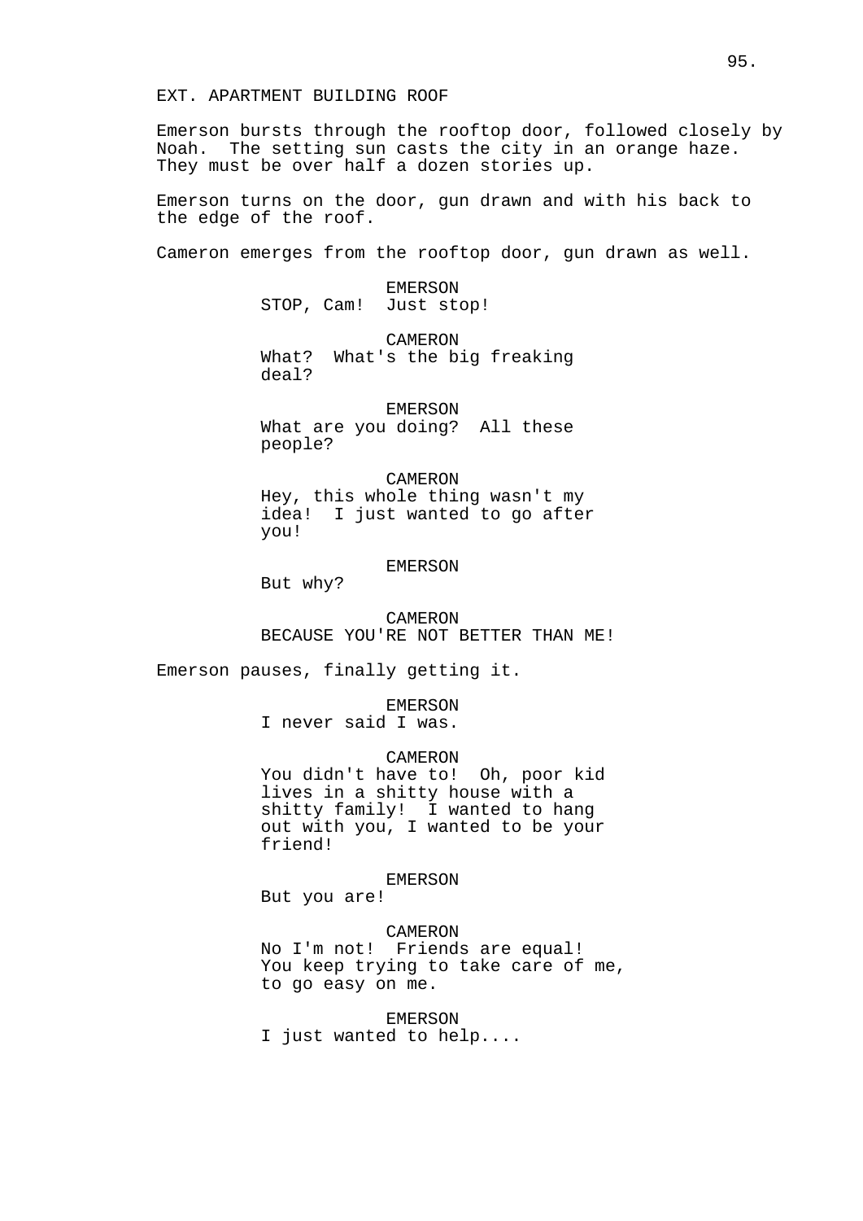EXT. APARTMENT BUILDING ROOF

Emerson bursts through the rooftop door, followed closely by Noah. The setting sun casts the city in an orange haze. They must be over half a dozen stories up.

Emerson turns on the door, gun drawn and with his back to the edge of the roof.

Cameron emerges from the rooftop door, gun drawn as well.

EMERSON
STOP, Cam! Just stop!

CAMERON
What? What's the big freaking deal?

EMERSON
What are you doing? All these people?

CAMERON
Hey, this whole thing wasn't my idea! I just wanted to go after you!

EMERSON
But why?

CAMERON
BECAUSE YOU'RE NOT BETTER THAN ME!

Emerson pauses, finally getting it.

EMERSON
I never said I was.

CAMERON
You didn't have to! Oh, poor kid lives in a shitty house with a shitty family! I wanted to hang out with you, I wanted to be your friend!

EMERSON
But you are!

CAMERON
No I'm not! Friends are equal! You keep trying to take care of me, to go easy on me.

EMERSON
I just wanted to help....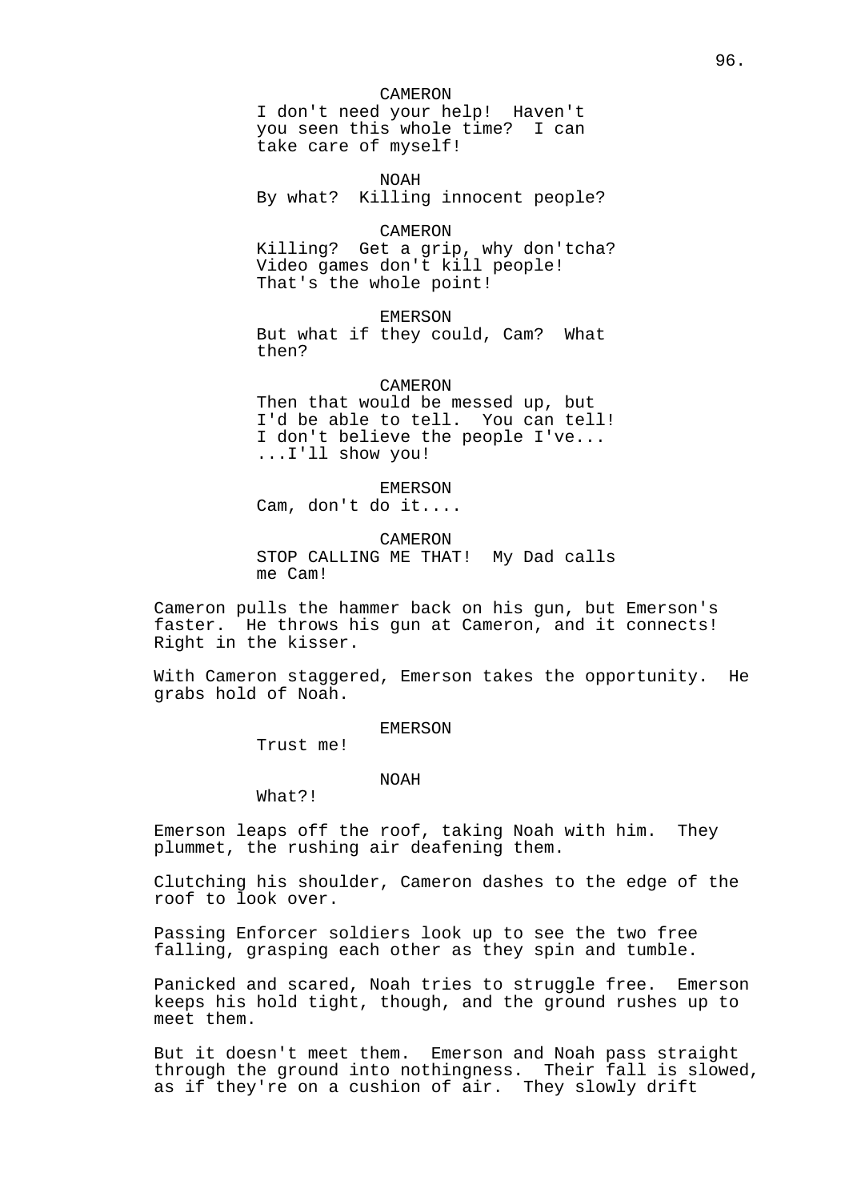CAMERON
I don't need your help! Haven't you seen this whole time? I can take care of myself!

NOAH
By what? Killing innocent people?

CAMERON
Killing? Get a grip, why don'tcha? Video games don't kill people! That's the whole point!

EMERSON
But what if they could, Cam? What then?

CAMERON
Then that would be messed up, but I'd be able to tell. You can tell! I don't believe the people I've... ...I'll show you!

EMERSON
Cam, don't do it....

CAMERON
STOP CALLING ME THAT! My Dad calls me Cam!

Cameron pulls the hammer back on his gun, but Emerson's faster. He throws his gun at Cameron, and it connects! Right in the kisser.

With Cameron staggered, Emerson takes the opportunity. He grabs hold of Noah.

EMERSON
Trust me!

NOAH
What?!

Emerson leaps off the roof, taking Noah with him. They plummet, the rushing air deafening them.

Clutching his shoulder, Cameron dashes to the edge of the roof to look over.

Passing Enforcer soldiers look up to see the two free falling, grasping each other as they spin and tumble.

Panicked and scared, Noah tries to struggle free. Emerson keeps his hold tight, though, and the ground rushes up to meet them.

But it doesn't meet them. Emerson and Noah pass straight through the ground into nothingness. Their fall is slowed, as if they're on a cushion of air. They slowly drift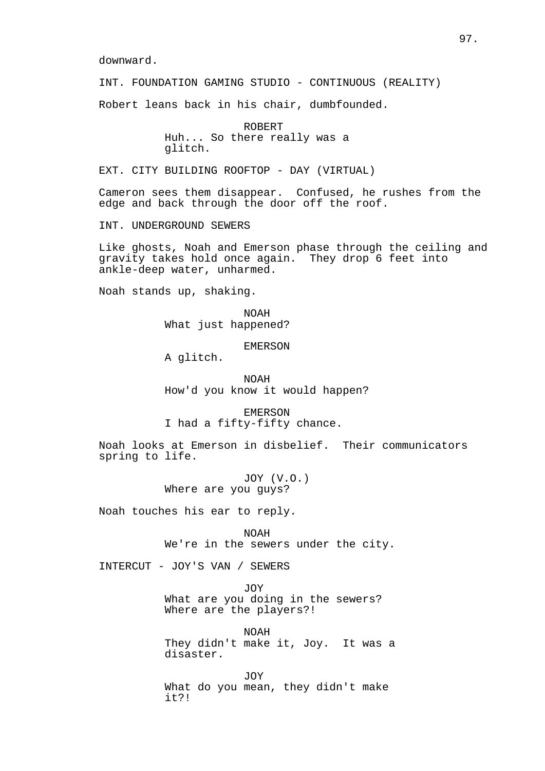downward.

INT. FOUNDATION GAMING STUDIO - CONTINUOUS (REALITY)

Robert leans back in his chair, dumbfounded.

ROBERT
Huh... So there really was a glitch.

EXT. CITY BUILDING ROOFTOP - DAY (VIRTUAL)

Cameron sees them disappear. Confused, he rushes from the edge and back through the door off the roof.

INT. UNDERGROUND SEWERS

Like ghosts, Noah and Emerson phase through the ceiling and gravity takes hold once again. They drop 6 feet into ankle-deep water, unharmed.

Noah stands up, shaking.

NOAH
What just happened?

EMERSON
A glitch.

NOAH
How'd you know it would happen?

EMERSON
I had a fifty-fifty chance.

Noah looks at Emerson in disbelief. Their communicators spring to life.

JOY (V.O.)
Where are you guys?

Noah touches his ear to reply.

NOAH
We're in the sewers under the city.

INTERCUT - JOY'S VAN / SEWERS

JOY
What are you doing in the sewers? Where are the players?!

NOAH
They didn't make it, Joy. It was a disaster.

JOY
What do you mean, they didn't make it?!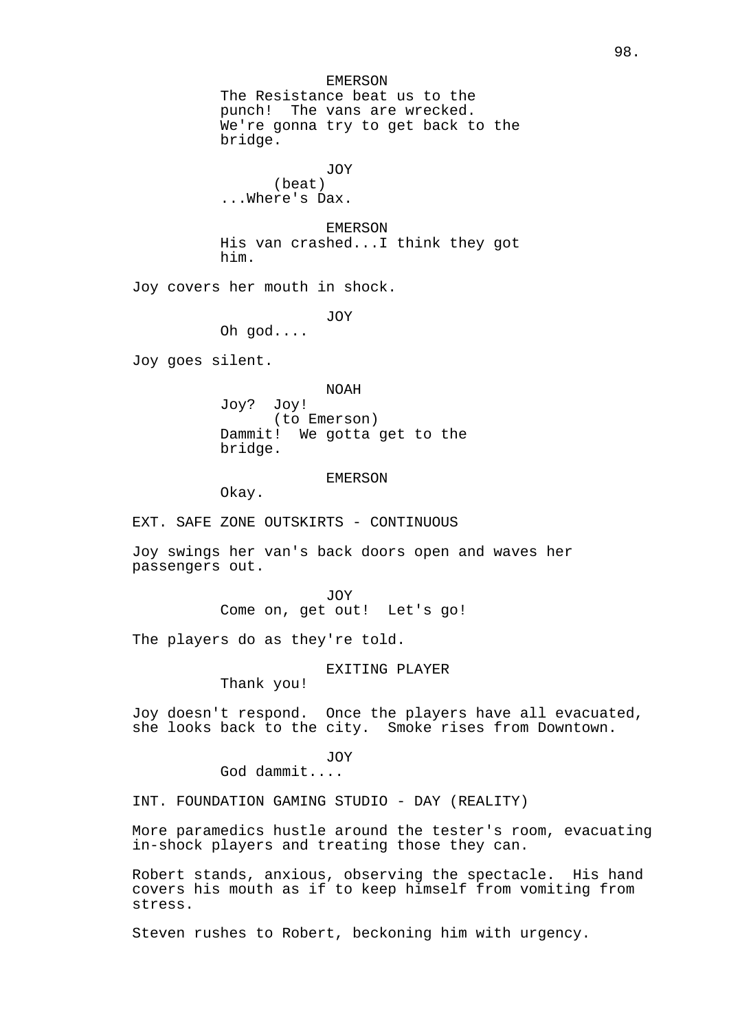EMERSON
The Resistance beat us to the punch! The vans are wrecked. We're gonna try to get back to the bridge.

JOY
(beat)
...Where's Dax.

EMERSON
His van crashed...I think they got him.

Joy covers her mouth in shock.

JOY
Oh god....

Joy goes silent.

NOAH
Joy? Joy!
(to Emerson)
Dammit! We gotta get to the bridge.

EMERSON
Okay.

EXT. SAFE ZONE OUTSKIRTS - CONTINUOUS

Joy swings her van's back doors open and waves her passengers out.

JOY
Come on, get out! Let's go!

The players do as they're told.

EXITING PLAYER
Thank you!

Joy doesn't respond. Once the players have all evacuated, she looks back to the city. Smoke rises from Downtown.

JOY
God dammit....

INT. FOUNDATION GAMING STUDIO - DAY (REALITY)

More paramedics hustle around the tester's room, evacuating in-shock players and treating those they can.

Robert stands, anxious, observing the spectacle. His hand covers his mouth as if to keep himself from vomiting from stress.

Steven rushes to Robert, beckoning him with urgency.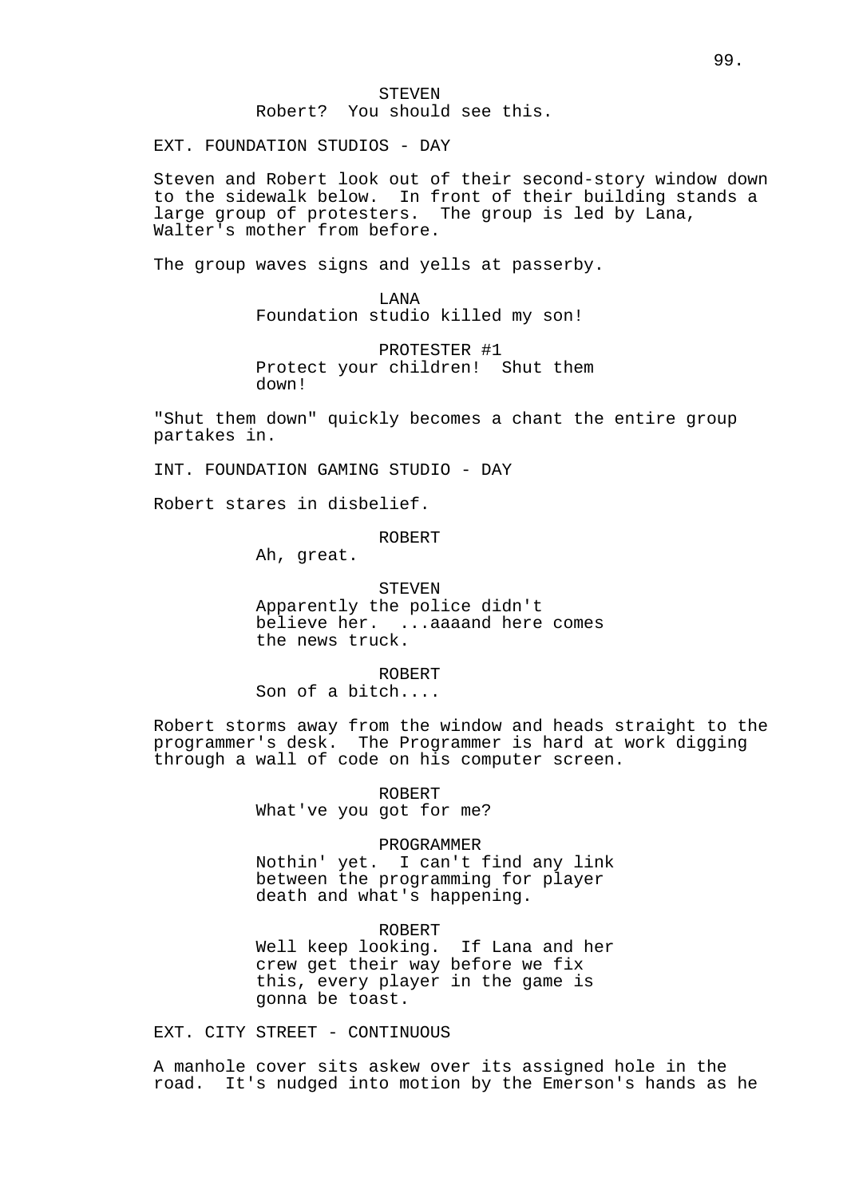STEVEN
Robert?  You should see this.

EXT. FOUNDATION STUDIOS - DAY

Steven and Robert look out of their second-story window down to the sidewalk below.  In front of their building stands a large group of protesters.  The group is led by Lana, Walter's mother from before.

The group waves signs and yells at passerby.

LANA
Foundation studio killed my son!

PROTESTER #1
Protect your children!  Shut them down!

"Shut them down" quickly becomes a chant the entire group partakes in.

INT. FOUNDATION GAMING STUDIO - DAY

Robert stares in disbelief.

ROBERT
Ah, great.

STEVEN
Apparently the police didn't believe her.  ...aaaand here comes the news truck.

ROBERT
Son of a bitch....

Robert storms away from the window and heads straight to the programmer's desk.  The Programmer is hard at work digging through a wall of code on his computer screen.

ROBERT
What've you got for me?

PROGRAMMER
Nothin' yet.  I can't find any link between the programming for player death and what's happening.

ROBERT
Well keep looking.  If Lana and her crew get their way before we fix this, every player in the game is gonna be toast.

EXT. CITY STREET - CONTINUOUS

A manhole cover sits askew over its assigned hole in the road.  It's nudged into motion by the Emerson's hands as he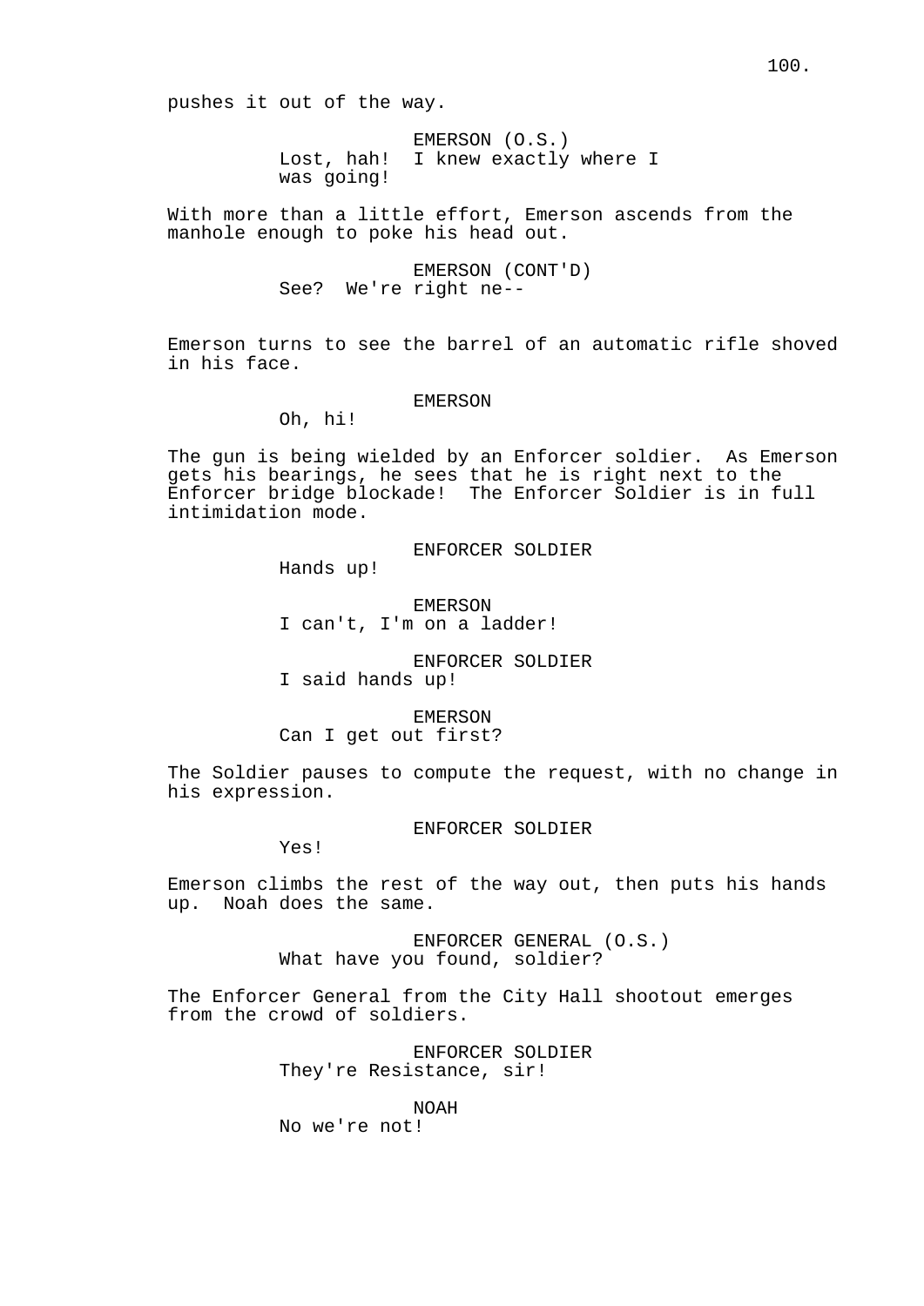pushes it out of the way.

EMERSON (O.S.)
Lost, hah! I knew exactly where I was going!

With more than a little effort, Emerson ascends from the manhole enough to poke his head out.

EMERSON (CONT'D)
See? We're right ne--

Emerson turns to see the barrel of an automatic rifle shoved in his face.

EMERSON
Oh, hi!

The gun is being wielded by an Enforcer soldier. As Emerson gets his bearings, he sees that he is right next to the Enforcer bridge blockade! The Enforcer Soldier is in full intimidation mode.

ENFORCER SOLDIER
Hands up!

EMERSON
I can't, I'm on a ladder!

ENFORCER SOLDIER
I said hands up!

EMERSON
Can I get out first?

The Soldier pauses to compute the request, with no change in his expression.

ENFORCER SOLDIER
Yes!

Emerson climbs the rest of the way out, then puts his hands up. Noah does the same.

ENFORCER GENERAL (O.S.)
What have you found, soldier?

The Enforcer General from the City Hall shootout emerges from the crowd of soldiers.

ENFORCER SOLDIER
They're Resistance, sir!

NOAH
No we're not!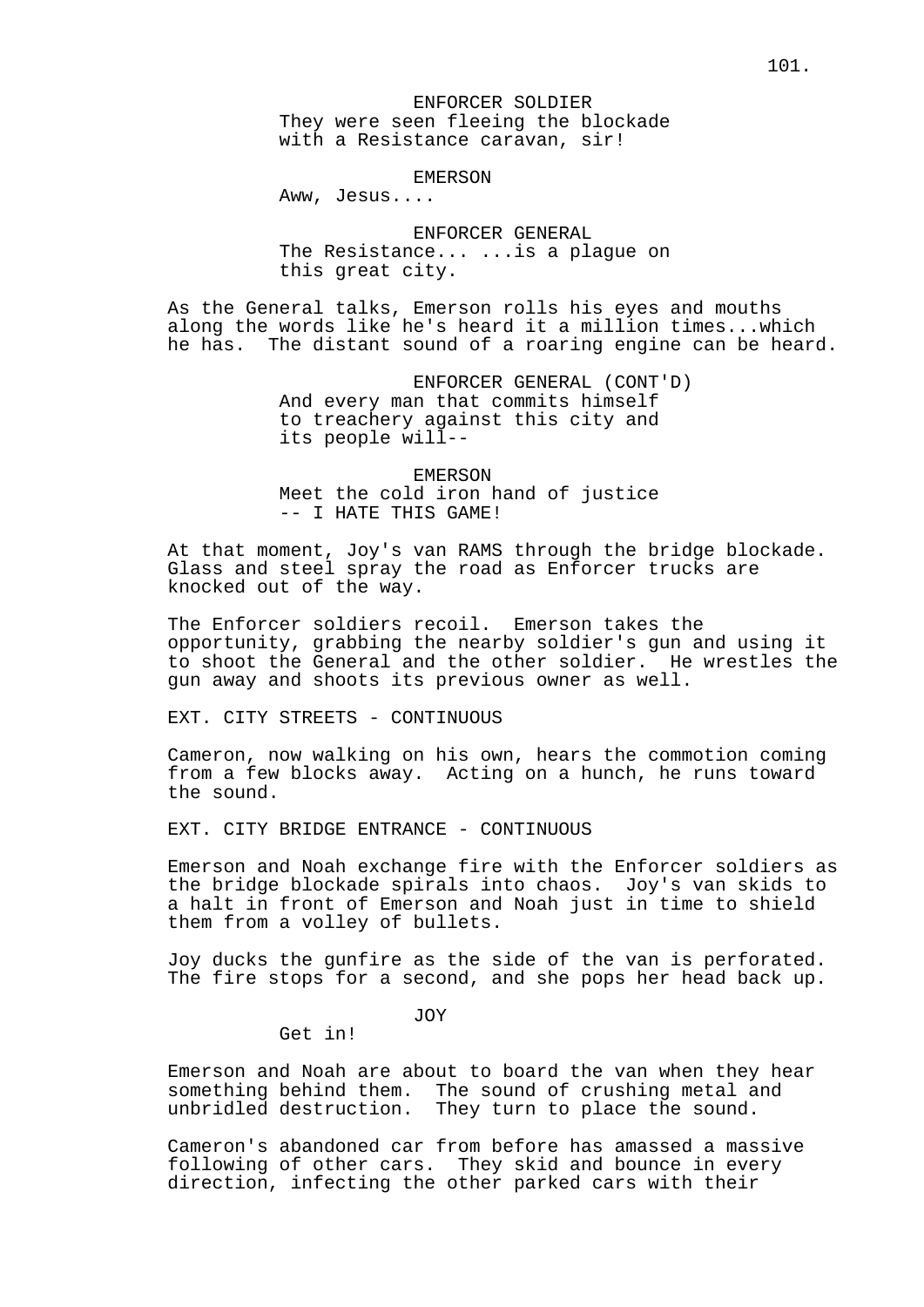ENFORCER SOLDIER
They were seen fleeing the blockade with a Resistance caravan, sir!

EMERSON
Aww, Jesus....

ENFORCER GENERAL
The Resistance... ...is a plague on this great city.

As the General talks, Emerson rolls his eyes and mouths along the words like he's heard it a million times...which he has. The distant sound of a roaring engine can be heard.

ENFORCER GENERAL (CONT'D)
And every man that commits himself to treachery against this city and its people will--

EMERSON
Meet the cold iron hand of justice -- I HATE THIS GAME!

At that moment, Joy's van RAMS through the bridge blockade. Glass and steel spray the road as Enforcer trucks are knocked out of the way.

The Enforcer soldiers recoil. Emerson takes the opportunity, grabbing the nearby soldier's gun and using it to shoot the General and the other soldier. He wrestles the gun away and shoots its previous owner as well.

EXT. CITY STREETS - CONTINUOUS

Cameron, now walking on his own, hears the commotion coming from a few blocks away. Acting on a hunch, he runs toward the sound.

EXT. CITY BRIDGE ENTRANCE - CONTINUOUS

Emerson and Noah exchange fire with the Enforcer soldiers as the bridge blockade spirals into chaos. Joy's van skids to a halt in front of Emerson and Noah just in time to shield them from a volley of bullets.

Joy ducks the gunfire as the side of the van is perforated. The fire stops for a second, and she pops her head back up.

JOY
Get in!

Emerson and Noah are about to board the van when they hear something behind them. The sound of crushing metal and unbridled destruction. They turn to place the sound.

Cameron's abandoned car from before has amassed a massive following of other cars. They skid and bounce in every direction, infecting the other parked cars with their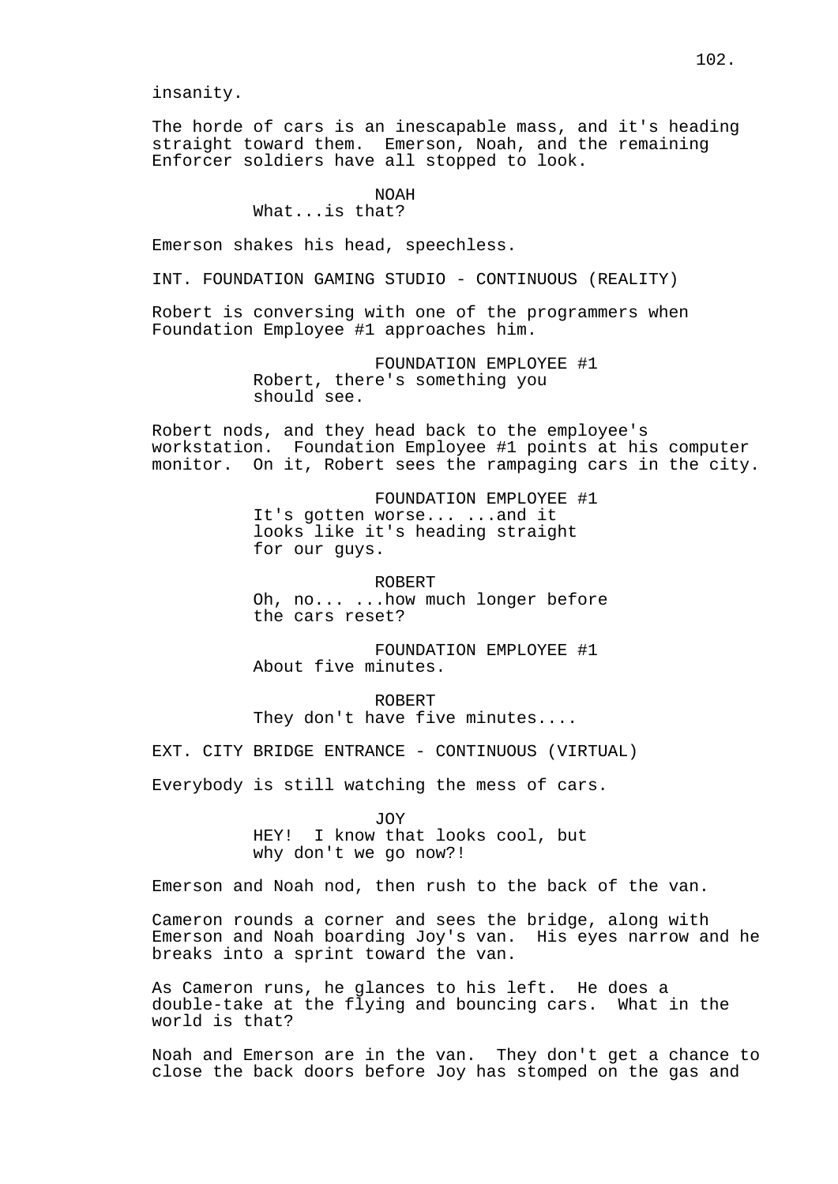insanity.

The horde of cars is an inescapable mass, and it's heading straight toward them. Emerson, Noah, and the remaining Enforcer soldiers have all stopped to look.

NOAH
What...is that?

Emerson shakes his head, speechless.

INT. FOUNDATION GAMING STUDIO - CONTINUOUS (REALITY)

Robert is conversing with one of the programmers when Foundation Employee #1 approaches him.

FOUNDATION EMPLOYEE #1
Robert, there's something you should see.

Robert nods, and they head back to the employee's workstation. Foundation Employee #1 points at his computer monitor. On it, Robert sees the rampaging cars in the city.

FOUNDATION EMPLOYEE #1
It's gotten worse... ...and it looks like it's heading straight for our guys.

ROBERT
Oh, no... ...how much longer before the cars reset?

FOUNDATION EMPLOYEE #1
About five minutes.

ROBERT
They don't have five minutes....

EXT. CITY BRIDGE ENTRANCE - CONTINUOUS (VIRTUAL)

Everybody is still watching the mess of cars.

JOY
HEY! I know that looks cool, but why don't we go now?!

Emerson and Noah nod, then rush to the back of the van.

Cameron rounds a corner and sees the bridge, along with Emerson and Noah boarding Joy's van. His eyes narrow and he breaks into a sprint toward the van.

As Cameron runs, he glances to his left. He does a double-take at the flying and bouncing cars. What in the world is that?

Noah and Emerson are in the van. They don't get a chance to close the back doors before Joy has stomped on the gas and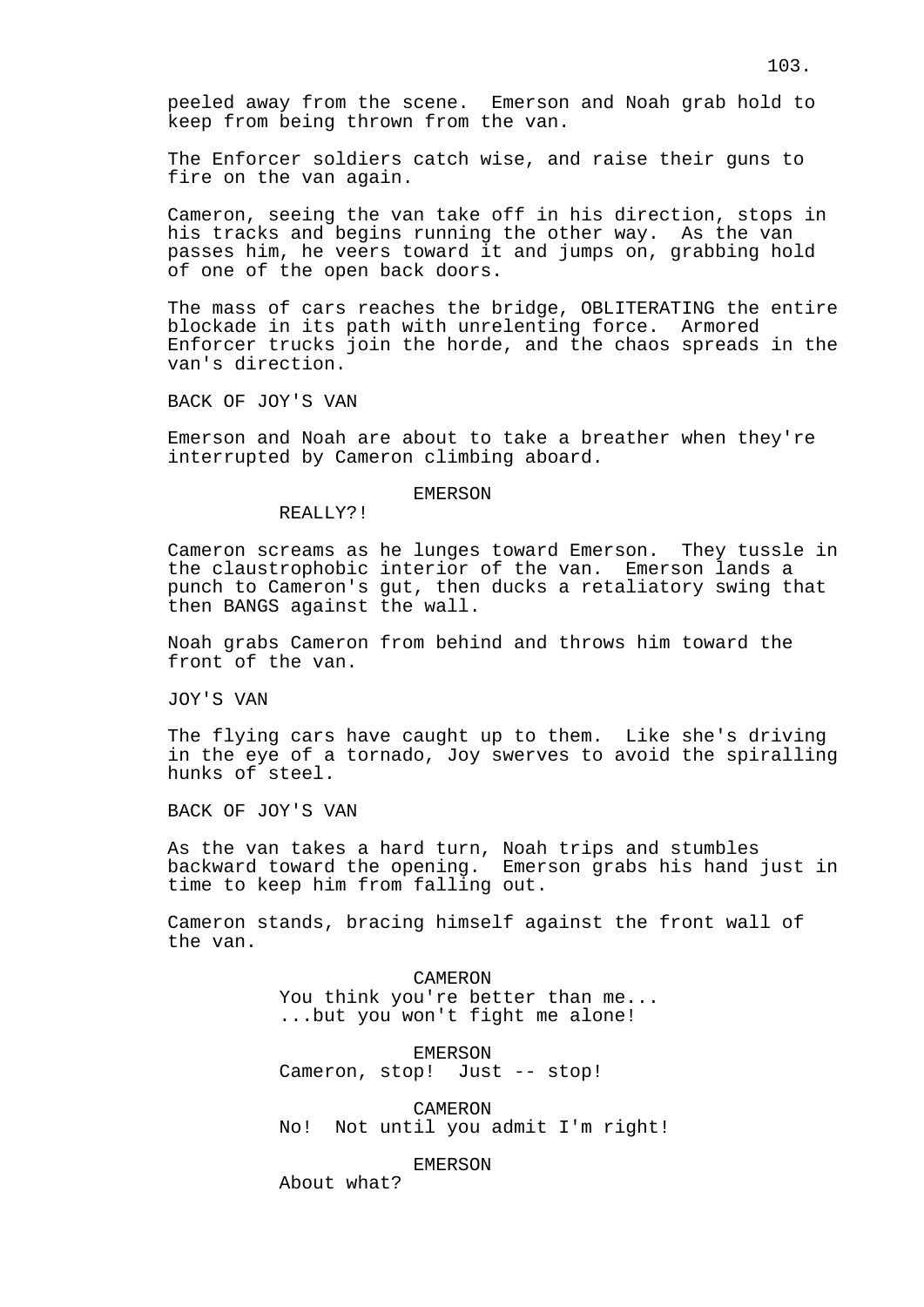peeled away from the scene. Emerson and Noah grab hold to keep from being thrown from the van.

The Enforcer soldiers catch wise, and raise their guns to fire on the van again.

Cameron, seeing the van take off in his direction, stops in his tracks and begins running the other way. As the van passes him, he veers toward it and jumps on, grabbing hold of one of the open back doors.

The mass of cars reaches the bridge, OBLITERATING the entire blockade in its path with unrelenting force. Armored Enforcer trucks join the horde, and the chaos spreads in the van's direction.

BACK OF JOY'S VAN

Emerson and Noah are about to take a breather when they're interrupted by Cameron climbing aboard.

EMERSON

REALLY?!

Cameron screams as he lunges toward Emerson. They tussle in the claustrophobic interior of the van. Emerson lands a punch to Cameron's gut, then ducks a retaliatory swing that then BANGS against the wall.

Noah grabs Cameron from behind and throws him toward the front of the van.

JOY'S VAN

The flying cars have caught up to them. Like she's driving in the eye of a tornado, Joy swerves to avoid the spiralling hunks of steel.

BACK OF JOY'S VAN

As the van takes a hard turn, Noah trips and stumbles backward toward the opening. Emerson grabs his hand just in time to keep him from falling out.

Cameron stands, bracing himself against the front wall of the van.

CAMERON

You think you're better than me...
...but you won't fight me alone!

EMERSON

Cameron, stop! Just -- stop!

CAMERON

No! Not until you admit I'm right!

EMERSON

About what?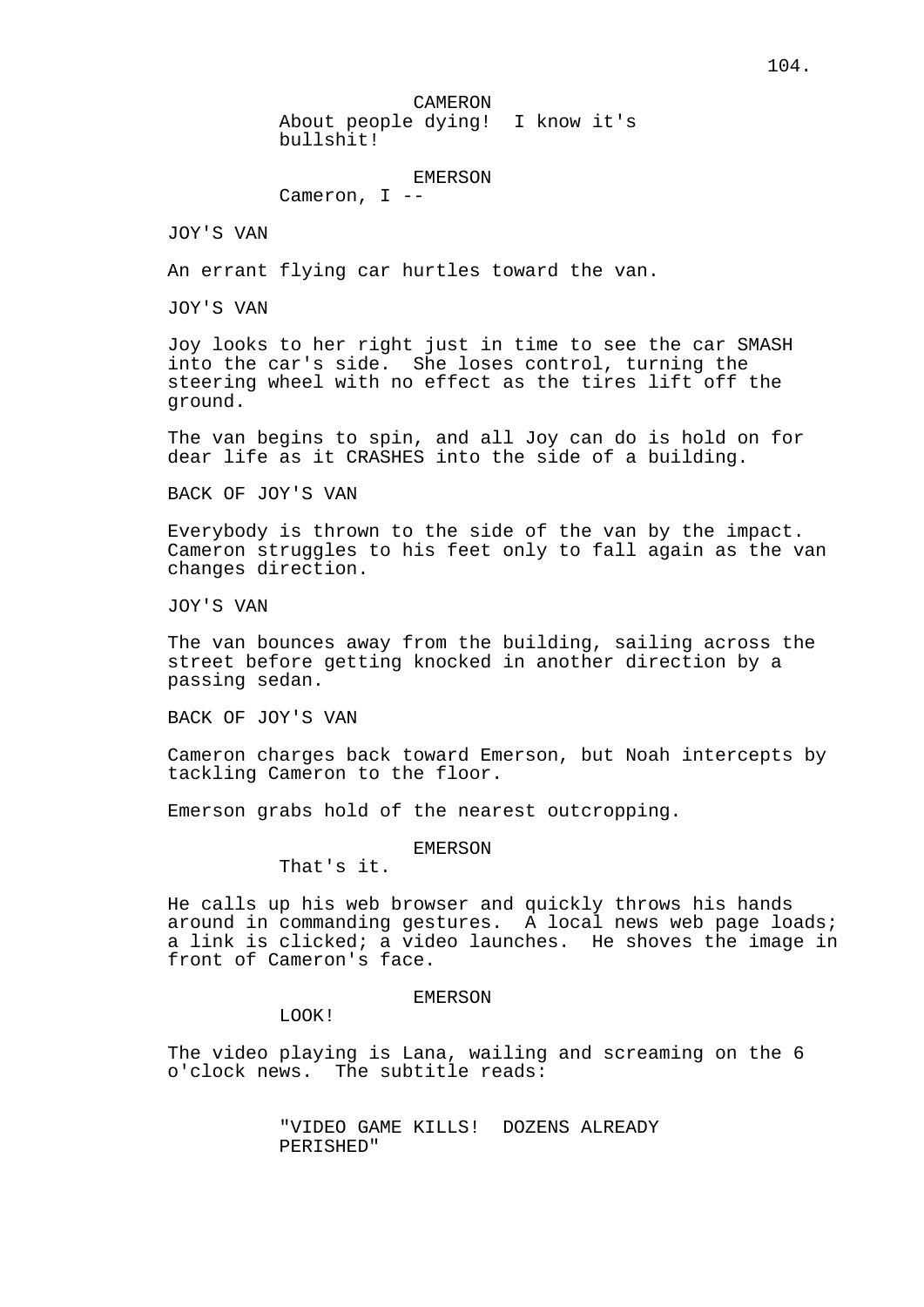CAMERON

About people dying!  I know it's bullshit!

EMERSON

Cameron, I --

JOY'S VAN

An errant flying car hurtles toward the van.

JOY'S VAN

Joy looks to her right just in time to see the car SMASH into the car's side.  She loses control, turning the steering wheel with no effect as the tires lift off the ground.

The van begins to spin, and all Joy can do is hold on for dear life as it CRASHES into the side of a building.

BACK OF JOY'S VAN

Everybody is thrown to the side of the van by the impact. Cameron struggles to his feet only to fall again as the van changes direction.

JOY'S VAN

The van bounces away from the building, sailing across the street before getting knocked in another direction by a passing sedan.

BACK OF JOY'S VAN

Cameron charges back toward Emerson, but Noah intercepts by tackling Cameron to the floor.

Emerson grabs hold of the nearest outcropping.

EMERSON

That's it.

He calls up his web browser and quickly throws his hands around in commanding gestures.  A local news web page loads; a link is clicked; a video launches.  He shoves the image in front of Cameron's face.

EMERSON

LOOK!

The video playing is Lana, wailing and screaming on the 6 o'clock news.  The subtitle reads:

"VIDEO GAME KILLS!  DOZENS ALREADY PERISHED"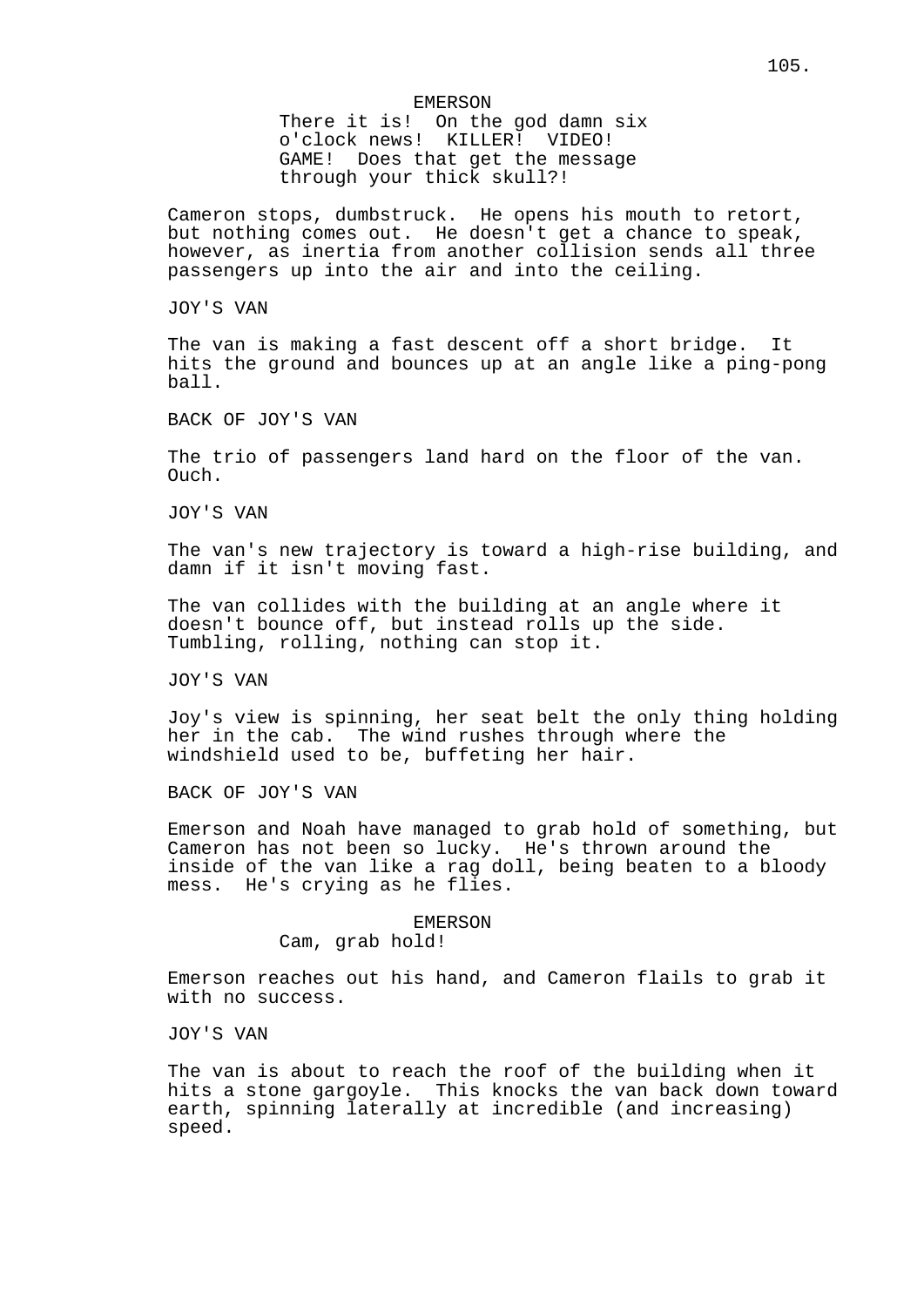EMERSON

There it is! On the god damn six o'clock news! KILLER! VIDEO! GAME! Does that get the message through your thick skull?!

Cameron stops, dumbstruck. He opens his mouth to retort, but nothing comes out. He doesn't get a chance to speak, however, as inertia from another collision sends all three passengers up into the air and into the ceiling.

JOY'S VAN

The van is making a fast descent off a short bridge. It hits the ground and bounces up at an angle like a ping-pong ball.

BACK OF JOY'S VAN

The trio of passengers land hard on the floor of the van. Ouch.

JOY'S VAN

The van's new trajectory is toward a high-rise building, and damn if it isn't moving fast.

The van collides with the building at an angle where it doesn't bounce off, but instead rolls up the side. Tumbling, rolling, nothing can stop it.

JOY'S VAN

Joy's view is spinning, her seat belt the only thing holding her in the cab. The wind rushes through where the windshield used to be, buffeting her hair.

BACK OF JOY'S VAN

Emerson and Noah have managed to grab hold of something, but Cameron has not been so lucky. He's thrown around the inside of the van like a rag doll, being beaten to a bloody mess. He's crying as he flies.

EMERSON

Cam, grab hold!

Emerson reaches out his hand, and Cameron flails to grab it with no success.

JOY'S VAN

The van is about to reach the roof of the building when it hits a stone gargoyle. This knocks the van back down toward earth, spinning laterally at incredible (and increasing) speed.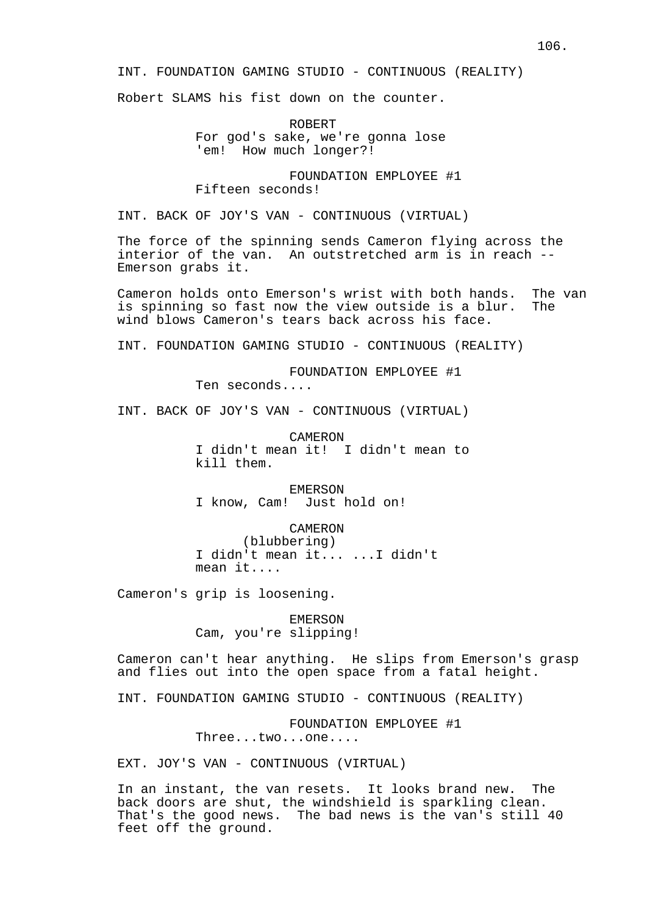INT. FOUNDATION GAMING STUDIO - CONTINUOUS (REALITY)

Robert SLAMS his fist down on the counter.

ROBERT
For god's sake, we're gonna lose 'em! How much longer?!

FOUNDATION EMPLOYEE #1
Fifteen seconds!

INT. BACK OF JOY'S VAN - CONTINUOUS (VIRTUAL)

The force of the spinning sends Cameron flying across the interior of the van. An outstretched arm is in reach -- Emerson grabs it.

Cameron holds onto Emerson's wrist with both hands. The van is spinning so fast now the view outside is a blur. The wind blows Cameron's tears back across his face.

INT. FOUNDATION GAMING STUDIO - CONTINUOUS (REALITY)

FOUNDATION EMPLOYEE #1
Ten seconds....

INT. BACK OF JOY'S VAN - CONTINUOUS (VIRTUAL)

CAMERON
I didn't mean it! I didn't mean to kill them.

EMERSON
I know, Cam! Just hold on!

CAMERON
(blubbering)
I didn't mean it... ...I didn't mean it....

Cameron's grip is loosening.

EMERSON
Cam, you're slipping!

Cameron can't hear anything. He slips from Emerson's grasp and flies out into the open space from a fatal height.

INT. FOUNDATION GAMING STUDIO - CONTINUOUS (REALITY)

FOUNDATION EMPLOYEE #1
Three...two...one....

EXT. JOY'S VAN - CONTINUOUS (VIRTUAL)

In an instant, the van resets. It looks brand new. The back doors are shut, the windshield is sparkling clean. That's the good news. The bad news is the van's still 40 feet off the ground.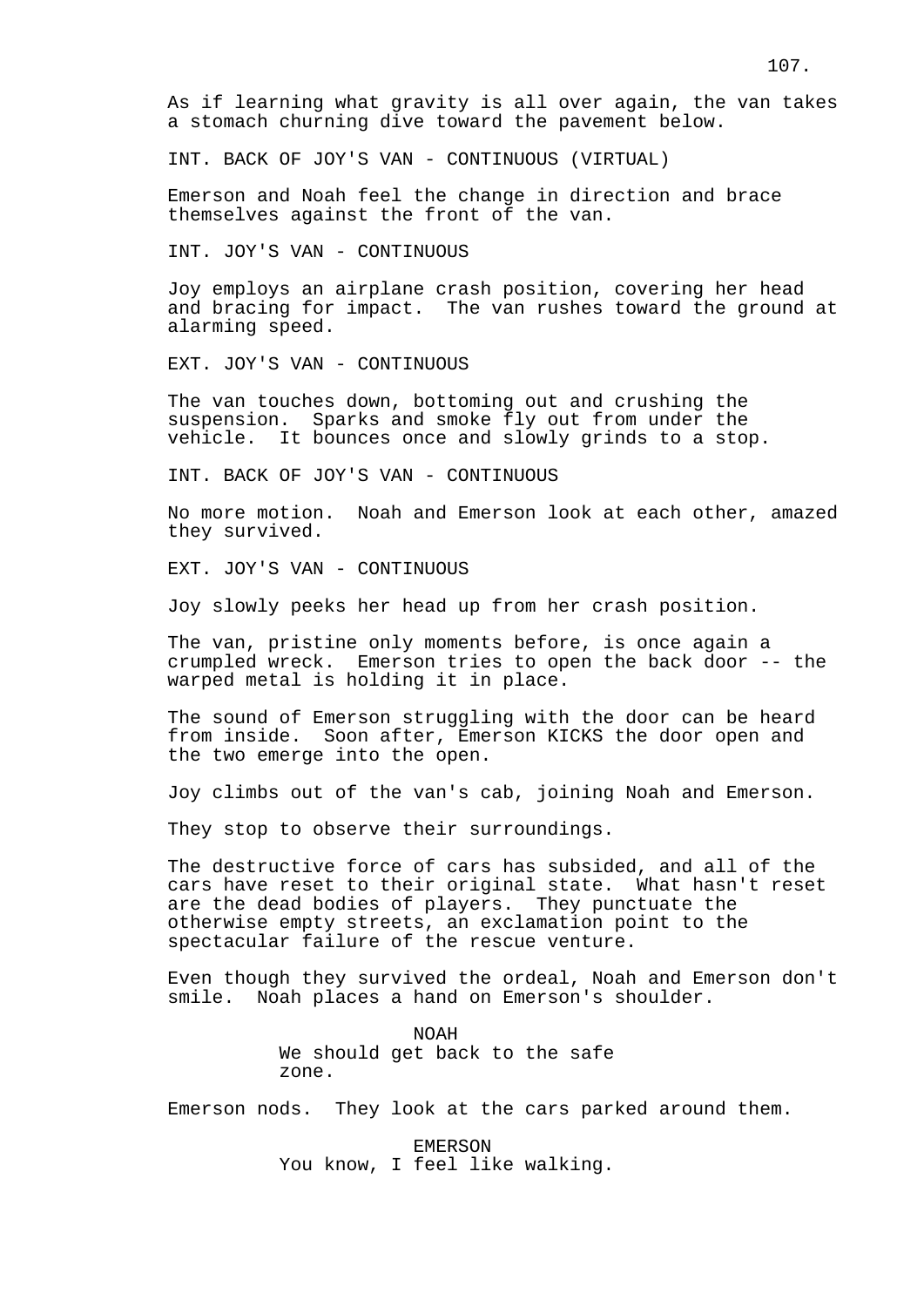As if learning what gravity is all over again, the van takes a stomach churning dive toward the pavement below.

INT. BACK OF JOY'S VAN - CONTINUOUS (VIRTUAL)

Emerson and Noah feel the change in direction and brace themselves against the front of the van.

INT. JOY'S VAN - CONTINUOUS

Joy employs an airplane crash position, covering her head and bracing for impact. The van rushes toward the ground at alarming speed.

EXT. JOY'S VAN - CONTINUOUS

The van touches down, bottoming out and crushing the suspension. Sparks and smoke fly out from under the vehicle. It bounces once and slowly grinds to a stop.

INT. BACK OF JOY'S VAN - CONTINUOUS

No more motion. Noah and Emerson look at each other, amazed they survived.

EXT. JOY'S VAN - CONTINUOUS

Joy slowly peeks her head up from her crash position.

The van, pristine only moments before, is once again a crumpled wreck. Emerson tries to open the back door -- the warped metal is holding it in place.

The sound of Emerson struggling with the door can be heard from inside. Soon after, Emerson KICKS the door open and the two emerge into the open.

Joy climbs out of the van's cab, joining Noah and Emerson.

They stop to observe their surroundings.

The destructive force of cars has subsided, and all of the cars have reset to their original state. What hasn't reset are the dead bodies of players. They punctuate the otherwise empty streets, an exclamation point to the spectacular failure of the rescue venture.

Even though they survived the ordeal, Noah and Emerson don't smile. Noah places a hand on Emerson's shoulder.

NOAH

We should get back to the safe zone.

Emerson nods. They look at the cars parked around them.

EMERSON

You know, I feel like walking.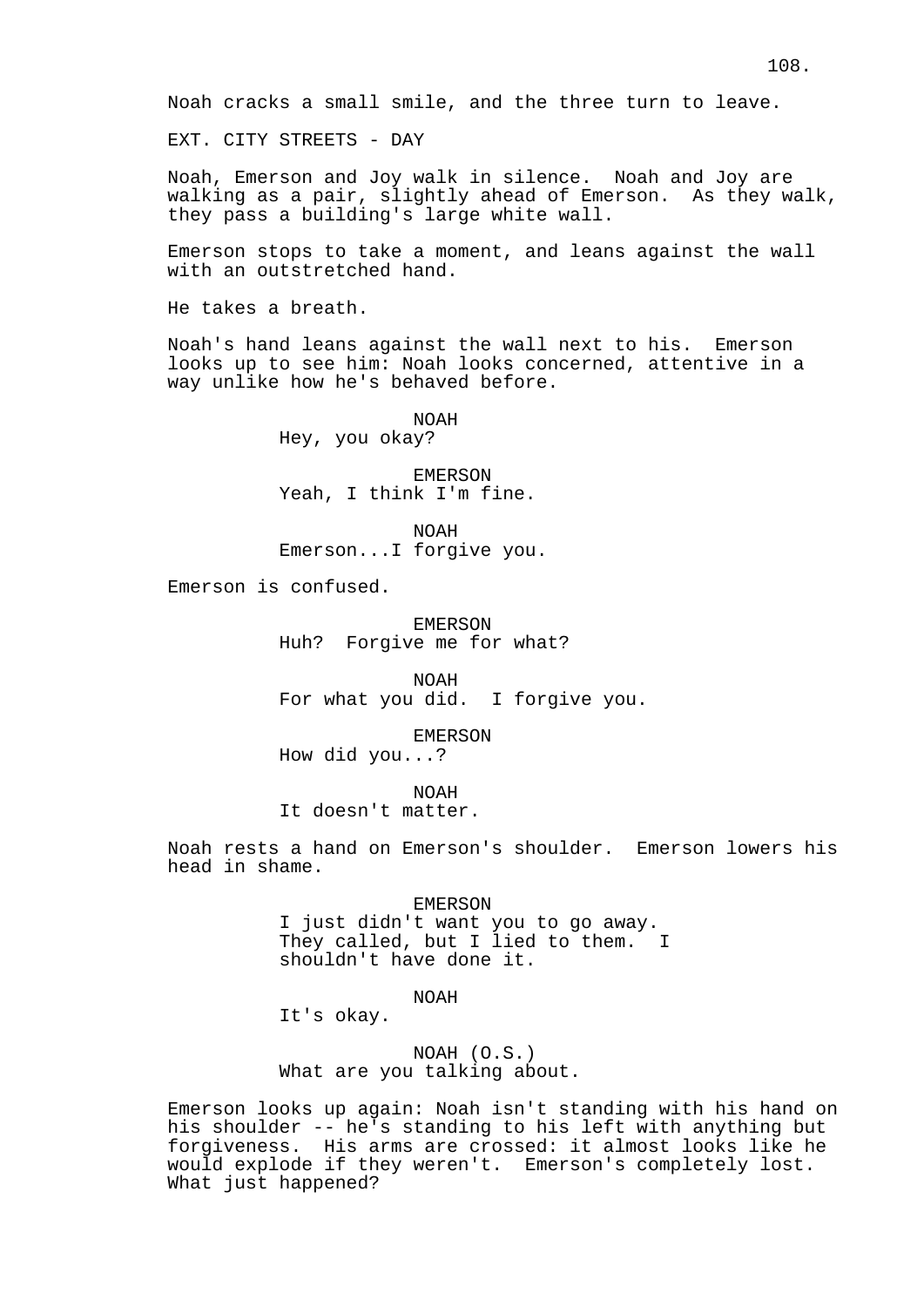Noah cracks a small smile, and the three turn to leave.

EXT. CITY STREETS - DAY

Noah, Emerson and Joy walk in silence. Noah and Joy are walking as a pair, slightly ahead of Emerson. As they walk, they pass a building's large white wall.

Emerson stops to take a moment, and leans against the wall with an outstretched hand.

He takes a breath.

Noah's hand leans against the wall next to his. Emerson looks up to see him: Noah looks concerned, attentive in a way unlike how he's behaved before.

NOAH
Hey, you okay?

EMERSON
Yeah, I think I'm fine.

NOAH
Emerson...I forgive you.

Emerson is confused.

EMERSON
Huh? Forgive me for what?

NOAH
For what you did. I forgive you.

EMERSON
How did you...?

NOAH
It doesn't matter.

Noah rests a hand on Emerson's shoulder. Emerson lowers his head in shame.

EMERSON
I just didn't want you to go away. They called, but I lied to them. I shouldn't have done it.

NOAH
It's okay.

NOAH (O.S.)
What are you talking about.

Emerson looks up again: Noah isn't standing with his hand on his shoulder -- he's standing to his left with anything but forgiveness. His arms are crossed: it almost looks like he would explode if they weren't. Emerson's completely lost. What just happened?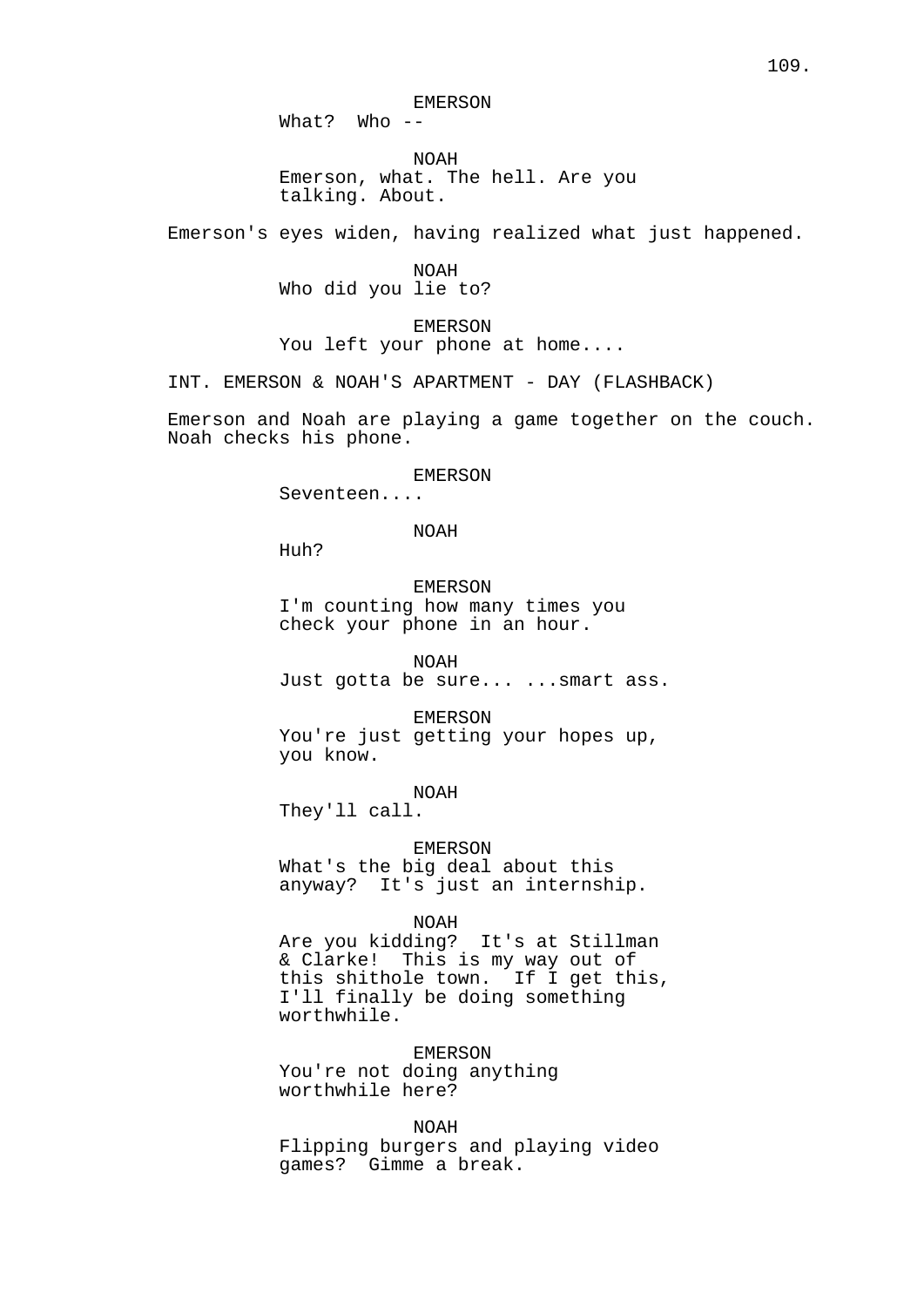EMERSON
What?  Who --

NOAH
Emerson, what. The hell. Are you talking. About.

Emerson's eyes widen, having realized what just happened.

NOAH
Who did you lie to?

EMERSON
You left your phone at home....

INT. EMERSON & NOAH'S APARTMENT - DAY (FLASHBACK)

Emerson and Noah are playing a game together on the couch. Noah checks his phone.

EMERSON
Seventeen....

NOAH
Huh?

EMERSON
I'm counting how many times you check your phone in an hour.

NOAH
Just gotta be sure... ...smart ass.

EMERSON
You're just getting your hopes up, you know.

NOAH
They'll call.

EMERSON
What's the big deal about this anyway?  It's just an internship.

NOAH
Are you kidding?  It's at Stillman & Clarke!  This is my way out of this shithole town.  If I get this, I'll finally be doing something worthwhile.

EMERSON
You're not doing anything worthwhile here?

NOAH
Flipping burgers and playing video games?  Gimme a break.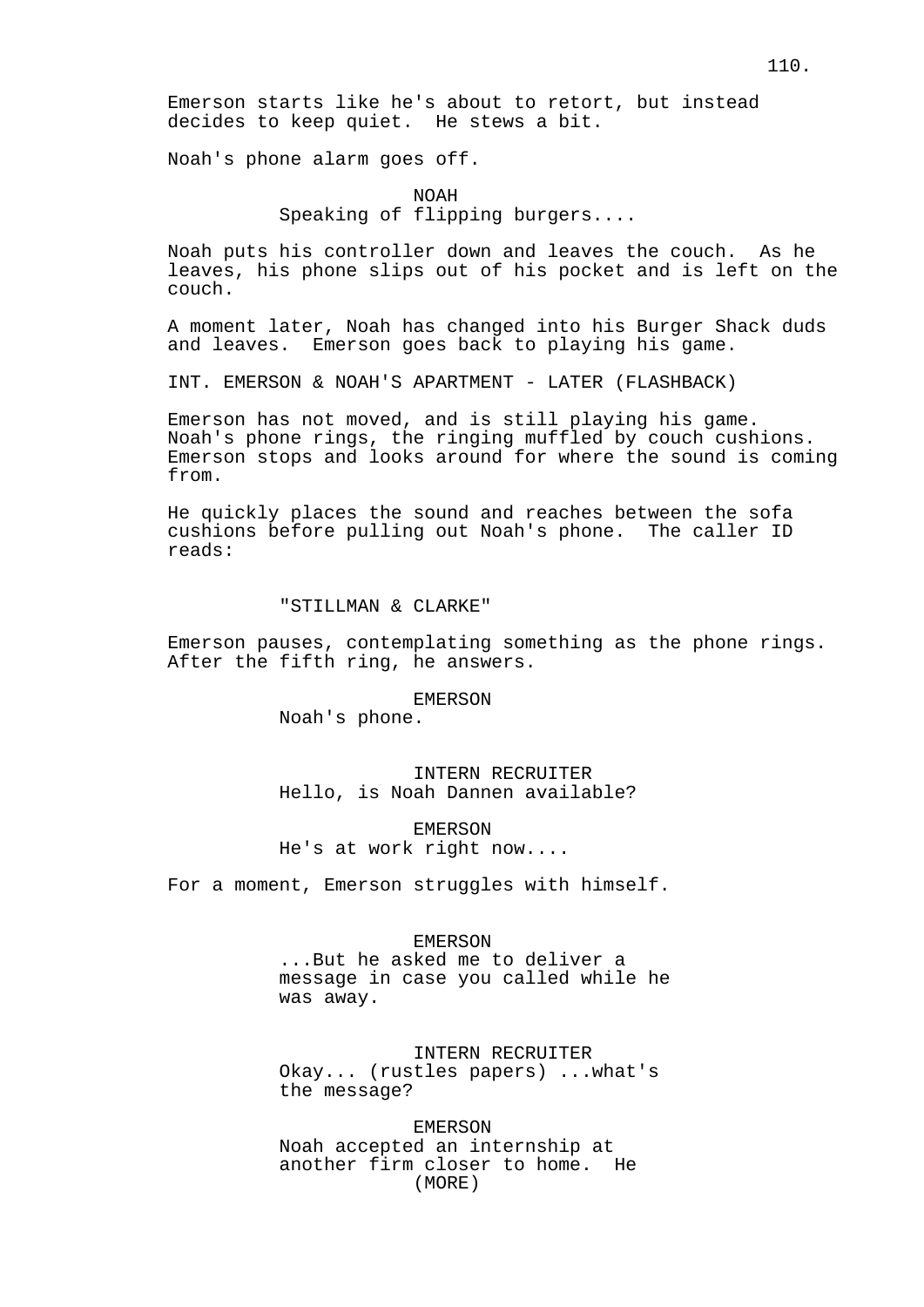Emerson starts like he's about to retort, but instead decides to keep quiet. He stews a bit.

Noah's phone alarm goes off.

NOAH
Speaking of flipping burgers....

Noah puts his controller down and leaves the couch. As he leaves, his phone slips out of his pocket and is left on the couch.

A moment later, Noah has changed into his Burger Shack duds and leaves. Emerson goes back to playing his game.

INT. EMERSON & NOAH'S APARTMENT - LATER (FLASHBACK)

Emerson has not moved, and is still playing his game. Noah's phone rings, the ringing muffled by couch cushions. Emerson stops and looks around for where the sound is coming from.

He quickly places the sound and reaches between the sofa cushions before pulling out Noah's phone. The caller ID reads:

"STILLMAN & CLARKE"

Emerson pauses, contemplating something as the phone rings. After the fifth ring, he answers.

EMERSON
Noah's phone.

INTERN RECRUITER
Hello, is Noah Dannen available?

EMERSON
He's at work right now....

For a moment, Emerson struggles with himself.

EMERSON
...But he asked me to deliver a message in case you called while he was away.

INTERN RECRUITER
Okay... (rustles papers) ...what's the message?

EMERSON
Noah accepted an internship at another firm closer to home. He
(MORE)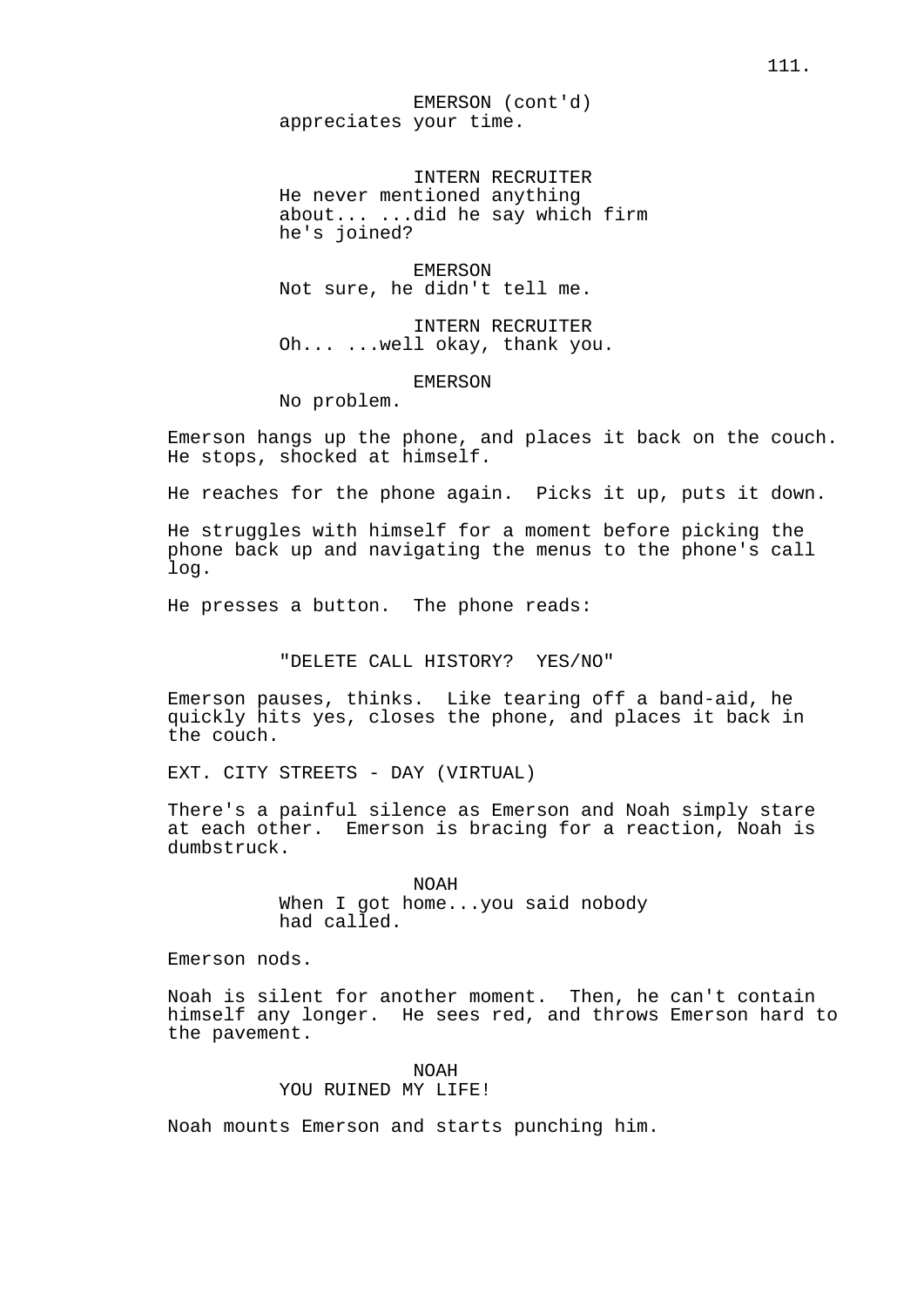EMERSON (cont'd)
appreciates your time.

INTERN RECRUITER
He never mentioned anything about... ...did he say which firm he's joined?

EMERSON
Not sure, he didn't tell me.

INTERN RECRUITER
Oh... ...well okay, thank you.

EMERSON
No problem.

Emerson hangs up the phone, and places it back on the couch. He stops, shocked at himself.

He reaches for the phone again. Picks it up, puts it down.

He struggles with himself for a moment before picking the phone back up and navigating the menus to the phone's call log.

He presses a button. The phone reads:

"DELETE CALL HISTORY? YES/NO"

Emerson pauses, thinks. Like tearing off a band-aid, he quickly hits yes, closes the phone, and places it back in the couch.

EXT. CITY STREETS - DAY (VIRTUAL)

There's a painful silence as Emerson and Noah simply stare at each other. Emerson is bracing for a reaction, Noah is dumbstruck.

NOAH
When I got home...you said nobody had called.

Emerson nods.

Noah is silent for another moment. Then, he can't contain himself any longer. He sees red, and throws Emerson hard to the pavement.

NOAH
YOU RUINED MY LIFE!

Noah mounts Emerson and starts punching him.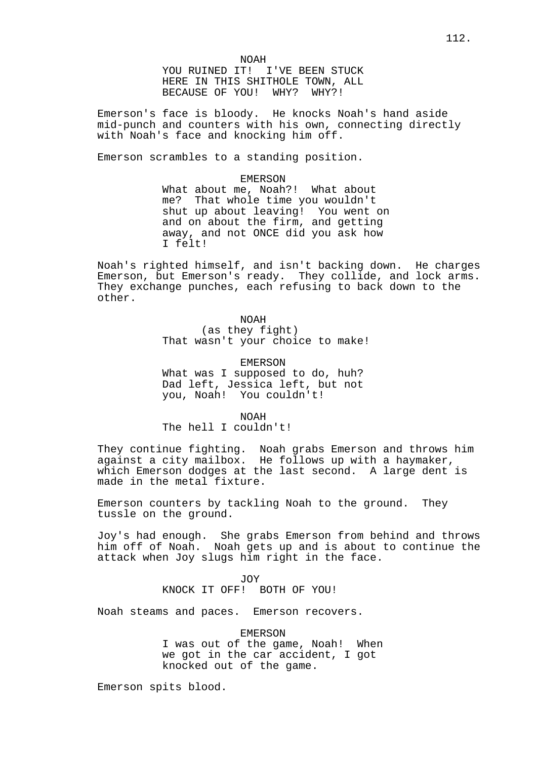NOAH

YOU RUINED IT! I'VE BEEN STUCK HERE IN THIS SHITHOLE TOWN, ALL BECAUSE OF YOU! WHY? WHY?!

Emerson's face is bloody. He knocks Noah's hand aside mid-punch and counters with his own, connecting directly with Noah's face and knocking him off.

Emerson scrambles to a standing position.

EMERSON

What about me, Noah?! What about me? That whole time you wouldn't shut up about leaving! You went on and on about the firm, and getting away, and not ONCE did you ask how I felt!

Noah's righted himself, and isn't backing down. He charges Emerson, but Emerson's ready. They collide, and lock arms. They exchange punches, each refusing to back down to the other.

NOAH

(as they fight)

That wasn't your choice to make!

EMERSON

What was I supposed to do, huh? Dad left, Jessica left, but not you, Noah! You couldn't!

NOAH

The hell I couldn't!

They continue fighting. Noah grabs Emerson and throws him against a city mailbox. He follows up with a haymaker, which Emerson dodges at the last second. A large dent is made in the metal fixture.

Emerson counters by tackling Noah to the ground. They tussle on the ground.

Joy's had enough. She grabs Emerson from behind and throws him off of Noah. Noah gets up and is about to continue the attack when Joy slugs him right in the face.

JOY

KNOCK IT OFF! BOTH OF YOU!

Noah steams and paces. Emerson recovers.

EMERSON

I was out of the game, Noah! When we got in the car accident, I got knocked out of the game.

Emerson spits blood.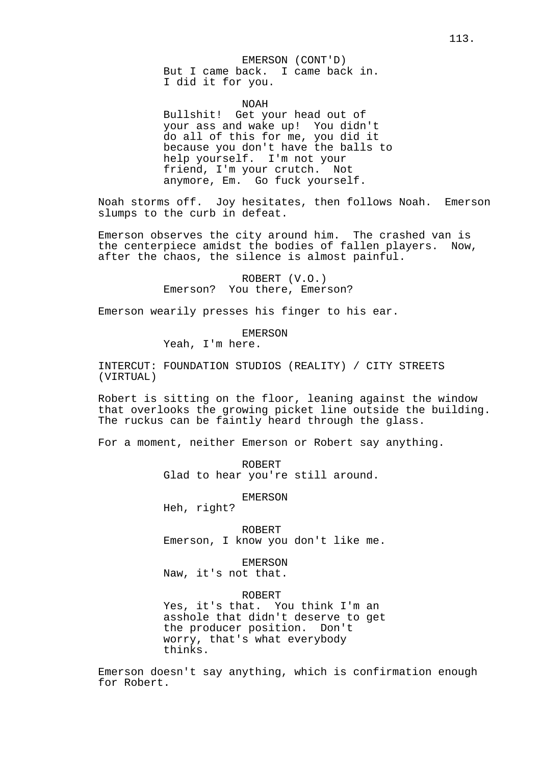EMERSON (CONT'D)
But I came back. I came back in.
I did it for you.

NOAH
Bullshit! Get your head out of
your ass and wake up! You didn't
do all of this for me, you did it
because you don't have the balls to
help yourself. I'm not your
friend, I'm your crutch. Not
anymore, Em. Go fuck yourself.

Noah storms off. Joy hesitates, then follows Noah. Emerson slumps to the curb in defeat.

Emerson observes the city around him. The crashed van is the centerpiece amidst the bodies of fallen players. Now, after the chaos, the silence is almost painful.

ROBERT (V.O.)
Emerson? You there, Emerson?

Emerson wearily presses his finger to his ear.

EMERSON
Yeah, I'm here.

INTERCUT: FOUNDATION STUDIOS (REALITY) / CITY STREETS (VIRTUAL)

Robert is sitting on the floor, leaning against the window that overlooks the growing picket line outside the building. The ruckus can be faintly heard through the glass.

For a moment, neither Emerson or Robert say anything.

ROBERT
Glad to hear you're still around.

EMERSON
Heh, right?

ROBERT
Emerson, I know you don't like me.

EMERSON
Naw, it's not that.

ROBERT
Yes, it's that. You think I'm an
asshole that didn't deserve to get
the producer position. Don't
worry, that's what everybody
thinks.

Emerson doesn't say anything, which is confirmation enough for Robert.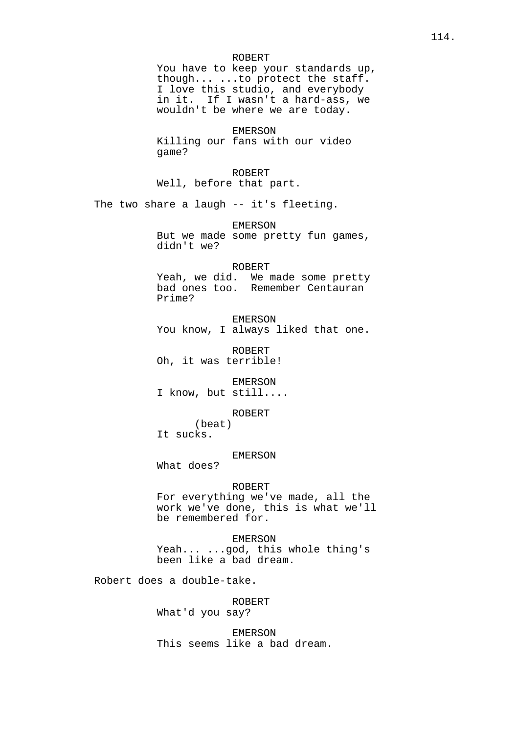ROBERT
You have to keep your standards up, though... ...to protect the staff. I love this studio, and everybody in it. If I wasn't a hard-ass, we wouldn't be where we are today.

EMERSON
Killing our fans with our video game?

ROBERT
Well, before that part.

The two share a laugh -- it's fleeting.

EMERSON
But we made some pretty fun games, didn't we?

ROBERT
Yeah, we did. We made some pretty bad ones too. Remember Centauran Prime?

EMERSON
You know, I always liked that one.

ROBERT
Oh, it was terrible!

EMERSON
I know, but still....

ROBERT
(beat)
It sucks.

EMERSON
What does?

ROBERT
For everything we've made, all the work we've done, this is what we'll be remembered for.

EMERSON
Yeah... ...god, this whole thing's been like a bad dream.

Robert does a double-take.

ROBERT
What'd you say?

EMERSON
This seems like a bad dream.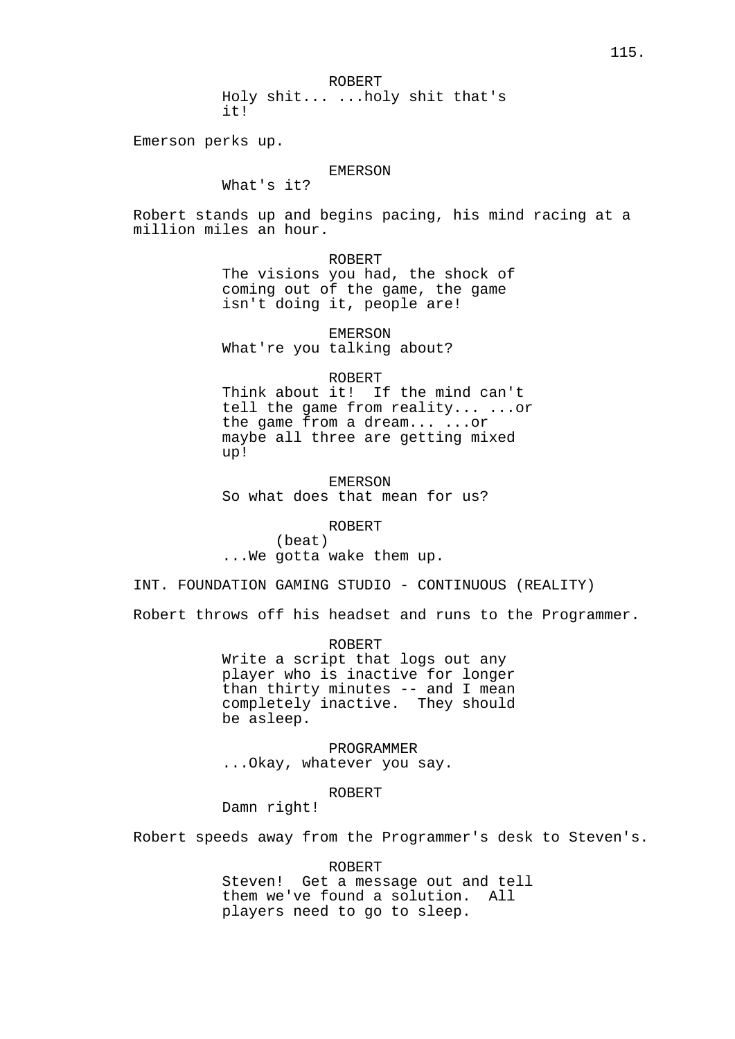ROBERT
Holy shit... ...holy shit that's it!

Emerson perks up.

EMERSON
What's it?

Robert stands up and begins pacing, his mind racing at a million miles an hour.

ROBERT
The visions you had, the shock of coming out of the game, the game isn't doing it, people are!

EMERSON
What're you talking about?

ROBERT
Think about it! If the mind can't tell the game from reality... ...or the game from a dream... ...or maybe all three are getting mixed up!

EMERSON
So what does that mean for us?

ROBERT
(beat)
...We gotta wake them up.

INT. FOUNDATION GAMING STUDIO - CONTINUOUS (REALITY)

Robert throws off his headset and runs to the Programmer.

ROBERT
Write a script that logs out any player who is inactive for longer than thirty minutes -- and I mean completely inactive. They should be asleep.

PROGRAMMER
...Okay, whatever you say.

ROBERT
Damn right!

Robert speeds away from the Programmer's desk to Steven's.

ROBERT
Steven! Get a message out and tell them we've found a solution. All players need to go to sleep.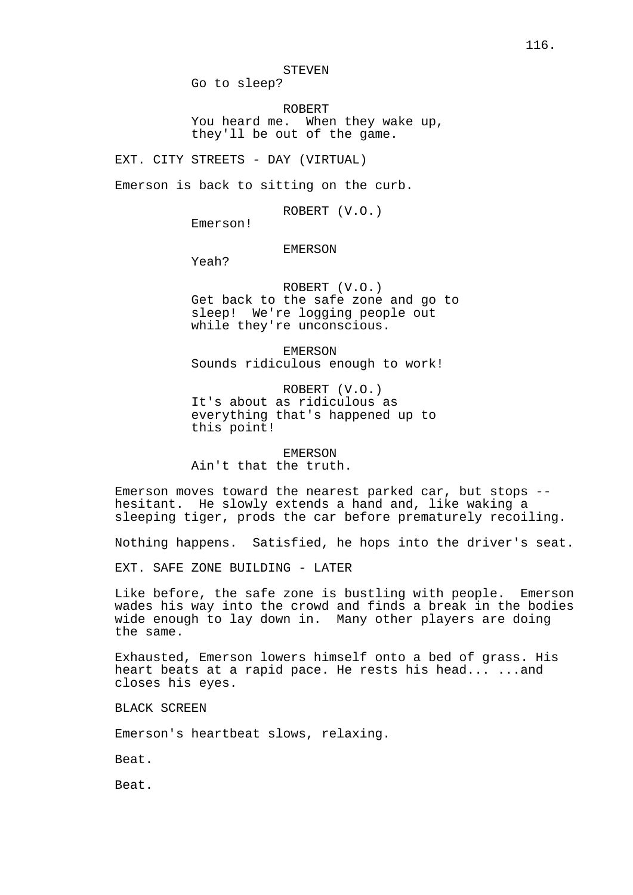STEVEN
Go to sleep?

ROBERT
You heard me. When they wake up, they'll be out of the game.

EXT. CITY STREETS - DAY (VIRTUAL)

Emerson is back to sitting on the curb.

ROBERT (V.O.)
Emerson!

EMERSON
Yeah?

ROBERT (V.O.)
Get back to the safe zone and go to sleep! We're logging people out while they're unconscious.

EMERSON
Sounds ridiculous enough to work!

ROBERT (V.O.)
It's about as ridiculous as everything that's happened up to this point!

EMERSON
Ain't that the truth.

Emerson moves toward the nearest parked car, but stops -- hesitant. He slowly extends a hand and, like waking a sleeping tiger, prods the car before prematurely recoiling.

Nothing happens. Satisfied, he hops into the driver's seat.

EXT. SAFE ZONE BUILDING - LATER

Like before, the safe zone is bustling with people. Emerson wades his way into the crowd and finds a break in the bodies wide enough to lay down in. Many other players are doing the same.

Exhausted, Emerson lowers himself onto a bed of grass. His heart beats at a rapid pace. He rests his head... ...and closes his eyes.

BLACK SCREEN

Emerson's heartbeat slows, relaxing.

Beat.

Beat.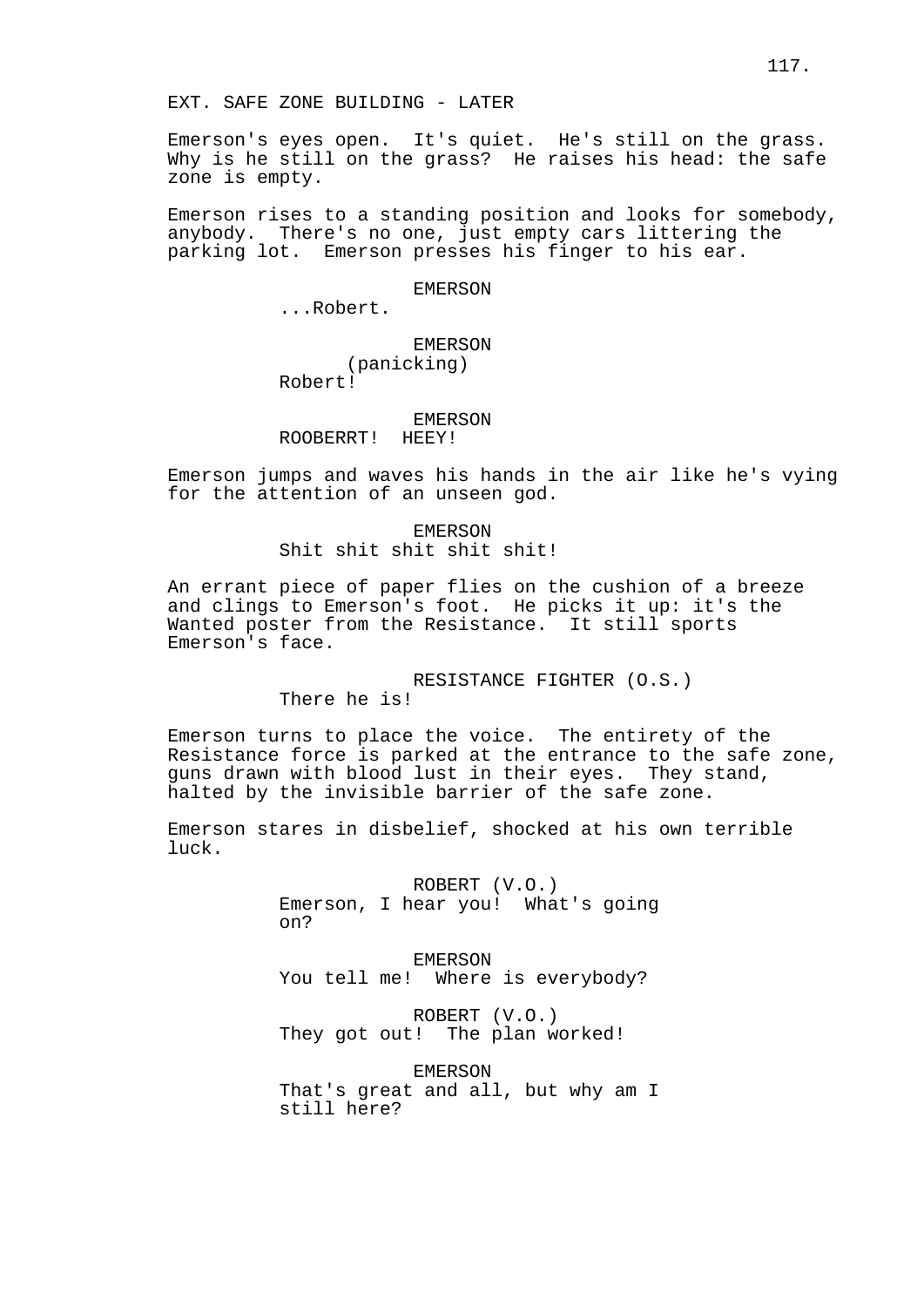EXT. SAFE ZONE BUILDING - LATER

Emerson's eyes open. It's quiet. He's still on the grass. Why is he still on the grass? He raises his head: the safe zone is empty.

Emerson rises to a standing position and looks for somebody, anybody. There's no one, just empty cars littering the parking lot. Emerson presses his finger to his ear.

EMERSON
...Robert.

EMERSON
(panicking)
Robert!

EMERSON
ROOBERRT! HEEY!

Emerson jumps and waves his hands in the air like he's vying for the attention of an unseen god.

EMERSON
Shit shit shit shit shit!

An errant piece of paper flies on the cushion of a breeze and clings to Emerson's foot. He picks it up: it's the Wanted poster from the Resistance. It still sports Emerson's face.

RESISTANCE FIGHTER (O.S.)
There he is!

Emerson turns to place the voice. The entirety of the Resistance force is parked at the entrance to the safe zone, guns drawn with blood lust in their eyes. They stand, halted by the invisible barrier of the safe zone.

Emerson stares in disbelief, shocked at his own terrible luck.

ROBERT (V.O.)
Emerson, I hear you! What's going on?

EMERSON
You tell me! Where is everybody?

ROBERT (V.O.)
They got out! The plan worked!

EMERSON
That's great and all, but why am I still here?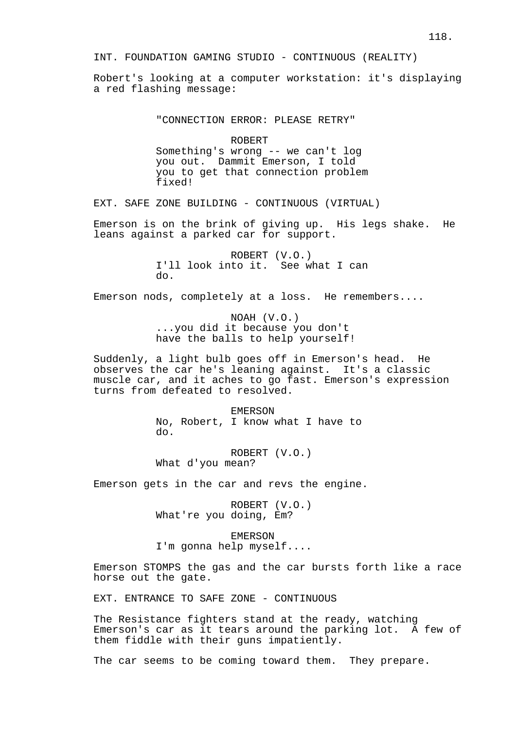INT. FOUNDATION GAMING STUDIO - CONTINUOUS (REALITY)

Robert's looking at a computer workstation: it's displaying a red flashing message:

"CONNECTION ERROR: PLEASE RETRY"

ROBERT
Something's wrong -- we can't log you out. Dammit Emerson, I told you to get that connection problem fixed!

EXT. SAFE ZONE BUILDING - CONTINUOUS (VIRTUAL)

Emerson is on the brink of giving up. His legs shake. He leans against a parked car for support.

ROBERT (V.O.)
I'll look into it. See what I can do.

Emerson nods, completely at a loss. He remembers....

NOAH (V.O.)
...you did it because you don't have the balls to help yourself!

Suddenly, a light bulb goes off in Emerson's head. He observes the car he's leaning against. It's a classic muscle car, and it aches to go fast. Emerson's expression turns from defeated to resolved.

EMERSON
No, Robert, I know what I have to do.

ROBERT (V.O.)
What d'you mean?

Emerson gets in the car and revs the engine.

ROBERT (V.O.)
What're you doing, Em?

EMERSON
I'm gonna help myself....

Emerson STOMPS the gas and the car bursts forth like a race horse out the gate.

EXT. ENTRANCE TO SAFE ZONE - CONTINUOUS

The Resistance fighters stand at the ready, watching Emerson's car as it tears around the parking lot. A few of them fiddle with their guns impatiently.

The car seems to be coming toward them. They prepare.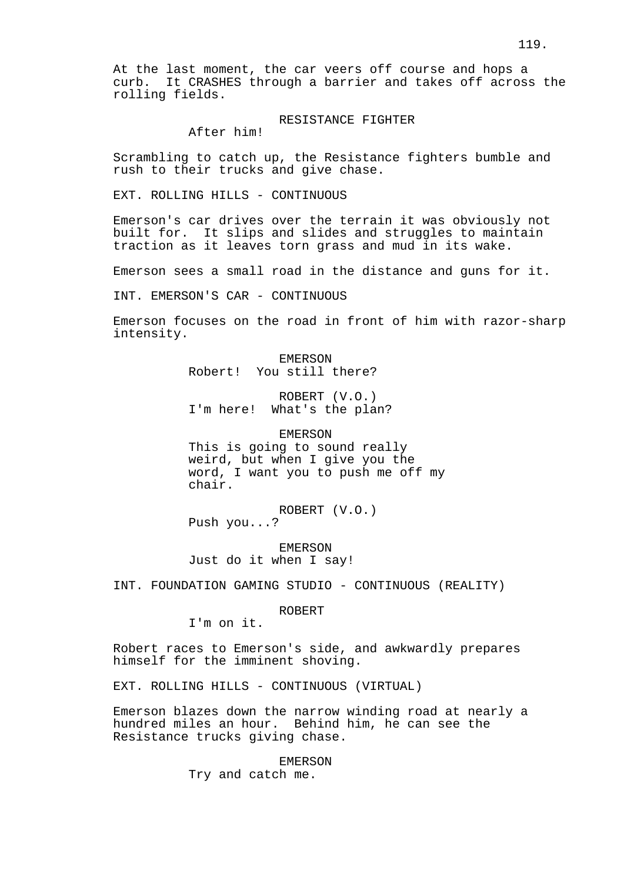At the last moment, the car veers off course and hops a curb. It CRASHES through a barrier and takes off across the rolling fields.

RESISTANCE FIGHTER
After him!

Scrambling to catch up, the Resistance fighters bumble and rush to their trucks and give chase.

EXT. ROLLING HILLS - CONTINUOUS

Emerson's car drives over the terrain it was obviously not built for. It slips and slides and struggles to maintain traction as it leaves torn grass and mud in its wake.

Emerson sees a small road in the distance and guns for it.

INT. EMERSON'S CAR - CONTINUOUS

Emerson focuses on the road in front of him with razor-sharp intensity.

EMERSON
Robert! You still there?

ROBERT (V.O.)
I'm here! What's the plan?

EMERSON
This is going to sound really weird, but when I give you the word, I want you to push me off my chair.

ROBERT (V.O.)
Push you...?

EMERSON
Just do it when I say!

INT. FOUNDATION GAMING STUDIO - CONTINUOUS (REALITY)

ROBERT
I'm on it.

Robert races to Emerson's side, and awkwardly prepares himself for the imminent shoving.

EXT. ROLLING HILLS - CONTINUOUS (VIRTUAL)

Emerson blazes down the narrow winding road at nearly a hundred miles an hour. Behind him, he can see the Resistance trucks giving chase.

EMERSON
Try and catch me.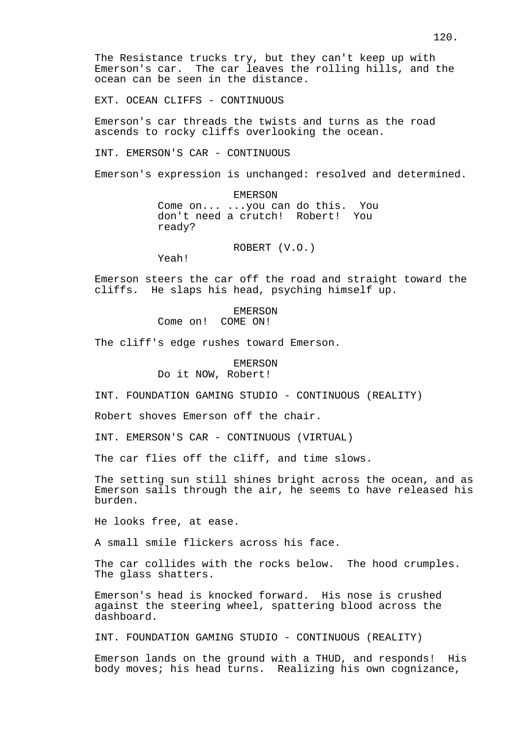The Resistance trucks try, but they can't keep up with Emerson's car. The car leaves the rolling hills, and the ocean can be seen in the distance.

EXT. OCEAN CLIFFS - CONTINUOUS

Emerson's car threads the twists and turns as the road ascends to rocky cliffs overlooking the ocean.

INT. EMERSON'S CAR - CONTINUOUS

Emerson's expression is unchanged: resolved and determined.

EMERSON
Come on... ...you can do this. You don't need a crutch! Robert! You ready?

ROBERT (V.O.)
Yeah!

Emerson steers the car off the road and straight toward the cliffs. He slaps his head, psyching himself up.

EMERSON
Come on! COME ON!

The cliff's edge rushes toward Emerson.

EMERSON
Do it NOW, Robert!

INT. FOUNDATION GAMING STUDIO - CONTINUOUS (REALITY)

Robert shoves Emerson off the chair.

INT. EMERSON'S CAR - CONTINUOUS (VIRTUAL)

The car flies off the cliff, and time slows.

The setting sun still shines bright across the ocean, and as Emerson sails through the air, he seems to have released his burden.

He looks free, at ease.

A small smile flickers across his face.

The car collides with the rocks below. The hood crumples. The glass shatters.

Emerson's head is knocked forward. His nose is crushed against the steering wheel, spattering blood across the dashboard.

INT. FOUNDATION GAMING STUDIO - CONTINUOUS (REALITY)

Emerson lands on the ground with a THUD, and responds! His body moves; his head turns. Realizing his own cognizance,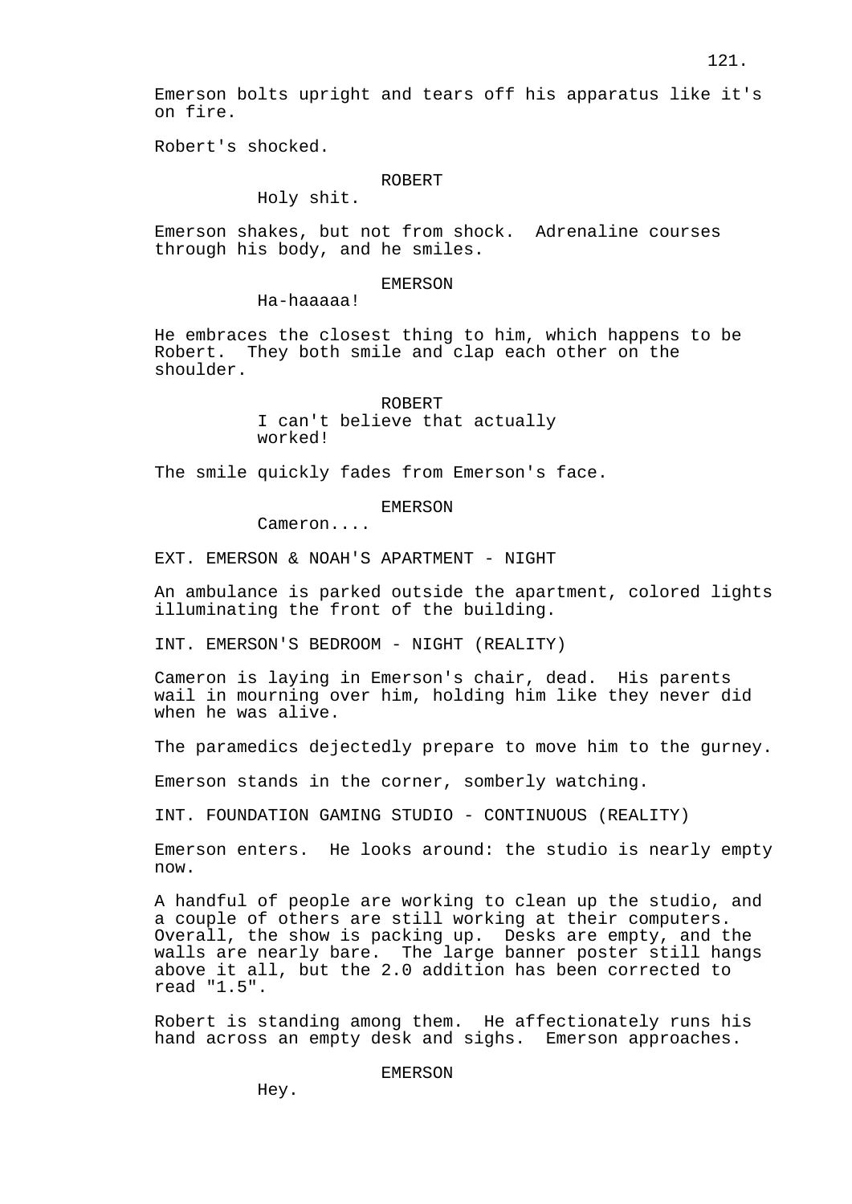Emerson bolts upright and tears off his apparatus like it's on fire.

Robert's shocked.

ROBERT
Holy shit.

Emerson shakes, but not from shock. Adrenaline courses through his body, and he smiles.

EMERSON
Ha-haaaaa!

He embraces the closest thing to him, which happens to be Robert. They both smile and clap each other on the shoulder.

ROBERT
I can't believe that actually worked!

The smile quickly fades from Emerson's face.

EMERSON
Cameron....

EXT. EMERSON & NOAH'S APARTMENT - NIGHT

An ambulance is parked outside the apartment, colored lights illuminating the front of the building.

INT. EMERSON'S BEDROOM - NIGHT (REALITY)

Cameron is laying in Emerson's chair, dead. His parents wail in mourning over him, holding him like they never did when he was alive.

The paramedics dejectedly prepare to move him to the gurney.

Emerson stands in the corner, somberly watching.

INT. FOUNDATION GAMING STUDIO - CONTINUOUS (REALITY)

Emerson enters. He looks around: the studio is nearly empty now.

A handful of people are working to clean up the studio, and a couple of others are still working at their computers. Overall, the show is packing up. Desks are empty, and the walls are nearly bare. The large banner poster still hangs above it all, but the 2.0 addition has been corrected to read "1.5".

Robert is standing among them. He affectionately runs his hand across an empty desk and sighs. Emerson approaches.

EMERSON
Hey.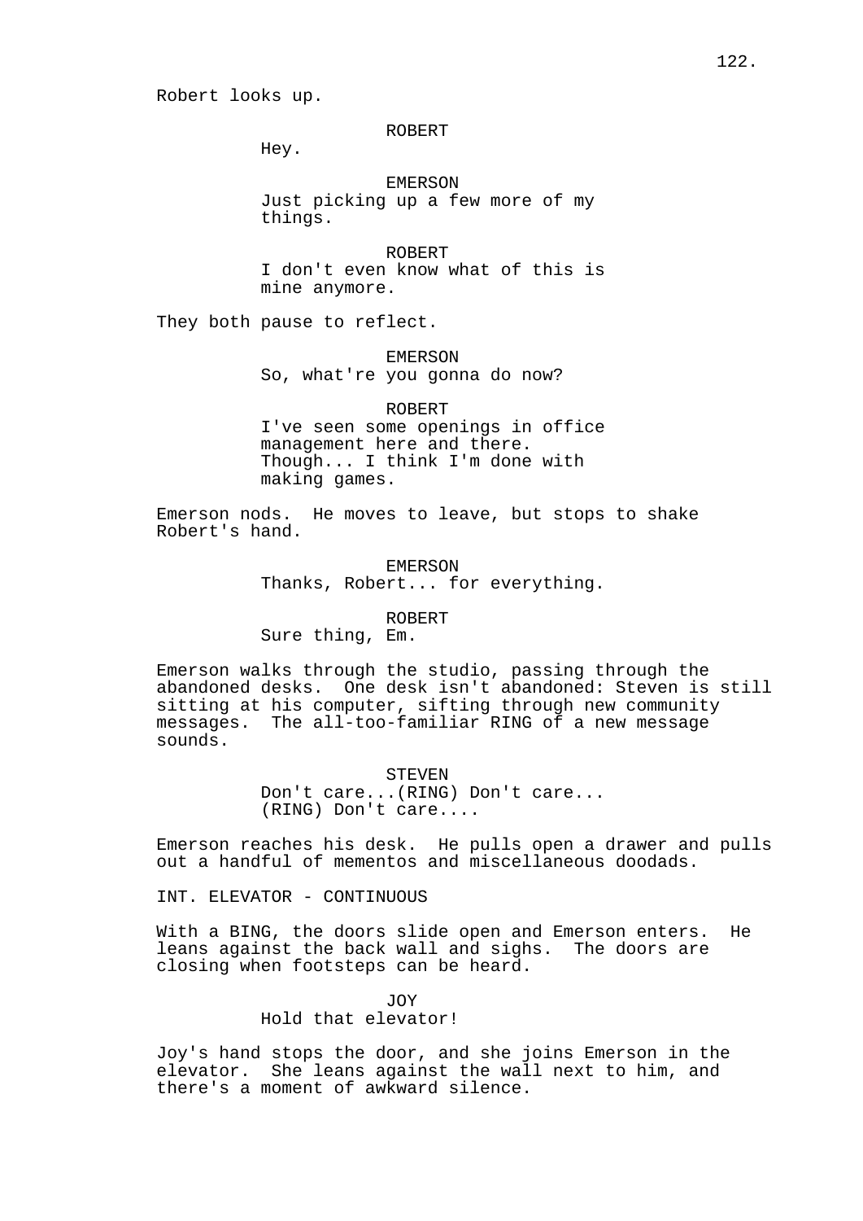Robert looks up.

ROBERT
Hey.

EMERSON
Just picking up a few more of my things.

ROBERT
I don't even know what of this is mine anymore.

They both pause to reflect.

EMERSON
So, what're you gonna do now?

ROBERT
I've seen some openings in office management here and there. Though... I think I'm done with making games.

Emerson nods. He moves to leave, but stops to shake Robert's hand.

EMERSON
Thanks, Robert... for everything.

ROBERT
Sure thing, Em.

Emerson walks through the studio, passing through the abandoned desks. One desk isn't abandoned: Steven is still sitting at his computer, sifting through new community messages. The all-too-familiar RING of a new message sounds.

STEVEN
Don't care...(RING) Don't care... (RING) Don't care....

Emerson reaches his desk. He pulls open a drawer and pulls out a handful of mementos and miscellaneous doodads.

INT. ELEVATOR - CONTINUOUS

With a BING, the doors slide open and Emerson enters. He leans against the back wall and sighs. The doors are closing when footsteps can be heard.

JOY
Hold that elevator!

Joy's hand stops the door, and she joins Emerson in the elevator. She leans against the wall next to him, and there's a moment of awkward silence.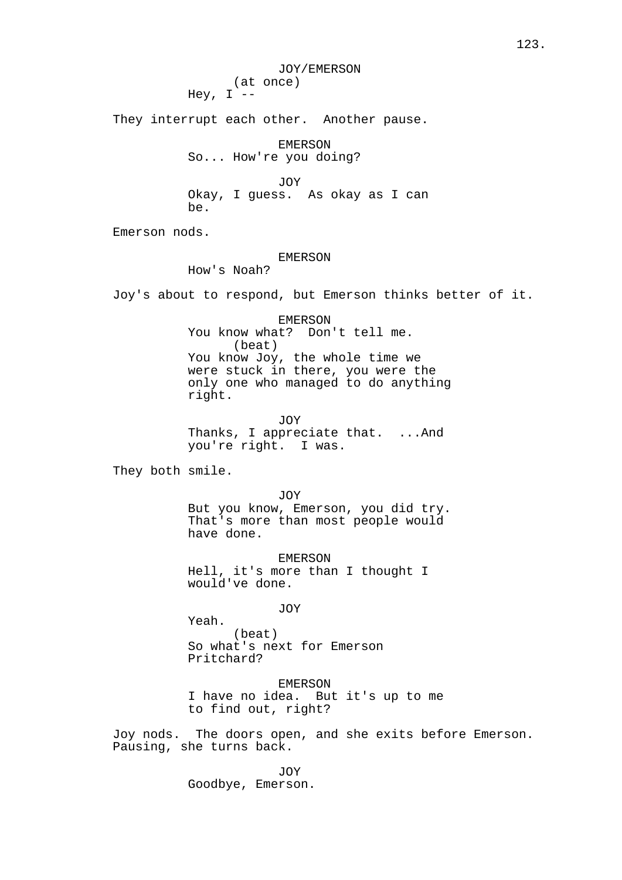JOY/EMERSON
(at once)
Hey, I --

They interrupt each other. Another pause.

EMERSON
So... How're you doing?

JOY
Okay, I guess. As okay as I can be.

Emerson nods.

EMERSON
How's Noah?

Joy's about to respond, but Emerson thinks better of it.

EMERSON
You know what? Don't tell me.
(beat)
You know Joy, the whole time we were stuck in there, you were the only one who managed to do anything right.

JOY
Thanks, I appreciate that. ...And you're right. I was.

They both smile.

JOY
But you know, Emerson, you did try. That's more than most people would have done.

EMERSON
Hell, it's more than I thought I would've done.

JOY
Yeah.
(beat)
So what's next for Emerson Pritchard?

EMERSON
I have no idea. But it's up to me to find out, right?

Joy nods. The doors open, and she exits before Emerson. Pausing, she turns back.

JOY
Goodbye, Emerson.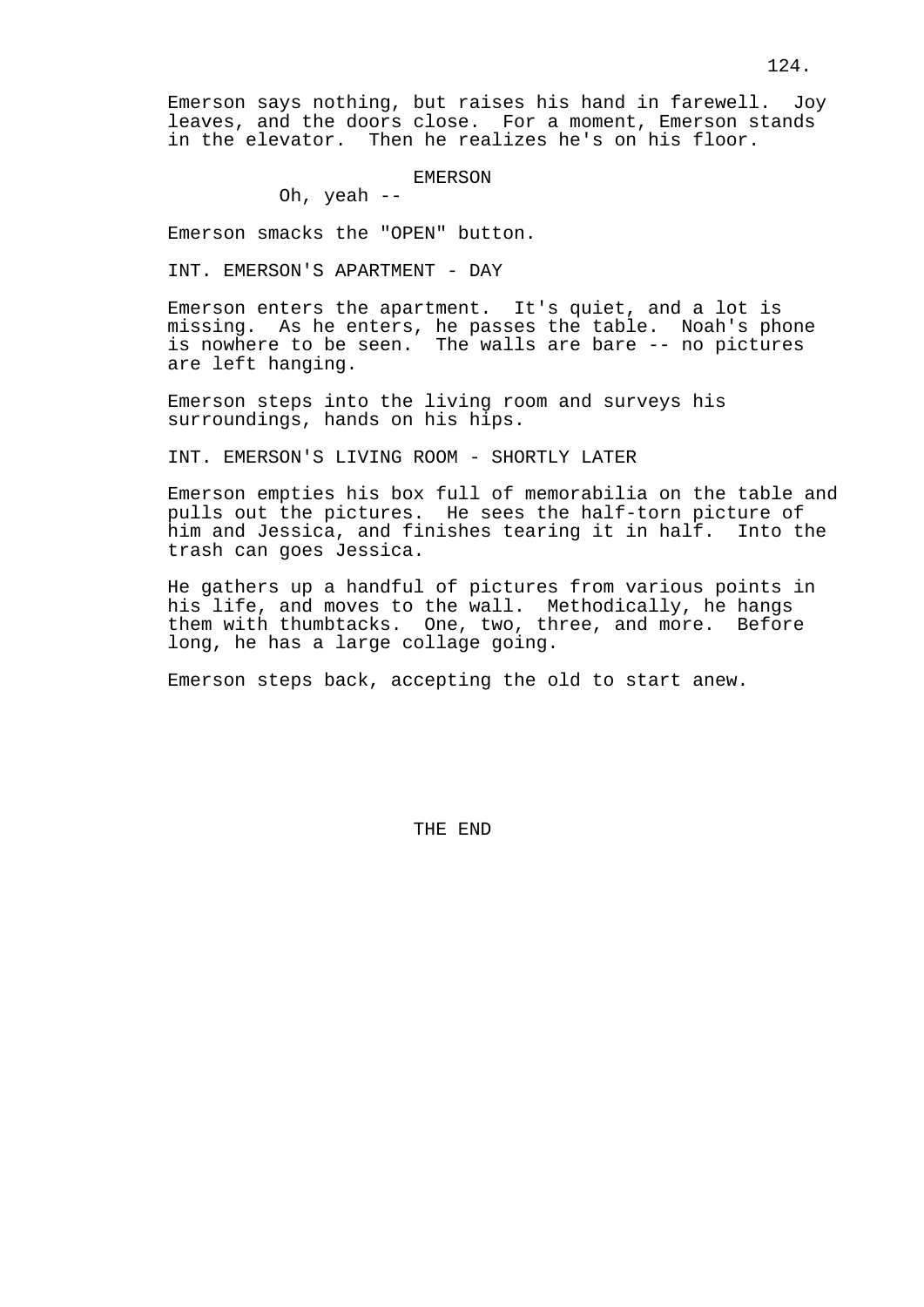Emerson says nothing, but raises his hand in farewell. Joy leaves, and the doors close. For a moment, Emerson stands in the elevator. Then he realizes he's on his floor.

EMERSON

Oh, yeah --

Emerson smacks the "OPEN" button.

INT. EMERSON'S APARTMENT - DAY

Emerson enters the apartment. It's quiet, and a lot is missing. As he enters, he passes the table. Noah's phone is nowhere to be seen. The walls are bare -- no pictures are left hanging.

Emerson steps into the living room and surveys his surroundings, hands on his hips.

INT. EMERSON'S LIVING ROOM - SHORTLY LATER

Emerson empties his box full of memorabilia on the table and pulls out the pictures. He sees the half-torn picture of him and Jessica, and finishes tearing it in half. Into the trash can goes Jessica.

He gathers up a handful of pictures from various points in his life, and moves to the wall. Methodically, he hangs them with thumbtacks. One, two, three, and more. Before long, he has a large collage going.

Emerson steps back, accepting the old to start anew.

THE END